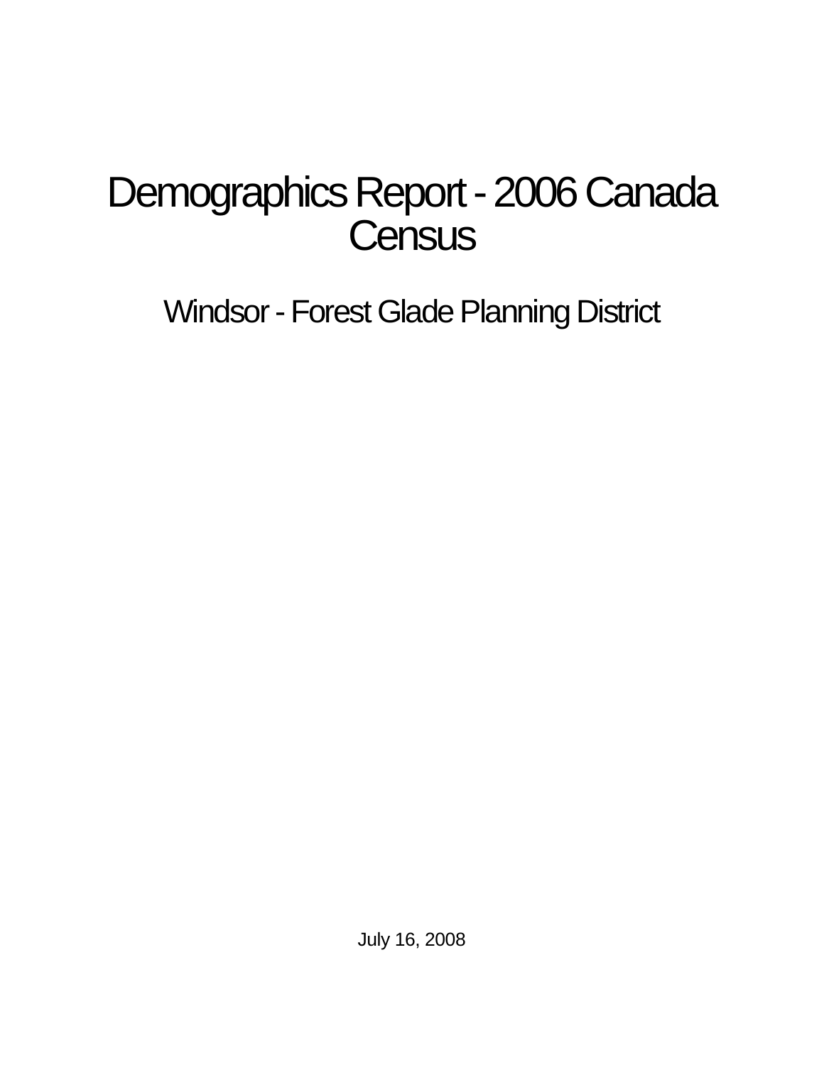# Demographics Report - 2006 Canada Census

## Windsor - Forest Glade Planning District

July 16, 2008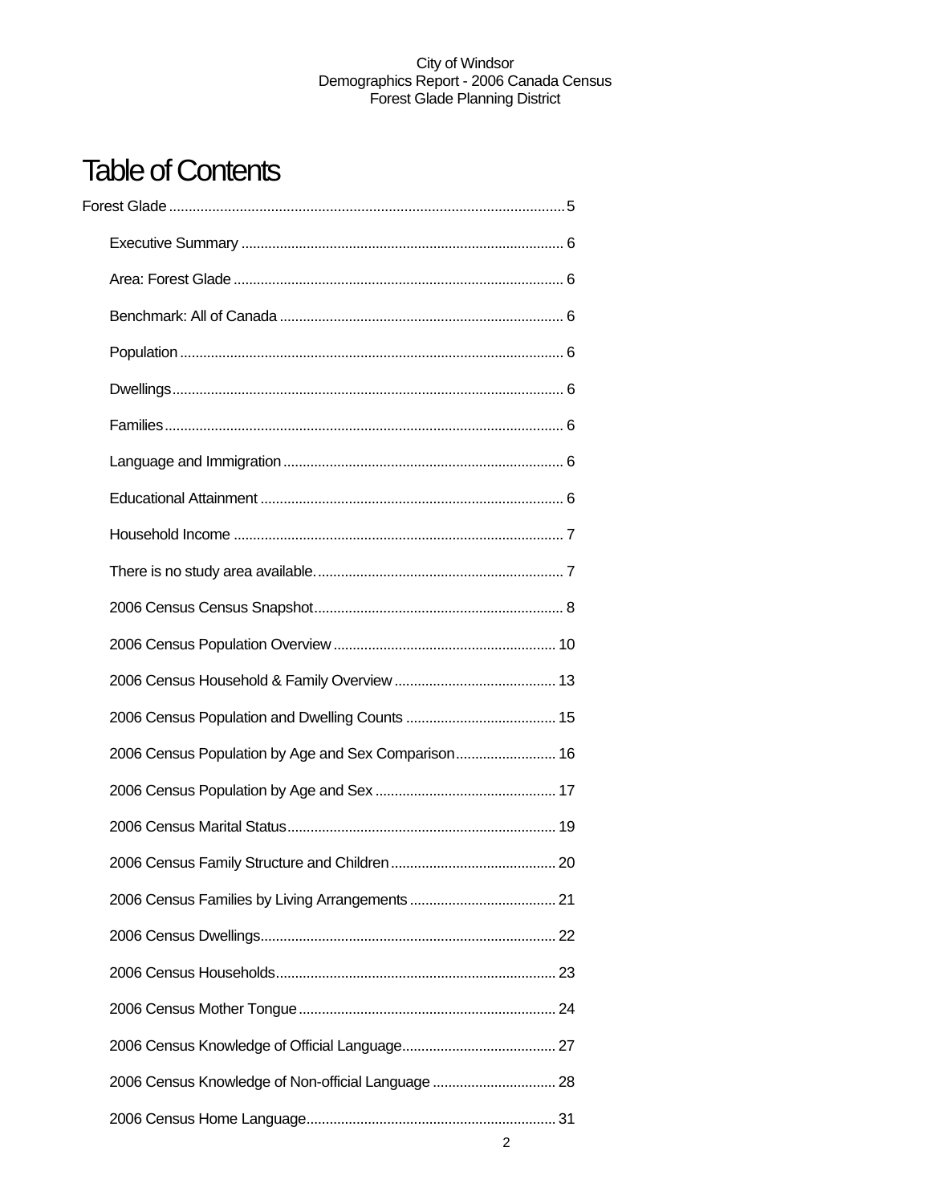# Table of Contents

Forest Glade ........................................................................................................5

- Executive Summary .................................................................................. 6
- Area: Forest Glade .................................................................................... 6
- Benchmark: All of Canada ........................................................................ 6
- Population .................................................................................................. 6
- Dwellings.................................................................................................... 6
- Families...................................................................................................... 6
- Language and Immigration ........................................................................ 6
- Educational Attainment .............................................................................. 6
- Household Income ..................................................................................... 7
- There is no study area available. ............................................................... 7
- 2006 Census Census Snapshot ................................................................ 8
- 2006 Census Population Overview ......................................................... 10
- 2006 Census Household & Family Overview .......................................... 13
- 2006 Census Population and Dwelling Counts ....................................... 15
- 2006 Census Population by Age and Sex Comparison .......................... 16
- 2006 Census Population by Age and Sex .............................................. 17
- 2006 Census Marital Status..................................................................... 19
- 2006 Census Family Structure and Children ........................................... 20
- 2006 Census Families by Living Arrangements ...................................... 21
- 2006 Census Dwellings............................................................................ 22
- 2006 Census Households........................................................................ 23
- 2006 Census Mother Tongue .................................................................. 24
- 2006 Census Knowledge of Official Language........................................ 27
- 2006 Census Knowledge of Non-official Language ................................ 28
- 2006 Census Home Language................................................................ 31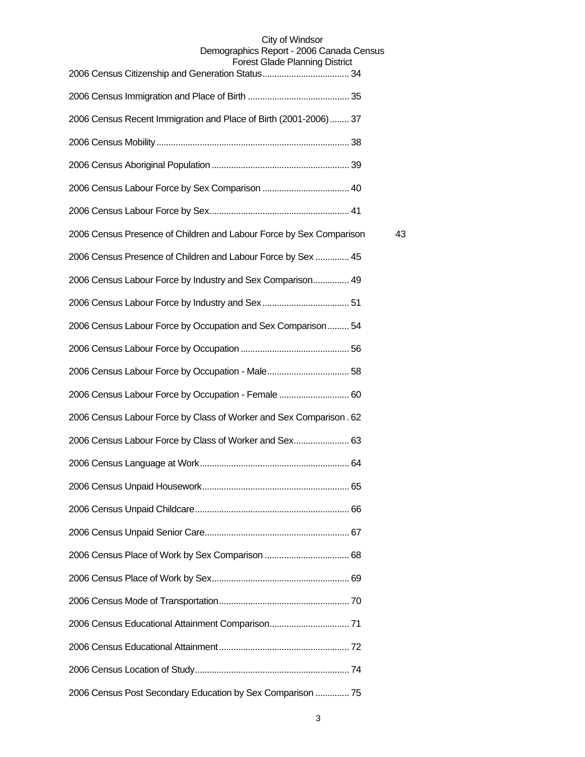2006 Census Citizenship and Generation Status.................................... 34

2006 Census Immigration and Place of Birth .......................................... 35

2006 Census Recent Immigration and Place of Birth (2001-2006)........ 37

2006 Census Mobility.............................................................................. 38

2006 Census Aboriginal Population ........................................................ 39

2006 Census Labour Force by Sex Comparison .................................... 40

2006 Census Labour Force by Sex......................................................... 41

2006 Census Presence of Children and Labour Force by Sex Comparison 43

2006 Census Presence of Children and Labour Force by Sex .............. 45

2006 Census Labour Force by Industry and Sex Comparison............... 49

2006 Census Labour Force by Industry and Sex.................................... 51

2006 Census Labour Force by Occupation and Sex Comparison......... 54

2006 Census Labour Force by Occupation ............................................ 56

2006 Census Labour Force by Occupation - Male.................................. 58

2006 Census Labour Force by Occupation - Female ............................ 60

2006 Census Labour Force by Class of Worker and Sex Comparison . 62

2006 Census Labour Force by Class of Worker and Sex....................... 63

2006 Census Language at Work............................................................. 64

2006 Census Unpaid Housework............................................................ 65

2006 Census Unpaid Childcare............................................................... 66

2006 Census Unpaid Senior Care........................................................... 67

2006 Census Place of Work by Sex Comparison .................................. 68

2006 Census Place of Work by Sex........................................................ 69

2006 Census Mode of Transportation..................................................... 70

2006 Census Educational Attainment Comparison................................. 71

2006 Census Educational Attainment..................................................... 72

2006 Census Location of Study............................................................... 74

2006 Census Post Secondary Education by Sex Comparison .............. 75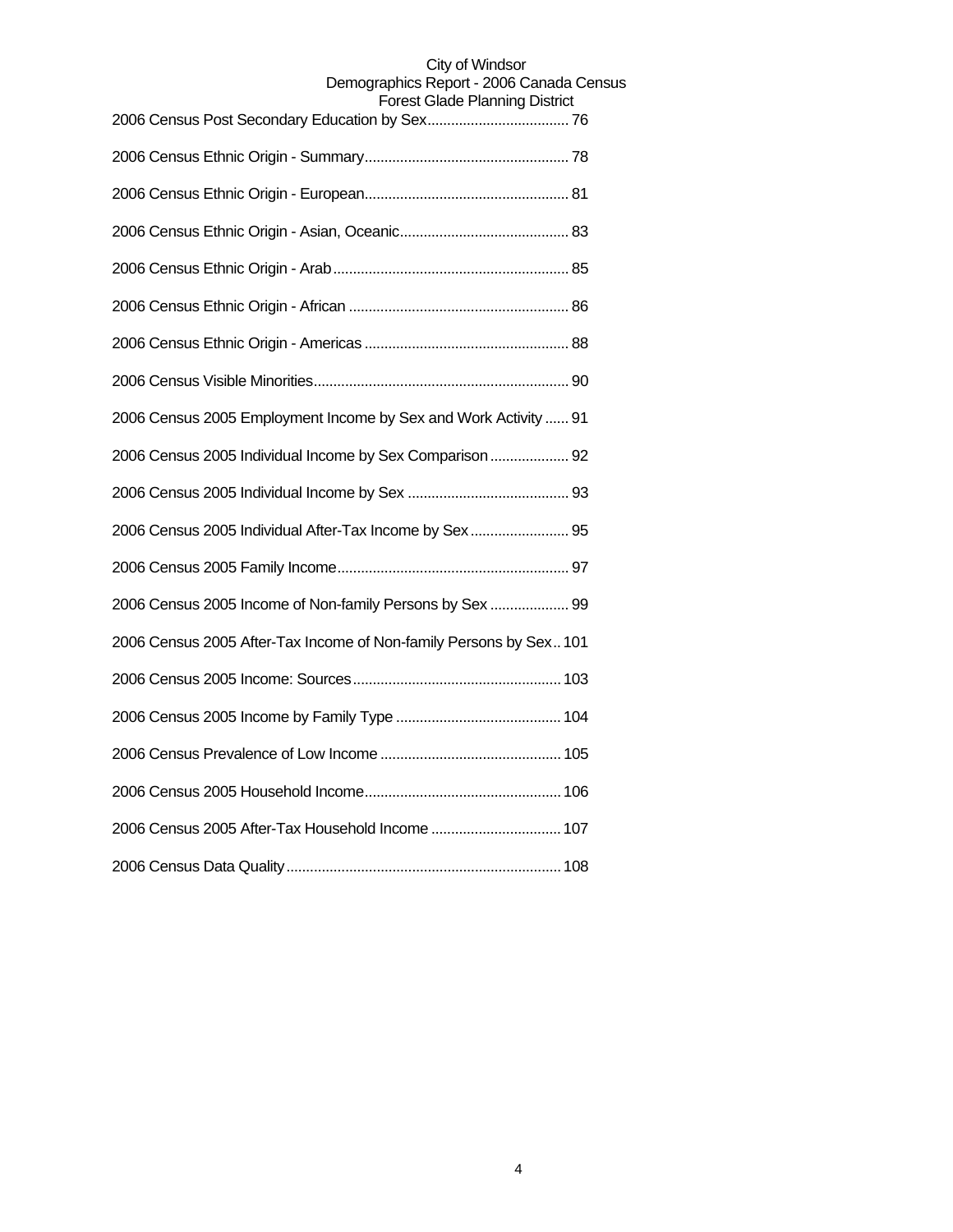2006 Census Post Secondary Education by Sex.................................... 76

2006 Census Ethnic Origin - Summary.................................................... 78

2006 Census Ethnic Origin - European.................................................... 81

2006 Census Ethnic Origin - Asian, Oceanic........................................... 83

2006 Census Ethnic Origin - Arab............................................................ 85

2006 Census Ethnic Origin - African ........................................................ 86

2006 Census Ethnic Origin - Americas .................................................... 88

2006 Census Visible Minorities................................................................. 90

2006 Census 2005 Employment Income by Sex and Work Activity ...... 91

2006 Census 2005 Individual Income by Sex Comparison .................... 92

2006 Census 2005 Individual Income by Sex ......................................... 93

2006 Census 2005 Individual After-Tax Income by Sex ......................... 95

2006 Census 2005 Family Income........................................................... 97

2006 Census 2005 Income of Non-family Persons by Sex .................... 99

2006 Census 2005 After-Tax Income of Non-family Persons by Sex.. 101

2006 Census 2005 Income: Sources..................................................... 103

2006 Census 2005 Income by Family Type .......................................... 104

2006 Census Prevalence of Low Income .............................................. 105

2006 Census 2005 Household Income.................................................. 106

2006 Census 2005 After-Tax Household Income ................................. 107

2006 Census Data Quality...................................................................... 108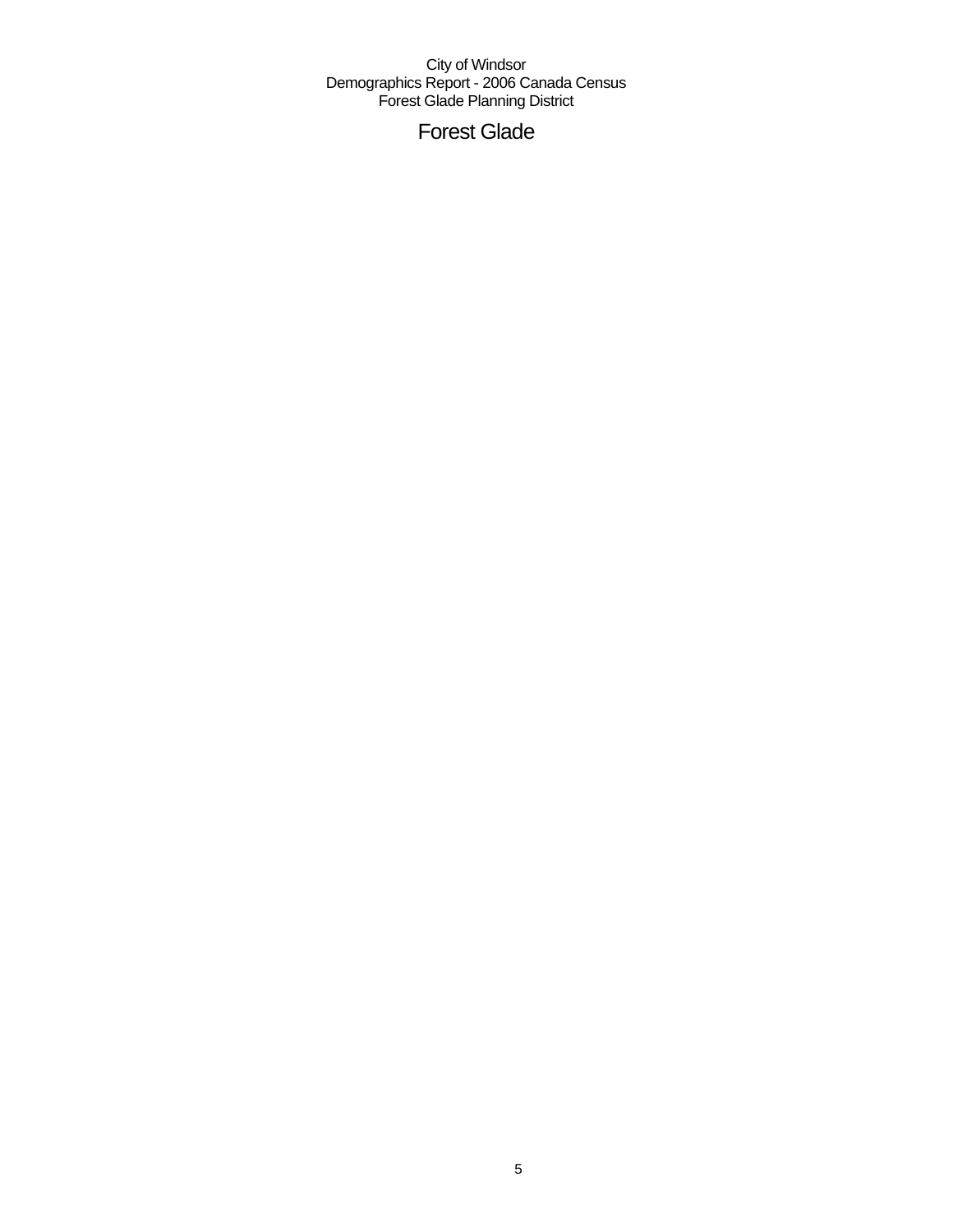City of Windsor
Demographics Report - 2006 Canada Census
Forest Glade Planning District

# Forest Glade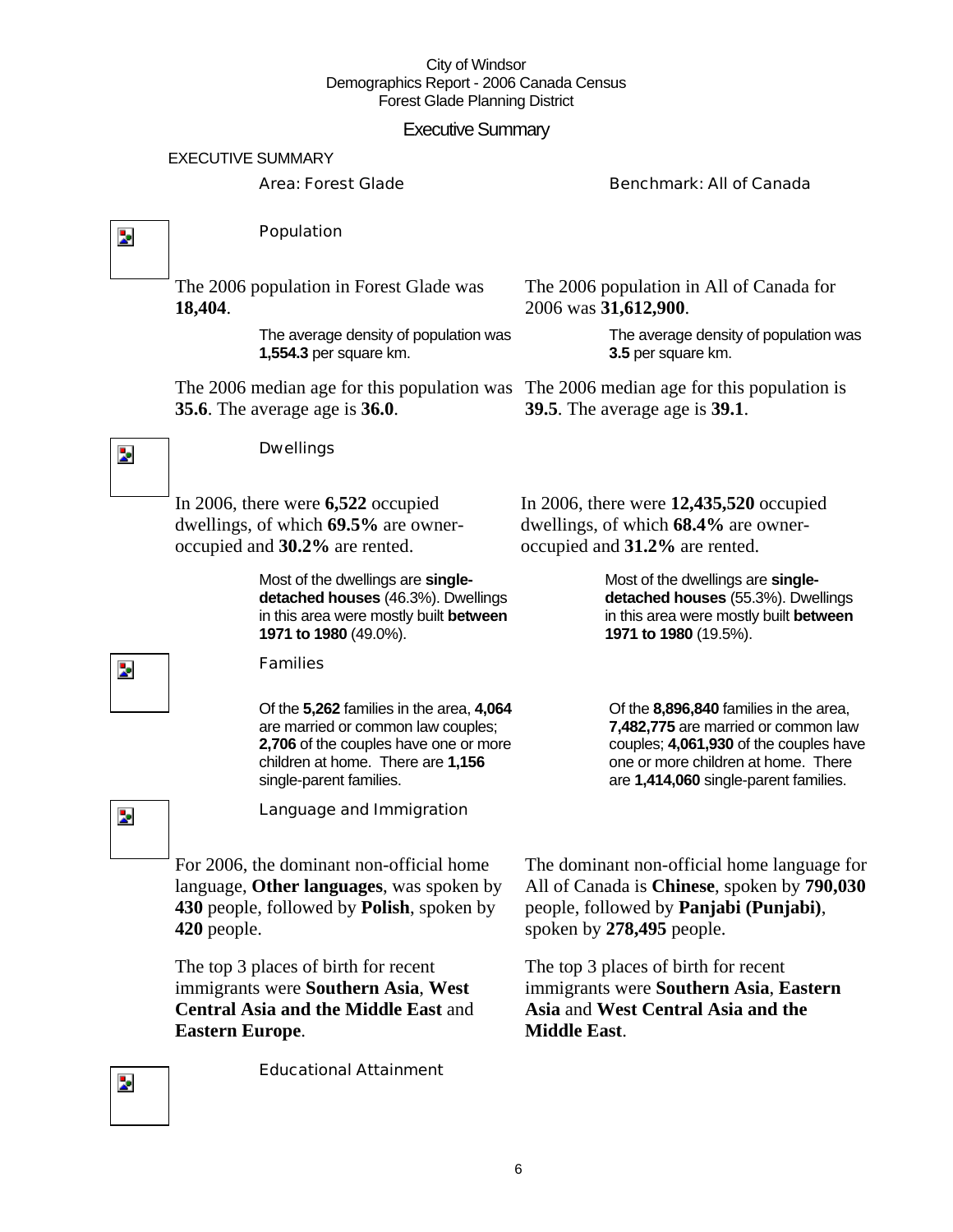City of Windsor
Demographics Report - 2006 Canada Census
Forest Glade Planning District

# Executive Summary

EXECUTIVE SUMMARY

| Area: Forest Glade | Benchmark: All of Canada |
|---|---|

## Population

| Area: Forest Glade | Benchmark: All of Canada |
|---|---|
| The 2006 population in Forest Glade was **18,404**. | The 2006 population in All of Canada for 2006 was **31,612,900**. |
| The average density of population was **1,554.3** per square km. | The average density of population was **3.5** per square km. |
| The 2006 median age for this population was **35.6**. The average age is **36.0**. | The 2006 median age for this population is **39.5**. The average age is **39.1**. |

## Dwellings

| Area: Forest Glade | Benchmark: All of Canada |
|---|---|
| In 2006, there were **6,522** occupied dwellings, of which **69.5%** are owner-occupied and **30.2%** are rented. | In 2006, there were **12,435,520** occupied dwellings, of which **68.4%** are owner-occupied and **31.2%** are rented. |
| Most of the dwellings are **single-detached houses** (46.3%). Dwellings in this area were mostly built **between 1971 to 1980** (49.0%). | Most of the dwellings are **single-detached houses** (55.3%). Dwellings in this area were mostly built **between 1971 to 1980** (19.5%). |

## Families

| Area: Forest Glade | Benchmark: All of Canada |
|---|---|
| Of the **5,262** families in the area, **4,064** are married or common law couples; **2,706** of the couples have one or more children at home. There are **1,156** single-parent families. | Of the **8,896,840** families in the area, **7,482,775** are married or common law couples; **4,061,930** of the couples have one or more children at home. There are **1,414,060** single-parent families. |

## Language and Immigration

| Area: Forest Glade | Benchmark: All of Canada |
|---|---|
| For 2006, the dominant non-official home language, **Other languages**, was spoken by **430** people, followed by **Polish**, spoken by **420** people. | The dominant non-official home language for All of Canada is **Chinese**, spoken by **790,030** people, followed by **Panjabi (Punjabi)**, spoken by **278,495** people. |
| The top 3 places of birth for recent immigrants were **Southern Asia**, **West Central Asia and the Middle East** and **Eastern Europe**. | The top 3 places of birth for recent immigrants were **Southern Asia**, **Eastern Asia** and **West Central Asia and the Middle East**. |

## Educational Attainment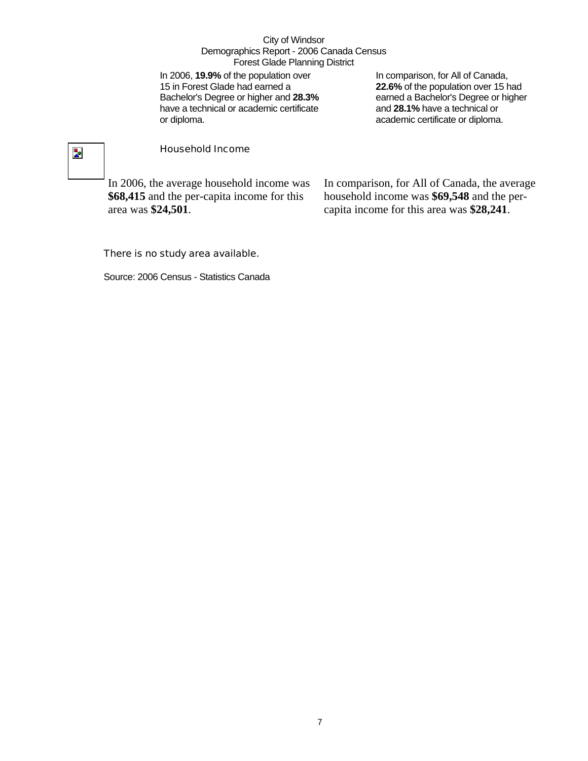City of Windsor
Demographics Report - 2006 Canada Census
Forest Glade Planning District

In 2006, **19.9%** of the population over 15 in Forest Glade had earned a Bachelor's Degree or higher and **28.3%** have a technical or academic certificate or diploma.

In comparison, for All of Canada, **22.6%** of the population over 15 had earned a Bachelor's Degree or higher and **28.1%** have a technical or academic certificate or diploma.

## Household Income

In 2006, the average household income was **$68,415** and the per-capita income for this area was **$24,501**.

In comparison, for All of Canada, the average household income was **$69,548** and the per-capita income for this area was **$28,241**.

There is no study area available.

Source: 2006 Census - Statistics Canada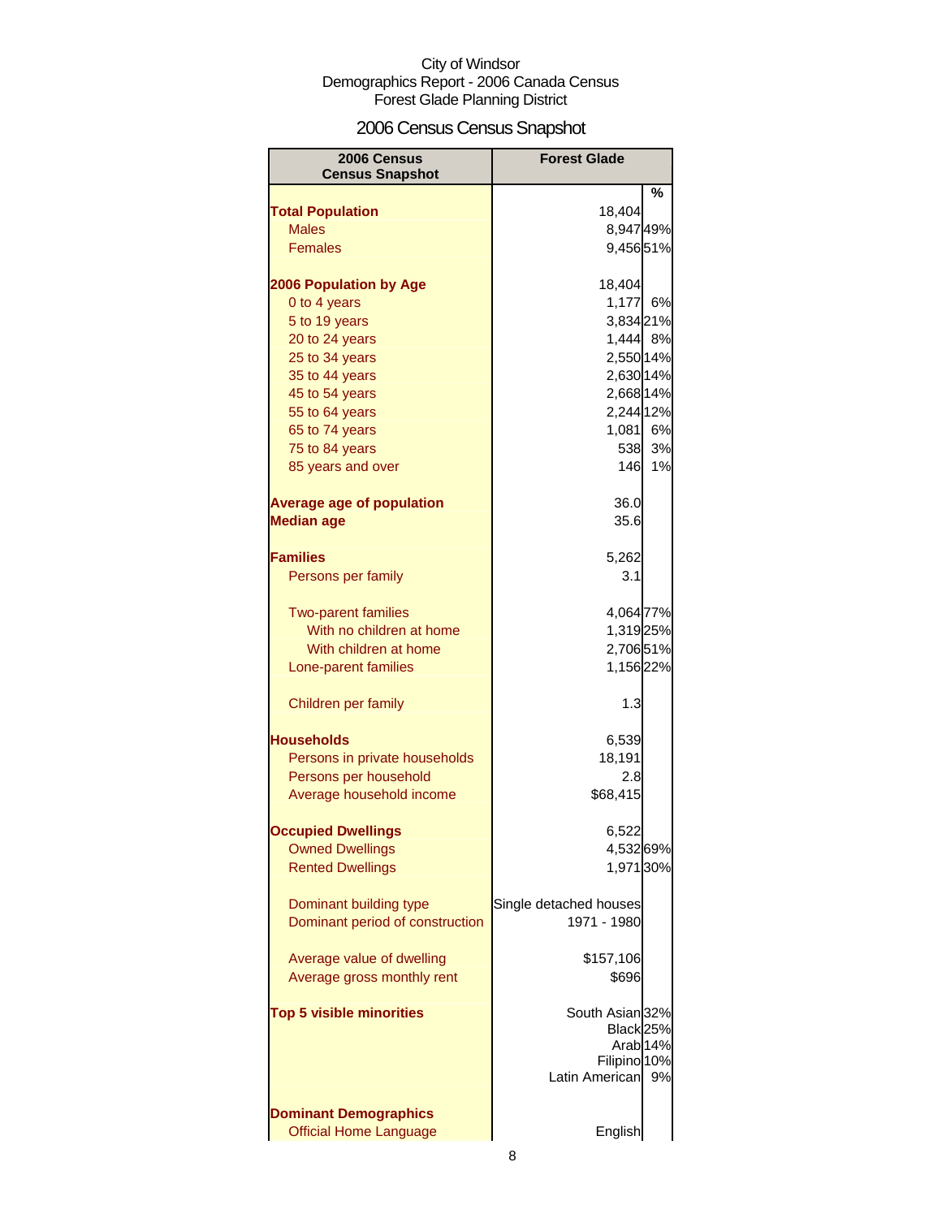City of Windsor
Demographics Report - 2006 Canada Census
Forest Glade Planning District

# 2006 Census Census Snapshot

| 2006 Census Census Snapshot | Forest Glade | |
|---|---|---|
| | | % |
| **Total Population** | 18,404 | |
| Males | 8,947 | 49% |
| Females | 9,456 | 51% |
| | | |
| **2006 Population by Age** | 18,404 | |
| 0 to 4 years | 1,177 | 6% |
| 5 to 19 years | 3,834 | 21% |
| 20 to 24 years | 1,444 | 8% |
| 25 to 34 years | 2,550 | 14% |
| 35 to 44 years | 2,630 | 14% |
| 45 to 54 years | 2,668 | 14% |
| 55 to 64 years | 2,244 | 12% |
| 65 to 74 years | 1,081 | 6% |
| 75 to 84 years | 538 | 3% |
| 85 years and over | 146 | 1% |
| | | |
| **Average age of population** | 36.0 | |
| **Median age** | 35.6 | |
| | | |
| **Families** | 5,262 | |
| Persons per family | 3.1 | |
| | | |
| Two-parent families | 4,064 | 77% |
| With no children at home | 1,319 | 25% |
| With children at home | 2,706 | 51% |
| Lone-parent families | 1,156 | 22% |
| | | |
| Children per family | 1.3 | |
| | | |
| **Households** | 6,539 | |
| Persons in private households | 18,191 | |
| Persons per household | 2.8 | |
| Average household income | $68,415 | |
| | | |
| **Occupied Dwellings** | 6,522 | |
| Owned Dwellings | 4,532 | 69% |
| Rented Dwellings | 1,971 | 30% |
| | | |
| Dominant building type | Single detached houses | |
| Dominant period of construction | 1971 - 1980 | |
| | | |
| Average value of dwelling | $157,106 | |
| Average gross monthly rent | $696 | |
| | | |
| **Top 5 visible minorities** | South Asian | 32% |
| | Black | 25% |
| | Arab | 14% |
| | Filipino | 10% |
| | Latin American | 9% |
| | | |
| **Dominant Demographics** | | |
| Official Home Language | English | |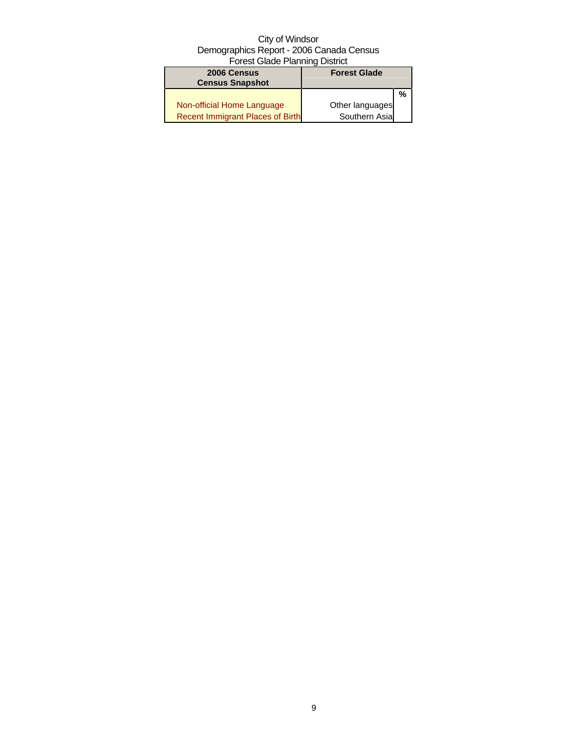City of Windsor
Demographics Report - 2006 Canada Census
Forest Glade Planning District

| 2006 Census<br>Census Snapshot | Forest Glade | |
|---|---|---|
| | | % |
| Non-official Home Language | Other languages | |
| Recent Immigrant Places of Birth | Southern Asia | |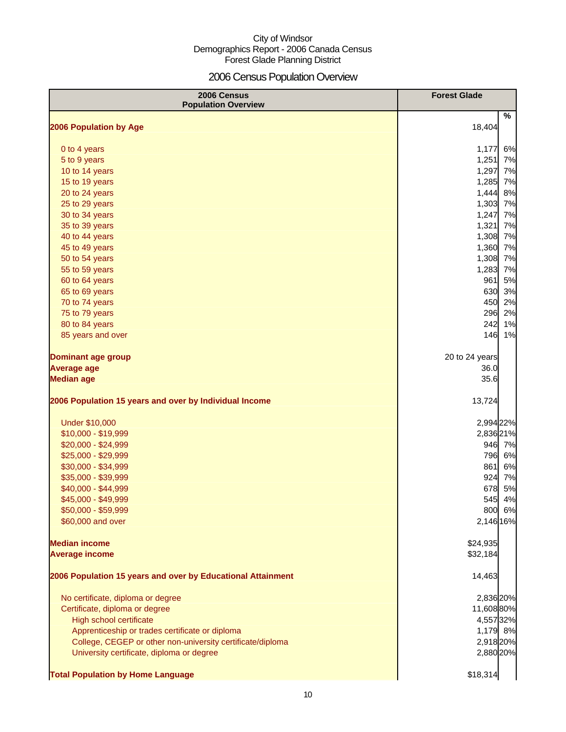City of Windsor
Demographics Report - 2006 Canada Census
Forest Glade Planning District

# 2006 Census Population Overview

| 2006 Census Population Overview | Forest Glade | % |
|---|---|---|
| **2006 Population by Age** | 18,404 | |
| 0 to 4 years | 1,177 | 6% |
| 5 to 9 years | 1,251 | 7% |
| 10 to 14 years | 1,297 | 7% |
| 15 to 19 years | 1,285 | 7% |
| 20 to 24 years | 1,444 | 8% |
| 25 to 29 years | 1,303 | 7% |
| 30 to 34 years | 1,247 | 7% |
| 35 to 39 years | 1,321 | 7% |
| 40 to 44 years | 1,308 | 7% |
| 45 to 49 years | 1,360 | 7% |
| 50 to 54 years | 1,308 | 7% |
| 55 to 59 years | 1,283 | 7% |
| 60 to 64 years | 961 | 5% |
| 65 to 69 years | 630 | 3% |
| 70 to 74 years | 450 | 2% |
| 75 to 79 years | 296 | 2% |
| 80 to 84 years | 242 | 1% |
| 85 years and over | 146 | 1% |
| **Dominant age group** | 20 to 24 years | |
| **Average age** | 36.0 | |
| **Median age** | 35.6 | |
| **2006 Population 15 years and over by Individual Income** | 13,724 | |
| Under $10,000 | 2,994 | 22% |
| $10,000 - $19,999 | 2,836 | 21% |
| $20,000 - $24,999 | 946 | 7% |
| $25,000 - $29,999 | 796 | 6% |
| $30,000 - $34,999 | 861 | 6% |
| $35,000 - $39,999 | 924 | 7% |
| $40,000 - $44,999 | 678 | 5% |
| $45,000 - $49,999 | 545 | 4% |
| $50,000 - $59,999 | 800 | 6% |
| $60,000 and over | 2,146 | 16% |
| **Median income** | $24,935 | |
| **Average income** | $32,184 | |
| **2006 Population 15 years and over by Educational Attainment** | 14,463 | |
| No certificate, diploma or degree | 2,836 | 20% |
| Certificate, diploma or degree | 11,608 | 80% |
| High school certificate | 4,557 | 32% |
| Apprenticeship or trades certificate or diploma | 1,179 | 8% |
| College, CEGEP or other non-university certificate/diploma | 2,918 | 20% |
| University certificate, diploma or degree | 2,880 | 20% |
| **Total Population by Home Language** | $18,314 | |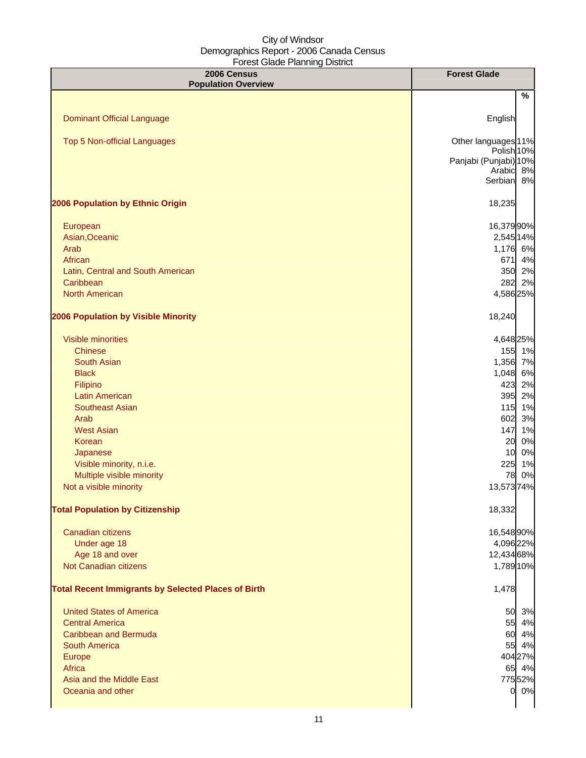City of Windsor
Demographics Report - 2006 Canada Census
Forest Glade Planning District

| 2006 Census Population Overview | Forest Glade | % |
|---|---|---|
| Dominant Official Language | English | |
| Top 5 Non-official Languages | Other languages | 11% |
| | Polish | 10% |
| | Panjabi (Punjabi) | 10% |
| | Arabic | 8% |
| | Serbian | 8% |
| **2006 Population by Ethnic Origin** | 18,235 | |
| European | 16,379 | 90% |
| Asian,Oceanic | 2,545 | 14% |
| Arab | 1,176 | 6% |
| African | 671 | 4% |
| Latin, Central and South American | 350 | 2% |
| Caribbean | 282 | 2% |
| North American | 4,586 | 25% |
| **2006 Population by Visible Minority** | 18,240 | |
| Visible minorities | 4,648 | 25% |
| Chinese | 155 | 1% |
| South Asian | 1,356 | 7% |
| Black | 1,048 | 6% |
| Filipino | 423 | 2% |
| Latin American | 395 | 2% |
| Southeast Asian | 115 | 1% |
| Arab | 602 | 3% |
| West Asian | 147 | 1% |
| Korean | 20 | 0% |
| Japanese | 10 | 0% |
| Visible minority, n.i.e. | 225 | 1% |
| Multiple visible minority | 78 | 0% |
| Not a visible minority | 13,573 | 74% |
| **Total Population by Citizenship** | 18,332 | |
| Canadian citizens | 16,548 | 90% |
| Under age 18 | 4,096 | 22% |
| Age 18 and over | 12,434 | 68% |
| Not Canadian citizens | 1,789 | 10% |
| **Total Recent Immigrants by Selected Places of Birth** | 1,478 | |
| United States of America | 50 | 3% |
| Central America | 55 | 4% |
| Caribbean and Bermuda | 60 | 4% |
| South America | 55 | 4% |
| Europe | 404 | 27% |
| Africa | 65 | 4% |
| Asia and the Middle East | 775 | 52% |
| Oceania and other | 0 | 0% |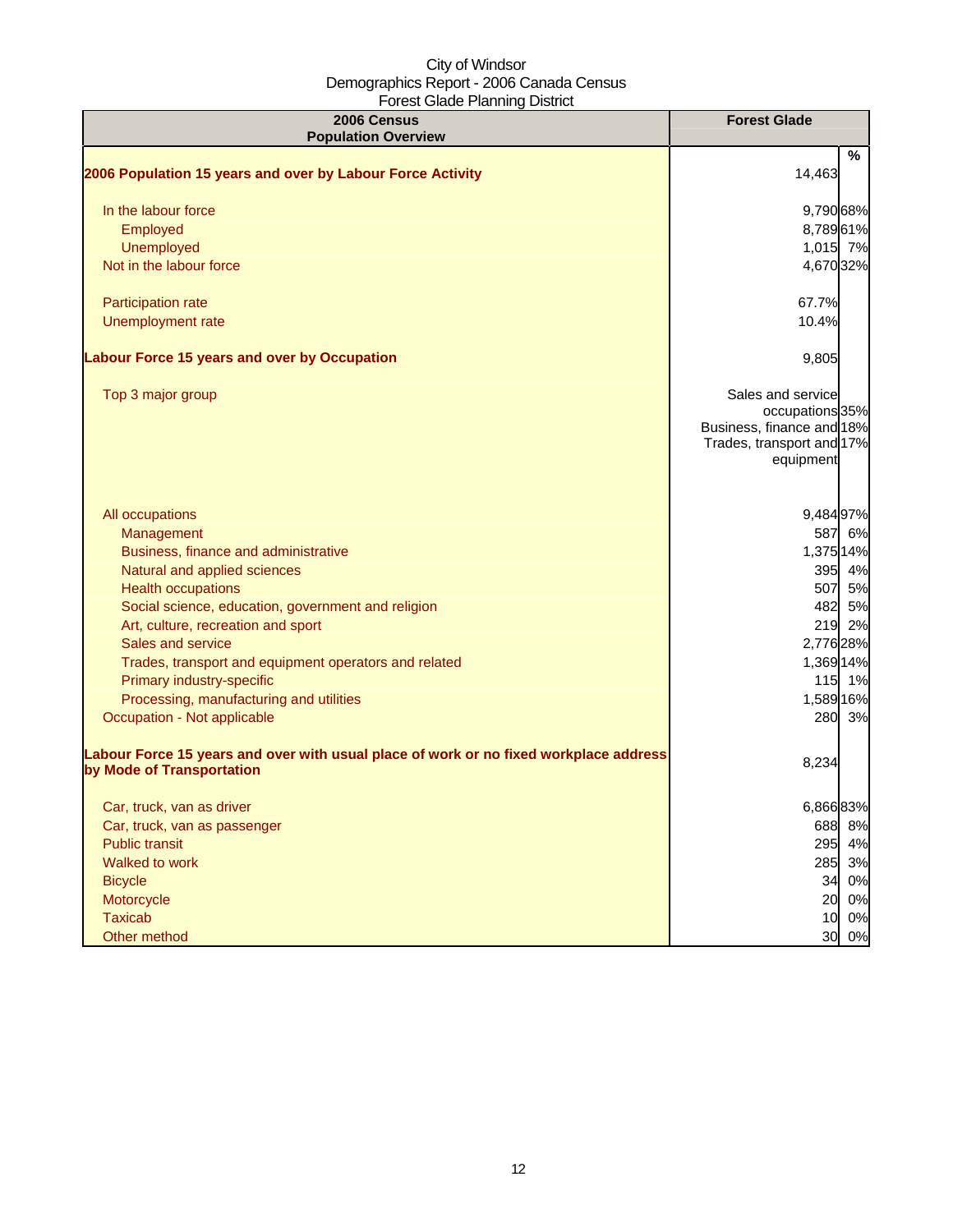City of Windsor
Demographics Report - 2006 Canada Census
Forest Glade Planning District

| 2006 Census Population Overview | Forest Glade | % |
|---|---|---|
| **2006 Population 15 years and over by Labour Force Activity** | 14,463 | |
| In the labour force | 9,790 | 68% |
| Employed | 8,789 | 61% |
| Unemployed | 1,015 | 7% |
| Not in the labour force | 4,670 | 32% |
| Participation rate | 67.7% | |
| Unemployment rate | 10.4% | |
| **Labour Force 15 years and over by Occupation** | 9,805 | |
| Top 3 major group | Sales and service occupations | 35% |
| | Business, finance and | 18% |
| | Trades, transport and equipment | 17% |
| All occupations | 9,484 | 97% |
| Management | 587 | 6% |
| Business, finance and administrative | 1,375 | 14% |
| Natural and applied sciences | 395 | 4% |
| Health occupations | 507 | 5% |
| Social science, education, government and religion | 482 | 5% |
| Art, culture, recreation and sport | 219 | 2% |
| Sales and service | 2,776 | 28% |
| Trades, transport and equipment operators and related | 1,369 | 14% |
| Primary industry-specific | 115 | 1% |
| Processing, manufacturing and utilities | 1,589 | 16% |
| Occupation - Not applicable | 280 | 3% |
| **Labour Force 15 years and over with usual place of work or no fixed workplace address by Mode of Transportation** | 8,234 | |
| Car, truck, van as driver | 6,866 | 83% |
| Car, truck, van as passenger | 688 | 8% |
| Public transit | 295 | 4% |
| Walked to work | 285 | 3% |
| Bicycle | 34 | 0% |
| Motorcycle | 20 | 0% |
| Taxicab | 10 | 0% |
| Other method | 30 | 0% |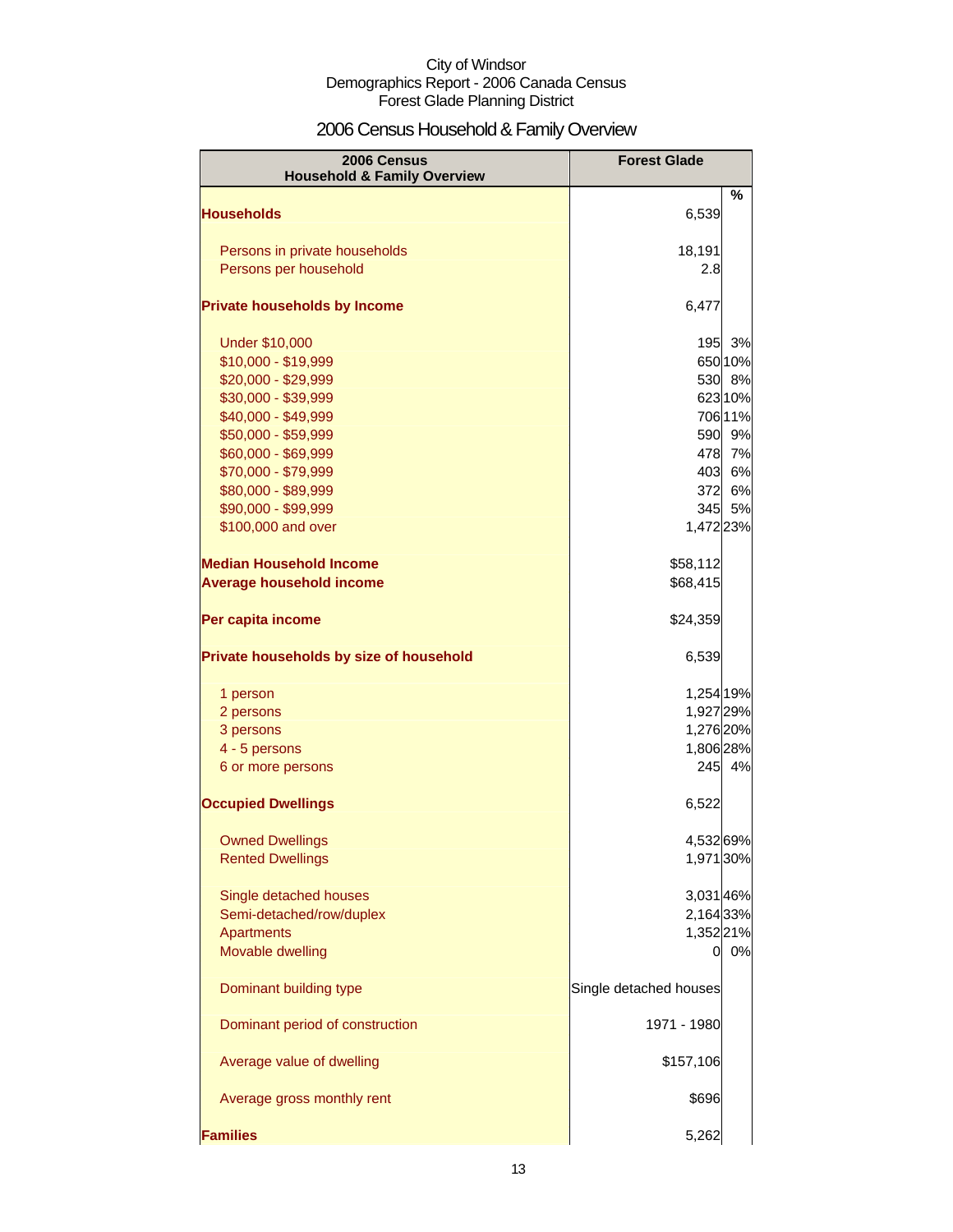City of Windsor
Demographics Report - 2006 Canada Census
Forest Glade Planning District

# 2006 Census Household & Family Overview

| 2006 Census Household & Family Overview | Forest Glade | |
|---|---|---|
| | | % |
| **Households** | 6,539 | |
| Persons in private households | 18,191 | |
| Persons per household | 2.8 | |
| **Private households by Income** | 6,477 | |
| Under $10,000 | 195 | 3% |
| $10,000 - $19,999 | 650 | 10% |
| $20,000 - $29,999 | 530 | 8% |
| $30,000 - $39,999 | 623 | 10% |
| $40,000 - $49,999 | 706 | 11% |
| $50,000 - $59,999 | 590 | 9% |
| $60,000 - $69,999 | 478 | 7% |
| $70,000 - $79,999 | 403 | 6% |
| $80,000 - $89,999 | 372 | 6% |
| $90,000 - $99,999 | 345 | 5% |
| $100,000 and over | 1,472 | 23% |
| **Median Household Income** | $58,112 | |
| **Average household income** | $68,415 | |
| **Per capita income** | $24,359 | |
| **Private households by size of household** | 6,539 | |
| 1 person | 1,254 | 19% |
| 2 persons | 1,927 | 29% |
| 3 persons | 1,276 | 20% |
| 4 - 5 persons | 1,806 | 28% |
| 6 or more persons | 245 | 4% |
| **Occupied Dwellings** | 6,522 | |
| Owned Dwellings | 4,532 | 69% |
| Rented Dwellings | 1,971 | 30% |
| Single detached houses | 3,031 | 46% |
| Semi-detached/row/duplex | 2,164 | 33% |
| Apartments | 1,352 | 21% |
| Movable dwelling | 0 | 0% |
| Dominant building type | Single detached houses | |
| Dominant period of construction | 1971 - 1980 | |
| Average value of dwelling | $157,106 | |
| Average gross monthly rent | $696 | |
| **Families** | 5,262 | |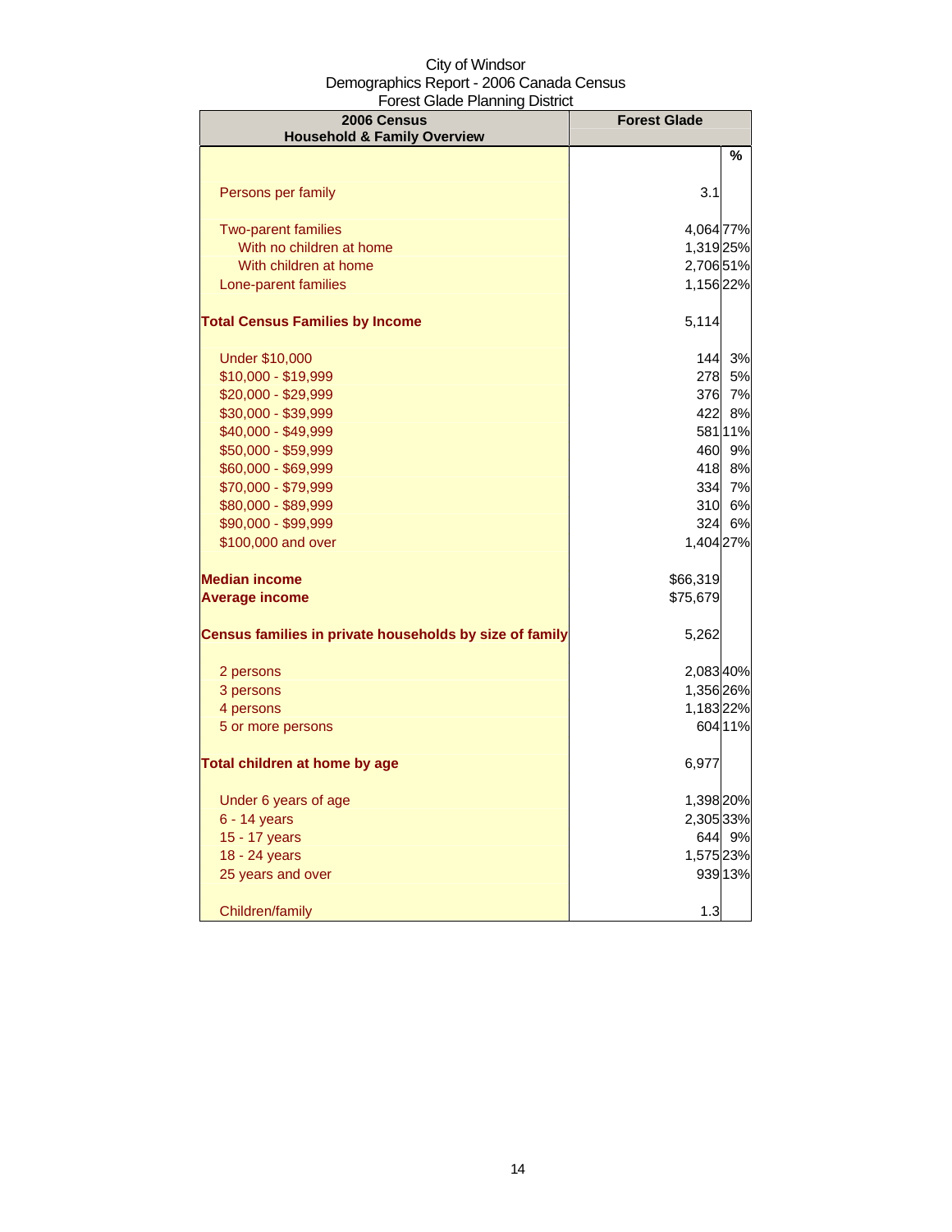City of Windsor
Demographics Report - 2006 Canada Census
Forest Glade Planning District

| 2006 Census<br>Household & Family Overview | Forest Glade | % |
|---|---|---|
| Persons per family | 3.1 | |
| Two-parent families | 4,064 | 77% |
| With no children at home | 1,319 | 25% |
| With children at home | 2,706 | 51% |
| Lone-parent families | 1,156 | 22% |
| **Total Census Families by Income** | 5,114 | |
| Under $10,000 | 144 | 3% |
| $10,000 - $19,999 | 278 | 5% |
| $20,000 - $29,999 | 376 | 7% |
| $30,000 - $39,999 | 422 | 8% |
| $40,000 - $49,999 | 581 | 11% |
| $50,000 - $59,999 | 460 | 9% |
| $60,000 - $69,999 | 418 | 8% |
| $70,000 - $79,999 | 334 | 7% |
| $80,000 - $89,999 | 310 | 6% |
| $90,000 - $99,999 | 324 | 6% |
| $100,000 and over | 1,404 | 27% |
| **Median income** | $66,319 | |
| **Average income** | $75,679 | |
| **Census families in private households by size of family** | 5,262 | |
| 2 persons | 2,083 | 40% |
| 3 persons | 1,356 | 26% |
| 4 persons | 1,183 | 22% |
| 5 or more persons | 604 | 11% |
| **Total children at home by age** | 6,977 | |
| Under 6 years of age | 1,398 | 20% |
| 6 - 14 years | 2,305 | 33% |
| 15 - 17 years | 644 | 9% |
| 18 - 24 years | 1,575 | 23% |
| 25 years and over | 939 | 13% |
| Children/family | 1.3 | |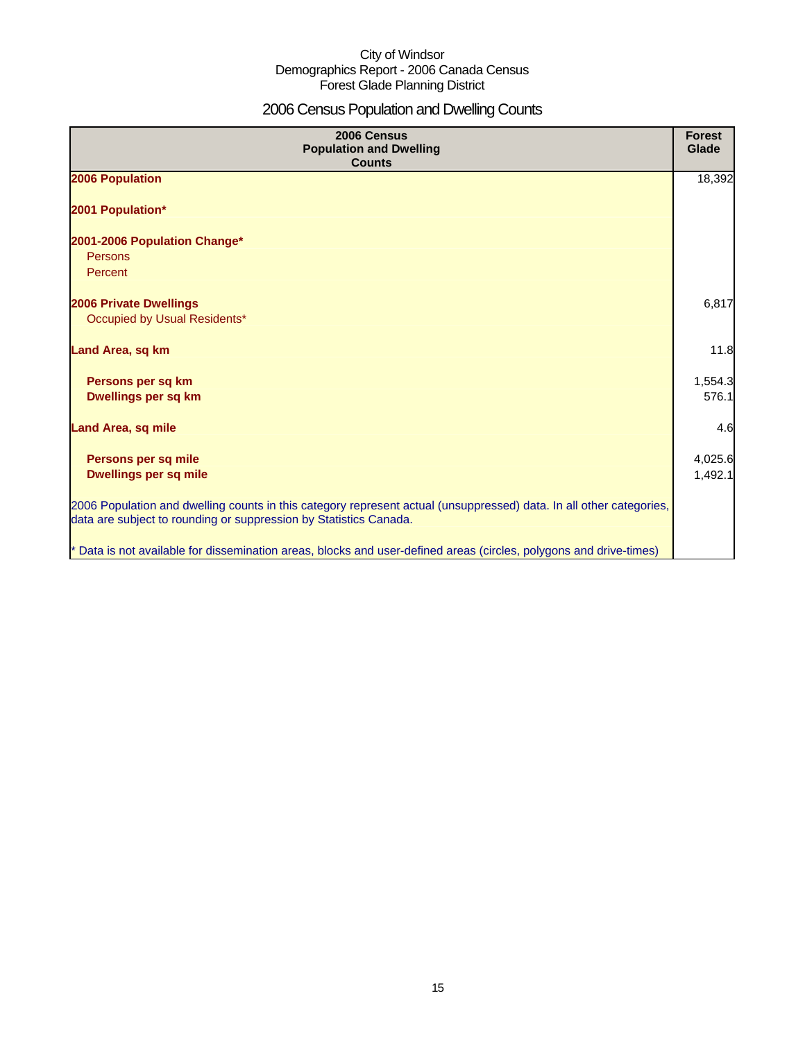City of Windsor
Demographics Report - 2006 Canada Census
Forest Glade Planning District

# 2006 Census Population and Dwelling Counts

| 2006 Census Population and Dwelling Counts | Forest Glade |
|---|---|
| **2006 Population** | 18,392 |
| **2001 Population*** | |
| **2001-2006 Population Change*** | |
| Persons | |
| Percent | |
| **2006 Private Dwellings** | 6,817 |
| Occupied by Usual Residents* | |
| **Land Area, sq km** | 11.8 |
| **Persons per sq km** | 1,554.3 |
| **Dwellings per sq km** | 576.1 |
| **Land Area, sq mile** | 4.6 |
| **Persons per sq mile** | 4,025.6 |
| **Dwellings per sq mile** | 1,492.1 |
| 2006 Population and dwelling counts in this category represent actual (unsuppressed) data. In all other categories, data are subject to rounding or suppression by Statistics Canada. | |
| * Data is not available for dissemination areas, blocks and user-defined areas (circles, polygons and drive-times) | |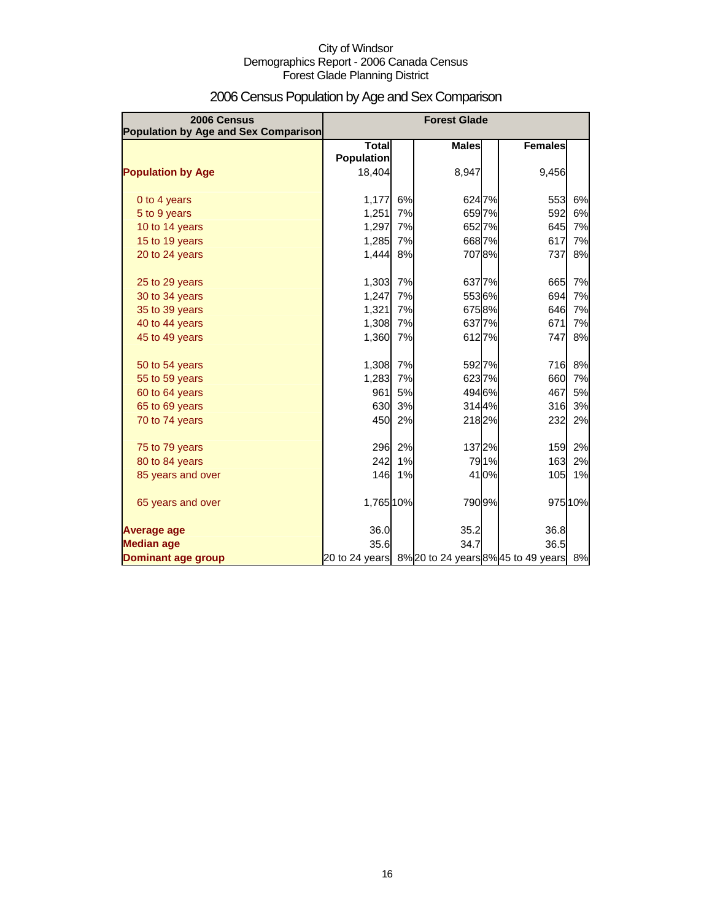City of Windsor
Demographics Report - 2006 Canada Census
Forest Glade Planning District

# 2006 Census Population by Age and Sex Comparison

| 2006 Census Population by Age and Sex Comparison | Forest Glade | | | | | |
|---|---|---|---|---|---|---|
| | Total Population | | Males | | Females | |
| **Population by Age** | 18,404 | | 8,947 | | 9,456 | |
| 0 to 4 years | 1,177 | 6% | 624 | 7% | 553 | 6% |
| 5 to 9 years | 1,251 | 7% | 659 | 7% | 592 | 6% |
| 10 to 14 years | 1,297 | 7% | 652 | 7% | 645 | 7% |
| 15 to 19 years | 1,285 | 7% | 668 | 7% | 617 | 7% |
| 20 to 24 years | 1,444 | 8% | 707 | 8% | 737 | 8% |
| 25 to 29 years | 1,303 | 7% | 637 | 7% | 665 | 7% |
| 30 to 34 years | 1,247 | 7% | 553 | 6% | 694 | 7% |
| 35 to 39 years | 1,321 | 7% | 675 | 8% | 646 | 7% |
| 40 to 44 years | 1,308 | 7% | 637 | 7% | 671 | 7% |
| 45 to 49 years | 1,360 | 7% | 612 | 7% | 747 | 8% |
| 50 to 54 years | 1,308 | 7% | 592 | 7% | 716 | 8% |
| 55 to 59 years | 1,283 | 7% | 623 | 7% | 660 | 7% |
| 60 to 64 years | 961 | 5% | 494 | 6% | 467 | 5% |
| 65 to 69 years | 630 | 3% | 314 | 4% | 316 | 3% |
| 70 to 74 years | 450 | 2% | 218 | 2% | 232 | 2% |
| 75 to 79 years | 296 | 2% | 137 | 2% | 159 | 2% |
| 80 to 84 years | 242 | 1% | 79 | 1% | 163 | 2% |
| 85 years and over | 146 | 1% | 41 | 0% | 105 | 1% |
| 65 years and over | 1,765 | 10% | 790 | 9% | 975 | 10% |
| **Average age** | 36.0 | | 35.2 | | 36.8 | |
| **Median age** | 35.6 | | 34.7 | | 36.5 | |
| **Dominant age group** | 20 to 24 years | 8% | 20 to 24 years | 8% | 45 to 49 years | 8% |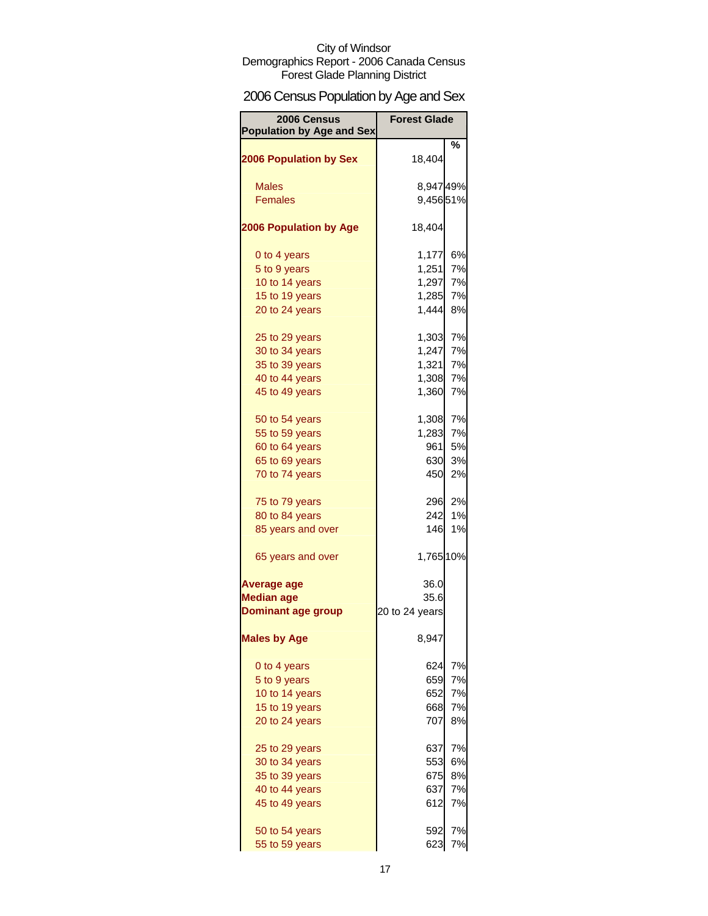City of Windsor
Demographics Report - 2006 Canada Census
Forest Glade Planning District

## 2006 Census Population by Age and Sex

| 2006 Census Population by Age and Sex | Forest Glade | % |
|---|---|---|
| **2006 Population by Sex** | 18,404 | |
| Males | 8,947 | 49% |
| Females | 9,456 | 51% |
| **2006 Population by Age** | 18,404 | |
| 0 to 4 years | 1,177 | 6% |
| 5 to 9 years | 1,251 | 7% |
| 10 to 14 years | 1,297 | 7% |
| 15 to 19 years | 1,285 | 7% |
| 20 to 24 years | 1,444 | 8% |
| 25 to 29 years | 1,303 | 7% |
| 30 to 34 years | 1,247 | 7% |
| 35 to 39 years | 1,321 | 7% |
| 40 to 44 years | 1,308 | 7% |
| 45 to 49 years | 1,360 | 7% |
| 50 to 54 years | 1,308 | 7% |
| 55 to 59 years | 1,283 | 7% |
| 60 to 64 years | 961 | 5% |
| 65 to 69 years | 630 | 3% |
| 70 to 74 years | 450 | 2% |
| 75 to 79 years | 296 | 2% |
| 80 to 84 years | 242 | 1% |
| 85 years and over | 146 | 1% |
| 65 years and over | 1,765 | 10% |
| **Average age** | 36.0 | |
| **Median age** | 35.6 | |
| **Dominant age group** | 20 to 24 years | |
| **Males by Age** | 8,947 | |
| 0 to 4 years | 624 | 7% |
| 5 to 9 years | 659 | 7% |
| 10 to 14 years | 652 | 7% |
| 15 to 19 years | 668 | 7% |
| 20 to 24 years | 707 | 8% |
| 25 to 29 years | 637 | 7% |
| 30 to 34 years | 553 | 6% |
| 35 to 39 years | 675 | 8% |
| 40 to 44 years | 637 | 7% |
| 45 to 49 years | 612 | 7% |
| 50 to 54 years | 592 | 7% |
| 55 to 59 years | 623 | 7% |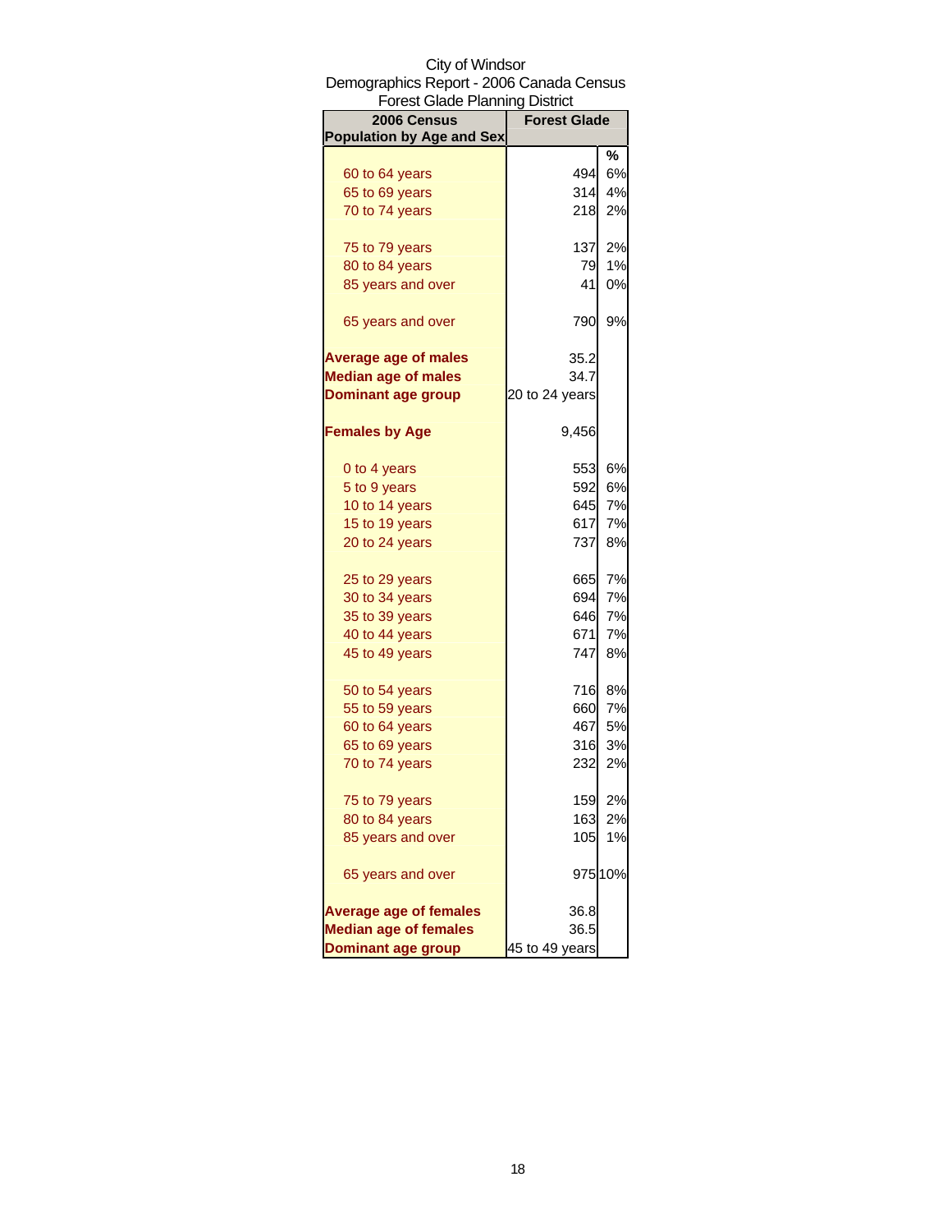City of Windsor
Demographics Report - 2006 Canada Census
Forest Glade Planning District

| 2006 Census Population by Age and Sex | Forest Glade | |
|---|---|---|
| | | % |
| 60 to 64 years | 494 | 6% |
| 65 to 69 years | 314 | 4% |
| 70 to 74 years | 218 | 2% |
| 75 to 79 years | 137 | 2% |
| 80 to 84 years | 79 | 1% |
| 85 years and over | 41 | 0% |
| 65 years and over | 790 | 9% |
| **Average age of males** | 35.2 | |
| **Median age of males** | 34.7 | |
| **Dominant age group** | 20 to 24 years | |
| **Females by Age** | 9,456 | |
| 0 to 4 years | 553 | 6% |
| 5 to 9 years | 592 | 6% |
| 10 to 14 years | 645 | 7% |
| 15 to 19 years | 617 | 7% |
| 20 to 24 years | 737 | 8% |
| 25 to 29 years | 665 | 7% |
| 30 to 34 years | 694 | 7% |
| 35 to 39 years | 646 | 7% |
| 40 to 44 years | 671 | 7% |
| 45 to 49 years | 747 | 8% |
| 50 to 54 years | 716 | 8% |
| 55 to 59 years | 660 | 7% |
| 60 to 64 years | 467 | 5% |
| 65 to 69 years | 316 | 3% |
| 70 to 74 years | 232 | 2% |
| 75 to 79 years | 159 | 2% |
| 80 to 84 years | 163 | 2% |
| 85 years and over | 105 | 1% |
| 65 years and over | 975 | 10% |
| **Average age of females** | 36.8 | |
| **Median age of females** | 36.5 | |
| **Dominant age group** | 45 to 49 years | |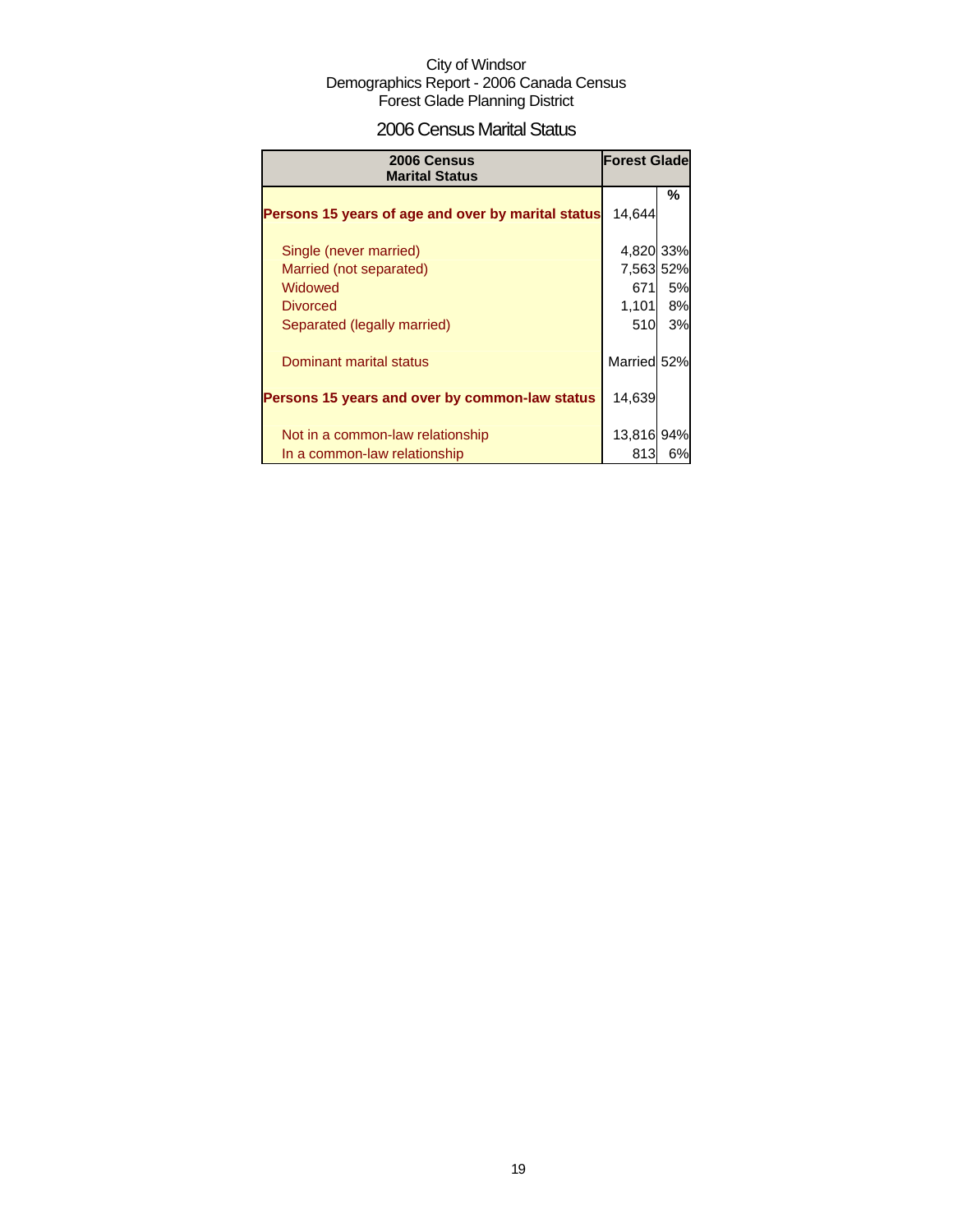City of Windsor
Demographics Report - 2006 Canada Census
Forest Glade Planning District

## 2006 Census Marital Status

| 2006 Census Marital Status | Forest Glade | |
|---|---|---|
| | | % |
| **Persons 15 years of age and over by marital status** | 14,644 | |
| Single (never married) | 4,820 | 33% |
| Married (not separated) | 7,563 | 52% |
| Widowed | 671 | 5% |
| Divorced | 1,101 | 8% |
| Separated (legally married) | 510 | 3% |
| Dominant marital status | Married | 52% |
| **Persons 15 years and over by common-law status** | 14,639 | |
| Not in a common-law relationship | 13,816 | 94% |
| In a common-law relationship | 813 | 6% |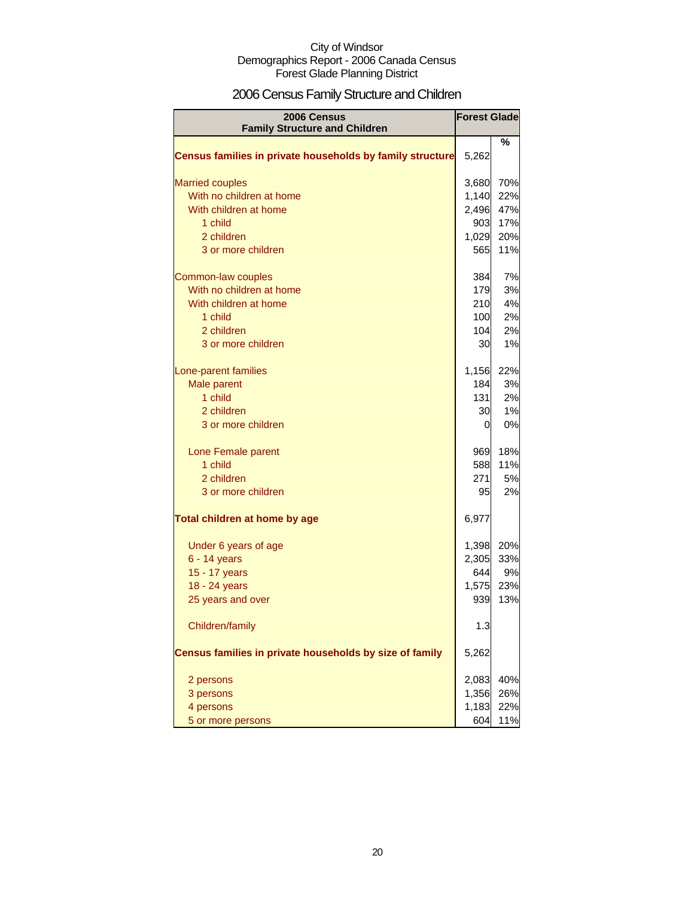City of Windsor
Demographics Report - 2006 Canada Census
Forest Glade Planning District

# 2006 Census Family Structure and Children

| 2006 Census Family Structure and Children | Forest Glade | |
|---|---|---|
| | | % |
| **Census families in private households by family structure** | 5,262 | |
| Married couples | 3,680 | 70% |
| With no children at home | 1,140 | 22% |
| With children at home | 2,496 | 47% |
| 1 child | 903 | 17% |
| 2 children | 1,029 | 20% |
| 3 or more children | 565 | 11% |
| Common-law couples | 384 | 7% |
| With no children at home | 179 | 3% |
| With children at home | 210 | 4% |
| 1 child | 100 | 2% |
| 2 children | 104 | 2% |
| 3 or more children | 30 | 1% |
| Lone-parent families | 1,156 | 22% |
| Male parent | 184 | 3% |
| 1 child | 131 | 2% |
| 2 children | 30 | 1% |
| 3 or more children | 0 | 0% |
| Lone Female parent | 969 | 18% |
| 1 child | 588 | 11% |
| 2 children | 271 | 5% |
| 3 or more children | 95 | 2% |
| **Total children at home by age** | 6,977 | |
| Under 6 years of age | 1,398 | 20% |
| 6 - 14 years | 2,305 | 33% |
| 15 - 17 years | 644 | 9% |
| 18 - 24 years | 1,575 | 23% |
| 25 years and over | 939 | 13% |
| Children/family | 1.3 | |
| **Census families in private households by size of family** | 5,262 | |
| 2 persons | 2,083 | 40% |
| 3 persons | 1,356 | 26% |
| 4 persons | 1,183 | 22% |
| 5 or more persons | 604 | 11% |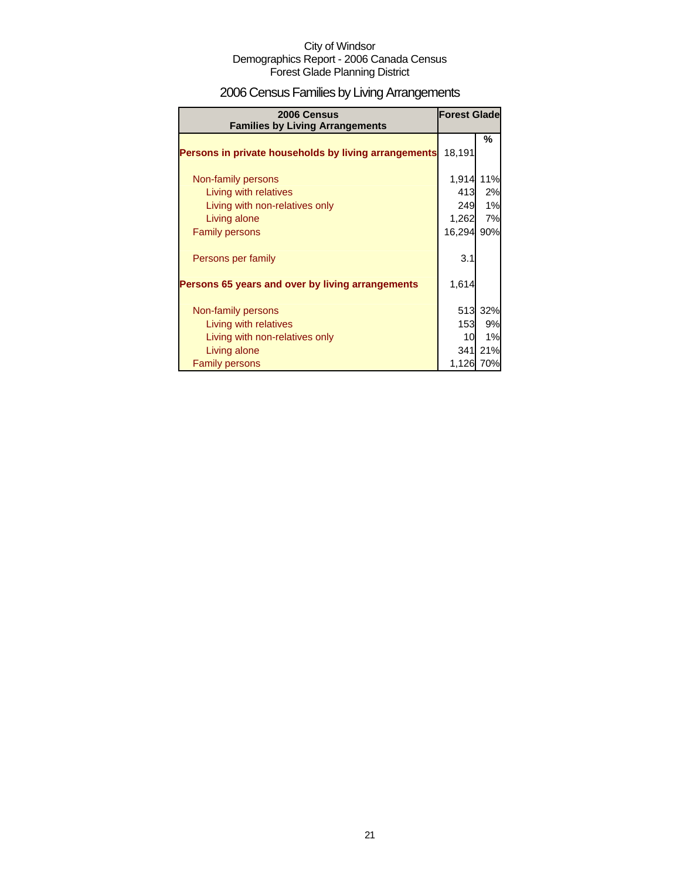City of Windsor
Demographics Report - 2006 Canada Census
Forest Glade Planning District

# 2006 Census Families by Living Arrangements

| 2006 Census Families by Living Arrangements | Forest Glade | |
|---|---|---|
| | | % |
| **Persons in private households by living arrangements** | 18,191 | |
| Non-family persons | 1,914 | 11% |
| Living with relatives | 413 | 2% |
| Living with non-relatives only | 249 | 1% |
| Living alone | 1,262 | 7% |
| Family persons | 16,294 | 90% |
| Persons per family | 3.1 | |
| **Persons 65 years and over by living arrangements** | 1,614 | |
| Non-family persons | 513 | 32% |
| Living with relatives | 153 | 9% |
| Living with non-relatives only | 10 | 1% |
| Living alone | 341 | 21% |
| Family persons | 1,126 | 70% |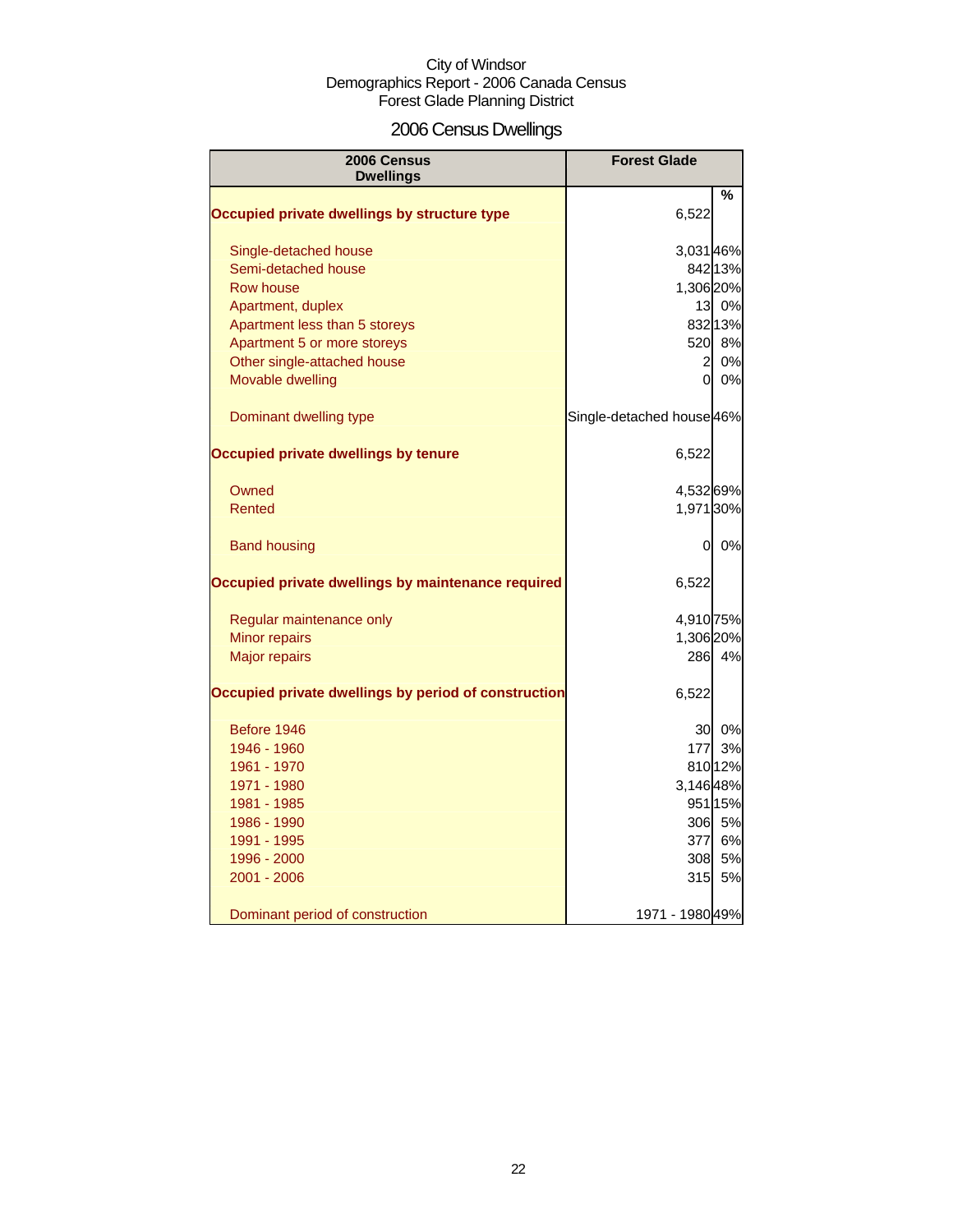City of Windsor
Demographics Report - 2006 Canada Census
Forest Glade Planning District

# 2006 Census Dwellings

| 2006 Census Dwellings | Forest Glade | % |
|---|---|---|
| **Occupied private dwellings by structure type** | 6,522 | |
| Single-detached house | 3,031 | 46% |
| Semi-detached house | 842 | 13% |
| Row house | 1,306 | 20% |
| Apartment, duplex | 13 | 0% |
| Apartment less than 5 storeys | 832 | 13% |
| Apartment 5 or more storeys | 520 | 8% |
| Other single-attached house | 2 | 0% |
| Movable dwelling | 0 | 0% |
| Dominant dwelling type | Single-detached house | 46% |
| **Occupied private dwellings by tenure** | 6,522 | |
| Owned | 4,532 | 69% |
| Rented | 1,971 | 30% |
| Band housing | 0 | 0% |
| **Occupied private dwellings by maintenance required** | 6,522 | |
| Regular maintenance only | 4,910 | 75% |
| Minor repairs | 1,306 | 20% |
| Major repairs | 286 | 4% |
| **Occupied private dwellings by period of construction** | 6,522 | |
| Before 1946 | 30 | 0% |
| 1946 - 1960 | 177 | 3% |
| 1961 - 1970 | 810 | 12% |
| 1971 - 1980 | 3,146 | 48% |
| 1981 - 1985 | 951 | 15% |
| 1986 - 1990 | 306 | 5% |
| 1991 - 1995 | 377 | 6% |
| 1996 - 2000 | 308 | 5% |
| 2001 - 2006 | 315 | 5% |
| Dominant period of construction | 1971 - 1980 | 49% |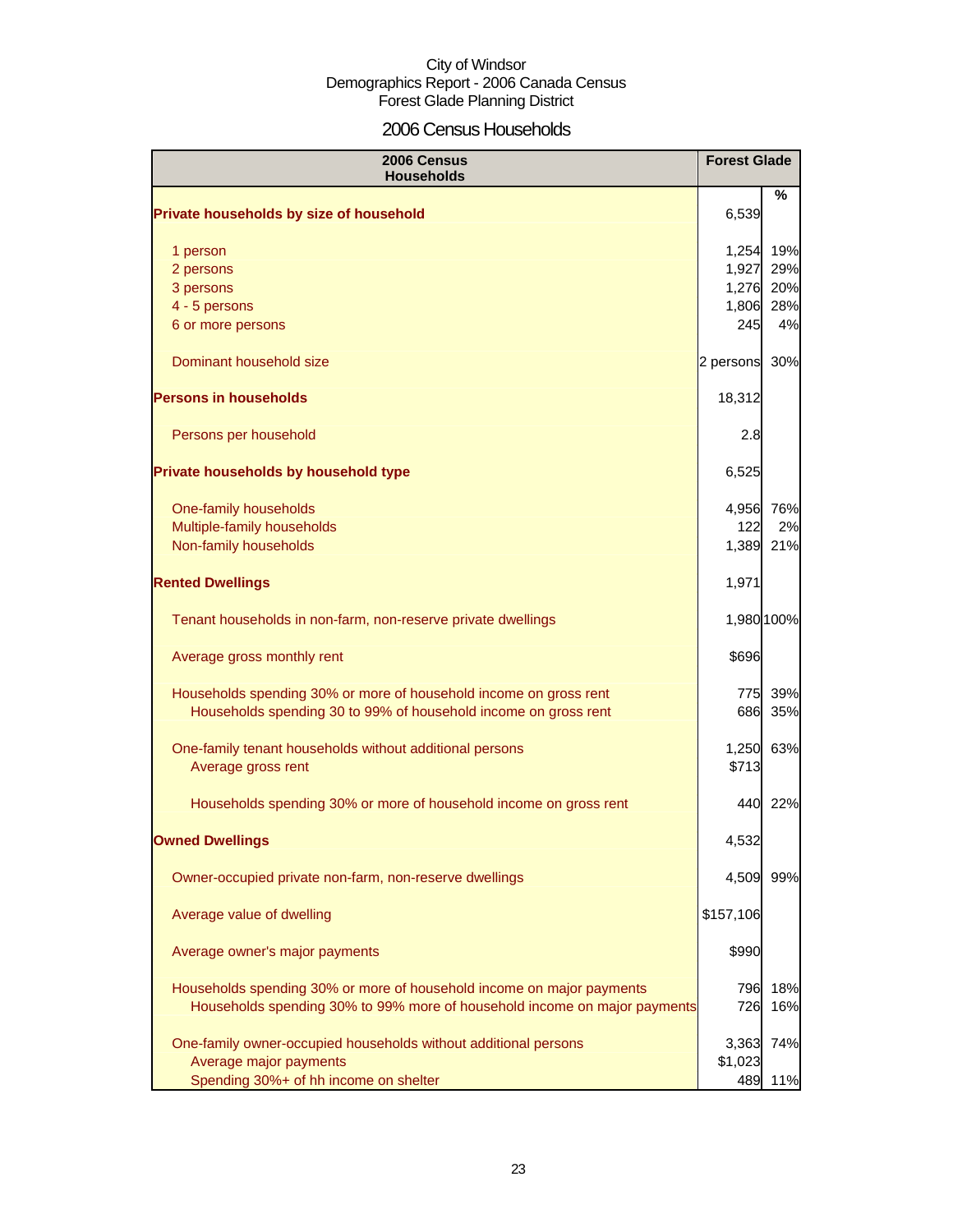City of Windsor
Demographics Report - 2006 Canada Census
Forest Glade Planning District

# 2006 Census Households

| 2006 Census Households | Forest Glade | % |
|---|---|---|
| **Private households by size of household** | 6,539 | |
| 1 person | 1,254 | 19% |
| 2 persons | 1,927 | 29% |
| 3 persons | 1,276 | 20% |
| 4 - 5 persons | 1,806 | 28% |
| 6 or more persons | 245 | 4% |
| Dominant household size | 2 persons | 30% |
| **Persons in households** | 18,312 | |
| Persons per household | 2.8 | |
| **Private households by household type** | 6,525 | |
| One-family households | 4,956 | 76% |
| Multiple-family households | 122 | 2% |
| Non-family households | 1,389 | 21% |
| **Rented Dwellings** | 1,971 | |
| Tenant households in non-farm, non-reserve private dwellings | 1,980 | 100% |
| Average gross monthly rent | $696 | |
| Households spending 30% or more of household income on gross rent | 775 | 39% |
| Households spending 30 to 99% of household income on gross rent | 686 | 35% |
| One-family tenant households without additional persons | 1,250 | 63% |
| Average gross rent | $713 | |
| Households spending 30% or more of household income on gross rent | 440 | 22% |
| **Owned Dwellings** | 4,532 | |
| Owner-occupied private non-farm, non-reserve dwellings | 4,509 | 99% |
| Average value of dwelling | $157,106 | |
| Average owner's major payments | $990 | |
| Households spending 30% or more of household income on major payments | 796 | 18% |
| Households spending 30% to 99% more of household income on major payments | 726 | 16% |
| One-family owner-occupied households without additional persons | 3,363 | 74% |
| Average major payments | $1,023 | |
| Spending 30%+ of hh income on shelter | 489 | 11% |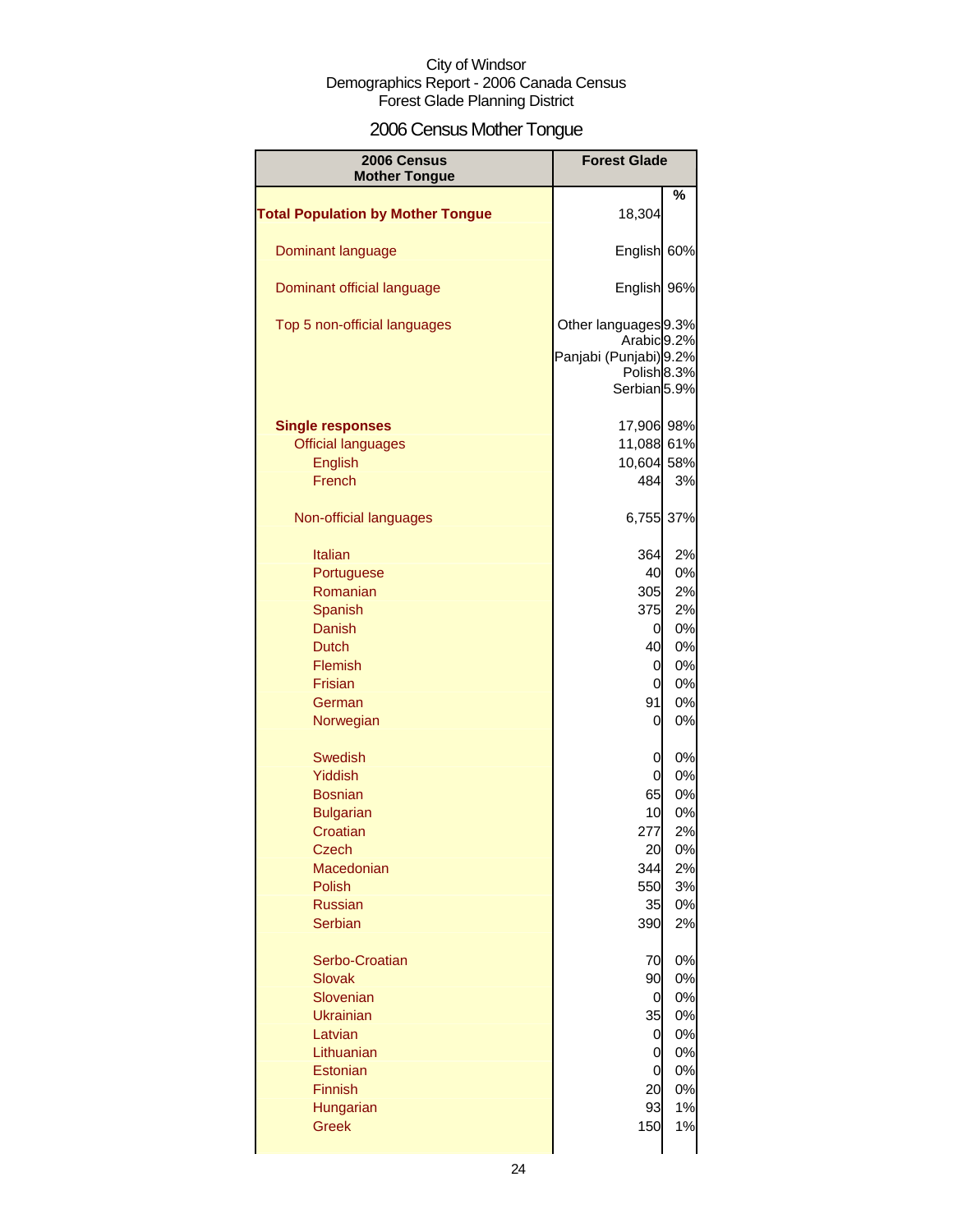City of Windsor
Demographics Report - 2006 Canada Census
Forest Glade Planning District

# 2006 Census Mother Tongue

| 2006 Census Mother Tongue | Forest Glade | % |
|---|---|---|
| **Total Population by Mother Tongue** | 18,304 | |
| Dominant language | English | 60% |
| Dominant official language | English | 96% |
| Top 5 non-official languages | Other languages | 9.3% |
| | Arabic | 9.2% |
| | Panjabi (Punjabi) | 9.2% |
| | Polish | 8.3% |
| | Serbian | 5.9% |
| **Single responses** | 17,906 | 98% |
| Official languages | 11,088 | 61% |
| English | 10,604 | 58% |
| French | 484 | 3% |
| Non-official languages | 6,755 | 37% |
| Italian | 364 | 2% |
| Portuguese | 40 | 0% |
| Romanian | 305 | 2% |
| Spanish | 375 | 2% |
| Danish | 0 | 0% |
| Dutch | 40 | 0% |
| Flemish | 0 | 0% |
| Frisian | 0 | 0% |
| German | 91 | 0% |
| Norwegian | 0 | 0% |
| Swedish | 0 | 0% |
| Yiddish | 0 | 0% |
| Bosnian | 65 | 0% |
| Bulgarian | 10 | 0% |
| Croatian | 277 | 2% |
| Czech | 20 | 0% |
| Macedonian | 344 | 2% |
| Polish | 550 | 3% |
| Russian | 35 | 0% |
| Serbian | 390 | 2% |
| Serbo-Croatian | 70 | 0% |
| Slovak | 90 | 0% |
| Slovenian | 0 | 0% |
| Ukrainian | 35 | 0% |
| Latvian | 0 | 0% |
| Lithuanian | 0 | 0% |
| Estonian | 0 | 0% |
| Finnish | 20 | 0% |
| Hungarian | 93 | 1% |
| Greek | 150 | 1% |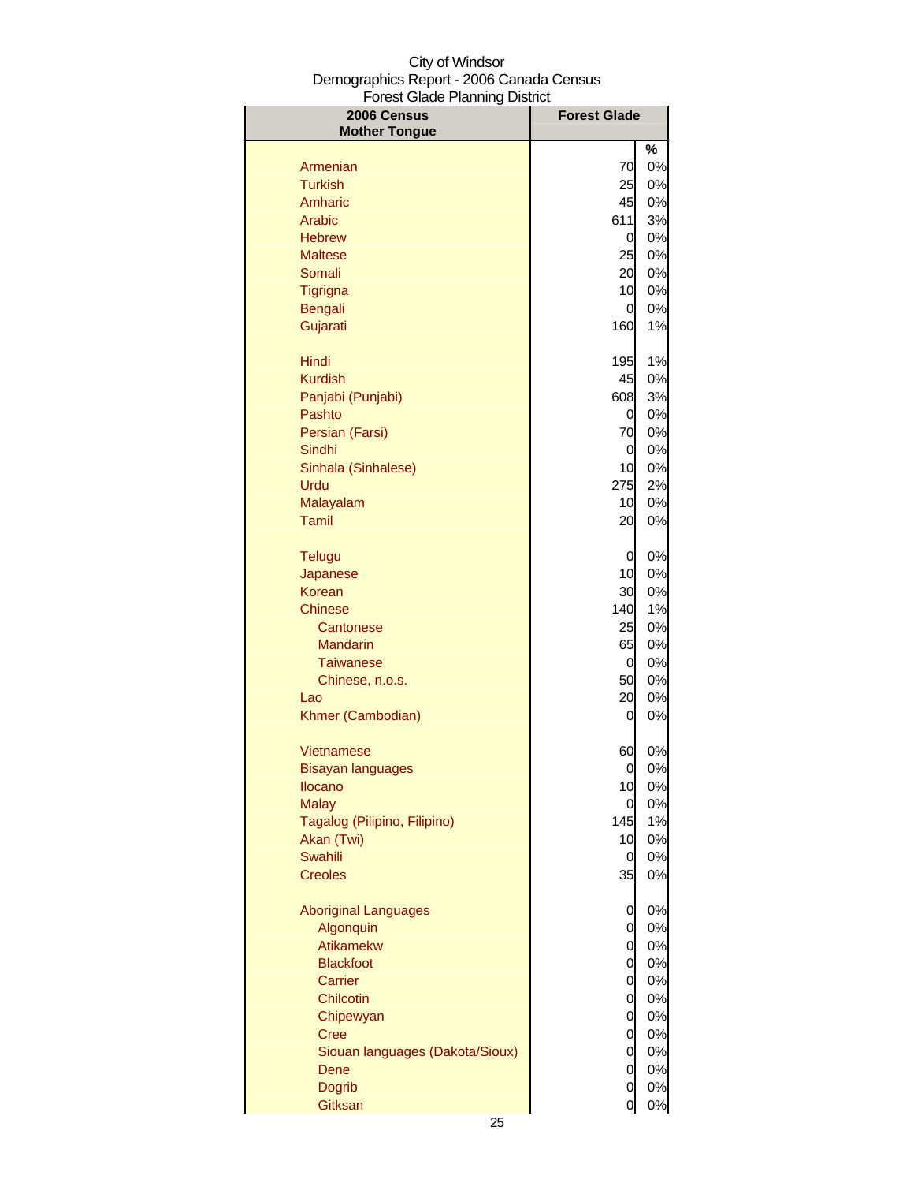City of Windsor
Demographics Report - 2006 Canada Census
Forest Glade Planning District

| 2006 Census Mother Tongue | Forest Glade | % |
|---|---|---|
| Armenian | 70 | 0% |
| Turkish | 25 | 0% |
| Amharic | 45 | 0% |
| Arabic | 611 | 3% |
| Hebrew | 0 | 0% |
| Maltese | 25 | 0% |
| Somali | 20 | 0% |
| Tigrigna | 10 | 0% |
| Bengali | 0 | 0% |
| Gujarati | 160 | 1% |
| Hindi | 195 | 1% |
| Kurdish | 45 | 0% |
| Panjabi (Punjabi) | 608 | 3% |
| Pashto | 0 | 0% |
| Persian (Farsi) | 70 | 0% |
| Sindhi | 0 | 0% |
| Sinhala (Sinhalese) | 10 | 0% |
| Urdu | 275 | 2% |
| Malayalam | 10 | 0% |
| Tamil | 20 | 0% |
| Telugu | 0 | 0% |
| Japanese | 10 | 0% |
| Korean | 30 | 0% |
| Chinese | 140 | 1% |
| Cantonese | 25 | 0% |
| Mandarin | 65 | 0% |
| Taiwanese | 0 | 0% |
| Chinese, n.o.s. | 50 | 0% |
| Lao | 20 | 0% |
| Khmer (Cambodian) | 0 | 0% |
| Vietnamese | 60 | 0% |
| Bisayan languages | 0 | 0% |
| Ilocano | 10 | 0% |
| Malay | 0 | 0% |
| Tagalog (Pilipino, Filipino) | 145 | 1% |
| Akan (Twi) | 10 | 0% |
| Swahili | 0 | 0% |
| Creoles | 35 | 0% |
| Aboriginal Languages | 0 | 0% |
| Algonquin | 0 | 0% |
| Atikamekw | 0 | 0% |
| Blackfoot | 0 | 0% |
| Carrier | 0 | 0% |
| Chilcotin | 0 | 0% |
| Chipewyan | 0 | 0% |
| Cree | 0 | 0% |
| Siouan languages (Dakota/Sioux) | 0 | 0% |
| Dene | 0 | 0% |
| Dogrib | 0 | 0% |
| Gitksan | 0 | 0% |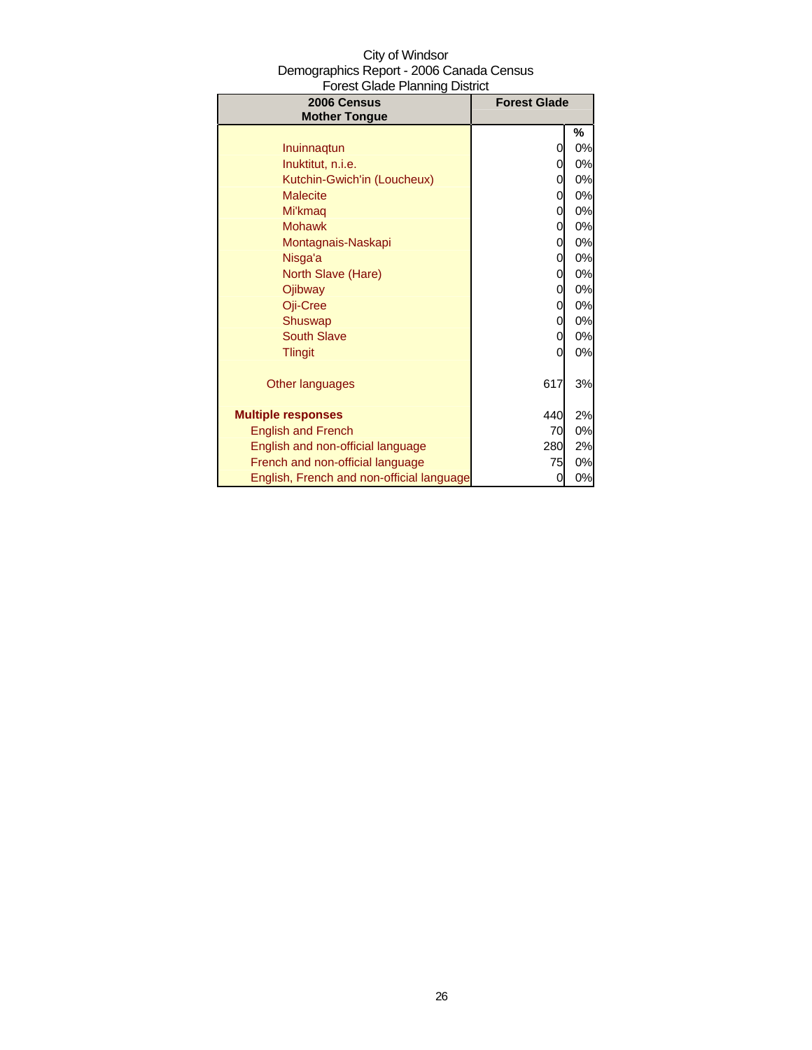City of Windsor
Demographics Report - 2006 Canada Census
Forest Glade Planning District

| 2006 Census Mother Tongue | Forest Glade | |
|---|---|---|
| | | % |
| Inuinnaqtun | 0 | 0% |
| Inuktitut, n.i.e. | 0 | 0% |
| Kutchin-Gwich'in (Loucheux) | 0 | 0% |
| Malecite | 0 | 0% |
| Mi'kmaq | 0 | 0% |
| Mohawk | 0 | 0% |
| Montagnais-Naskapi | 0 | 0% |
| Nisga'a | 0 | 0% |
| North Slave (Hare) | 0 | 0% |
| Ojibway | 0 | 0% |
| Oji-Cree | 0 | 0% |
| Shuswap | 0 | 0% |
| South Slave | 0 | 0% |
| Tlingit | 0 | 0% |
| Other languages | 617 | 3% |
| **Multiple responses** | 440 | 2% |
| English and French | 70 | 0% |
| English and non-official language | 280 | 2% |
| French and non-official language | 75 | 0% |
| English, French and non-official language | 0 | 0% |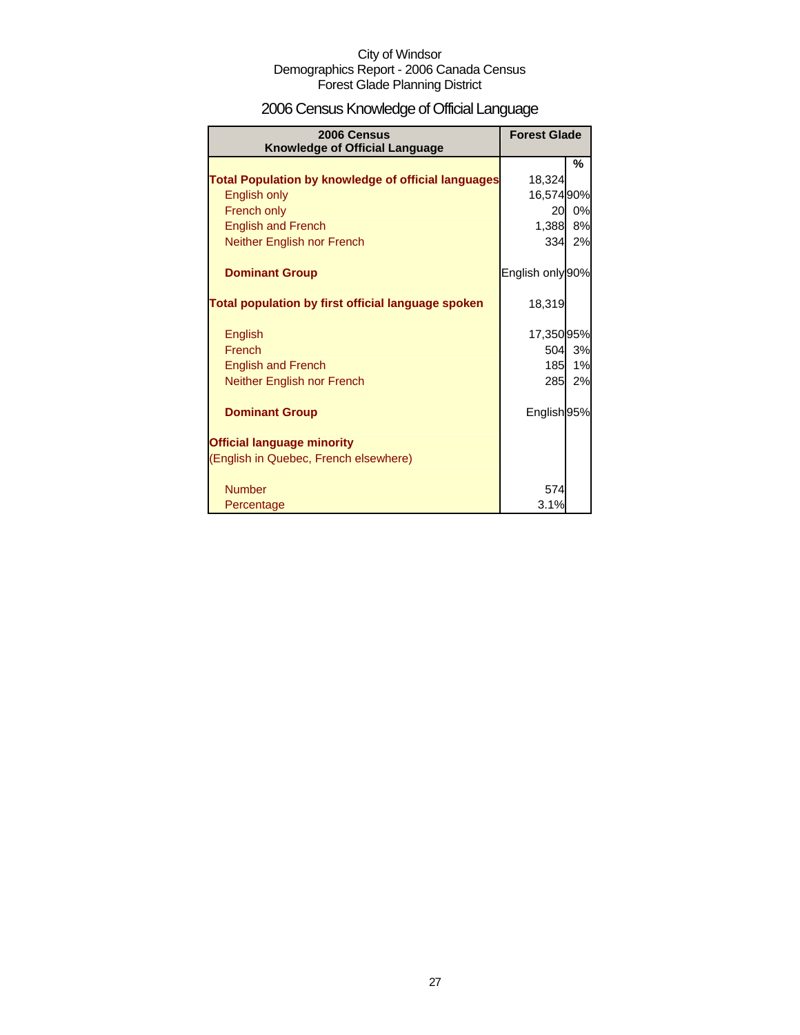City of Windsor
Demographics Report - 2006 Canada Census
Forest Glade Planning District

# 2006 Census Knowledge of Official Language

| 2006 Census Knowledge of Official Language | Forest Glade | |
|---|---|---|
| | | % |
| **Total Population by knowledge of official languages** | 18,324 | |
| English only | 16,574 | 90% |
| French only | 20 | 0% |
| English and French | 1,388 | 8% |
| Neither English nor French | 334 | 2% |
| | | |
| **Dominant Group** | English only | 90% |
| | | |
| **Total population by first official language spoken** | 18,319 | |
| | | |
| English | 17,350 | 95% |
| French | 504 | 3% |
| English and French | 185 | 1% |
| Neither English nor French | 285 | 2% |
| | | |
| **Dominant Group** | English | 95% |
| | | |
| **Official language minority** | | |
| (English in Quebec, French elsewhere) | | |
| | | |
| Number | 574 | |
| Percentage | 3.1% | |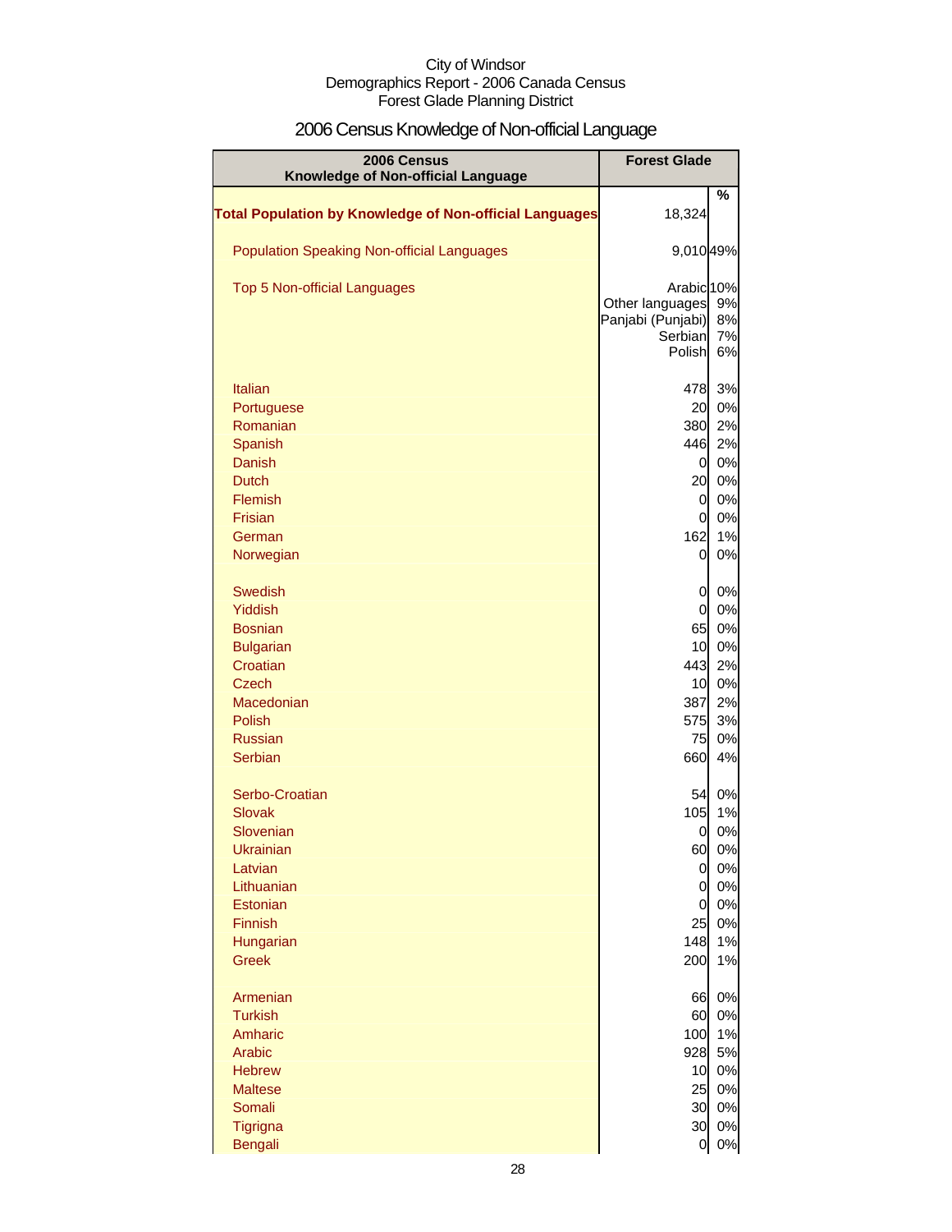City of Windsor
Demographics Report - 2006 Canada Census
Forest Glade Planning District

# 2006 Census Knowledge of Non-official Language

| 2006 Census Knowledge of Non-official Language | Forest Glade | % |
|---|---|---|
| **Total Population by Knowledge of Non-official Languages** | 18,324 | |
| Population Speaking Non-official Languages | 9,010 | 49% |
| Top 5 Non-official Languages | Arabic | 10% |
| | Other languages | 9% |
| | Panjabi (Punjabi) | 8% |
| | Serbian | 7% |
| | Polish | 6% |
| Italian | 478 | 3% |
| Portuguese | 20 | 0% |
| Romanian | 380 | 2% |
| Spanish | 446 | 2% |
| Danish | 0 | 0% |
| Dutch | 20 | 0% |
| Flemish | 0 | 0% |
| Frisian | 0 | 0% |
| German | 162 | 1% |
| Norwegian | 0 | 0% |
| Swedish | 0 | 0% |
| Yiddish | 0 | 0% |
| Bosnian | 65 | 0% |
| Bulgarian | 10 | 0% |
| Croatian | 443 | 2% |
| Czech | 10 | 0% |
| Macedonian | 387 | 2% |
| Polish | 575 | 3% |
| Russian | 75 | 0% |
| Serbian | 660 | 4% |
| Serbo-Croatian | 54 | 0% |
| Slovak | 105 | 1% |
| Slovenian | 0 | 0% |
| Ukrainian | 60 | 0% |
| Latvian | 0 | 0% |
| Lithuanian | 0 | 0% |
| Estonian | 0 | 0% |
| Finnish | 25 | 0% |
| Hungarian | 148 | 1% |
| Greek | 200 | 1% |
| Armenian | 66 | 0% |
| Turkish | 60 | 0% |
| Amharic | 100 | 1% |
| Arabic | 928 | 5% |
| Hebrew | 10 | 0% |
| Maltese | 25 | 0% |
| Somali | 30 | 0% |
| Tigrigna | 30 | 0% |
| Bengali | 0 | 0% |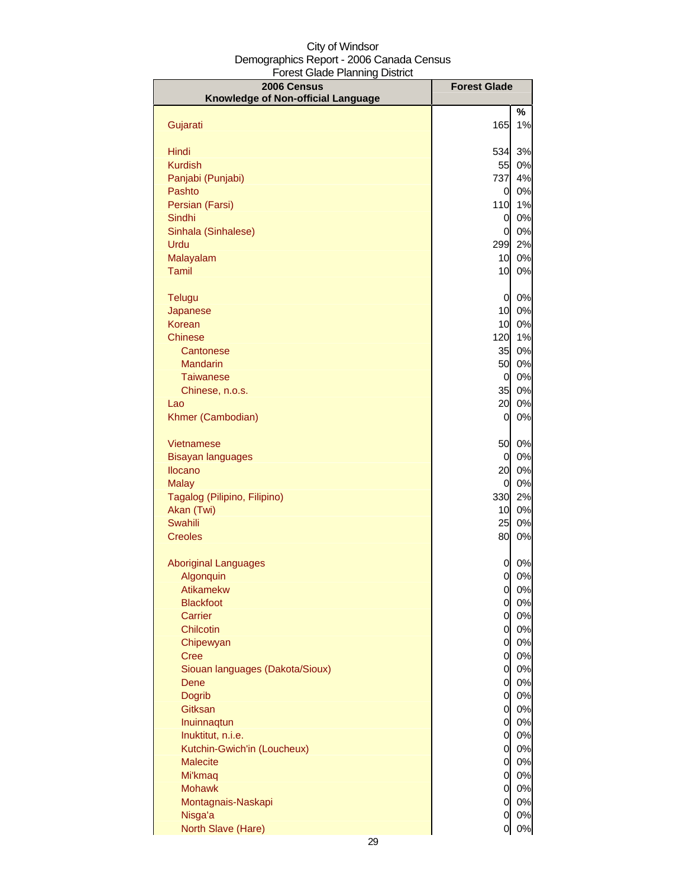City of Windsor
Demographics Report - 2006 Canada Census
Forest Glade Planning District

| 2006 Census Knowledge of Non-official Language | Forest Glade | |
|---|---|---|
| | | % |
| Gujarati | 165 | 1% |
| Hindi | 534 | 3% |
| Kurdish | 55 | 0% |
| Panjabi (Punjabi) | 737 | 4% |
| Pashto | 0 | 0% |
| Persian (Farsi) | 110 | 1% |
| Sindhi | 0 | 0% |
| Sinhala (Sinhalese) | 0 | 0% |
| Urdu | 299 | 2% |
| Malayalam | 10 | 0% |
| Tamil | 10 | 0% |
| Telugu | 0 | 0% |
| Japanese | 10 | 0% |
| Korean | 10 | 0% |
| Chinese | 120 | 1% |
| Cantonese | 35 | 0% |
| Mandarin | 50 | 0% |
| Taiwanese | 0 | 0% |
| Chinese, n.o.s. | 35 | 0% |
| Lao | 20 | 0% |
| Khmer (Cambodian) | 0 | 0% |
| Vietnamese | 50 | 0% |
| Bisayan languages | 0 | 0% |
| Ilocano | 20 | 0% |
| Malay | 0 | 0% |
| Tagalog (Pilipino, Filipino) | 330 | 2% |
| Akan (Twi) | 10 | 0% |
| Swahili | 25 | 0% |
| Creoles | 80 | 0% |
| Aboriginal Languages | 0 | 0% |
| Algonquin | 0 | 0% |
| Atikamekw | 0 | 0% |
| Blackfoot | 0 | 0% |
| Carrier | 0 | 0% |
| Chilcotin | 0 | 0% |
| Chipewyan | 0 | 0% |
| Cree | 0 | 0% |
| Siouan languages (Dakota/Sioux) | 0 | 0% |
| Dene | 0 | 0% |
| Dogrib | 0 | 0% |
| Gitksan | 0 | 0% |
| Inuinnaqtun | 0 | 0% |
| Inuktitut, n.i.e. | 0 | 0% |
| Kutchin-Gwich'in (Loucheux) | 0 | 0% |
| Malecite | 0 | 0% |
| Mi'kmaq | 0 | 0% |
| Mohawk | 0 | 0% |
| Montagnais-Naskapi | 0 | 0% |
| Nisga'a | 0 | 0% |
| North Slave (Hare) | 0 | 0% |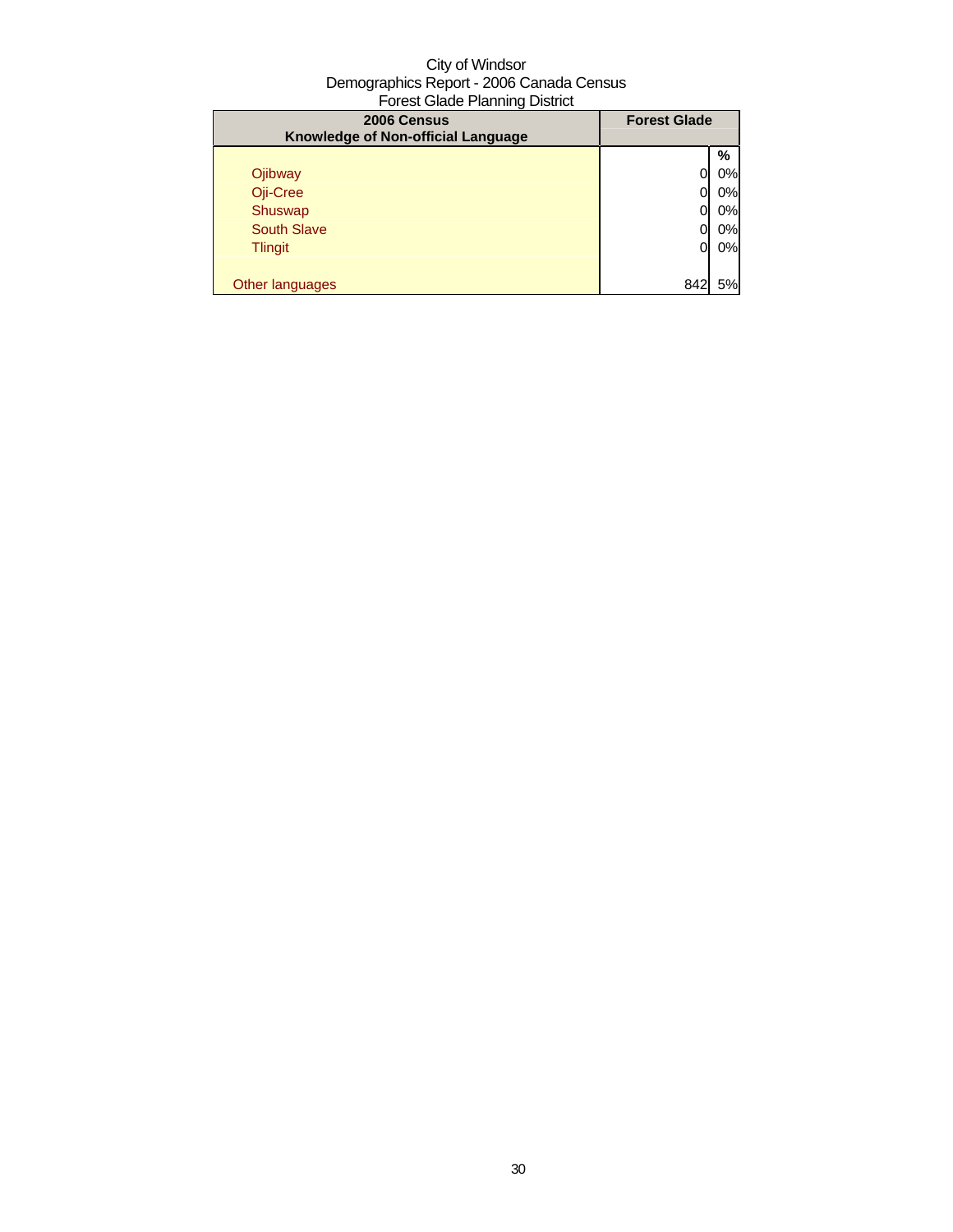City of Windsor
Demographics Report - 2006 Canada Census
Forest Glade Planning District

| 2006 Census Knowledge of Non-official Language | Forest Glade | |
|---|---|---|
| | | % |
| Ojibway | 0 | 0% |
| Oji-Cree | 0 | 0% |
| Shuswap | 0 | 0% |
| South Slave | 0 | 0% |
| Tlingit | 0 | 0% |
| | | |
| Other languages | 842 | 5% |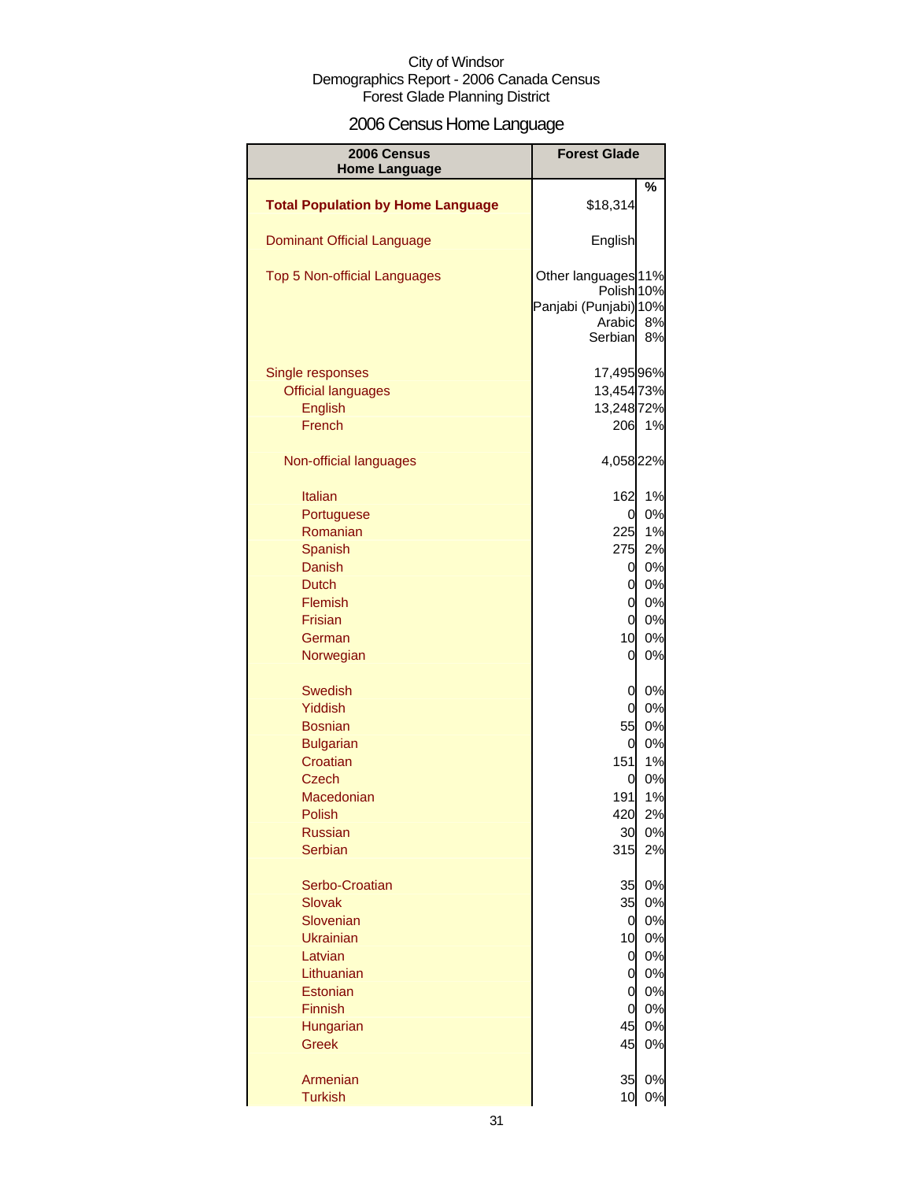City of Windsor
Demographics Report - 2006 Canada Census
Forest Glade Planning District

# 2006 Census Home Language

| 2006 Census Home Language | Forest Glade | % |
|---|---|---|
| **Total Population by Home Language** | $18,314 | |
| Dominant Official Language | English | |
| Top 5 Non-official Languages | Other languages | 11% |
| | Polish | 10% |
| | Panjabi (Punjabi) | 10% |
| | Arabic | 8% |
| | Serbian | 8% |
| Single responses | 17,495 | 96% |
| Official languages | 13,454 | 73% |
| English | 13,248 | 72% |
| French | 206 | 1% |
| Non-official languages | 4,058 | 22% |
| Italian | 162 | 1% |
| Portuguese | 0 | 0% |
| Romanian | 225 | 1% |
| Spanish | 275 | 2% |
| Danish | 0 | 0% |
| Dutch | 0 | 0% |
| Flemish | 0 | 0% |
| Frisian | 0 | 0% |
| German | 10 | 0% |
| Norwegian | 0 | 0% |
| Swedish | 0 | 0% |
| Yiddish | 0 | 0% |
| Bosnian | 55 | 0% |
| Bulgarian | 0 | 0% |
| Croatian | 151 | 1% |
| Czech | 0 | 0% |
| Macedonian | 191 | 1% |
| Polish | 420 | 2% |
| Russian | 30 | 0% |
| Serbian | 315 | 2% |
| Serbo-Croatian | 35 | 0% |
| Slovak | 35 | 0% |
| Slovenian | 0 | 0% |
| Ukrainian | 10 | 0% |
| Latvian | 0 | 0% |
| Lithuanian | 0 | 0% |
| Estonian | 0 | 0% |
| Finnish | 0 | 0% |
| Hungarian | 45 | 0% |
| Greek | 45 | 0% |
| Armenian | 35 | 0% |
| Turkish | 10 | 0% |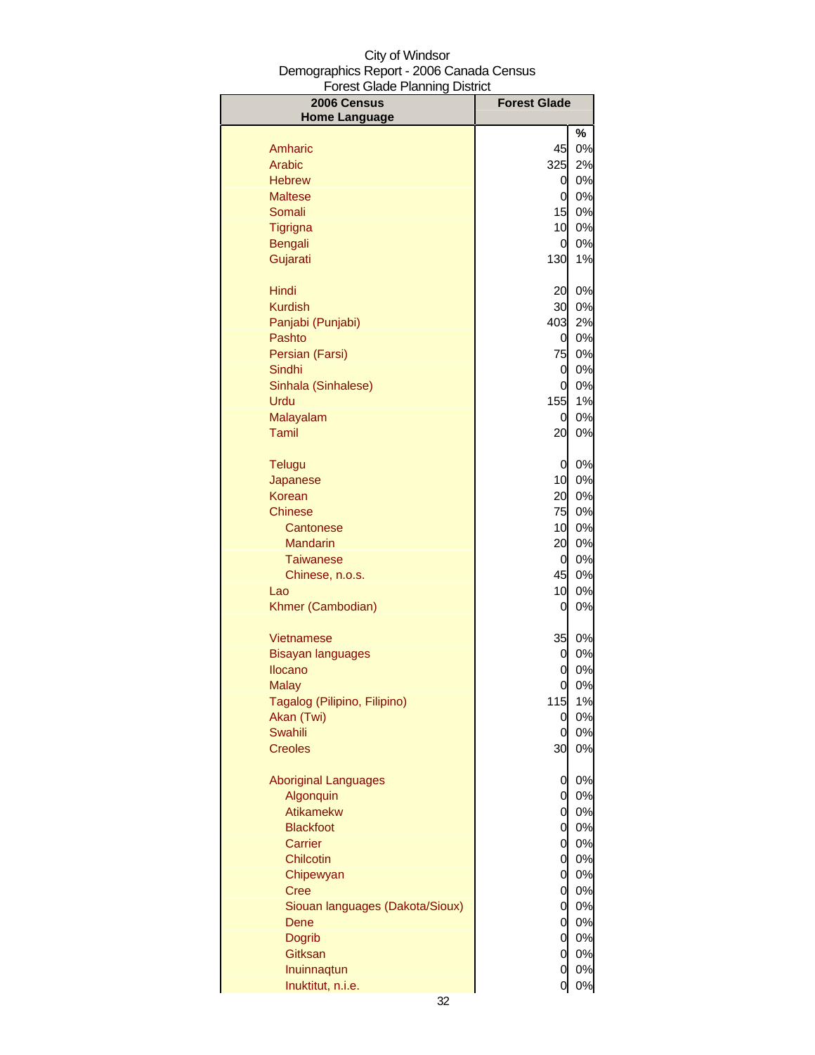City of Windsor
Demographics Report - 2006 Canada Census
Forest Glade Planning District

| 2006 Census Home Language | Forest Glade | % |
|---|---|---|
| Amharic | 45 | 0% |
| Arabic | 325 | 2% |
| Hebrew | 0 | 0% |
| Maltese | 0 | 0% |
| Somali | 15 | 0% |
| Tigrigna | 10 | 0% |
| Bengali | 0 | 0% |
| Gujarati | 130 | 1% |
| Hindi | 20 | 0% |
| Kurdish | 30 | 0% |
| Panjabi (Punjabi) | 403 | 2% |
| Pashto | 0 | 0% |
| Persian (Farsi) | 75 | 0% |
| Sindhi | 0 | 0% |
| Sinhala (Sinhalese) | 0 | 0% |
| Urdu | 155 | 1% |
| Malayalam | 0 | 0% |
| Tamil | 20 | 0% |
| Telugu | 0 | 0% |
| Japanese | 10 | 0% |
| Korean | 20 | 0% |
| Chinese | 75 | 0% |
| Cantonese | 10 | 0% |
| Mandarin | 20 | 0% |
| Taiwanese | 0 | 0% |
| Chinese, n.o.s. | 45 | 0% |
| Lao | 10 | 0% |
| Khmer (Cambodian) | 0 | 0% |
| Vietnamese | 35 | 0% |
| Bisayan languages | 0 | 0% |
| Ilocano | 0 | 0% |
| Malay | 0 | 0% |
| Tagalog (Pilipino, Filipino) | 115 | 1% |
| Akan (Twi) | 0 | 0% |
| Swahili | 0 | 0% |
| Creoles | 30 | 0% |
| Aboriginal Languages | 0 | 0% |
| Algonquin | 0 | 0% |
| Atikamekw | 0 | 0% |
| Blackfoot | 0 | 0% |
| Carrier | 0 | 0% |
| Chilcotin | 0 | 0% |
| Chipewyan | 0 | 0% |
| Cree | 0 | 0% |
| Siouan languages (Dakota/Sioux) | 0 | 0% |
| Dene | 0 | 0% |
| Dogrib | 0 | 0% |
| Gitksan | 0 | 0% |
| Inuinnaqtun | 0 | 0% |
| Inuktitut, n.i.e. | 0 | 0% |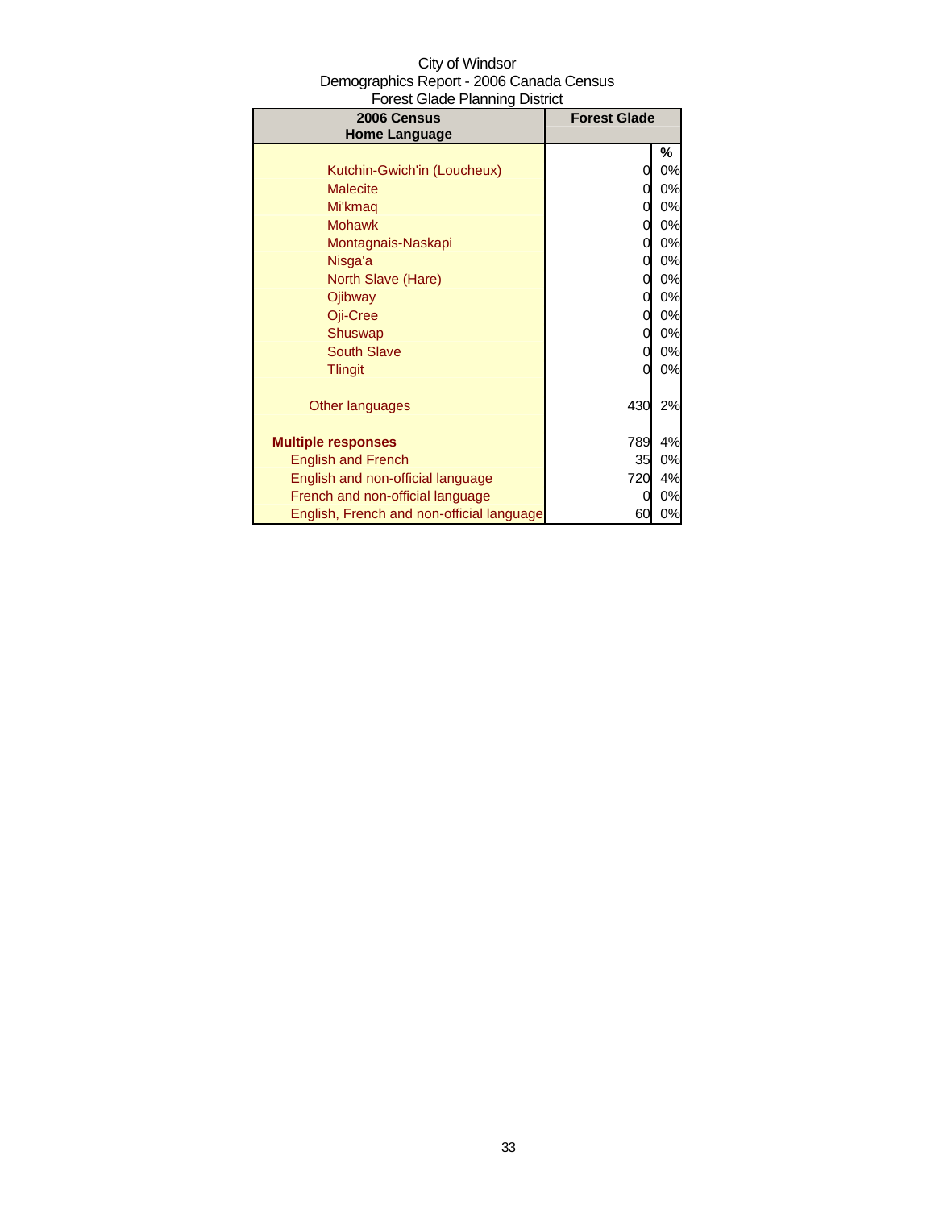City of Windsor
Demographics Report - 2006 Canada Census
Forest Glade Planning District

| 2006 Census Home Language | Forest Glade | |
|---|---|---|
| | | % |
| Kutchin-Gwich'in (Loucheux) | 0 | 0% |
| Malecite | 0 | 0% |
| Mi'kmaq | 0 | 0% |
| Mohawk | 0 | 0% |
| Montagnais-Naskapi | 0 | 0% |
| Nisga'a | 0 | 0% |
| North Slave (Hare) | 0 | 0% |
| Ojibway | 0 | 0% |
| Oji-Cree | 0 | 0% |
| Shuswap | 0 | 0% |
| South Slave | 0 | 0% |
| Tlingit | 0 | 0% |
| Other languages | 430 | 2% |
| **Multiple responses** | 789 | 4% |
| English and French | 35 | 0% |
| English and non-official language | 720 | 4% |
| French and non-official language | 0 | 0% |
| English, French and non-official language | 60 | 0% |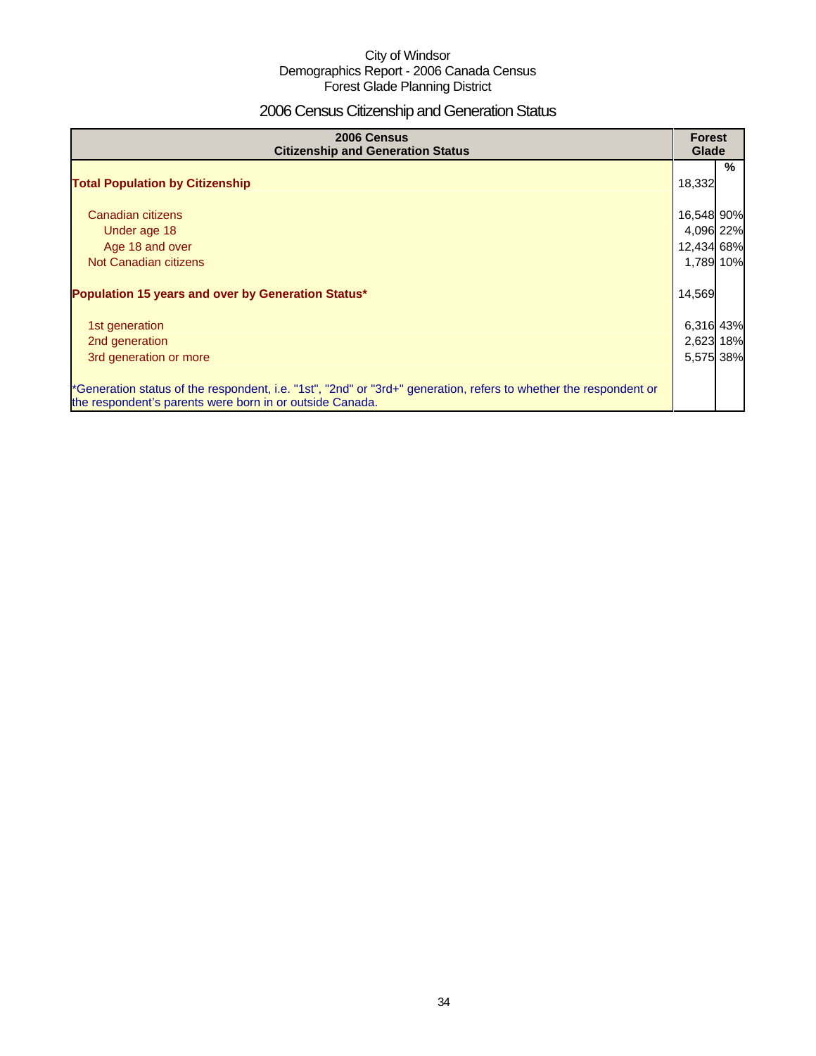City of Windsor
Demographics Report - 2006 Canada Census
Forest Glade Planning District

# 2006 Census Citizenship and Generation Status

| 2006 Census<br>Citizenship and Generation Status | Forest Glade | |
|---|---|---|
| | | % |
| **Total Population by Citizenship** | 18,332 | |
| Canadian citizens | 16,548 | 90% |
| Under age 18 | 4,096 | 22% |
| Age 18 and over | 12,434 | 68% |
| Not Canadian citizens | 1,789 | 10% |
| **Population 15 years and over by Generation Status*** | 14,569 | |
| 1st generation | 6,316 | 43% |
| 2nd generation | 2,623 | 18% |
| 3rd generation or more | 5,575 | 38% |
| *Generation status of the respondent, i.e. "1st", "2nd" or "3rd+" generation, refers to whether the respondent or the respondent's parents were born in or outside Canada. | | |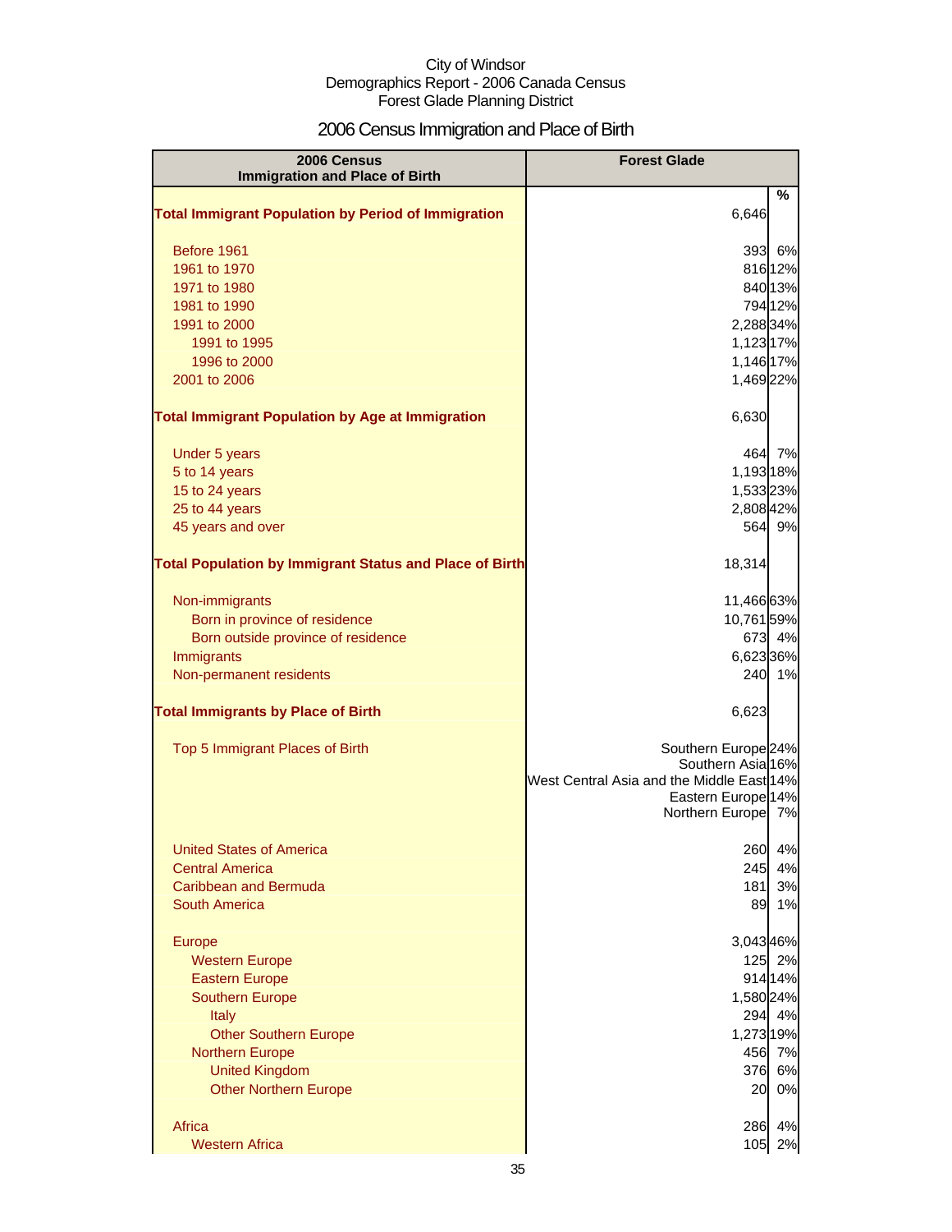City of Windsor
Demographics Report - 2006 Canada Census
Forest Glade Planning District

# 2006 Census Immigration and Place of Birth

| 2006 Census Immigration and Place of Birth | Forest Glade | % |
|---|---|---|
| **Total Immigrant Population by Period of Immigration** | 6,646 | |
| Before 1961 | 393 | 6% |
| 1961 to 1970 | 816 | 12% |
| 1971 to 1980 | 840 | 13% |
| 1981 to 1990 | 794 | 12% |
| 1991 to 2000 | 2,288 | 34% |
| 1991 to 1995 | 1,123 | 17% |
| 1996 to 2000 | 1,146 | 17% |
| 2001 to 2006 | 1,469 | 22% |
| **Total Immigrant Population by Age at Immigration** | 6,630 | |
| Under 5 years | 464 | 7% |
| 5 to 14 years | 1,193 | 18% |
| 15 to 24 years | 1,533 | 23% |
| 25 to 44 years | 2,808 | 42% |
| 45 years and over | 564 | 9% |
| **Total Population by Immigrant Status and Place of Birth** | 18,314 | |
| Non-immigrants | 11,466 | 63% |
| Born in province of residence | 10,761 | 59% |
| Born outside province of residence | 673 | 4% |
| Immigrants | 6,623 | 36% |
| Non-permanent residents | 240 | 1% |
| **Total Immigrants by Place of Birth** | 6,623 | |
| Top 5 Immigrant Places of Birth | Southern Europe | 24% |
| | Southern Asia | 16% |
| | West Central Asia and the Middle East | 14% |
| | Eastern Europe | 14% |
| | Northern Europe | 7% |
| United States of America | 260 | 4% |
| Central America | 245 | 4% |
| Caribbean and Bermuda | 181 | 3% |
| South America | 89 | 1% |
| Europe | 3,043 | 46% |
| Western Europe | 125 | 2% |
| Eastern Europe | 914 | 14% |
| Southern Europe | 1,580 | 24% |
| Italy | 294 | 4% |
| Other Southern Europe | 1,273 | 19% |
| Northern Europe | 456 | 7% |
| United Kingdom | 376 | 6% |
| Other Northern Europe | 20 | 0% |
| Africa | 286 | 4% |
| Western Africa | 105 | 2% |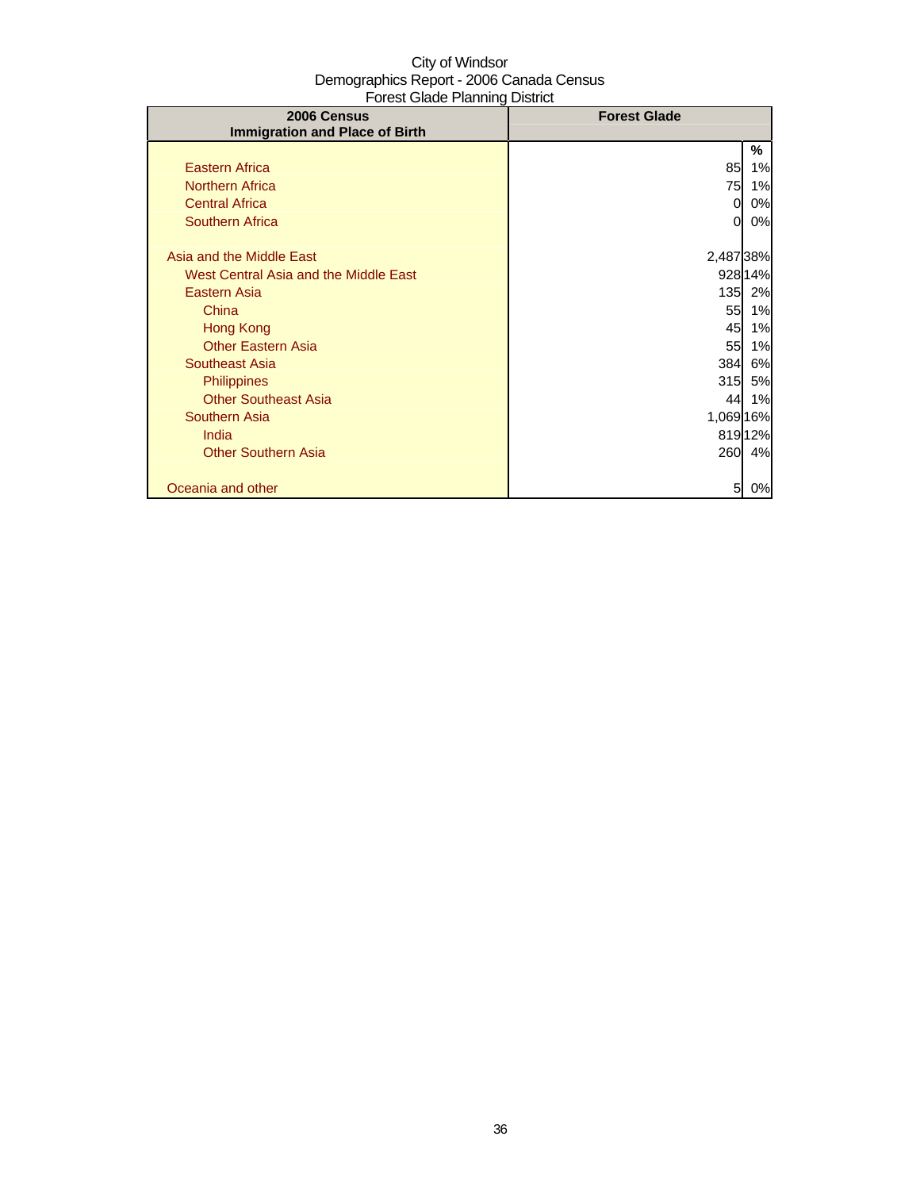City of Windsor
Demographics Report - 2006 Canada Census
Forest Glade Planning District

| 2006 Census<br>Immigration and Place of Birth | Forest Glade | |
|---|---|---|
| | | % |
| Eastern Africa | 85 | 1% |
| Northern Africa | 75 | 1% |
| Central Africa | 0 | 0% |
| Southern Africa | 0 | 0% |
| | | |
| Asia and the Middle East | 2,487 | 38% |
| West Central Asia and the Middle East | 928 | 14% |
| Eastern Asia | 135 | 2% |
| China | 55 | 1% |
| Hong Kong | 45 | 1% |
| Other Eastern Asia | 55 | 1% |
| Southeast Asia | 384 | 6% |
| Philippines | 315 | 5% |
| Other Southeast Asia | 44 | 1% |
| Southern Asia | 1,069 | 16% |
| India | 819 | 12% |
| Other Southern Asia | 260 | 4% |
| | | |
| Oceania and other | 5 | 0% |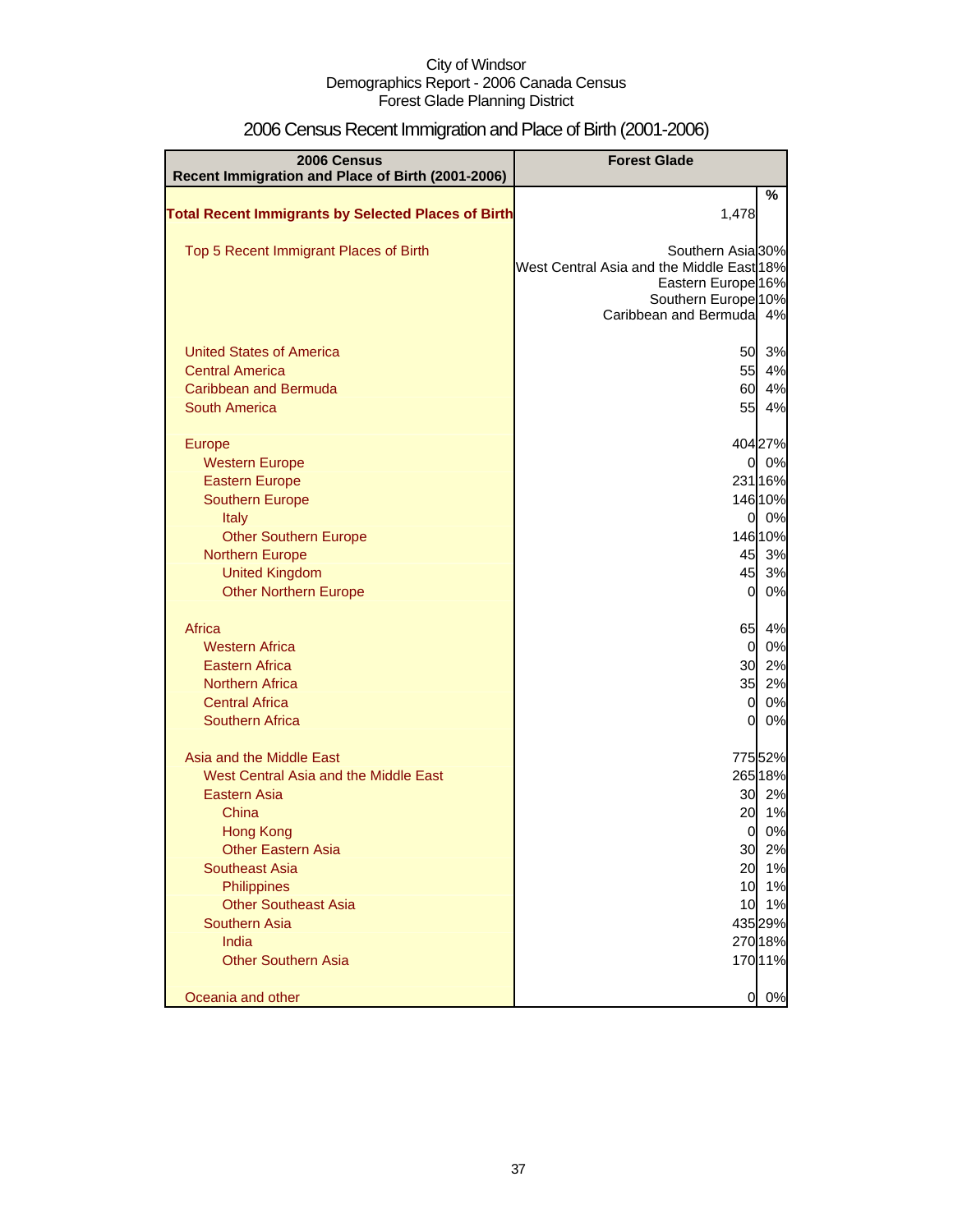City of Windsor
Demographics Report - 2006 Canada Census
Forest Glade Planning District

# 2006 Census Recent Immigration and Place of Birth (2001-2006)

| 2006 Census Recent Immigration and Place of Birth (2001-2006) | Forest Glade | |
|---|---|---|
| | | % |
| **Total Recent Immigrants by Selected Places of Birth** | 1,478 | |
| Top 5 Recent Immigrant Places of Birth | Southern Asia | 30% |
| | West Central Asia and the Middle East | 18% |
| | Eastern Europe | 16% |
| | Southern Europe | 10% |
| | Caribbean and Bermuda | 4% |
| United States of America | 50 | 3% |
| Central America | 55 | 4% |
| Caribbean and Bermuda | 60 | 4% |
| South America | 55 | 4% |
| Europe | 404 | 27% |
| Western Europe | 0 | 0% |
| Eastern Europe | 231 | 16% |
| Southern Europe | 146 | 10% |
| Italy | 0 | 0% |
| Other Southern Europe | 146 | 10% |
| Northern Europe | 45 | 3% |
| United Kingdom | 45 | 3% |
| Other Northern Europe | 0 | 0% |
| Africa | 65 | 4% |
| Western Africa | 0 | 0% |
| Eastern Africa | 30 | 2% |
| Northern Africa | 35 | 2% |
| Central Africa | 0 | 0% |
| Southern Africa | 0 | 0% |
| Asia and the Middle East | 775 | 52% |
| West Central Asia and the Middle East | 265 | 18% |
| Eastern Asia | 30 | 2% |
| China | 20 | 1% |
| Hong Kong | 0 | 0% |
| Other Eastern Asia | 30 | 2% |
| Southeast Asia | 20 | 1% |
| Philippines | 10 | 1% |
| Other Southeast Asia | 10 | 1% |
| Southern Asia | 435 | 29% |
| India | 270 | 18% |
| Other Southern Asia | 170 | 11% |
| Oceania and other | 0 | 0% |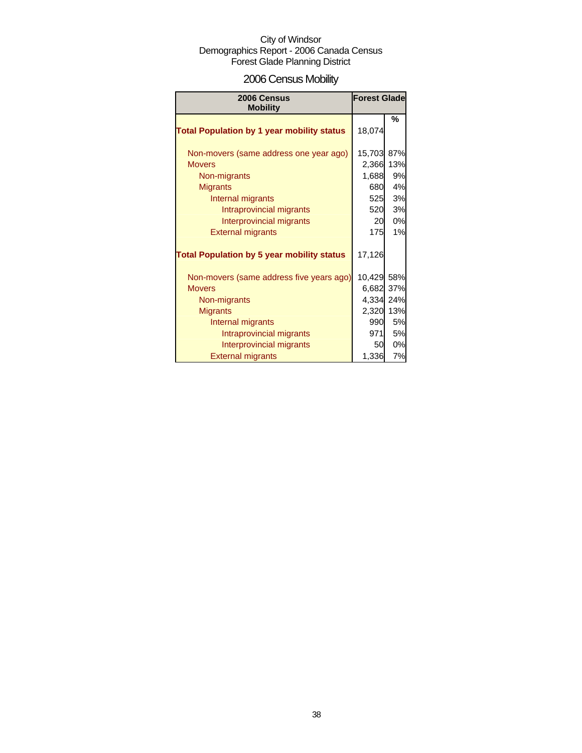City of Windsor
Demographics Report - 2006 Canada Census
Forest Glade Planning District

# 2006 Census Mobility

| 2006 Census Mobility | Forest Glade | |
|---|---|---|
| | | % |
| **Total Population by 1 year mobility status** | 18,074 | |
| Non-movers (same address one year ago) | 15,703 | 87% |
| Movers | 2,366 | 13% |
| Non-migrants | 1,688 | 9% |
| Migrants | 680 | 4% |
| Internal migrants | 525 | 3% |
| Intraprovincial migrants | 520 | 3% |
| Interprovincial migrants | 20 | 0% |
| External migrants | 175 | 1% |
| **Total Population by 5 year mobility status** | 17,126 | |
| Non-movers (same address five years ago) | 10,429 | 58% |
| Movers | 6,682 | 37% |
| Non-migrants | 4,334 | 24% |
| Migrants | 2,320 | 13% |
| Internal migrants | 990 | 5% |
| Intraprovincial migrants | 971 | 5% |
| Interprovincial migrants | 50 | 0% |
| External migrants | 1,336 | 7% |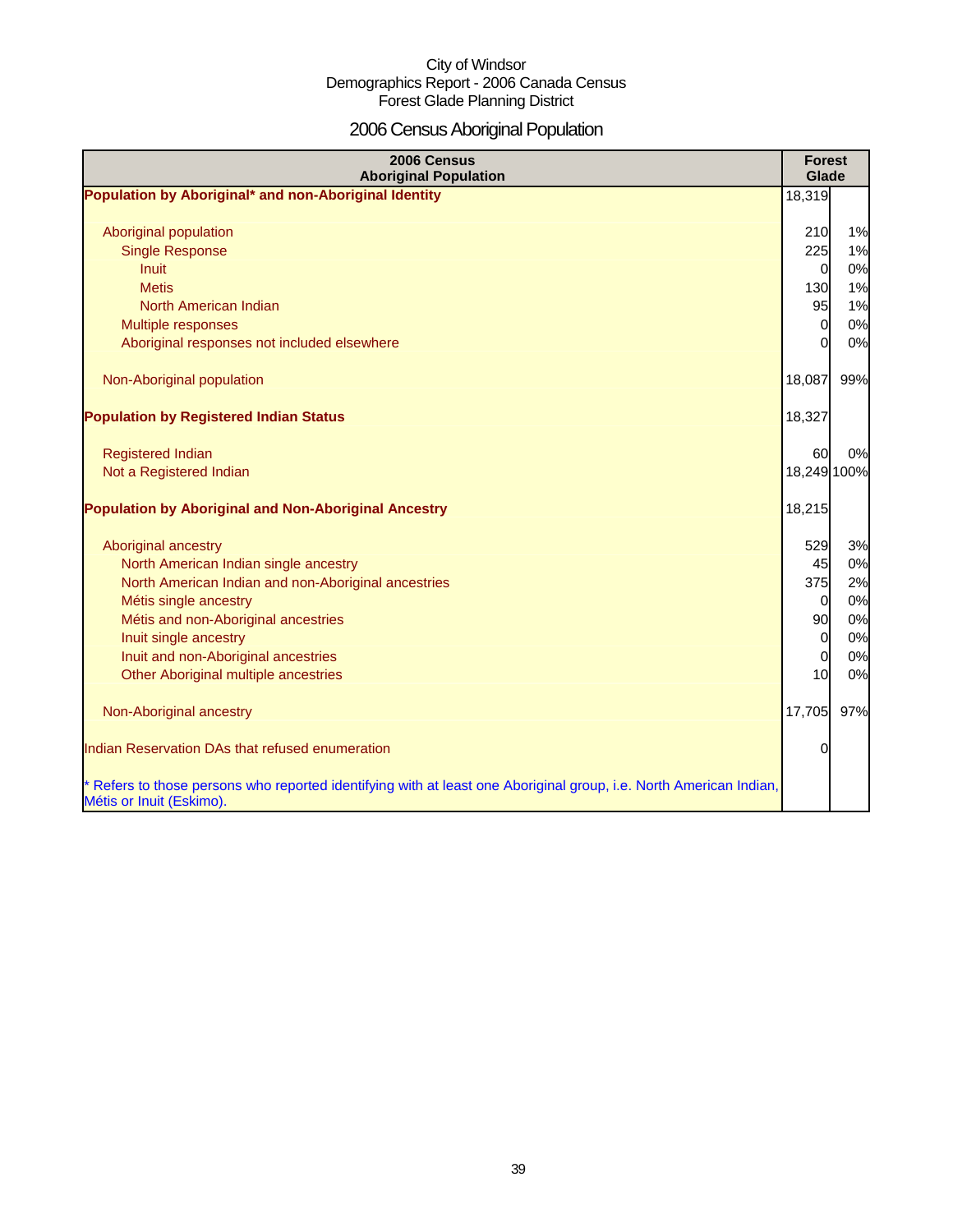City of Windsor
Demographics Report - 2006 Canada Census
Forest Glade Planning District

# 2006 Census Aboriginal Population

| 2006 Census Aboriginal Population | Forest Glade | |
|---|---|---|
| **Population by Aboriginal* and non-Aboriginal Identity** | 18,319 | |
| Aboriginal population | 210 | 1% |
| Single Response | 225 | 1% |
| Inuit | 0 | 0% |
| Metis | 130 | 1% |
| North American Indian | 95 | 1% |
| Multiple responses | 0 | 0% |
| Aboriginal responses not included elsewhere | 0 | 0% |
| Non-Aboriginal population | 18,087 | 99% |
| **Population by Registered Indian Status** | 18,327 | |
| Registered Indian | 60 | 0% |
| Not a Registered Indian | 18,249 | 100% |
| **Population by Aboriginal and Non-Aboriginal Ancestry** | 18,215 | |
| Aboriginal ancestry | 529 | 3% |
| North American Indian single ancestry | 45 | 0% |
| North American Indian and non-Aboriginal ancestries | 375 | 2% |
| Métis single ancestry | 0 | 0% |
| Métis and non-Aboriginal ancestries | 90 | 0% |
| Inuit single ancestry | 0 | 0% |
| Inuit and non-Aboriginal ancestries | 0 | 0% |
| Other Aboriginal multiple ancestries | 10 | 0% |
| Non-Aboriginal ancestry | 17,705 | 97% |
| Indian Reservation DAs that refused enumeration | 0 | |

* Refers to those persons who reported identifying with at least one Aboriginal group, i.e. North American Indian, Métis or Inuit (Eskimo).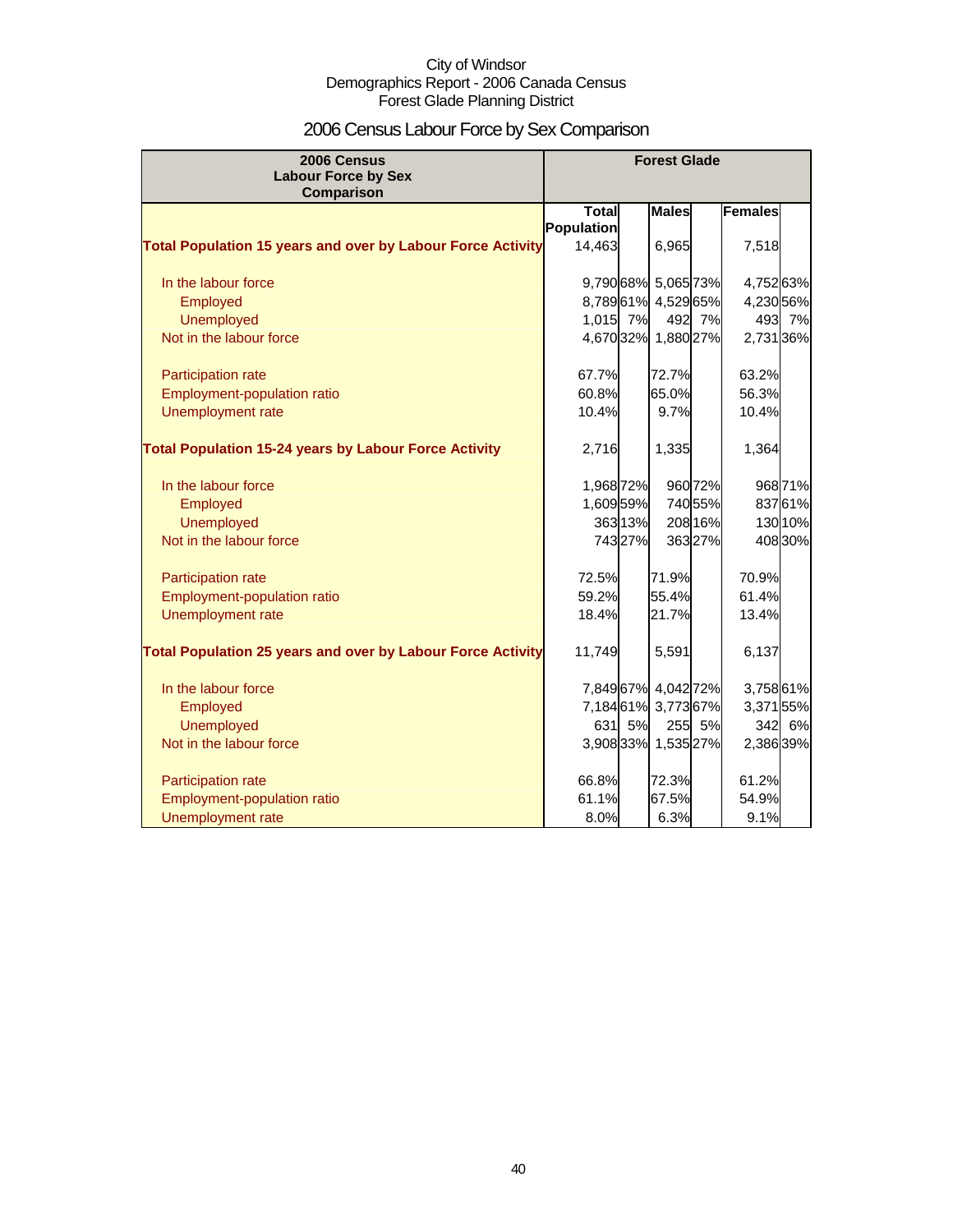City of Windsor
Demographics Report - 2006 Canada Census
Forest Glade Planning District

# 2006 Census Labour Force by Sex Comparison

| 2006 Census Labour Force by Sex Comparison | Forest Glade | | | | | |
|---|---|---|---|---|---|---|
| | Total Population | | Males | | Females | |
| **Total Population 15 years and over by Labour Force Activity** | 14,463 | | 6,965 | | 7,518 | |
| In the labour force | 9,790 | 68% | 5,065 | 73% | 4,752 | 63% |
| Employed | 8,789 | 61% | 4,529 | 65% | 4,230 | 56% |
| Unemployed | 1,015 | 7% | 492 | 7% | 493 | 7% |
| Not in the labour force | 4,670 | 32% | 1,880 | 27% | 2,731 | 36% |
| Participation rate | 67.7% | | 72.7% | | 63.2% | |
| Employment-population ratio | 60.8% | | 65.0% | | 56.3% | |
| Unemployment rate | 10.4% | | 9.7% | | 10.4% | |
| **Total Population 15-24 years by Labour Force Activity** | 2,716 | | 1,335 | | 1,364 | |
| In the labour force | 1,968 | 72% | 960 | 72% | 968 | 71% |
| Employed | 1,609 | 59% | 740 | 55% | 837 | 61% |
| Unemployed | 363 | 13% | 208 | 16% | 130 | 10% |
| Not in the labour force | 743 | 27% | 363 | 27% | 408 | 30% |
| Participation rate | 72.5% | | 71.9% | | 70.9% | |
| Employment-population ratio | 59.2% | | 55.4% | | 61.4% | |
| Unemployment rate | 18.4% | | 21.7% | | 13.4% | |
| **Total Population 25 years and over by Labour Force Activity** | 11,749 | | 5,591 | | 6,137 | |
| In the labour force | 7,849 | 67% | 4,042 | 72% | 3,758 | 61% |
| Employed | 7,184 | 61% | 3,773 | 67% | 3,371 | 55% |
| Unemployed | 631 | 5% | 255 | 5% | 342 | 6% |
| Not in the labour force | 3,908 | 33% | 1,535 | 27% | 2,386 | 39% |
| Participation rate | 66.8% | | 72.3% | | 61.2% | |
| Employment-population ratio | 61.1% | | 67.5% | | 54.9% | |
| Unemployment rate | 8.0% | | 6.3% | | 9.1% | |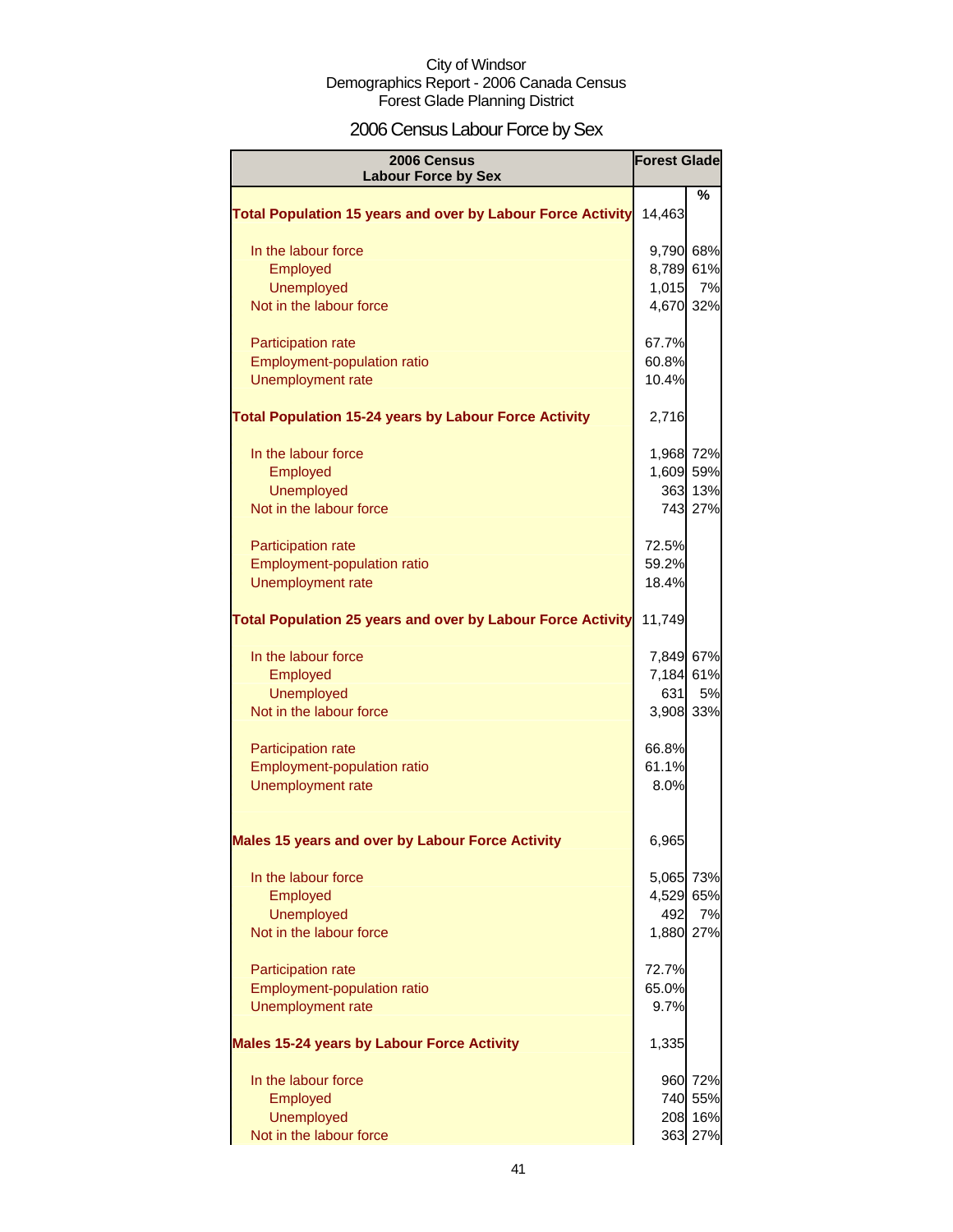City of Windsor
Demographics Report - 2006 Canada Census
Forest Glade Planning District

# 2006 Census Labour Force by Sex

| 2006 Census Labour Force by Sex | Forest Glade | |
|---|---|---|
| | | % |
| **Total Population 15 years and over by Labour Force Activity** | 14,463 | |
| In the labour force | 9,790 | 68% |
| Employed | 8,789 | 61% |
| Unemployed | 1,015 | 7% |
| Not in the labour force | 4,670 | 32% |
| Participation rate | 67.7% | |
| Employment-population ratio | 60.8% | |
| Unemployment rate | 10.4% | |
| **Total Population 15-24 years by Labour Force Activity** | 2,716 | |
| In the labour force | 1,968 | 72% |
| Employed | 1,609 | 59% |
| Unemployed | 363 | 13% |
| Not in the labour force | 743 | 27% |
| Participation rate | 72.5% | |
| Employment-population ratio | 59.2% | |
| Unemployment rate | 18.4% | |
| **Total Population 25 years and over by Labour Force Activity** | 11,749 | |
| In the labour force | 7,849 | 67% |
| Employed | 7,184 | 61% |
| Unemployed | 631 | 5% |
| Not in the labour force | 3,908 | 33% |
| Participation rate | 66.8% | |
| Employment-population ratio | 61.1% | |
| Unemployment rate | 8.0% | |
| **Males 15 years and over by Labour Force Activity** | 6,965 | |
| In the labour force | 5,065 | 73% |
| Employed | 4,529 | 65% |
| Unemployed | 492 | 7% |
| Not in the labour force | 1,880 | 27% |
| Participation rate | 72.7% | |
| Employment-population ratio | 65.0% | |
| Unemployment rate | 9.7% | |
| **Males 15-24 years by Labour Force Activity** | 1,335 | |
| In the labour force | 960 | 72% |
| Employed | 740 | 55% |
| Unemployed | 208 | 16% |
| Not in the labour force | 363 | 27% |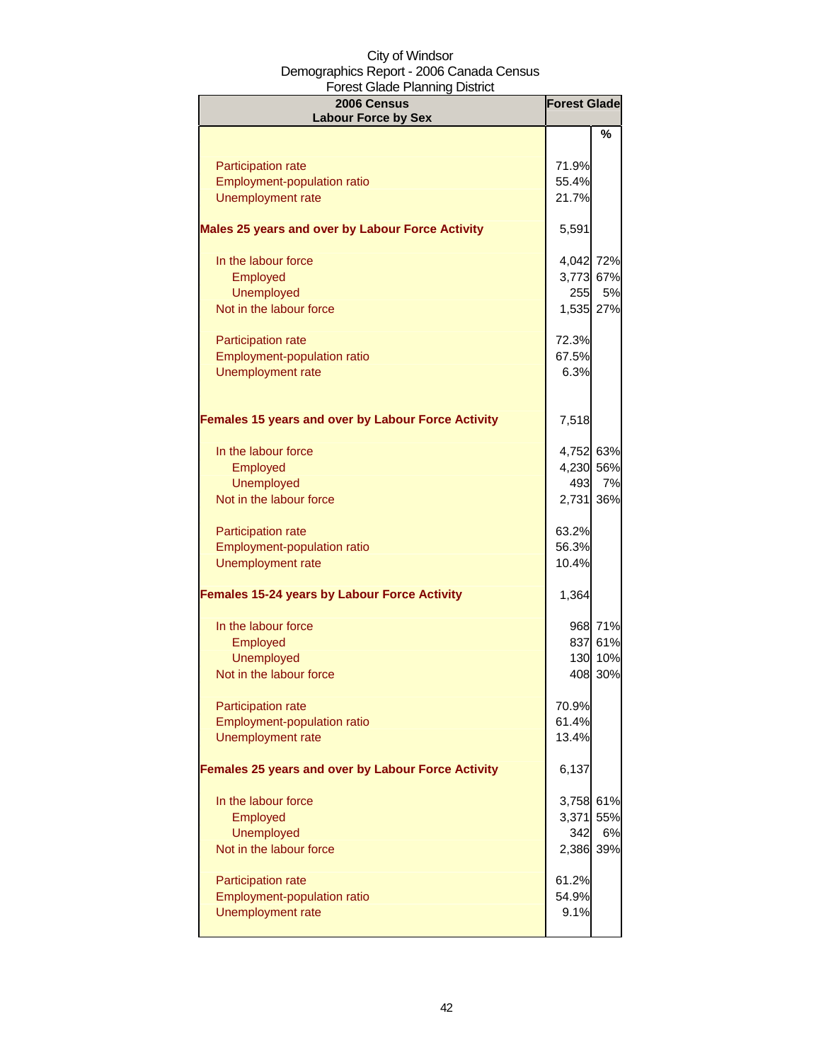City of Windsor
Demographics Report - 2006 Canada Census
Forest Glade Planning District

| 2006 Census<br>Labour Force by Sex | Forest Glade | |
|---|---|---|
| | | % |
| Participation rate | 71.9% | |
| Employment-population ratio | 55.4% | |
| Unemployment rate | 21.7% | |
| **Males 25 years and over by Labour Force Activity** | 5,591 | |
| In the labour force | 4,042 | 72% |
| Employed | 3,773 | 67% |
| Unemployed | 255 | 5% |
| Not in the labour force | 1,535 | 27% |
| Participation rate | 72.3% | |
| Employment-population ratio | 67.5% | |
| Unemployment rate | 6.3% | |
| **Females 15 years and over by Labour Force Activity** | 7,518 | |
| In the labour force | 4,752 | 63% |
| Employed | 4,230 | 56% |
| Unemployed | 493 | 7% |
| Not in the labour force | 2,731 | 36% |
| Participation rate | 63.2% | |
| Employment-population ratio | 56.3% | |
| Unemployment rate | 10.4% | |
| **Females 15-24 years by Labour Force Activity** | 1,364 | |
| In the labour force | 968 | 71% |
| Employed | 837 | 61% |
| Unemployed | 130 | 10% |
| Not in the labour force | 408 | 30% |
| Participation rate | 70.9% | |
| Employment-population ratio | 61.4% | |
| Unemployment rate | 13.4% | |
| **Females 25 years and over by Labour Force Activity** | 6,137 | |
| In the labour force | 3,758 | 61% |
| Employed | 3,371 | 55% |
| Unemployed | 342 | 6% |
| Not in the labour force | 2,386 | 39% |
| Participation rate | 61.2% | |
| Employment-population ratio | 54.9% | |
| Unemployment rate | 9.1% | |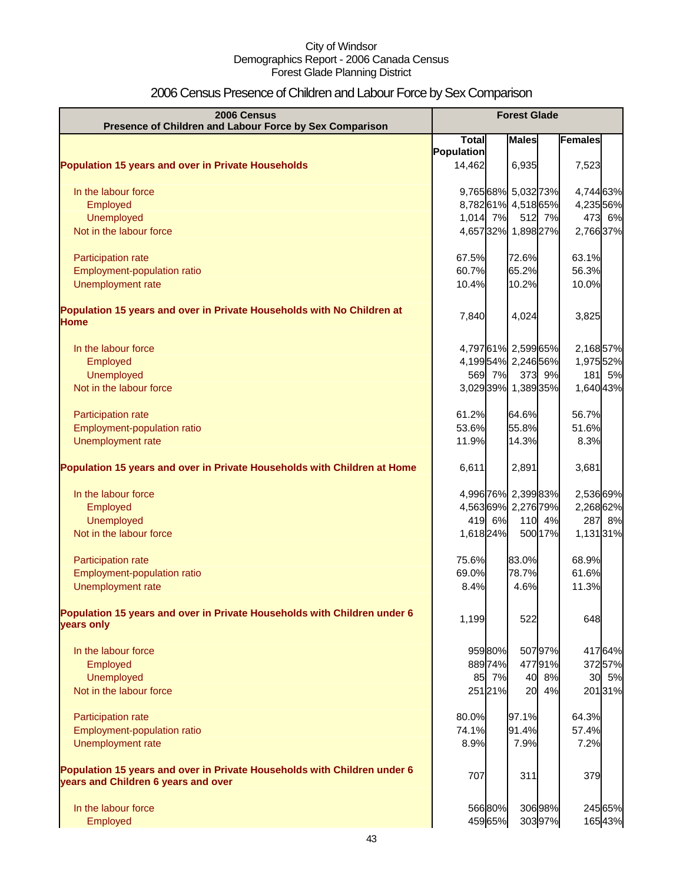City of Windsor
Demographics Report - 2006 Canada Census
Forest Glade Planning District

# 2006 Census Presence of Children and Labour Force by Sex Comparison

| 2006 Census<br>Presence of Children and Labour Force by Sex Comparison | Forest Glade | | | | | |
|---|---|---|---|---|---|---|
| | Total Population | | Males | | Females | |
| **Population 15 years and over in Private Households** | 14,462 | | 6,935 | | 7,523 | |
| In the labour force | 9,765 | 68% | 5,032 | 73% | 4,744 | 63% |
| Employed | 8,782 | 61% | 4,518 | 65% | 4,235 | 56% |
| Unemployed | 1,014 | 7% | 512 | 7% | 473 | 6% |
| Not in the labour force | 4,657 | 32% | 1,898 | 27% | 2,766 | 37% |
| Participation rate | 67.5% | | 72.6% | | 63.1% | |
| Employment-population ratio | 60.7% | | 65.2% | | 56.3% | |
| Unemployment rate | 10.4% | | 10.2% | | 10.0% | |
| **Population 15 years and over in Private Households with No Children at Home** | 7,840 | | 4,024 | | 3,825 | |
| In the labour force | 4,797 | 61% | 2,599 | 65% | 2,168 | 57% |
| Employed | 4,199 | 54% | 2,246 | 56% | 1,975 | 52% |
| Unemployed | 569 | 7% | 373 | 9% | 181 | 5% |
| Not in the labour force | 3,029 | 39% | 1,389 | 35% | 1,640 | 43% |
| Participation rate | 61.2% | | 64.6% | | 56.7% | |
| Employment-population ratio | 53.6% | | 55.8% | | 51.6% | |
| Unemployment rate | 11.9% | | 14.3% | | 8.3% | |
| **Population 15 years and over in Private Households with Children at Home** | 6,611 | | 2,891 | | 3,681 | |
| In the labour force | 4,996 | 76% | 2,399 | 83% | 2,536 | 69% |
| Employed | 4,563 | 69% | 2,276 | 79% | 2,268 | 62% |
| Unemployed | 419 | 6% | 110 | 4% | 287 | 8% |
| Not in the labour force | 1,618 | 24% | 500 | 17% | 1,131 | 31% |
| Participation rate | 75.6% | | 83.0% | | 68.9% | |
| Employment-population ratio | 69.0% | | 78.7% | | 61.6% | |
| Unemployment rate | 8.4% | | 4.6% | | 11.3% | |
| **Population 15 years and over in Private Households with Children under 6 years only** | 1,199 | | 522 | | 648 | |
| In the labour force | 959 | 80% | 507 | 97% | 417 | 64% |
| Employed | 889 | 74% | 477 | 91% | 372 | 57% |
| Unemployed | 85 | 7% | 40 | 8% | 30 | 5% |
| Not in the labour force | 251 | 21% | 20 | 4% | 201 | 31% |
| Participation rate | 80.0% | | 97.1% | | 64.3% | |
| Employment-population ratio | 74.1% | | 91.4% | | 57.4% | |
| Unemployment rate | 8.9% | | 7.9% | | 7.2% | |
| **Population 15 years and over in Private Households with Children under 6 years and Children 6 years and over** | 707 | | 311 | | 379 | |
| In the labour force | 566 | 80% | 306 | 98% | 245 | 65% |
| Employed | 459 | 65% | 303 | 97% | 165 | 43% |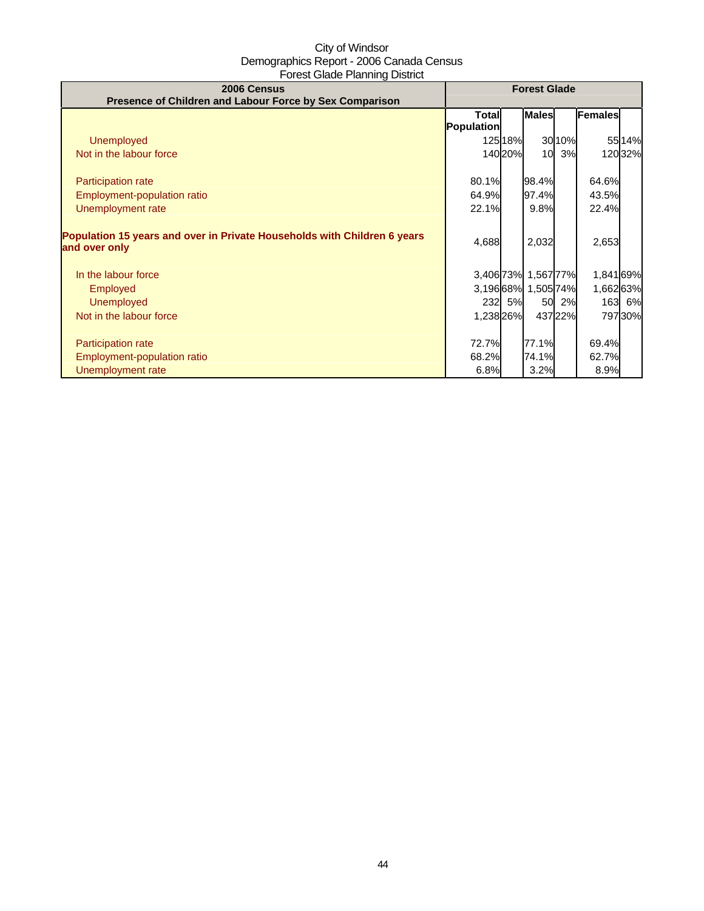City of Windsor
Demographics Report - 2006 Canada Census
Forest Glade Planning District

| 2006 Census<br>Presence of Children and Labour Force by Sex Comparison | Forest Glade | | | | | |
|---|---|---|---|---|---|---|
| | Total Population | | Males | | Females | |
| Unemployed | 125 | 18% | 30 | 10% | 55 | 14% |
| Not in the labour force | 140 | 20% | 10 | 3% | 120 | 32% |
| | | | | | | |
| Participation rate | 80.1% | | 98.4% | | 64.6% | |
| Employment-population ratio | 64.9% | | 97.4% | | 43.5% | |
| Unemployment rate | 22.1% | | 9.8% | | 22.4% | |
| | | | | | | |
| **Population 15 years and over in Private Households with Children 6 years and over only** | 4,688 | | 2,032 | | 2,653 | |
| | | | | | | |
| In the labour force | 3,406 | 73% | 1,567 | 77% | 1,841 | 69% |
| Employed | 3,196 | 68% | 1,505 | 74% | 1,662 | 63% |
| Unemployed | 232 | 5% | 50 | 2% | 163 | 6% |
| Not in the labour force | 1,238 | 26% | 437 | 22% | 797 | 30% |
| | | | | | | |
| Participation rate | 72.7% | | 77.1% | | 69.4% | |
| Employment-population ratio | 68.2% | | 74.1% | | 62.7% | |
| Unemployment rate | 6.8% | | 3.2% | | 8.9% | |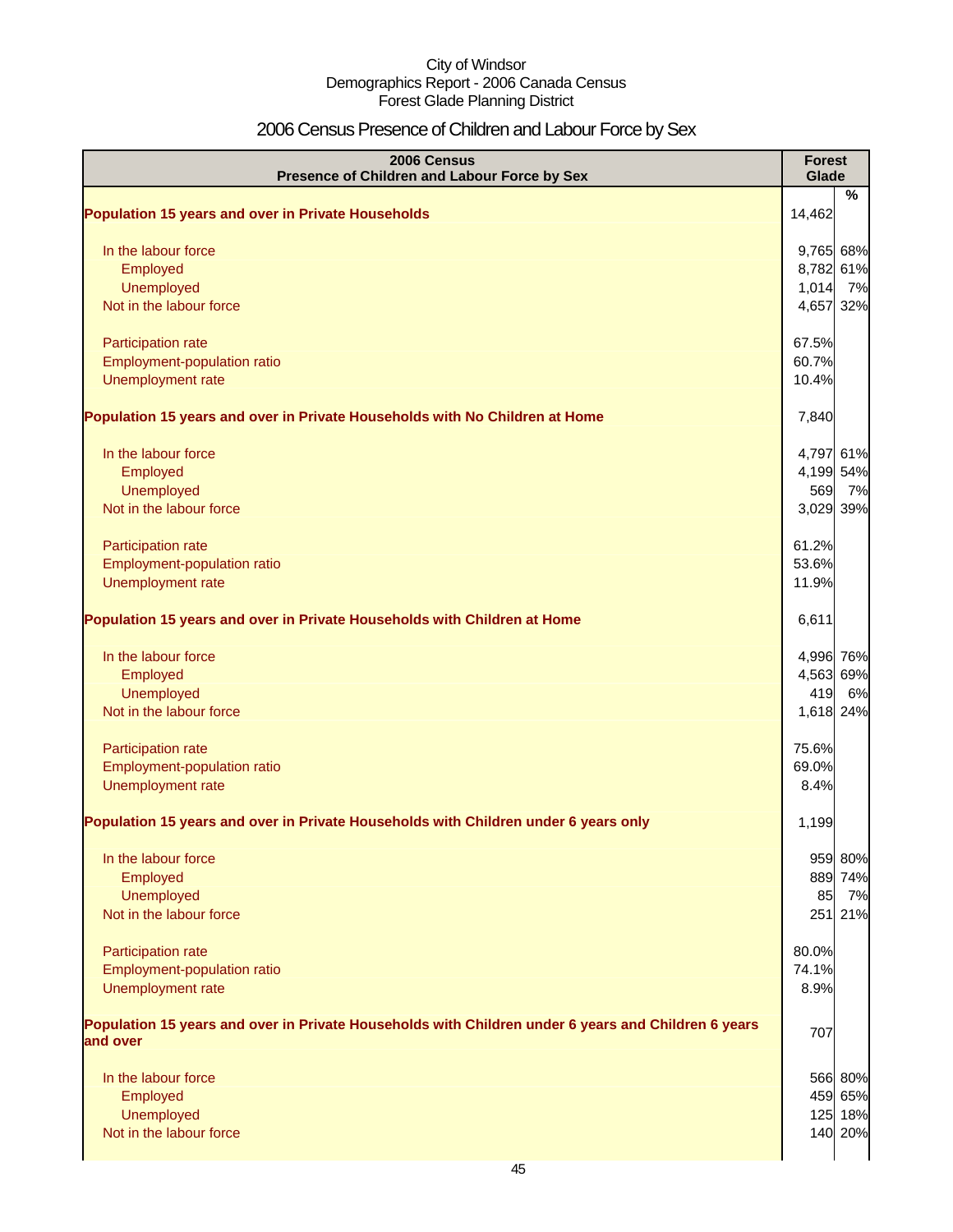City of Windsor
Demographics Report - 2006 Canada Census
Forest Glade Planning District

# 2006 Census Presence of Children and Labour Force by Sex

| 2006 Census<br>Presence of Children and Labour Force by Sex | Forest Glade | % |
|---|---|---|
| **Population 15 years and over in Private Households** | 14,462 | |
| In the labour force | 9,765 | 68% |
| Employed | 8,782 | 61% |
| Unemployed | 1,014 | 7% |
| Not in the labour force | 4,657 | 32% |
| Participation rate | 67.5% | |
| Employment-population ratio | 60.7% | |
| Unemployment rate | 10.4% | |
| **Population 15 years and over in Private Households with No Children at Home** | 7,840 | |
| In the labour force | 4,797 | 61% |
| Employed | 4,199 | 54% |
| Unemployed | 569 | 7% |
| Not in the labour force | 3,029 | 39% |
| Participation rate | 61.2% | |
| Employment-population ratio | 53.6% | |
| Unemployment rate | 11.9% | |
| **Population 15 years and over in Private Households with Children at Home** | 6,611 | |
| In the labour force | 4,996 | 76% |
| Employed | 4,563 | 69% |
| Unemployed | 419 | 6% |
| Not in the labour force | 1,618 | 24% |
| Participation rate | 75.6% | |
| Employment-population ratio | 69.0% | |
| Unemployment rate | 8.4% | |
| **Population 15 years and over in Private Households with Children under 6 years only** | 1,199 | |
| In the labour force | 959 | 80% |
| Employed | 889 | 74% |
| Unemployed | 85 | 7% |
| Not in the labour force | 251 | 21% |
| Participation rate | 80.0% | |
| Employment-population ratio | 74.1% | |
| Unemployment rate | 8.9% | |
| **Population 15 years and over in Private Households with Children under 6 years and Children 6 years and over** | 707 | |
| In the labour force | 566 | 80% |
| Employed | 459 | 65% |
| Unemployed | 125 | 18% |
| Not in the labour force | 140 | 20% |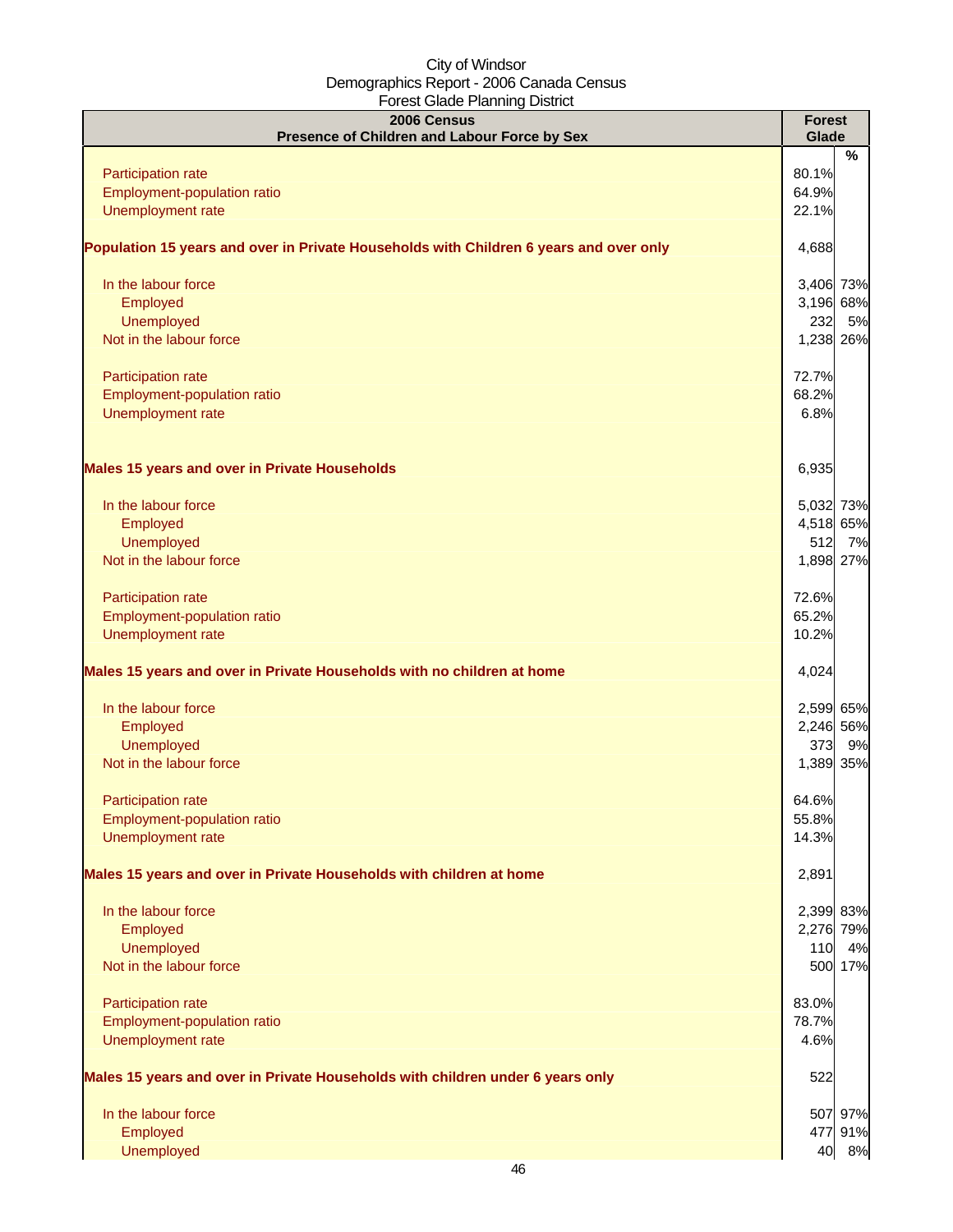City of Windsor
Demographics Report - 2006 Canada Census
Forest Glade Planning District

| 2006 Census<br>Presence of Children and Labour Force by Sex | Forest Glade | % |
|---|---|---|
| Participation rate | 80.1% | |
| Employment-population ratio | 64.9% | |
| Unemployment rate | 22.1% | |
| **Population 15 years and over in Private Households with Children 6 years and over only** | 4,688 | |
| In the labour force | 3,406 | 73% |
| Employed | 3,196 | 68% |
| Unemployed | 232 | 5% |
| Not in the labour force | 1,238 | 26% |
| Participation rate | 72.7% | |
| Employment-population ratio | 68.2% | |
| Unemployment rate | 6.8% | |
| **Males 15 years and over in Private Households** | 6,935 | |
| In the labour force | 5,032 | 73% |
| Employed | 4,518 | 65% |
| Unemployed | 512 | 7% |
| Not in the labour force | 1,898 | 27% |
| Participation rate | 72.6% | |
| Employment-population ratio | 65.2% | |
| Unemployment rate | 10.2% | |
| **Males 15 years and over in Private Households with no children at home** | 4,024 | |
| In the labour force | 2,599 | 65% |
| Employed | 2,246 | 56% |
| Unemployed | 373 | 9% |
| Not in the labour force | 1,389 | 35% |
| Participation rate | 64.6% | |
| Employment-population ratio | 55.8% | |
| Unemployment rate | 14.3% | |
| **Males 15 years and over in Private Households with children at home** | 2,891 | |
| In the labour force | 2,399 | 83% |
| Employed | 2,276 | 79% |
| Unemployed | 110 | 4% |
| Not in the labour force | 500 | 17% |
| Participation rate | 83.0% | |
| Employment-population ratio | 78.7% | |
| Unemployment rate | 4.6% | |
| **Males 15 years and over in Private Households with children under 6 years only** | 522 | |
| In the labour force | 507 | 97% |
| Employed | 477 | 91% |
| Unemployed | 40 | 8% |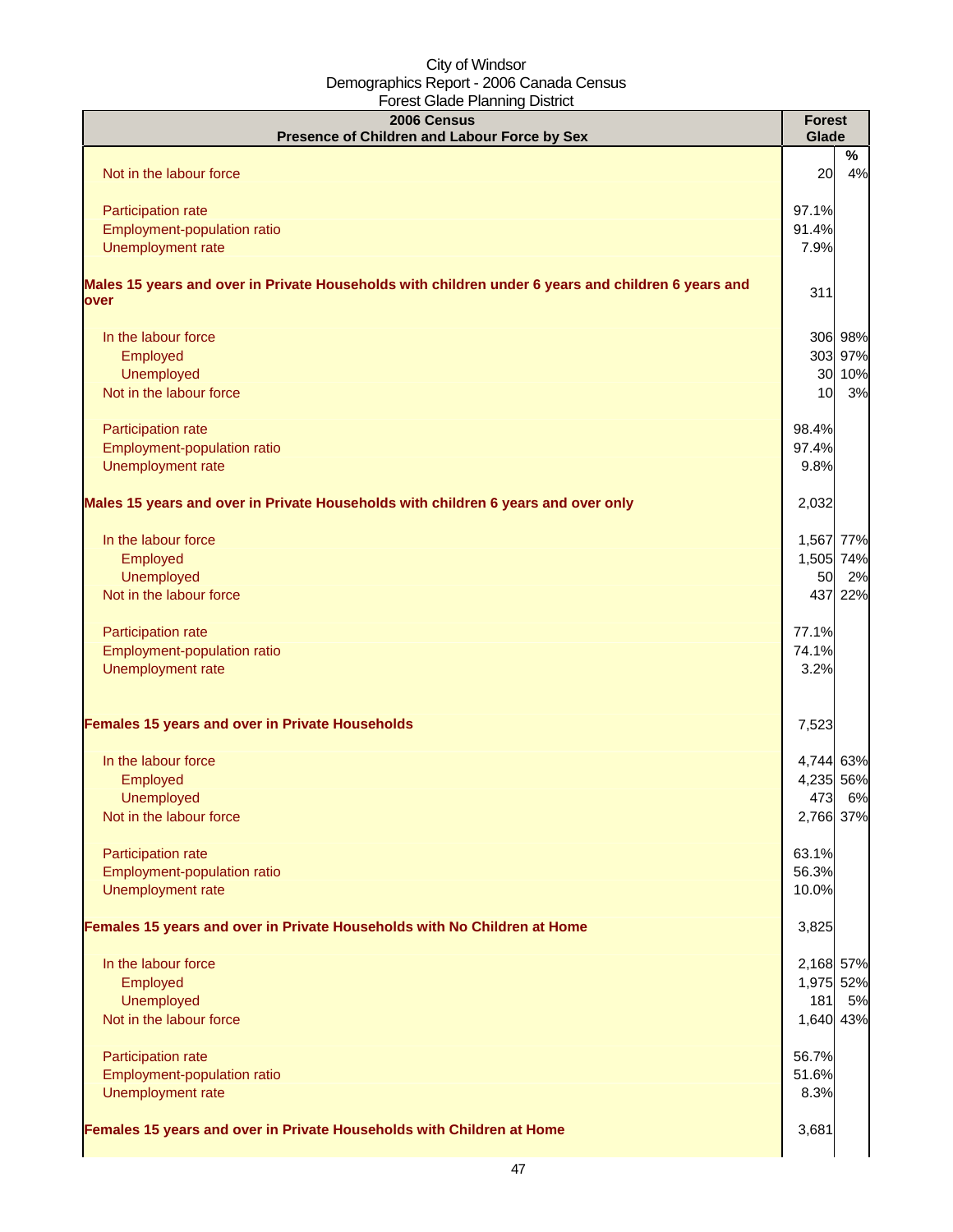City of Windsor
Demographics Report - 2006 Canada Census
Forest Glade Planning District

| 2006 Census<br>Presence of Children and Labour Force by Sex | Forest Glade | % |
|---|---|---|
| Not in the labour force | 20 | 4% |
| Participation rate | 97.1% | |
| Employment-population ratio | 91.4% | |
| Unemployment rate | 7.9% | |
| **Males 15 years and over in Private Households with children under 6 years and children 6 years and over** | 311 | |
| In the labour force | 306 | 98% |
| Employed | 303 | 97% |
| Unemployed | 30 | 10% |
| Not in the labour force | 10 | 3% |
| Participation rate | 98.4% | |
| Employment-population ratio | 97.4% | |
| Unemployment rate | 9.8% | |
| **Males 15 years and over in Private Households with children 6 years and over only** | 2,032 | |
| In the labour force | 1,567 | 77% |
| Employed | 1,505 | 74% |
| Unemployed | 50 | 2% |
| Not in the labour force | 437 | 22% |
| Participation rate | 77.1% | |
| Employment-population ratio | 74.1% | |
| Unemployment rate | 3.2% | |
| **Females 15 years and over in Private Households** | 7,523 | |
| In the labour force | 4,744 | 63% |
| Employed | 4,235 | 56% |
| Unemployed | 473 | 6% |
| Not in the labour force | 2,766 | 37% |
| Participation rate | 63.1% | |
| Employment-population ratio | 56.3% | |
| Unemployment rate | 10.0% | |
| **Females 15 years and over in Private Households with No Children at Home** | 3,825 | |
| In the labour force | 2,168 | 57% |
| Employed | 1,975 | 52% |
| Unemployed | 181 | 5% |
| Not in the labour force | 1,640 | 43% |
| Participation rate | 56.7% | |
| Employment-population ratio | 51.6% | |
| Unemployment rate | 8.3% | |
| **Females 15 years and over in Private Households with Children at Home** | 3,681 | |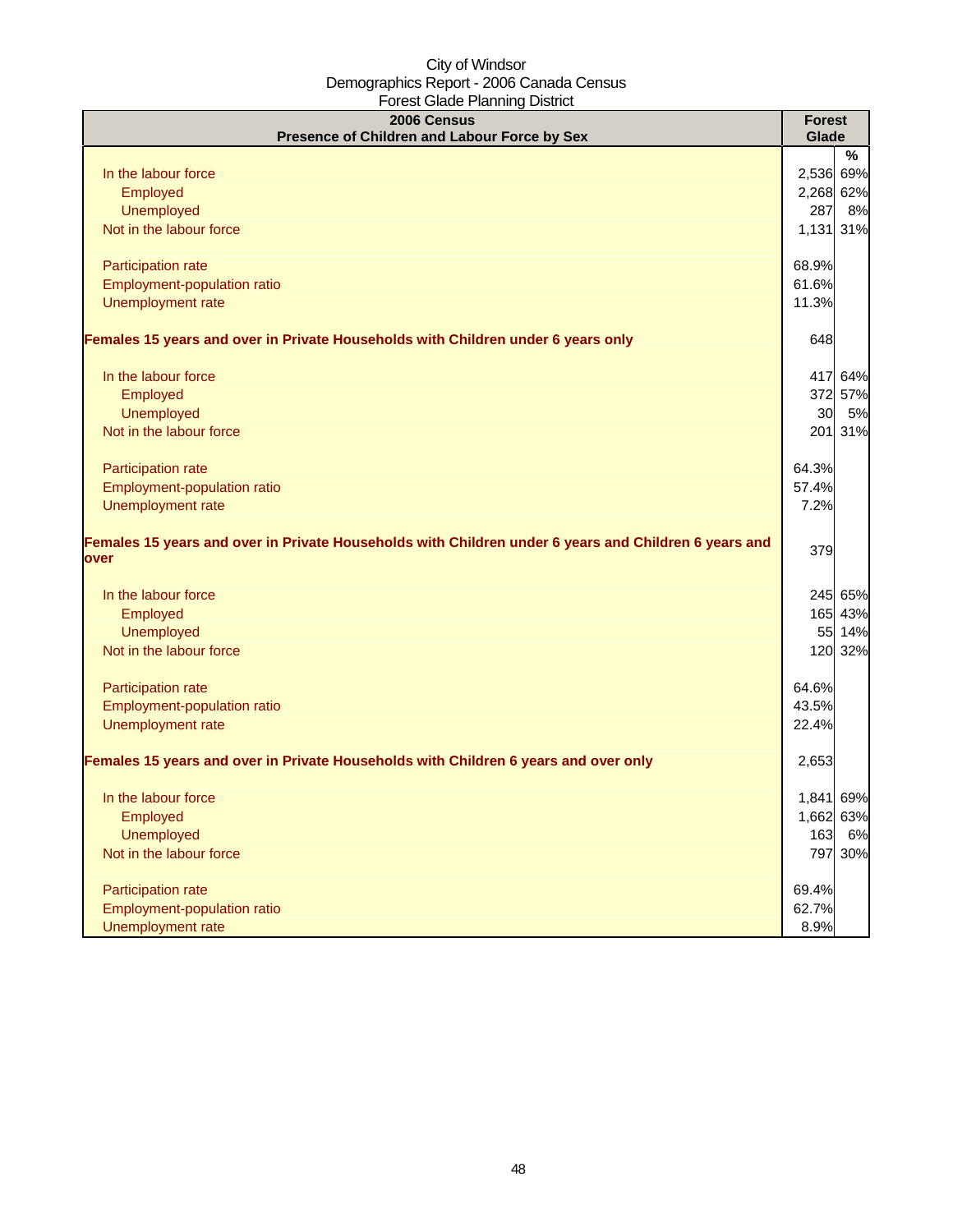City of Windsor
Demographics Report - 2006 Canada Census
Forest Glade Planning District

| 2006 Census<br>Presence of Children and Labour Force by Sex | Forest Glade | |
|---|---|---|
| | | % |
| In the labour force | 2,536 | 69% |
| Employed | 2,268 | 62% |
| Unemployed | 287 | 8% |
| Not in the labour force | 1,131 | 31% |
| | | |
| Participation rate | 68.9% | |
| Employment-population ratio | 61.6% | |
| Unemployment rate | 11.3% | |
| | | |
| **Females 15 years and over in Private Households with Children under 6 years only** | 648 | |
| | | |
| In the labour force | 417 | 64% |
| Employed | 372 | 57% |
| Unemployed | 30 | 5% |
| Not in the labour force | 201 | 31% |
| | | |
| Participation rate | 64.3% | |
| Employment-population ratio | 57.4% | |
| Unemployment rate | 7.2% | |
| | | |
| **Females 15 years and over in Private Households with Children under 6 years and Children 6 years and over** | 379 | |
| | | |
| In the labour force | 245 | 65% |
| Employed | 165 | 43% |
| Unemployed | 55 | 14% |
| Not in the labour force | 120 | 32% |
| | | |
| Participation rate | 64.6% | |
| Employment-population ratio | 43.5% | |
| Unemployment rate | 22.4% | |
| | | |
| **Females 15 years and over in Private Households with Children 6 years and over only** | 2,653 | |
| | | |
| In the labour force | 1,841 | 69% |
| Employed | 1,662 | 63% |
| Unemployed | 163 | 6% |
| Not in the labour force | 797 | 30% |
| | | |
| Participation rate | 69.4% | |
| Employment-population ratio | 62.7% | |
| Unemployment rate | 8.9% | |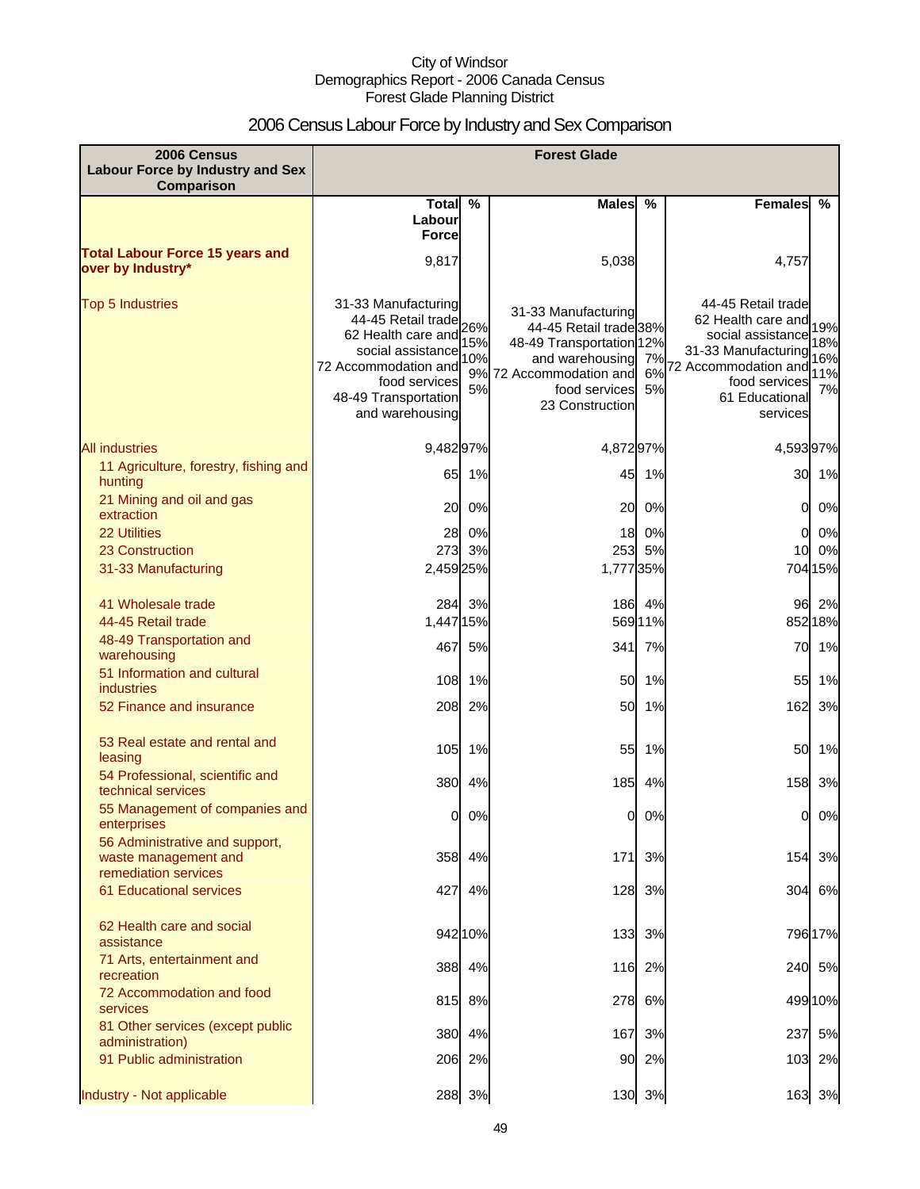City of Windsor
Demographics Report - 2006 Canada Census
Forest Glade Planning District

# 2006 Census Labour Force by Industry and Sex Comparison

| 2006 Census Labour Force by Industry and Sex Comparison | Forest Glade | | | | | |
|---|---|---|---|---|---|---|
| | Total Labour Force | % | Males | % | Females | % |
| **Total Labour Force 15 years and over by Industry*** | 9,817 | | 5,038 | | 4,757 | |
| Top 5 Industries | 31-33 Manufacturing<br>44-45 Retail trade<br>62 Health care and social assistance<br>72 Accommodation and food services<br>48-49 Transportation and warehousing | 26%<br>15%<br>10%<br>9%<br>5% | 31-33 Manufacturing<br>44-45 Retail trade<br>48-49 Transportation and warehousing<br>72 Accommodation and food services<br>23 Construction | 38%<br>12%<br>7%<br>6%<br>5% | 44-45 Retail trade<br>62 Health care and social assistance<br>31-33 Manufacturing<br>72 Accommodation and food services<br>61 Educational services | 19%<br>18%<br>16%<br>11%<br>7% |
| All industries | 9,482 | 97% | 4,872 | 97% | 4,593 | 97% |
| 11 Agriculture, forestry, fishing and hunting | 65 | 1% | 45 | 1% | 30 | 1% |
| 21 Mining and oil and gas extraction | 20 | 0% | 20 | 0% | 0 | 0% |
| 22 Utilities | 28 | 0% | 18 | 0% | 0 | 0% |
| 23 Construction | 273 | 3% | 253 | 5% | 10 | 0% |
| 31-33 Manufacturing | 2,459 | 25% | 1,777 | 35% | 704 | 15% |
| 41 Wholesale trade | 284 | 3% | 186 | 4% | 96 | 2% |
| 44-45 Retail trade | 1,447 | 15% | 569 | 11% | 852 | 18% |
| 48-49 Transportation and warehousing | 467 | 5% | 341 | 7% | 70 | 1% |
| 51 Information and cultural industries | 108 | 1% | 50 | 1% | 55 | 1% |
| 52 Finance and insurance | 208 | 2% | 50 | 1% | 162 | 3% |
| 53 Real estate and rental and leasing | 105 | 1% | 55 | 1% | 50 | 1% |
| 54 Professional, scientific and technical services | 380 | 4% | 185 | 4% | 158 | 3% |
| 55 Management of companies and enterprises | 0 | 0% | 0 | 0% | 0 | 0% |
| 56 Administrative and support, waste management and remediation services | 358 | 4% | 171 | 3% | 154 | 3% |
| 61 Educational services | 427 | 4% | 128 | 3% | 304 | 6% |
| 62 Health care and social assistance | 942 | 10% | 133 | 3% | 796 | 17% |
| 71 Arts, entertainment and recreation | 388 | 4% | 116 | 2% | 240 | 5% |
| 72 Accommodation and food services | 815 | 8% | 278 | 6% | 499 | 10% |
| 81 Other services (except public administration) | 380 | 4% | 167 | 3% | 237 | 5% |
| 91 Public administration | 206 | 2% | 90 | 2% | 103 | 2% |
| Industry - Not applicable | 288 | 3% | 130 | 3% | 163 | 3% |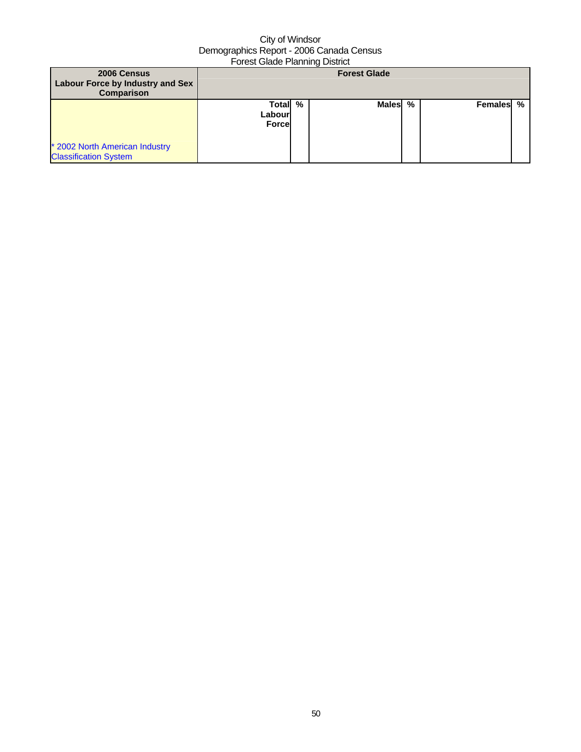City of Windsor
Demographics Report - 2006 Canada Census
Forest Glade Planning District

| 2006 Census Labour Force by Industry and Sex Comparison | Forest Glade | | | | | |
|---|---|---|---|---|---|---|
| * 2002 North American Industry Classification System | Total Labour Force | % | Males | % | Females | % |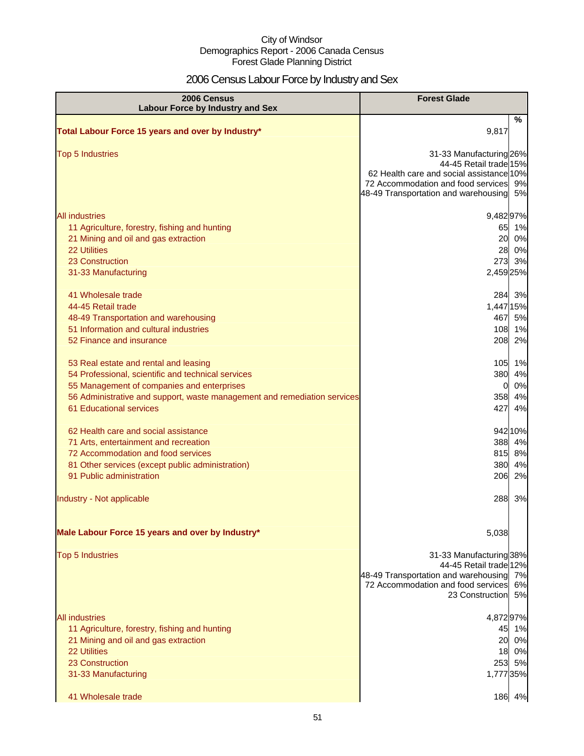City of Windsor
Demographics Report - 2006 Canada Census
Forest Glade Planning District

# 2006 Census Labour Force by Industry and Sex

| 2006 Census Labour Force by Industry and Sex | Forest Glade | |
|---|---|---|
| | | % |
| **Total Labour Force 15 years and over by Industry*** | 9,817 | |
| Top 5 Industries | 31-33 Manufacturing | 26% |
| | 44-45 Retail trade | 15% |
| | 62 Health care and social assistance | 10% |
| | 72 Accommodation and food services | 9% |
| | 48-49 Transportation and warehousing | 5% |
| All industries | 9,482 | 97% |
| 11 Agriculture, forestry, fishing and hunting | 65 | 1% |
| 21 Mining and oil and gas extraction | 20 | 0% |
| 22 Utilities | 28 | 0% |
| 23 Construction | 273 | 3% |
| 31-33 Manufacturing | 2,459 | 25% |
| 41 Wholesale trade | 284 | 3% |
| 44-45 Retail trade | 1,447 | 15% |
| 48-49 Transportation and warehousing | 467 | 5% |
| 51 Information and cultural industries | 108 | 1% |
| 52 Finance and insurance | 208 | 2% |
| 53 Real estate and rental and leasing | 105 | 1% |
| 54 Professional, scientific and technical services | 380 | 4% |
| 55 Management of companies and enterprises | 0 | 0% |
| 56 Administrative and support, waste management and remediation services | 358 | 4% |
| 61 Educational services | 427 | 4% |
| 62 Health care and social assistance | 942 | 10% |
| 71 Arts, entertainment and recreation | 388 | 4% |
| 72 Accommodation and food services | 815 | 8% |
| 81 Other services (except public administration) | 380 | 4% |
| 91 Public administration | 206 | 2% |
| Industry - Not applicable | 288 | 3% |
| **Male Labour Force 15 years and over by Industry*** | 5,038 | |
| Top 5 Industries | 31-33 Manufacturing | 38% |
| | 44-45 Retail trade | 12% |
| | 48-49 Transportation and warehousing | 7% |
| | 72 Accommodation and food services | 6% |
| | 23 Construction | 5% |
| All industries | 4,872 | 97% |
| 11 Agriculture, forestry, fishing and hunting | 45 | 1% |
| 21 Mining and oil and gas extraction | 20 | 0% |
| 22 Utilities | 18 | 0% |
| 23 Construction | 253 | 5% |
| 31-33 Manufacturing | 1,777 | 35% |
| 41 Wholesale trade | 186 | 4% |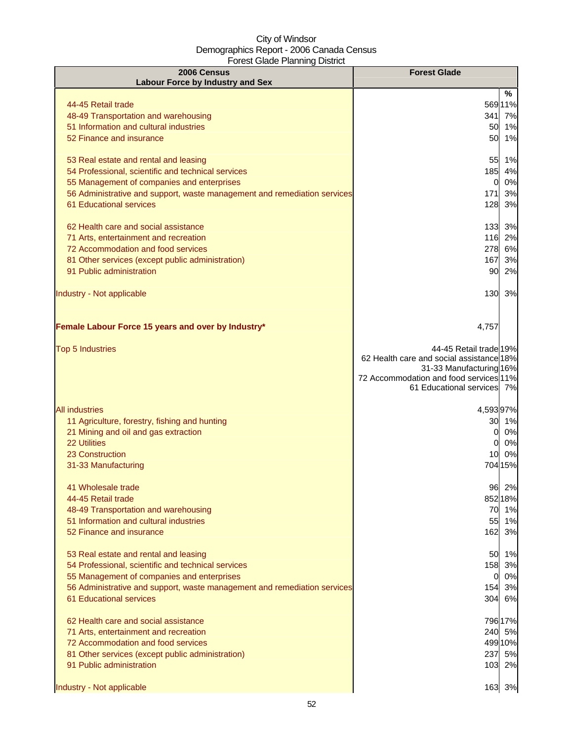City of Windsor
Demographics Report - 2006 Canada Census
Forest Glade Planning District

| 2006 Census<br>Labour Force by Industry and Sex | Forest Glade | |
|---|---|---|
| | | % |
| 44-45 Retail trade | 569 | 11% |
| 48-49 Transportation and warehousing | 341 | 7% |
| 51 Information and cultural industries | 50 | 1% |
| 52 Finance and insurance | 50 | 1% |
| 53 Real estate and rental and leasing | 55 | 1% |
| 54 Professional, scientific and technical services | 185 | 4% |
| 55 Management of companies and enterprises | 0 | 0% |
| 56 Administrative and support, waste management and remediation services | 171 | 3% |
| 61 Educational services | 128 | 3% |
| 62 Health care and social assistance | 133 | 3% |
| 71 Arts, entertainment and recreation | 116 | 2% |
| 72 Accommodation and food services | 278 | 6% |
| 81 Other services (except public administration) | 167 | 3% |
| 91 Public administration | 90 | 2% |
| Industry - Not applicable | 130 | 3% |
| **Female Labour Force 15 years and over by Industry*** | 4,757 | |
| Top 5 Industries | 44-45 Retail trade | 19% |
| | 62 Health care and social assistance | 18% |
| | 31-33 Manufacturing | 16% |
| | 72 Accommodation and food services | 11% |
| | 61 Educational services | 7% |
| All industries | 4,593 | 97% |
| 11 Agriculture, forestry, fishing and hunting | 30 | 1% |
| 21 Mining and oil and gas extraction | 0 | 0% |
| 22 Utilities | 0 | 0% |
| 23 Construction | 10 | 0% |
| 31-33 Manufacturing | 704 | 15% |
| 41 Wholesale trade | 96 | 2% |
| 44-45 Retail trade | 852 | 18% |
| 48-49 Transportation and warehousing | 70 | 1% |
| 51 Information and cultural industries | 55 | 1% |
| 52 Finance and insurance | 162 | 3% |
| 53 Real estate and rental and leasing | 50 | 1% |
| 54 Professional, scientific and technical services | 158 | 3% |
| 55 Management of companies and enterprises | 0 | 0% |
| 56 Administrative and support, waste management and remediation services | 154 | 3% |
| 61 Educational services | 304 | 6% |
| 62 Health care and social assistance | 796 | 17% |
| 71 Arts, entertainment and recreation | 240 | 5% |
| 72 Accommodation and food services | 499 | 10% |
| 81 Other services (except public administration) | 237 | 5% |
| 91 Public administration | 103 | 2% |
| Industry - Not applicable | 163 | 3% |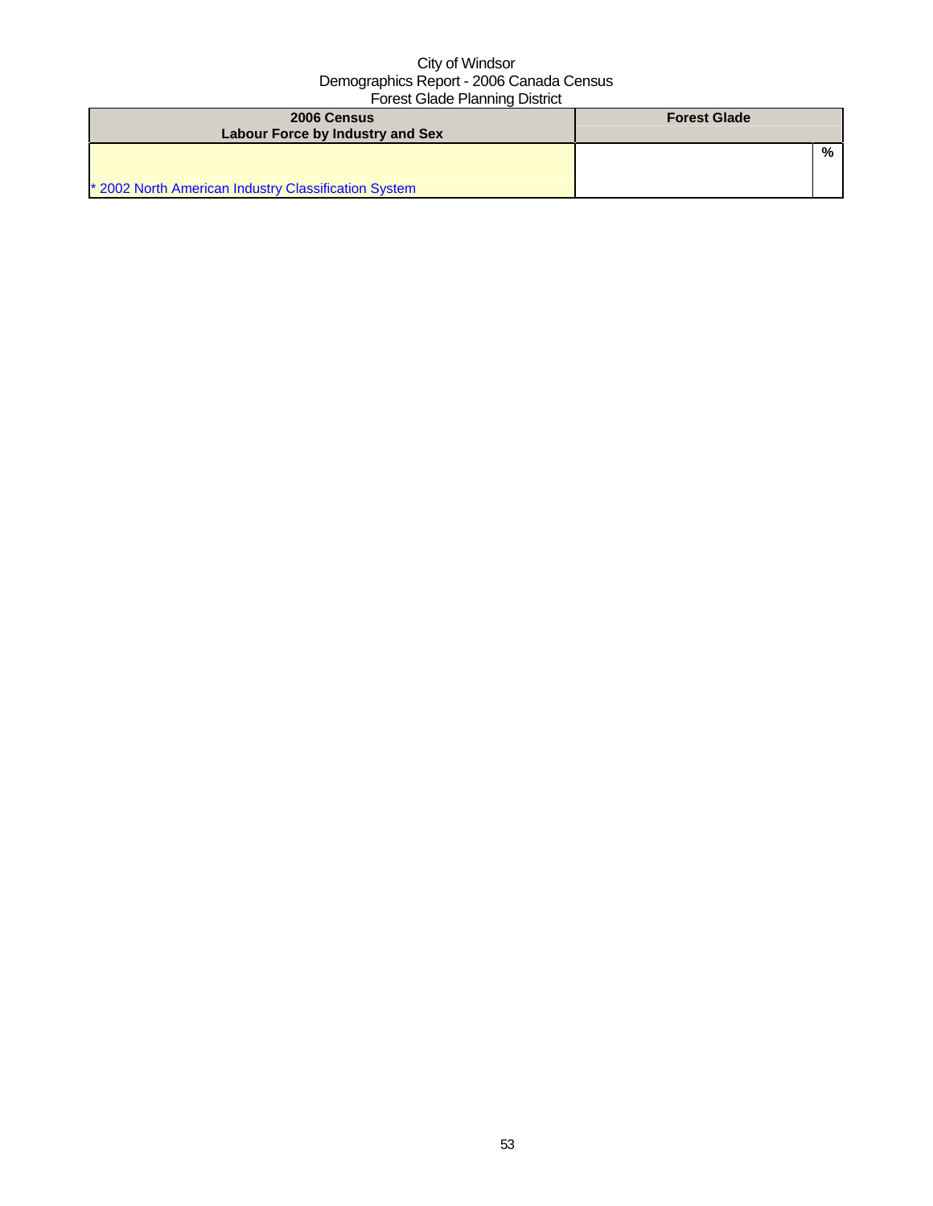City of Windsor
Demographics Report - 2006 Canada Census
Forest Glade Planning District

| 2006 Census<br>Labour Force by Industry and Sex | Forest Glade | |
|---|---|---|
| * 2002 North American Industry Classification System | | % |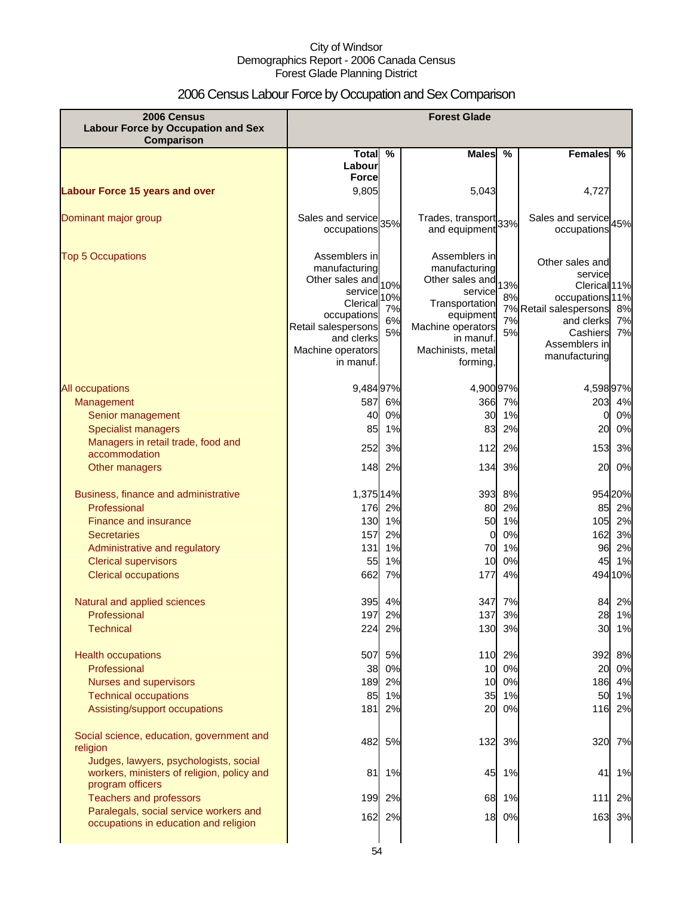City of Windsor
Demographics Report - 2006 Canada Census
Forest Glade Planning District

# 2006 Census Labour Force by Occupation and Sex Comparison

| 2006 Census Labour Force by Occupation and Sex Comparison | Forest Glade | | | | | |
|---|---|---|---|---|---|---|
| | Total Labour Force | % | Males | % | Females | % |
| **Labour Force 15 years and over** | 9,805 | | 5,043 | | 4,727 | |
| Dominant major group | Sales and service occupations | 35% | Trades, transport and equipment | 33% | Sales and service occupations | 45% |
| Top 5 Occupations | Assemblers in manufacturing<br>Other sales and service<br>Clerical occupations<br>Retail salespersons and clerks<br>Machine operators in manuf. | 10%<br>10%<br>7%<br>6%<br>5% | Assemblers in manufacturing<br>Other sales and service<br>Transportation equipment<br>Machine operators in manuf.<br>Machinists, metal forming, | 13%<br>8%<br>7%<br>7%<br>5% | Other sales and service<br>Clerical occupations<br>Retail salespersons and clerks<br>Cashiers<br>Assemblers in manufacturing | 11%<br>11%<br>8%<br>7%<br>7% |
| All occupations | 9,484 | 97% | 4,900 | 97% | 4,598 | 97% |
| Management | 587 | 6% | 366 | 7% | 203 | 4% |
| Senior management | 40 | 0% | 30 | 1% | 0 | 0% |
| Specialist managers | 85 | 1% | 83 | 2% | 20 | 0% |
| Managers in retail trade, food and accommodation | 252 | 3% | 112 | 2% | 153 | 3% |
| Other managers | 148 | 2% | 134 | 3% | 20 | 0% |
| Business, finance and administrative | 1,375 | 14% | 393 | 8% | 954 | 20% |
| Professional | 176 | 2% | 80 | 2% | 85 | 2% |
| Finance and insurance | 130 | 1% | 50 | 1% | 105 | 2% |
| Secretaries | 157 | 2% | 0 | 0% | 162 | 3% |
| Administrative and regulatory | 131 | 1% | 70 | 1% | 96 | 2% |
| Clerical supervisors | 55 | 1% | 10 | 0% | 45 | 1% |
| Clerical occupations | 662 | 7% | 177 | 4% | 494 | 10% |
| Natural and applied sciences | 395 | 4% | 347 | 7% | 84 | 2% |
| Professional | 197 | 2% | 137 | 3% | 28 | 1% |
| Technical | 224 | 2% | 130 | 3% | 30 | 1% |
| Health occupations | 507 | 5% | 110 | 2% | 392 | 8% |
| Professional | 38 | 0% | 10 | 0% | 20 | 0% |
| Nurses and supervisors | 189 | 2% | 10 | 0% | 186 | 4% |
| Technical occupations | 85 | 1% | 35 | 1% | 50 | 1% |
| Assisting/support occupations | 181 | 2% | 20 | 0% | 116 | 2% |
| Social science, education, government and religion | 482 | 5% | 132 | 3% | 320 | 7% |
| Judges, lawyers, psychologists, social workers, ministers of religion, policy and program officers | 81 | 1% | 45 | 1% | 41 | 1% |
| Teachers and professors | 199 | 2% | 68 | 1% | 111 | 2% |
| Paralegals, social service workers and occupations in education and religion | 162 | 2% | 18 | 0% | 163 | 3% |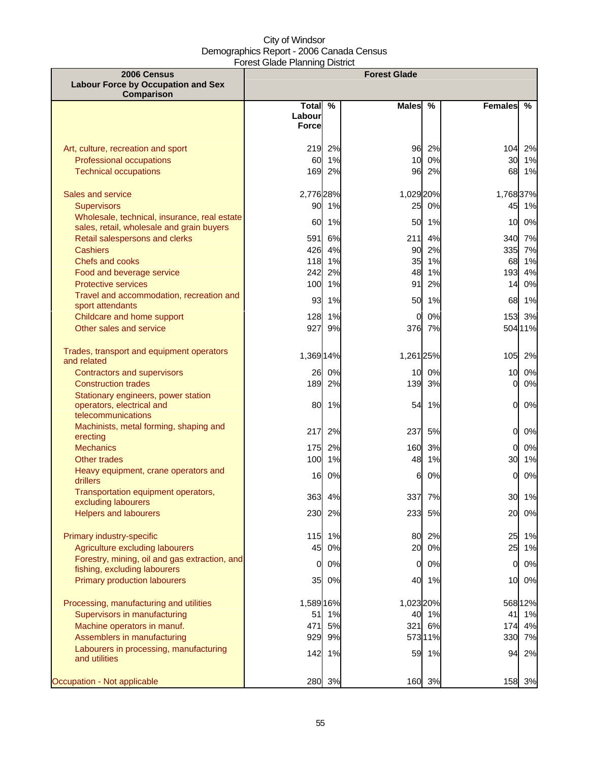City of Windsor
Demographics Report - 2006 Canada Census
Forest Glade Planning District

| 2006 Census Labour Force by Occupation and Sex Comparison | Forest Glade | | | | | |
|---|---|---|---|---|---|---|
| | Total Labour Force | % | Males | % | Females | % |
| Art, culture, recreation and sport | 219 | 2% | 96 | 2% | 104 | 2% |
| Professional occupations | 60 | 1% | 10 | 0% | 30 | 1% |
| Technical occupations | 169 | 2% | 96 | 2% | 68 | 1% |
| Sales and service | 2,776 | 28% | 1,029 | 20% | 1,768 | 37% |
| Supervisors | 90 | 1% | 25 | 0% | 45 | 1% |
| Wholesale, technical, insurance, real estate sales, retail, wholesale and grain buyers | 60 | 1% | 50 | 1% | 10 | 0% |
| Retail salespersons and clerks | 591 | 6% | 211 | 4% | 340 | 7% |
| Cashiers | 426 | 4% | 90 | 2% | 335 | 7% |
| Chefs and cooks | 118 | 1% | 35 | 1% | 68 | 1% |
| Food and beverage service | 242 | 2% | 48 | 1% | 193 | 4% |
| Protective services | 100 | 1% | 91 | 2% | 14 | 0% |
| Travel and accommodation, recreation and sport attendants | 93 | 1% | 50 | 1% | 68 | 1% |
| Childcare and home support | 128 | 1% | 0 | 0% | 153 | 3% |
| Other sales and service | 927 | 9% | 376 | 7% | 504 | 11% |
| Trades, transport and equipment operators and related | 1,369 | 14% | 1,261 | 25% | 105 | 2% |
| Contractors and supervisors | 26 | 0% | 10 | 0% | 10 | 0% |
| Construction trades | 189 | 2% | 139 | 3% | 0 | 0% |
| Stationary engineers, power station operators, electrical and telecommunications | 80 | 1% | 54 | 1% | 0 | 0% |
| Machinists, metal forming, shaping and erecting | 217 | 2% | 237 | 5% | 0 | 0% |
| Mechanics | 175 | 2% | 160 | 3% | 0 | 0% |
| Other trades | 100 | 1% | 48 | 1% | 30 | 1% |
| Heavy equipment, crane operators and drillers | 16 | 0% | 6 | 0% | 0 | 0% |
| Transportation equipment operators, excluding labourers | 363 | 4% | 337 | 7% | 30 | 1% |
| Helpers and labourers | 230 | 2% | 233 | 5% | 20 | 0% |
| Primary industry-specific | 115 | 1% | 80 | 2% | 25 | 1% |
| Agriculture excluding labourers | 45 | 0% | 20 | 0% | 25 | 1% |
| Forestry, mining, oil and gas extraction, and fishing, excluding labourers | 0 | 0% | 0 | 0% | 0 | 0% |
| Primary production labourers | 35 | 0% | 40 | 1% | 10 | 0% |
| Processing, manufacturing and utilities | 1,589 | 16% | 1,023 | 20% | 568 | 12% |
| Supervisors in manufacturing | 51 | 1% | 40 | 1% | 41 | 1% |
| Machine operators in manuf. | 471 | 5% | 321 | 6% | 174 | 4% |
| Assemblers in manufacturing | 929 | 9% | 573 | 11% | 330 | 7% |
| Labourers in processing, manufacturing and utilities | 142 | 1% | 59 | 1% | 94 | 2% |
| Occupation - Not applicable | 280 | 3% | 160 | 3% | 158 | 3% |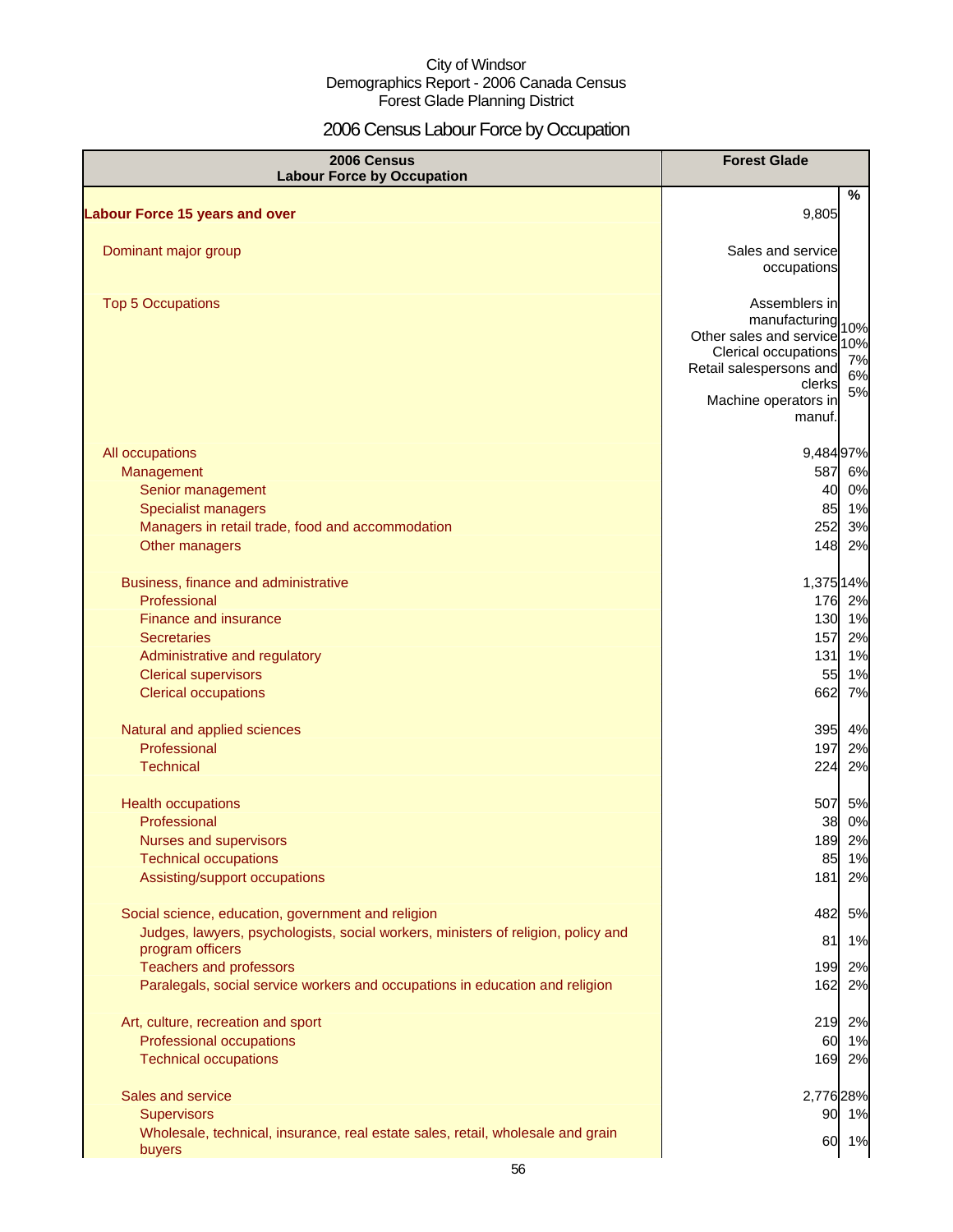City of Windsor
Demographics Report - 2006 Canada Census
Forest Glade Planning District

# 2006 Census Labour Force by Occupation

| 2006 Census Labour Force by Occupation | Forest Glade | % |
|---|---|---|
| **Labour Force 15 years and over** | 9,805 | |
| Dominant major group | Sales and service occupations | |
| Top 5 Occupations | Assemblers in manufacturing<br>Other sales and service<br>Clerical occupations<br>Retail salespersons and clerks<br>Machine operators in manuf. | 10%<br>10%<br>7%<br>6%<br>5% |
| All occupations | 9,484 | 97% |
| Management | 587 | 6% |
| Senior management | 40 | 0% |
| Specialist managers | 85 | 1% |
| Managers in retail trade, food and accommodation | 252 | 3% |
| Other managers | 148 | 2% |
| Business, finance and administrative | 1,375 | 14% |
| Professional | 176 | 2% |
| Finance and insurance | 130 | 1% |
| Secretaries | 157 | 2% |
| Administrative and regulatory | 131 | 1% |
| Clerical supervisors | 55 | 1% |
| Clerical occupations | 662 | 7% |
| Natural and applied sciences | 395 | 4% |
| Professional | 197 | 2% |
| Technical | 224 | 2% |
| Health occupations | 507 | 5% |
| Professional | 38 | 0% |
| Nurses and supervisors | 189 | 2% |
| Technical occupations | 85 | 1% |
| Assisting/support occupations | 181 | 2% |
| Social science, education, government and religion | 482 | 5% |
| Judges, lawyers, psychologists, social workers, ministers of religion, policy and program officers | 81 | 1% |
| Teachers and professors | 199 | 2% |
| Paralegals, social service workers and occupations in education and religion | 162 | 2% |
| Art, culture, recreation and sport | 219 | 2% |
| Professional occupations | 60 | 1% |
| Technical occupations | 169 | 2% |
| Sales and service | 2,776 | 28% |
| Supervisors | 90 | 1% |
| Wholesale, technical, insurance, real estate sales, retail, wholesale and grain buyers | 60 | 1% |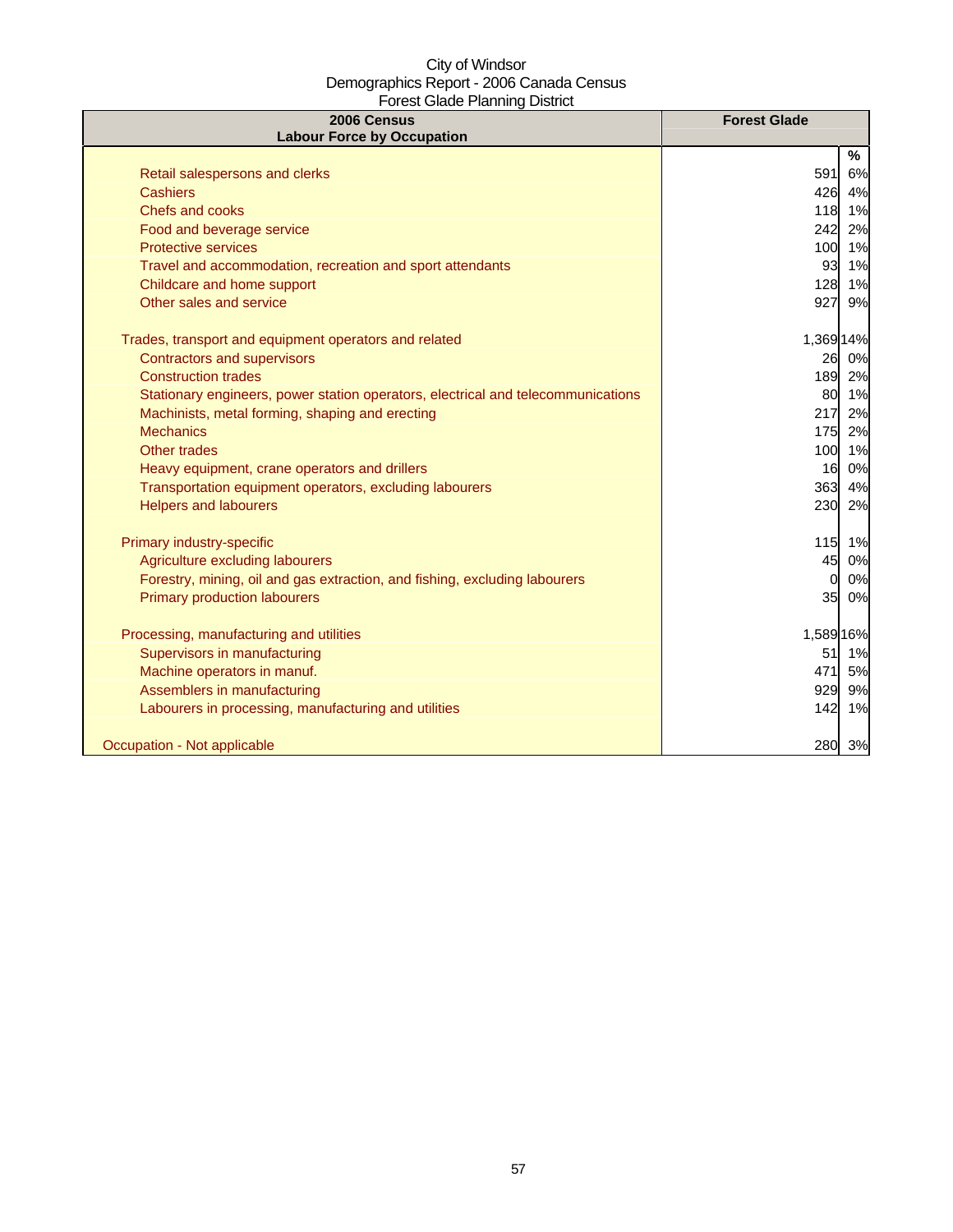City of Windsor
Demographics Report - 2006 Canada Census
Forest Glade Planning District

| 2006 Census<br>Labour Force by Occupation | Forest Glade | |
|---|---|---|
| | | % |
| Retail salespersons and clerks | 591 | 6% |
| Cashiers | 426 | 4% |
| Chefs and cooks | 118 | 1% |
| Food and beverage service | 242 | 2% |
| Protective services | 100 | 1% |
| Travel and accommodation, recreation and sport attendants | 93 | 1% |
| Childcare and home support | 128 | 1% |
| Other sales and service | 927 | 9% |
| | | |
| Trades, transport and equipment operators and related | 1,369 | 14% |
| Contractors and supervisors | 26 | 0% |
| Construction trades | 189 | 2% |
| Stationary engineers, power station operators, electrical and telecommunications | 80 | 1% |
| Machinists, metal forming, shaping and erecting | 217 | 2% |
| Mechanics | 175 | 2% |
| Other trades | 100 | 1% |
| Heavy equipment, crane operators and drillers | 16 | 0% |
| Transportation equipment operators, excluding labourers | 363 | 4% |
| Helpers and labourers | 230 | 2% |
| | | |
| Primary industry-specific | 115 | 1% |
| Agriculture excluding labourers | 45 | 0% |
| Forestry, mining, oil and gas extraction, and fishing, excluding labourers | 0 | 0% |
| Primary production labourers | 35 | 0% |
| | | |
| Processing, manufacturing and utilities | 1,589 | 16% |
| Supervisors in manufacturing | 51 | 1% |
| Machine operators in manuf. | 471 | 5% |
| Assemblers in manufacturing | 929 | 9% |
| Labourers in processing, manufacturing and utilities | 142 | 1% |
| | | |
| Occupation - Not applicable | 280 | 3% |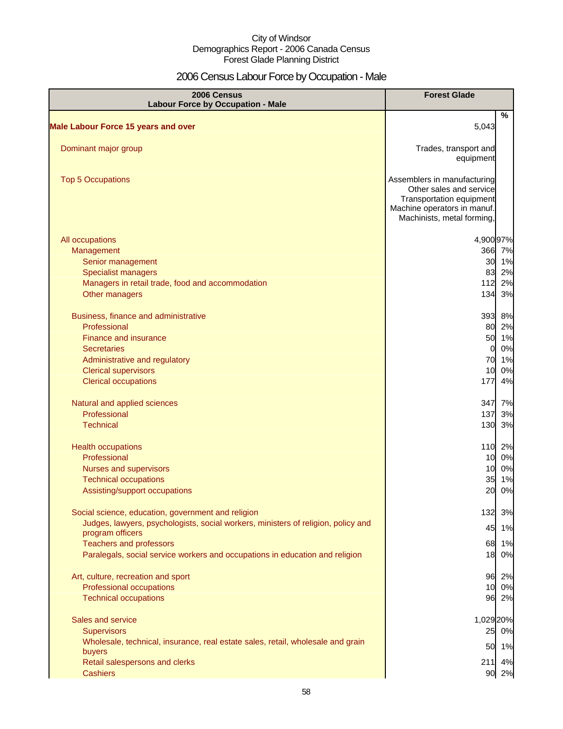City of Windsor
Demographics Report - 2006 Canada Census
Forest Glade Planning District

# 2006 Census Labour Force by Occupation - Male

| 2006 Census Labour Force by Occupation - Male | Forest Glade | |
|---|---|---|
| | | % |
| **Male Labour Force 15 years and over** | 5,043 | |
| Dominant major group | Trades, transport and equipment | |
| Top 5 Occupations | Assemblers in manufacturing<br>Other sales and service<br>Transportation equipment<br>Machine operators in manuf.<br>Machinists, metal forming, | |
| All occupations | 4,900 | 97% |
| Management | 366 | 7% |
| Senior management | 30 | 1% |
| Specialist managers | 83 | 2% |
| Managers in retail trade, food and accommodation | 112 | 2% |
| Other managers | 134 | 3% |
| Business, finance and administrative | 393 | 8% |
| Professional | 80 | 2% |
| Finance and insurance | 50 | 1% |
| Secretaries | 0 | 0% |
| Administrative and regulatory | 70 | 1% |
| Clerical supervisors | 10 | 0% |
| Clerical occupations | 177 | 4% |
| Natural and applied sciences | 347 | 7% |
| Professional | 137 | 3% |
| Technical | 130 | 3% |
| Health occupations | 110 | 2% |
| Professional | 10 | 0% |
| Nurses and supervisors | 10 | 0% |
| Technical occupations | 35 | 1% |
| Assisting/support occupations | 20 | 0% |
| Social science, education, government and religion | 132 | 3% |
| Judges, lawyers, psychologists, social workers, ministers of religion, policy and program officers | 45 | 1% |
| Teachers and professors | 68 | 1% |
| Paralegals, social service workers and occupations in education and religion | 18 | 0% |
| Art, culture, recreation and sport | 96 | 2% |
| Professional occupations | 10 | 0% |
| Technical occupations | 96 | 2% |
| Sales and service | 1,029 | 20% |
| Supervisors | 25 | 0% |
| Wholesale, technical, insurance, real estate sales, retail, wholesale and grain buyers | 50 | 1% |
| Retail salespersons and clerks | 211 | 4% |
| Cashiers | 90 | 2% |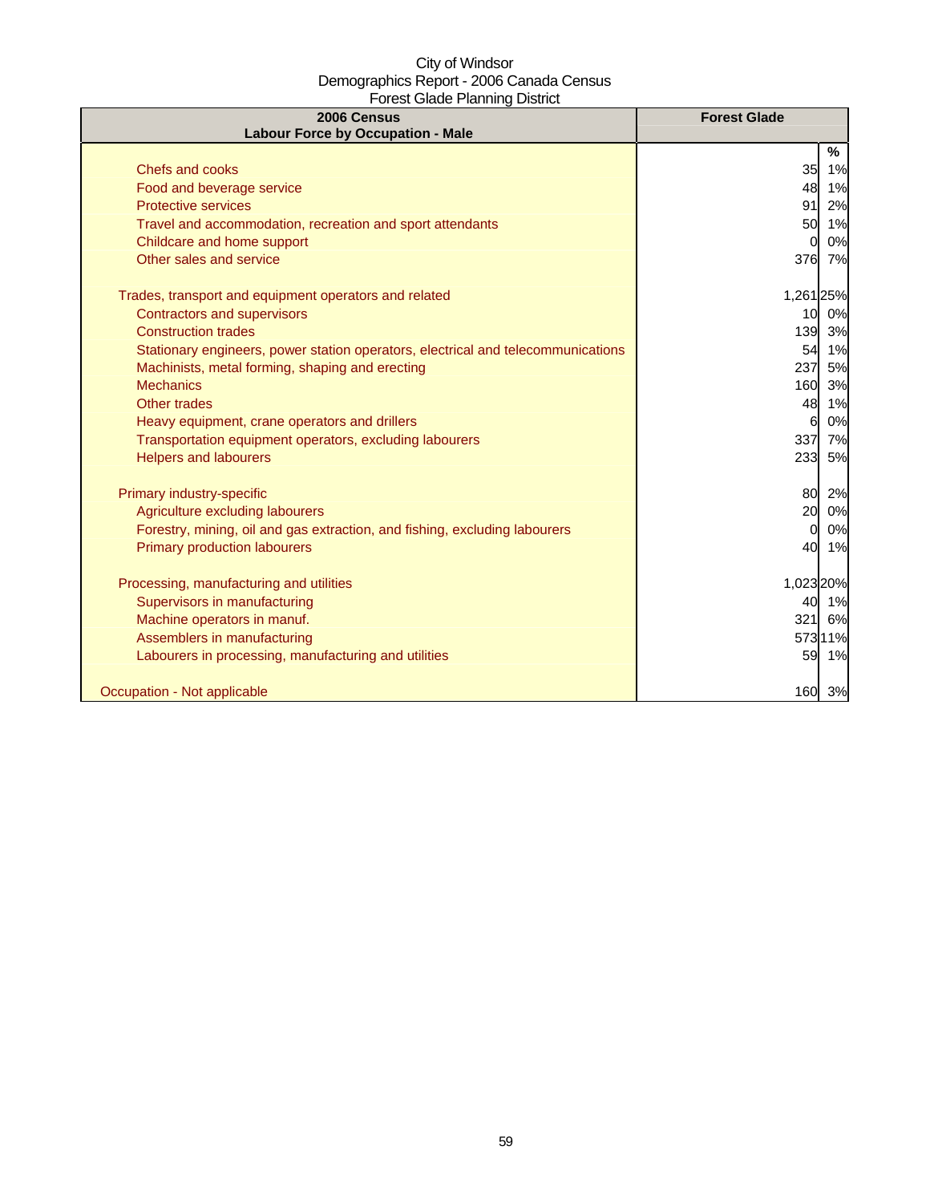City of Windsor
Demographics Report - 2006 Canada Census
Forest Glade Planning District

| 2006 Census<br>Labour Force by Occupation - Male | Forest Glade | |
|---|---|---|
| | | % |
| Chefs and cooks | 35 | 1% |
| Food and beverage service | 48 | 1% |
| Protective services | 91 | 2% |
| Travel and accommodation, recreation and sport attendants | 50 | 1% |
| Childcare and home support | 0 | 0% |
| Other sales and service | 376 | 7% |
| | | |
| Trades, transport and equipment operators and related | 1,261 | 25% |
| Contractors and supervisors | 10 | 0% |
| Construction trades | 139 | 3% |
| Stationary engineers, power station operators, electrical and telecommunications | 54 | 1% |
| Machinists, metal forming, shaping and erecting | 237 | 5% |
| Mechanics | 160 | 3% |
| Other trades | 48 | 1% |
| Heavy equipment, crane operators and drillers | 6 | 0% |
| Transportation equipment operators, excluding labourers | 337 | 7% |
| Helpers and labourers | 233 | 5% |
| | | |
| Primary industry-specific | 80 | 2% |
| Agriculture excluding labourers | 20 | 0% |
| Forestry, mining, oil and gas extraction, and fishing, excluding labourers | 0 | 0% |
| Primary production labourers | 40 | 1% |
| | | |
| Processing, manufacturing and utilities | 1,023 | 20% |
| Supervisors in manufacturing | 40 | 1% |
| Machine operators in manuf. | 321 | 6% |
| Assemblers in manufacturing | 573 | 11% |
| Labourers in processing, manufacturing and utilities | 59 | 1% |
| | | |
| Occupation - Not applicable | 160 | 3% |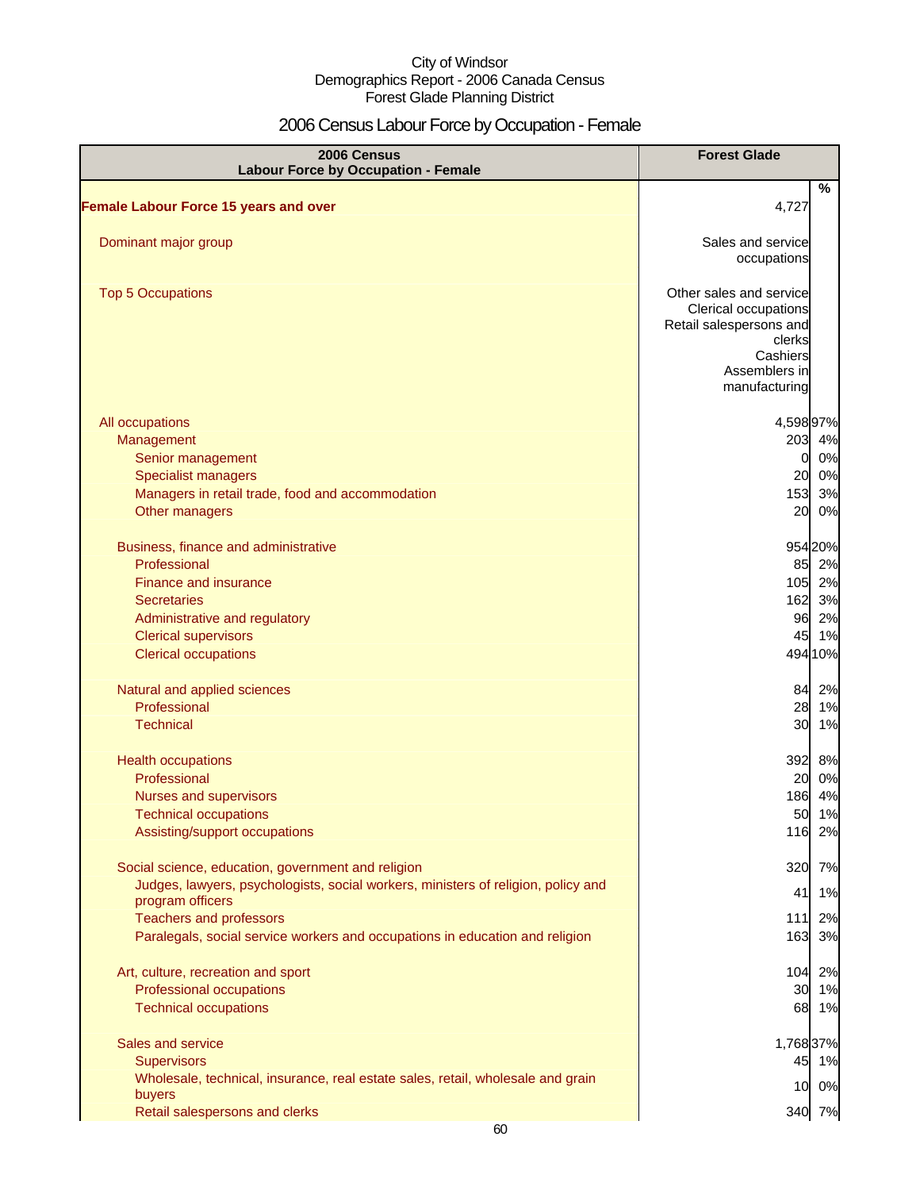City of Windsor
Demographics Report - 2006 Canada Census
Forest Glade Planning District

# 2006 Census Labour Force by Occupation - Female

| 2006 Census<br>Labour Force by Occupation - Female | Forest Glade | |
|---|---|---|
| | | % |
| **Female Labour Force 15 years and over** | 4,727 | |
| Dominant major group | Sales and service occupations | |
| Top 5 Occupations | Other sales and service<br>Clerical occupations<br>Retail salespersons and clerks<br>Cashiers<br>Assemblers in manufacturing | |
| All occupations | 4,598 | 97% |
| Management | 203 | 4% |
| Senior management | 0 | 0% |
| Specialist managers | 20 | 0% |
| Managers in retail trade, food and accommodation | 153 | 3% |
| Other managers | 20 | 0% |
| Business, finance and administrative | 954 | 20% |
| Professional | 85 | 2% |
| Finance and insurance | 105 | 2% |
| Secretaries | 162 | 3% |
| Administrative and regulatory | 96 | 2% |
| Clerical supervisors | 45 | 1% |
| Clerical occupations | 494 | 10% |
| Natural and applied sciences | 84 | 2% |
| Professional | 28 | 1% |
| Technical | 30 | 1% |
| Health occupations | 392 | 8% |
| Professional | 20 | 0% |
| Nurses and supervisors | 186 | 4% |
| Technical occupations | 50 | 1% |
| Assisting/support occupations | 116 | 2% |
| Social science, education, government and religion | 320 | 7% |
| Judges, lawyers, psychologists, social workers, ministers of religion, policy and program officers | 41 | 1% |
| Teachers and professors | 111 | 2% |
| Paralegals, social service workers and occupations in education and religion | 163 | 3% |
| Art, culture, recreation and sport | 104 | 2% |
| Professional occupations | 30 | 1% |
| Technical occupations | 68 | 1% |
| Sales and service | 1,768 | 37% |
| Supervisors | 45 | 1% |
| Wholesale, technical, insurance, real estate sales, retail, wholesale and grain buyers | 10 | 0% |
| Retail salespersons and clerks | 340 | 7% |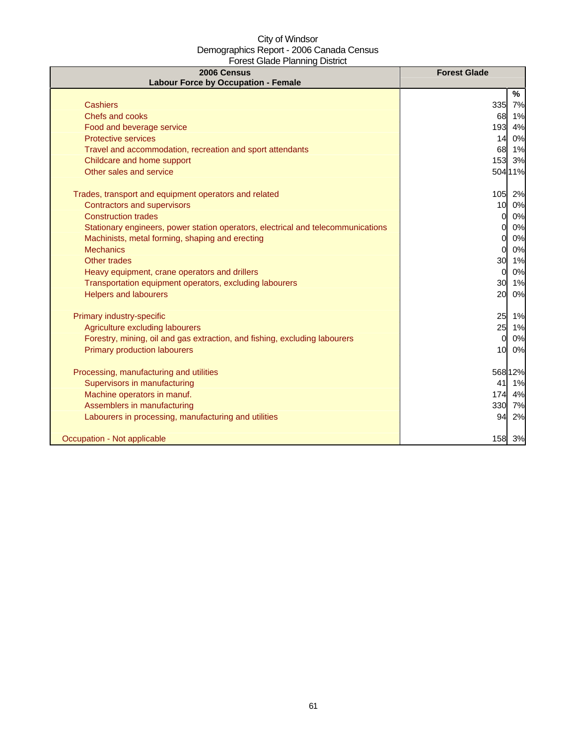City of Windsor
Demographics Report - 2006 Canada Census
Forest Glade Planning District

| 2006 Census<br>Labour Force by Occupation - Female | Forest Glade | |
|---|---|---|
| | | % |
| Cashiers | 335 | 7% |
| Chefs and cooks | 68 | 1% |
| Food and beverage service | 193 | 4% |
| Protective services | 14 | 0% |
| Travel and accommodation, recreation and sport attendants | 68 | 1% |
| Childcare and home support | 153 | 3% |
| Other sales and service | 504 | 11% |
| | | |
| Trades, transport and equipment operators and related | 105 | 2% |
| Contractors and supervisors | 10 | 0% |
| Construction trades | 0 | 0% |
| Stationary engineers, power station operators, electrical and telecommunications | 0 | 0% |
| Machinists, metal forming, shaping and erecting | 0 | 0% |
| Mechanics | 0 | 0% |
| Other trades | 30 | 1% |
| Heavy equipment, crane operators and drillers | 0 | 0% |
| Transportation equipment operators, excluding labourers | 30 | 1% |
| Helpers and labourers | 20 | 0% |
| | | |
| Primary industry-specific | 25 | 1% |
| Agriculture excluding labourers | 25 | 1% |
| Forestry, mining, oil and gas extraction, and fishing, excluding labourers | 0 | 0% |
| Primary production labourers | 10 | 0% |
| | | |
| Processing, manufacturing and utilities | 568 | 12% |
| Supervisors in manufacturing | 41 | 1% |
| Machine operators in manuf. | 174 | 4% |
| Assemblers in manufacturing | 330 | 7% |
| Labourers in processing, manufacturing and utilities | 94 | 2% |
| | | |
| Occupation - Not applicable | 158 | 3% |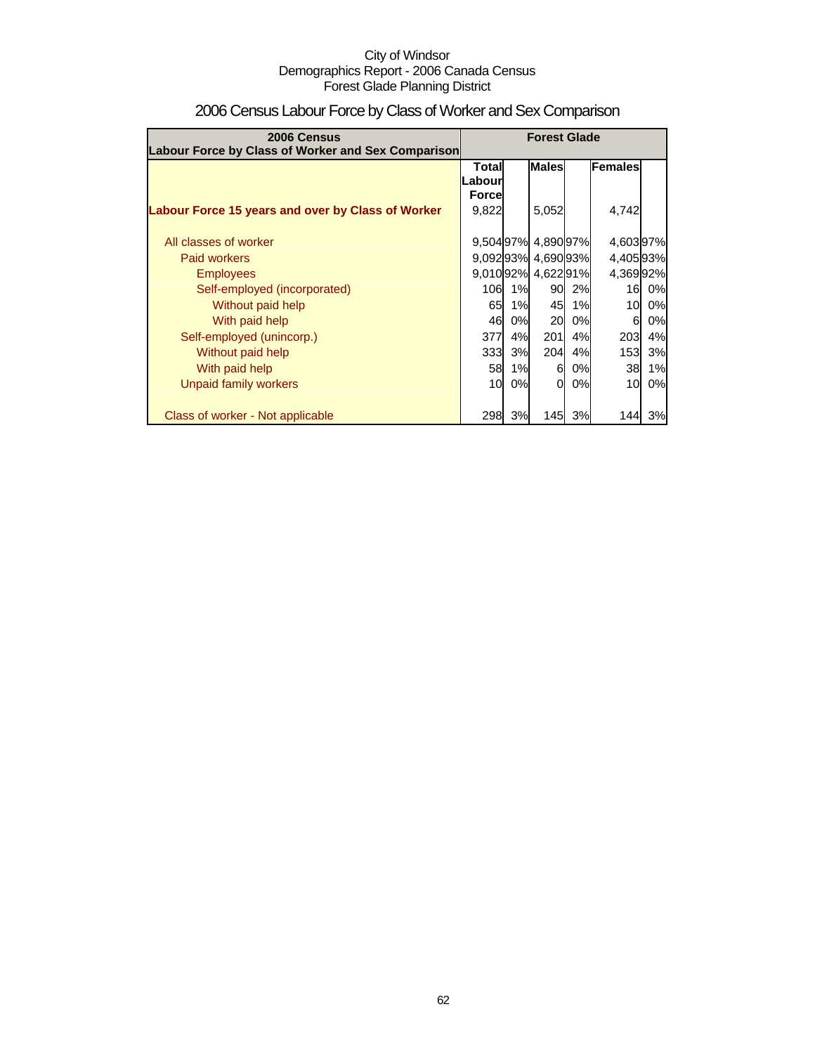City of Windsor
Demographics Report - 2006 Canada Census
Forest Glade Planning District

# 2006 Census Labour Force by Class of Worker and Sex Comparison

| 2006 Census<br>Labour Force by Class of Worker and Sex Comparison | Forest Glade | | | | | |
|---|---|---|---|---|---|---|
| | Total Labour Force | | Males | | Females | |
| **Labour Force 15 years and over by Class of Worker** | 9,822 | | 5,052 | | 4,742 | |
| All classes of worker | 9,504 | 97% | 4,890 | 97% | 4,603 | 97% |
| Paid workers | 9,092 | 93% | 4,690 | 93% | 4,405 | 93% |
| Employees | 9,010 | 92% | 4,622 | 91% | 4,369 | 92% |
| Self-employed (incorporated) | 106 | 1% | 90 | 2% | 16 | 0% |
| Without paid help | 65 | 1% | 45 | 1% | 10 | 0% |
| With paid help | 46 | 0% | 20 | 0% | 6 | 0% |
| Self-employed (unincorp.) | 377 | 4% | 201 | 4% | 203 | 4% |
| Without paid help | 333 | 3% | 204 | 4% | 153 | 3% |
| With paid help | 58 | 1% | 6 | 0% | 38 | 1% |
| Unpaid family workers | 10 | 0% | 0 | 0% | 10 | 0% |
| Class of worker - Not applicable | 298 | 3% | 145 | 3% | 144 | 3% |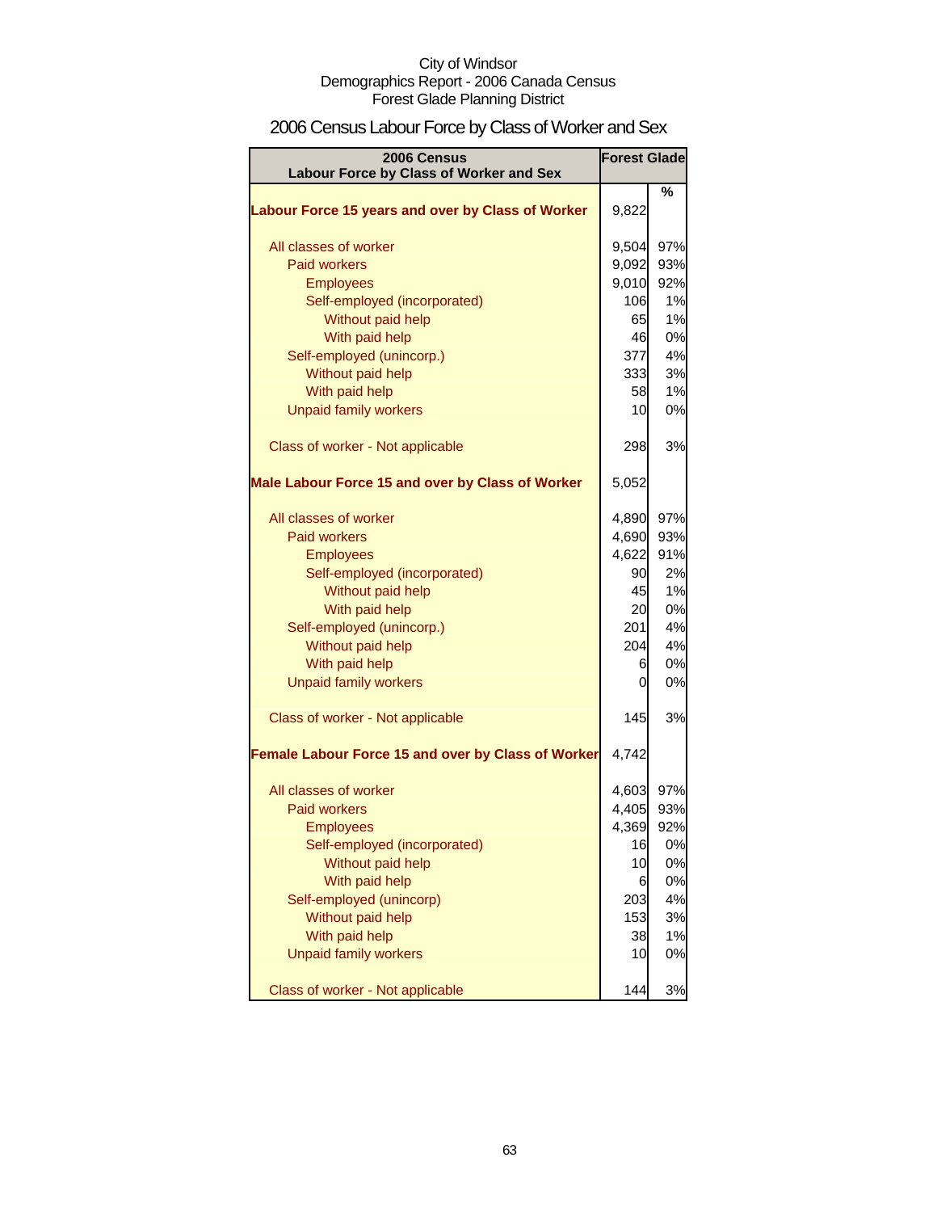City of Windsor
Demographics Report - 2006 Canada Census
Forest Glade Planning District

## 2006 Census Labour Force by Class of Worker and Sex

| 2006 Census Labour Force by Class of Worker and Sex | Forest Glade | |
|---|---|---|
| | | % |
| **Labour Force 15 years and over by Class of Worker** | 9,822 | |
| All classes of worker | 9,504 | 97% |
| Paid workers | 9,092 | 93% |
| Employees | 9,010 | 92% |
| Self-employed (incorporated) | 106 | 1% |
| Without paid help | 65 | 1% |
| With paid help | 46 | 0% |
| Self-employed (unincorp.) | 377 | 4% |
| Without paid help | 333 | 3% |
| With paid help | 58 | 1% |
| Unpaid family workers | 10 | 0% |
| Class of worker - Not applicable | 298 | 3% |
| **Male Labour Force 15 and over by Class of Worker** | 5,052 | |
| All classes of worker | 4,890 | 97% |
| Paid workers | 4,690 | 93% |
| Employees | 4,622 | 91% |
| Self-employed (incorporated) | 90 | 2% |
| Without paid help | 45 | 1% |
| With paid help | 20 | 0% |
| Self-employed (unincorp.) | 201 | 4% |
| Without paid help | 204 | 4% |
| With paid help | 6 | 0% |
| Unpaid family workers | 0 | 0% |
| Class of worker - Not applicable | 145 | 3% |
| **Female Labour Force 15 and over by Class of Worker** | 4,742 | |
| All classes of worker | 4,603 | 97% |
| Paid workers | 4,405 | 93% |
| Employees | 4,369 | 92% |
| Self-employed (incorporated) | 16 | 0% |
| Without paid help | 10 | 0% |
| With paid help | 6 | 0% |
| Self-employed (unincorp) | 203 | 4% |
| Without paid help | 153 | 3% |
| With paid help | 38 | 1% |
| Unpaid family workers | 10 | 0% |
| Class of worker - Not applicable | 144 | 3% |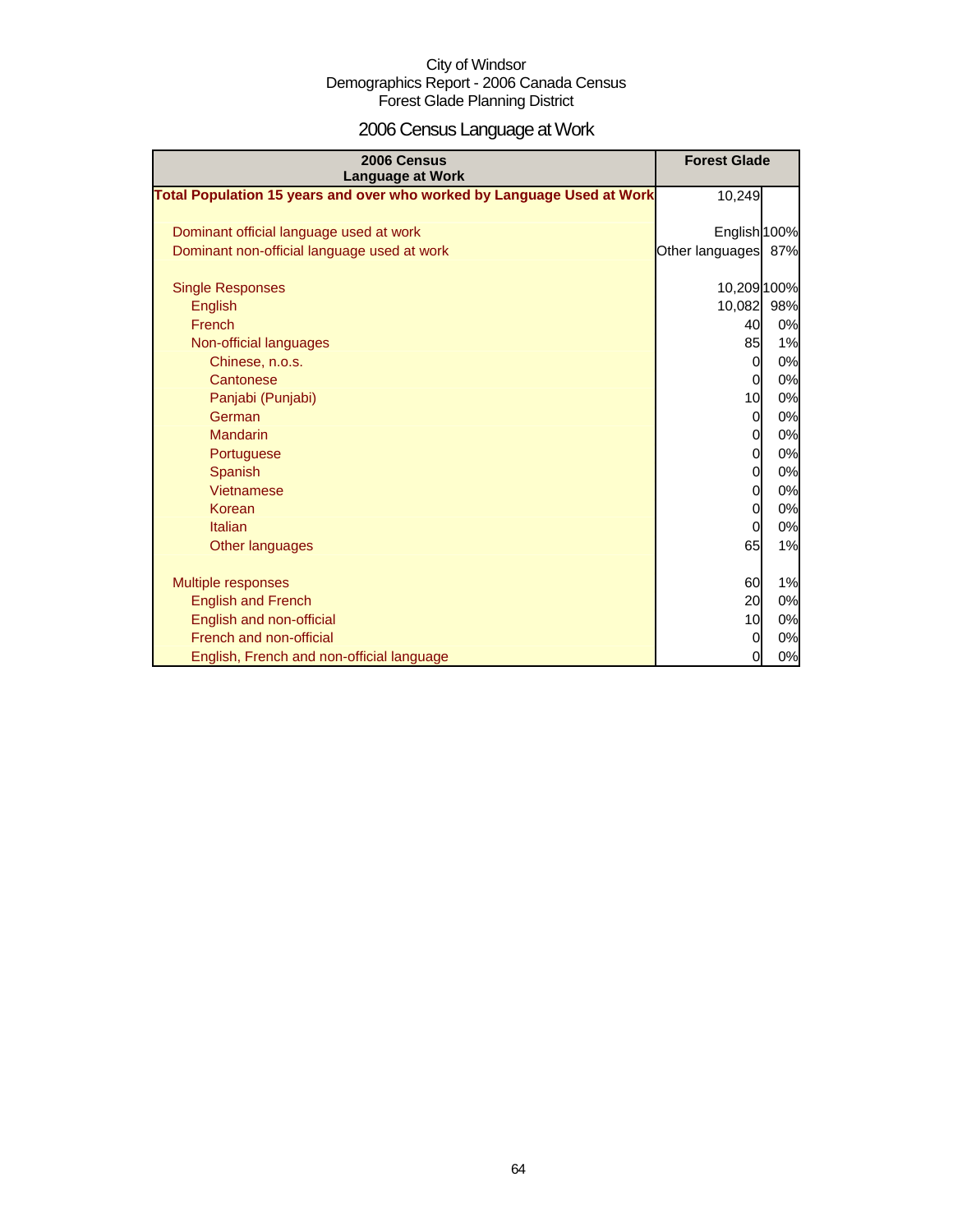City of Windsor
Demographics Report - 2006 Canada Census
Forest Glade Planning District

# 2006 Census Language at Work

| 2006 Census Language at Work | Forest Glade | |
|---|---|---|
| **Total Population 15 years and over who worked by Language Used at Work** | 10,249 | |
| | | |
| Dominant official language used at work | English | 100% |
| Dominant non-official language used at work | Other languages | 87% |
| | | |
| Single Responses | 10,209 | 100% |
| English | 10,082 | 98% |
| French | 40 | 0% |
| Non-official languages | 85 | 1% |
| Chinese, n.o.s. | 0 | 0% |
| Cantonese | 0 | 0% |
| Panjabi (Punjabi) | 10 | 0% |
| German | 0 | 0% |
| Mandarin | 0 | 0% |
| Portuguese | 0 | 0% |
| Spanish | 0 | 0% |
| Vietnamese | 0 | 0% |
| Korean | 0 | 0% |
| Italian | 0 | 0% |
| Other languages | 65 | 1% |
| | | |
| Multiple responses | 60 | 1% |
| English and French | 20 | 0% |
| English and non-official | 10 | 0% |
| French and non-official | 0 | 0% |
| English, French and non-official language | 0 | 0% |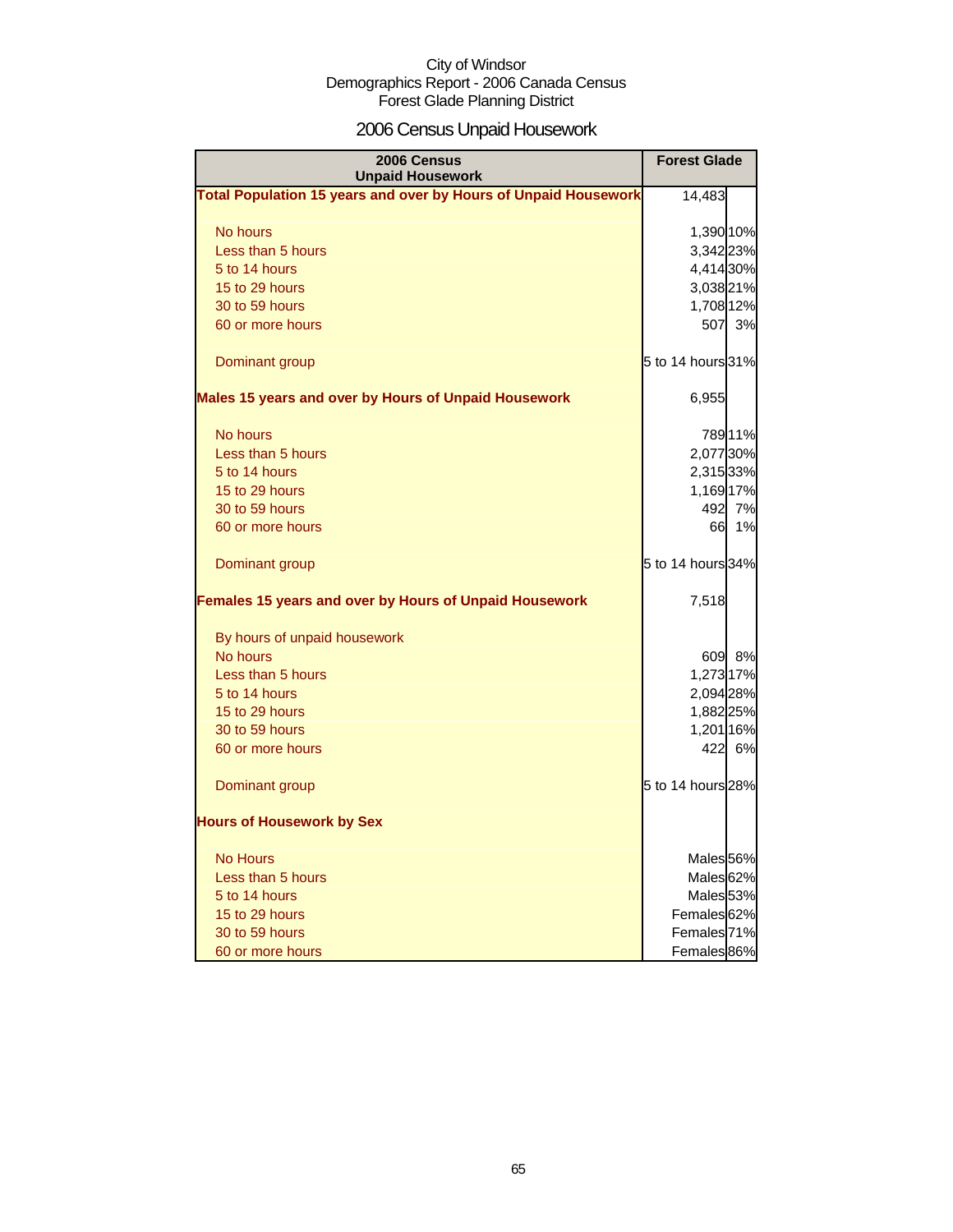City of Windsor
Demographics Report - 2006 Canada Census
Forest Glade Planning District

# 2006 Census Unpaid Housework

| 2006 Census Unpaid Housework | Forest Glade | |
|---|---|---|
| **Total Population 15 years and over by Hours of Unpaid Housework** | 14,483 | |
| No hours | 1,390 | 10% |
| Less than 5 hours | 3,342 | 23% |
| 5 to 14 hours | 4,414 | 30% |
| 15 to 29 hours | 3,038 | 21% |
| 30 to 59 hours | 1,708 | 12% |
| 60 or more hours | 507 | 3% |
| Dominant group | 5 to 14 hours | 31% |
| **Males 15 years and over by Hours of Unpaid Housework** | 6,955 | |
| No hours | 789 | 11% |
| Less than 5 hours | 2,077 | 30% |
| 5 to 14 hours | 2,315 | 33% |
| 15 to 29 hours | 1,169 | 17% |
| 30 to 59 hours | 492 | 7% |
| 60 or more hours | 66 | 1% |
| Dominant group | 5 to 14 hours | 34% |
| **Females 15 years and over by Hours of Unpaid Housework** | 7,518 | |
| By hours of unpaid housework | | |
| No hours | 609 | 8% |
| Less than 5 hours | 1,273 | 17% |
| 5 to 14 hours | 2,094 | 28% |
| 15 to 29 hours | 1,882 | 25% |
| 30 to 59 hours | 1,201 | 16% |
| 60 or more hours | 422 | 6% |
| Dominant group | 5 to 14 hours | 28% |
| **Hours of Housework by Sex** | | |
| No Hours | Males | 56% |
| Less than 5 hours | Males | 62% |
| 5 to 14 hours | Males | 53% |
| 15 to 29 hours | Females | 62% |
| 30 to 59 hours | Females | 71% |
| 60 or more hours | Females | 86% |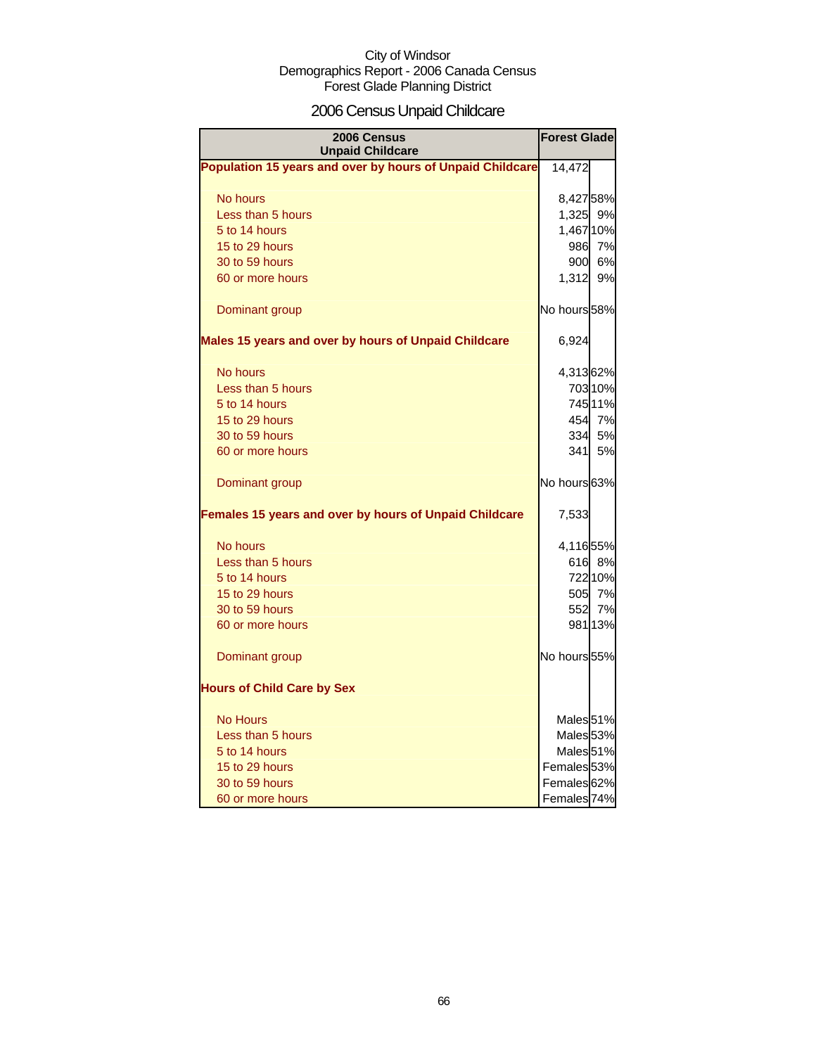City of Windsor
Demographics Report - 2006 Canada Census
Forest Glade Planning District

# 2006 Census Unpaid Childcare

| 2006 Census Unpaid Childcare | Forest Glade | |
|---|---|---|
| **Population 15 years and over by hours of Unpaid Childcare** | 14,472 | |
| No hours | 8,427 | 58% |
| Less than 5 hours | 1,325 | 9% |
| 5 to 14 hours | 1,467 | 10% |
| 15 to 29 hours | 986 | 7% |
| 30 to 59 hours | 900 | 6% |
| 60 or more hours | 1,312 | 9% |
| Dominant group | No hours | 58% |
| **Males 15 years and over by hours of Unpaid Childcare** | 6,924 | |
| No hours | 4,313 | 62% |
| Less than 5 hours | 703 | 10% |
| 5 to 14 hours | 745 | 11% |
| 15 to 29 hours | 454 | 7% |
| 30 to 59 hours | 334 | 5% |
| 60 or more hours | 341 | 5% |
| Dominant group | No hours | 63% |
| **Females 15 years and over by hours of Unpaid Childcare** | 7,533 | |
| No hours | 4,116 | 55% |
| Less than 5 hours | 616 | 8% |
| 5 to 14 hours | 722 | 10% |
| 15 to 29 hours | 505 | 7% |
| 30 to 59 hours | 552 | 7% |
| 60 or more hours | 981 | 13% |
| Dominant group | No hours | 55% |
| **Hours of Child Care by Sex** | | |
| No Hours | Males | 51% |
| Less than 5 hours | Males | 53% |
| 5 to 14 hours | Males | 51% |
| 15 to 29 hours | Females | 53% |
| 30 to 59 hours | Females | 62% |
| 60 or more hours | Females | 74% |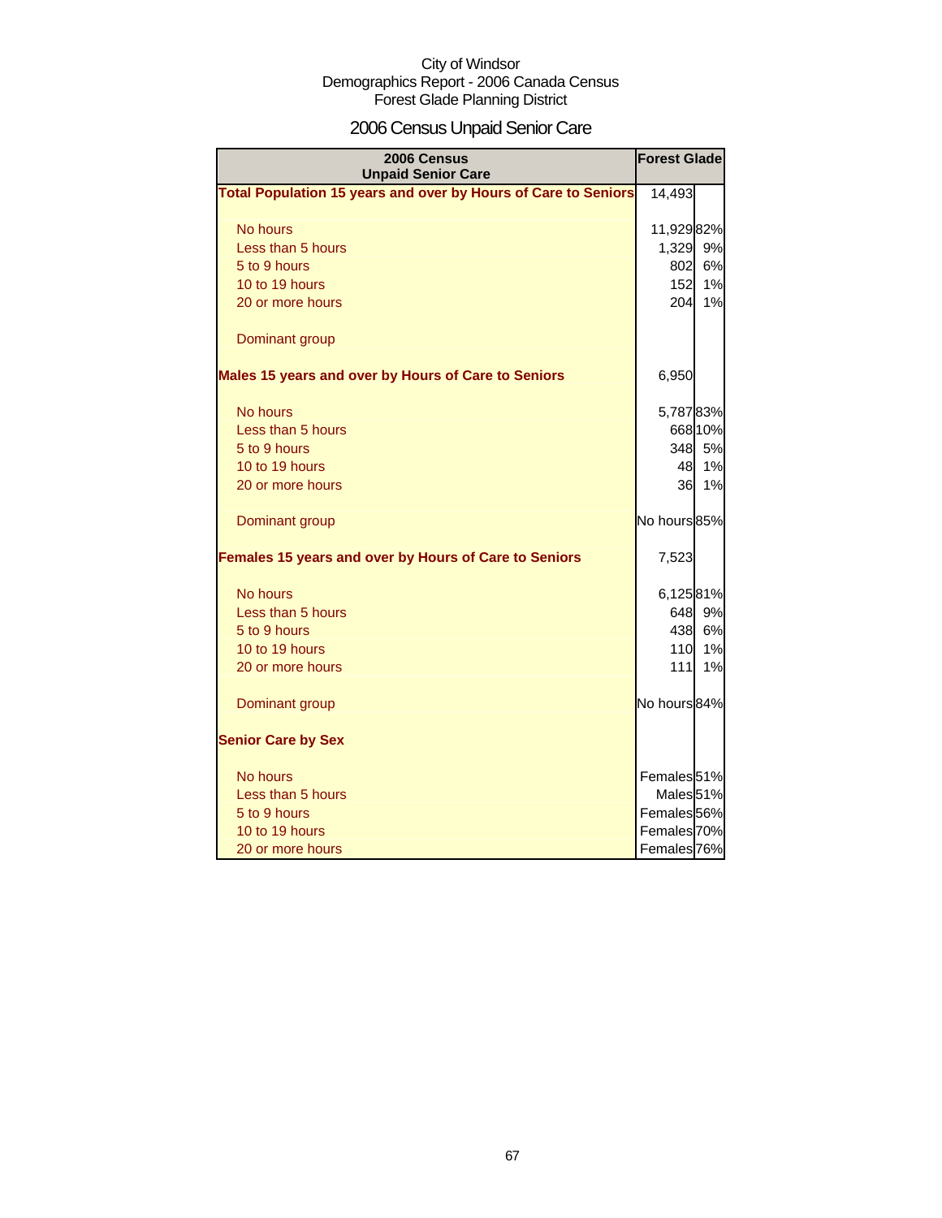City of Windsor
Demographics Report - 2006 Canada Census
Forest Glade Planning District

# 2006 Census Unpaid Senior Care

| 2006 Census Unpaid Senior Care | Forest Glade | |
|---|---|---|
| **Total Population 15 years and over by Hours of Care to Seniors** | 14,493 | |
| No hours | 11,929 | 82% |
| Less than 5 hours | 1,329 | 9% |
| 5 to 9 hours | 802 | 6% |
| 10 to 19 hours | 152 | 1% |
| 20 or more hours | 204 | 1% |
| Dominant group | | |
| **Males 15 years and over by Hours of Care to Seniors** | 6,950 | |
| No hours | 5,787 | 83% |
| Less than 5 hours | 668 | 10% |
| 5 to 9 hours | 348 | 5% |
| 10 to 19 hours | 48 | 1% |
| 20 or more hours | 36 | 1% |
| Dominant group | No hours | 85% |
| **Females 15 years and over by Hours of Care to Seniors** | 7,523 | |
| No hours | 6,125 | 81% |
| Less than 5 hours | 648 | 9% |
| 5 to 9 hours | 438 | 6% |
| 10 to 19 hours | 110 | 1% |
| 20 or more hours | 111 | 1% |
| Dominant group | No hours | 84% |
| **Senior Care by Sex** | | |
| No hours | Females | 51% |
| Less than 5 hours | Males | 51% |
| 5 to 9 hours | Females | 56% |
| 10 to 19 hours | Females | 70% |
| 20 or more hours | Females | 76% |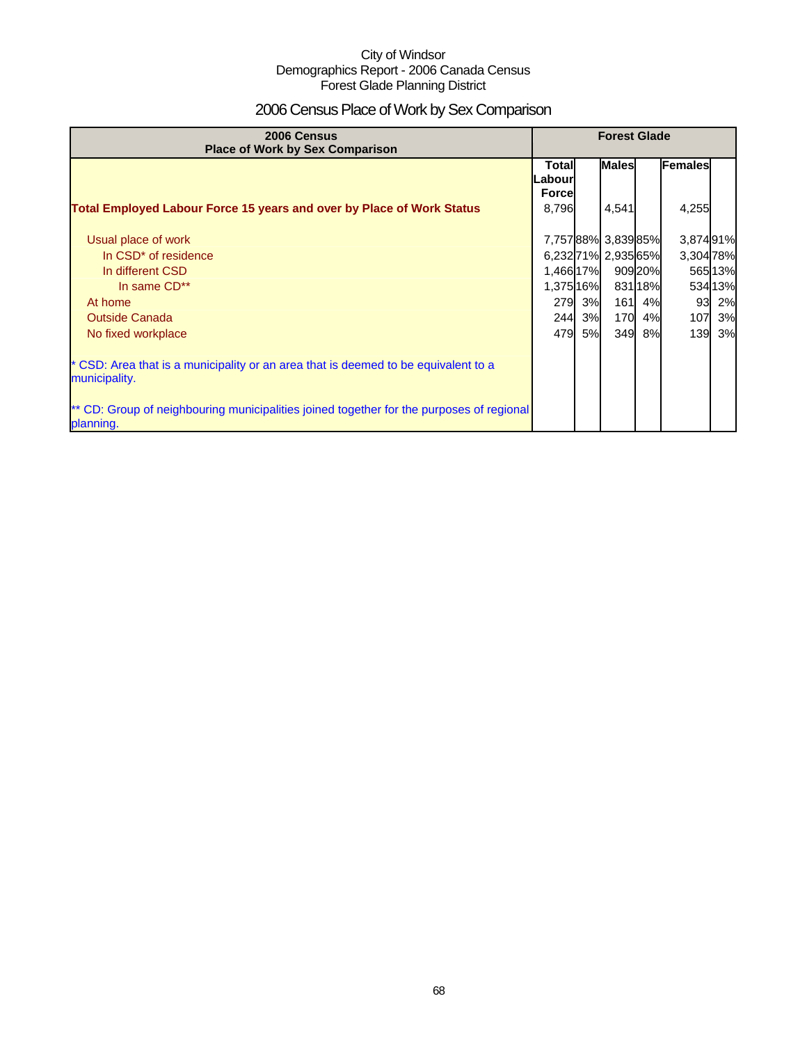City of Windsor
Demographics Report - 2006 Canada Census
Forest Glade Planning District

# 2006 Census Place of Work by Sex Comparison

| 2006 Census Place of Work by Sex Comparison | Forest Glade | | | | | |
|---|---|---|---|---|---|---|
| | Total Labour Force | | Males | | Females | |
| **Total Employed Labour Force 15 years and over by Place of Work Status** | 8,796 | | 4,541 | | 4,255 | |
| Usual place of work | 7,757 | 88% | 3,839 | 85% | 3,874 | 91% |
| In CSD* of residence | 6,232 | 71% | 2,935 | 65% | 3,304 | 78% |
| In different CSD | 1,466 | 17% | 909 | 20% | 565 | 13% |
| In same CD** | 1,375 | 16% | 831 | 18% | 534 | 13% |
| At home | 279 | 3% | 161 | 4% | 93 | 2% |
| Outside Canada | 244 | 3% | 170 | 4% | 107 | 3% |
| No fixed workplace | 479 | 5% | 349 | 8% | 139 | 3% |

* CSD: Area that is a municipality or an area that is deemed to be equivalent to a municipality.

** CD: Group of neighbouring municipalities joined together for the purposes of regional planning.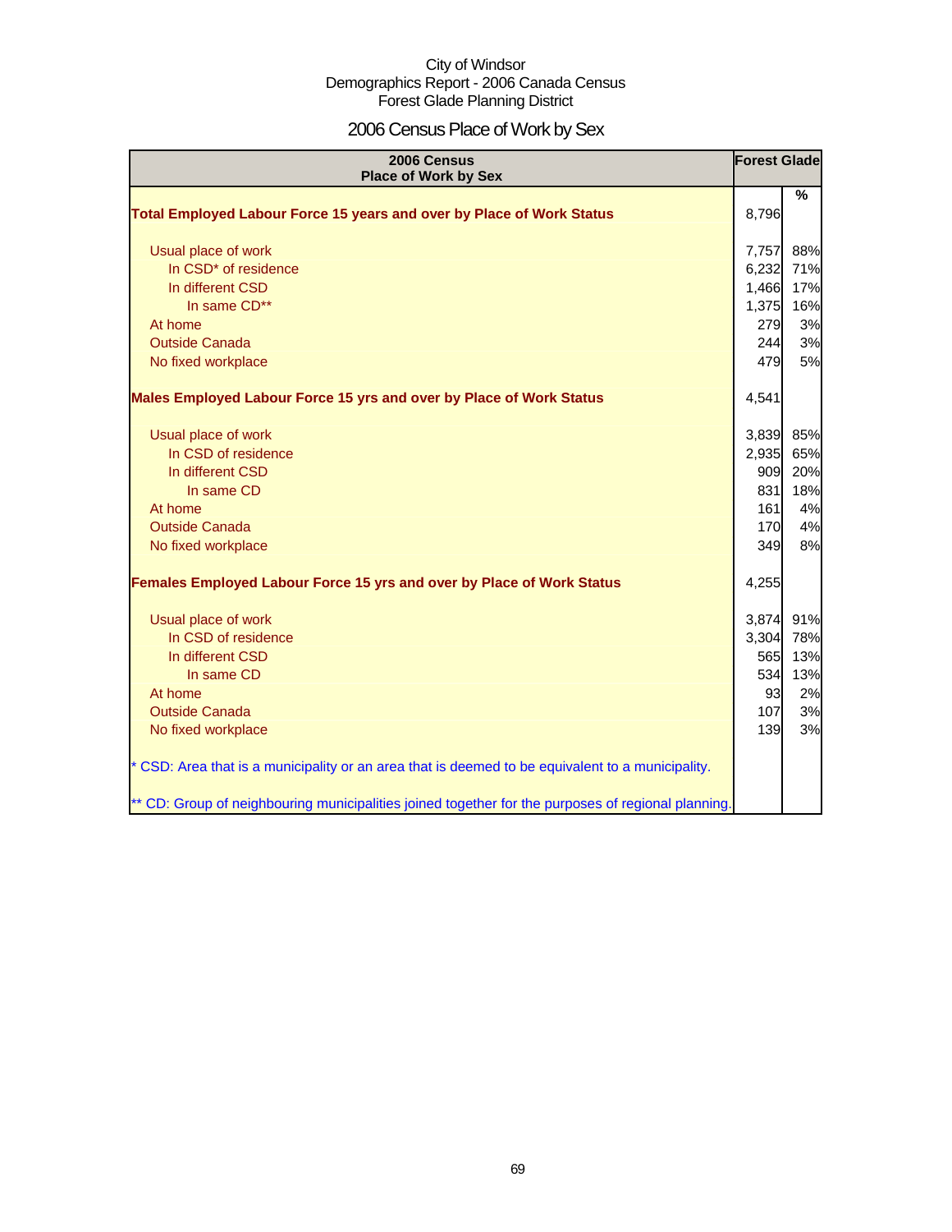City of Windsor
Demographics Report - 2006 Canada Census
Forest Glade Planning District

# 2006 Census Place of Work by Sex

| 2006 Census<br>Place of Work by Sex | Forest Glade | |
|---|---|---|
| | | % |
| **Total Employed Labour Force 15 years and over by Place of Work Status** | 8,796 | |
| Usual place of work | 7,757 | 88% |
| In CSD* of residence | 6,232 | 71% |
| In different CSD | 1,466 | 17% |
| In same CD** | 1,375 | 16% |
| At home | 279 | 3% |
| Outside Canada | 244 | 3% |
| No fixed workplace | 479 | 5% |
| **Males Employed Labour Force 15 yrs and over by Place of Work Status** | 4,541 | |
| Usual place of work | 3,839 | 85% |
| In CSD of residence | 2,935 | 65% |
| In different CSD | 909 | 20% |
| In same CD | 831 | 18% |
| At home | 161 | 4% |
| Outside Canada | 170 | 4% |
| No fixed workplace | 349 | 8% |
| **Females Employed Labour Force 15 yrs and over by Place of Work Status** | 4,255 | |
| Usual place of work | 3,874 | 91% |
| In CSD of residence | 3,304 | 78% |
| In different CSD | 565 | 13% |
| In same CD | 534 | 13% |
| At home | 93 | 2% |
| Outside Canada | 107 | 3% |
| No fixed workplace | 139 | 3% |

* CSD: Area that is a municipality or an area that is deemed to be equivalent to a municipality.

** CD: Group of neighbouring municipalities joined together for the purposes of regional planning.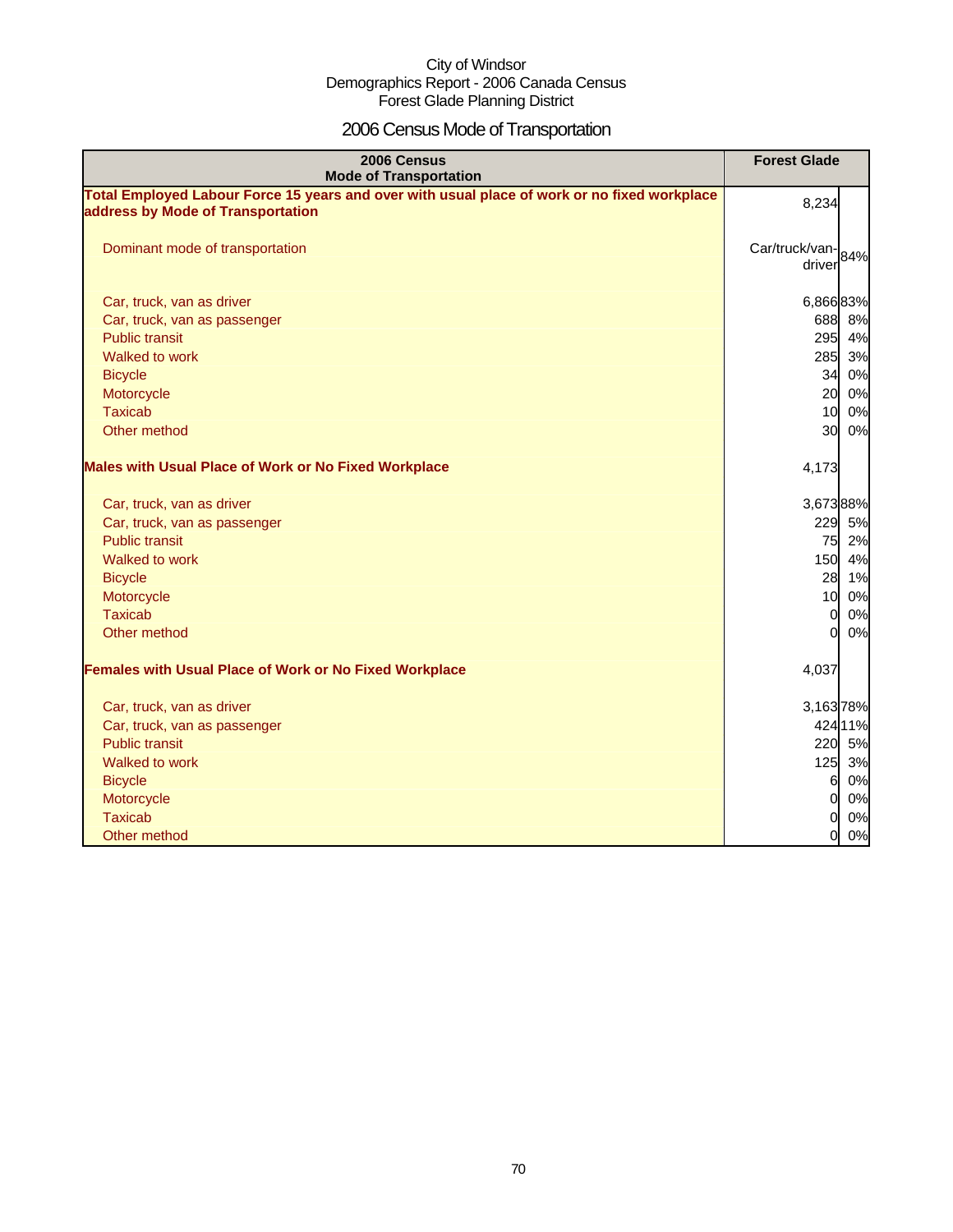City of Windsor
Demographics Report - 2006 Canada Census
Forest Glade Planning District

# 2006 Census Mode of Transportation

| 2006 Census Mode of Transportation | Forest Glade | |
|---|---|---|
| **Total Employed Labour Force 15 years and over with usual place of work or no fixed workplace address by Mode of Transportation** | 8,234 | |
| Dominant mode of transportation | Car/truck/van-driver | 84% |
| Car, truck, van as driver | 6,866 | 83% |
| Car, truck, van as passenger | 688 | 8% |
| Public transit | 295 | 4% |
| Walked to work | 285 | 3% |
| Bicycle | 34 | 0% |
| Motorcycle | 20 | 0% |
| Taxicab | 10 | 0% |
| Other method | 30 | 0% |
| **Males with Usual Place of Work or No Fixed Workplace** | 4,173 | |
| Car, truck, van as driver | 3,673 | 88% |
| Car, truck, van as passenger | 229 | 5% |
| Public transit | 75 | 2% |
| Walked to work | 150 | 4% |
| Bicycle | 28 | 1% |
| Motorcycle | 10 | 0% |
| Taxicab | 0 | 0% |
| Other method | 0 | 0% |
| **Females with Usual Place of Work or No Fixed Workplace** | 4,037 | |
| Car, truck, van as driver | 3,163 | 78% |
| Car, truck, van as passenger | 424 | 11% |
| Public transit | 220 | 5% |
| Walked to work | 125 | 3% |
| Bicycle | 6 | 0% |
| Motorcycle | 0 | 0% |
| Taxicab | 0 | 0% |
| Other method | 0 | 0% |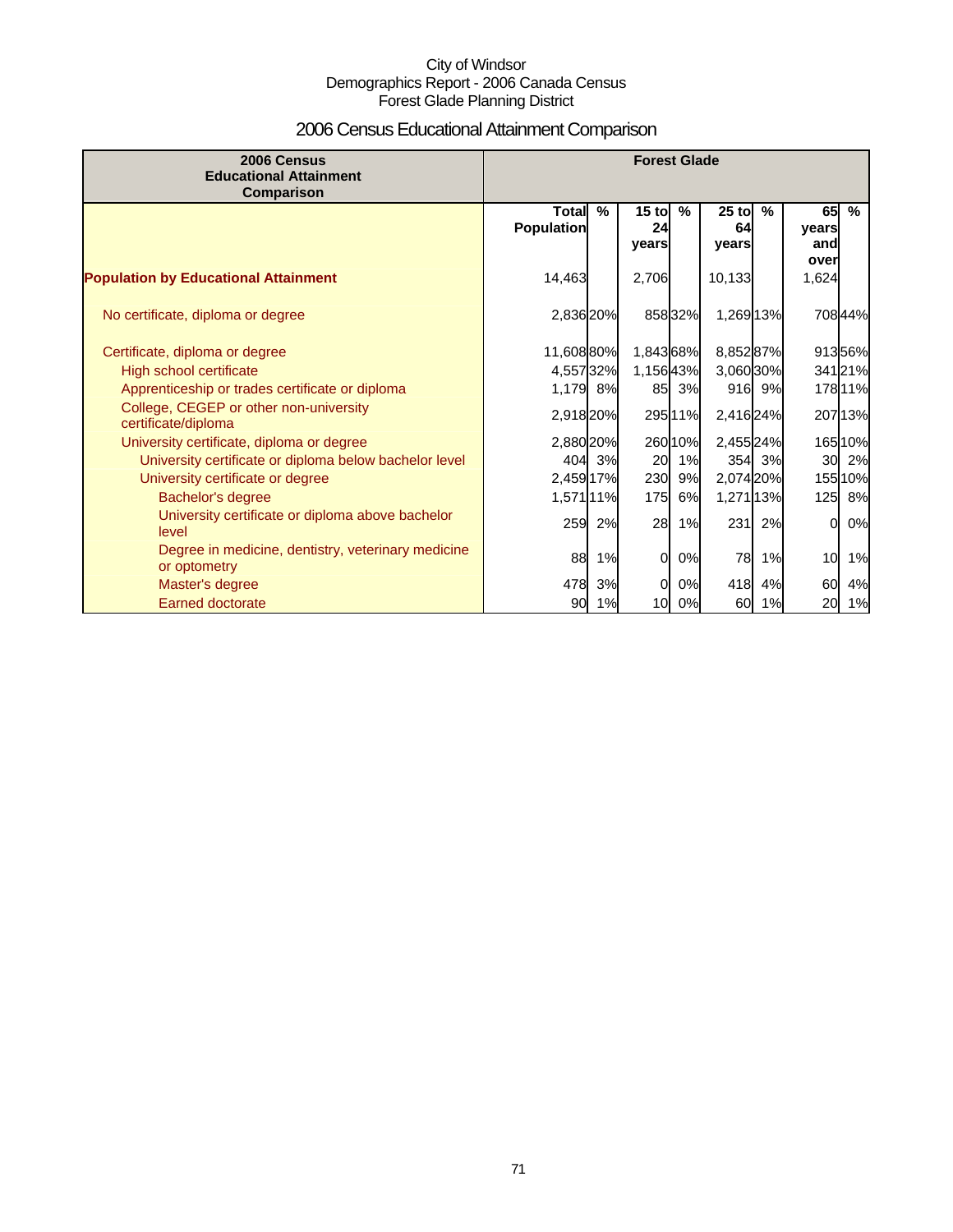City of Windsor
Demographics Report - 2006 Canada Census
Forest Glade Planning District

# 2006 Census Educational Attainment Comparison

| 2006 Census Educational Attainment Comparison | Forest Glade | | | | | | | |
|---|---|---|---|---|---|---|---|---|
| | Total Population | % | 15 to 24 years | % | 25 to 64 years | % | 65 years and over | % |
| **Population by Educational Attainment** | 14,463 | | 2,706 | | 10,133 | | 1,624 | |
| No certificate, diploma or degree | 2,836 | 20% | 858 | 32% | 1,269 | 13% | 708 | 44% |
| Certificate, diploma or degree | 11,608 | 80% | 1,843 | 68% | 8,852 | 87% | 913 | 56% |
| High school certificate | 4,557 | 32% | 1,156 | 43% | 3,060 | 30% | 341 | 21% |
| Apprenticeship or trades certificate or diploma | 1,179 | 8% | 85 | 3% | 916 | 9% | 178 | 11% |
| College, CEGEP or other non-university certificate/diploma | 2,918 | 20% | 295 | 11% | 2,416 | 24% | 207 | 13% |
| University certificate, diploma or degree | 2,880 | 20% | 260 | 10% | 2,455 | 24% | 165 | 10% |
| University certificate or diploma below bachelor level | 404 | 3% | 20 | 1% | 354 | 3% | 30 | 2% |
| University certificate or degree | 2,459 | 17% | 230 | 9% | 2,074 | 20% | 155 | 10% |
| Bachelor's degree | 1,571 | 11% | 175 | 6% | 1,271 | 13% | 125 | 8% |
| University certificate or diploma above bachelor level | 259 | 2% | 28 | 1% | 231 | 2% | 0 | 0% |
| Degree in medicine, dentistry, veterinary medicine or optometry | 88 | 1% | 0 | 0% | 78 | 1% | 10 | 1% |
| Master's degree | 478 | 3% | 0 | 0% | 418 | 4% | 60 | 4% |
| Earned doctorate | 90 | 1% | 10 | 0% | 60 | 1% | 20 | 1% |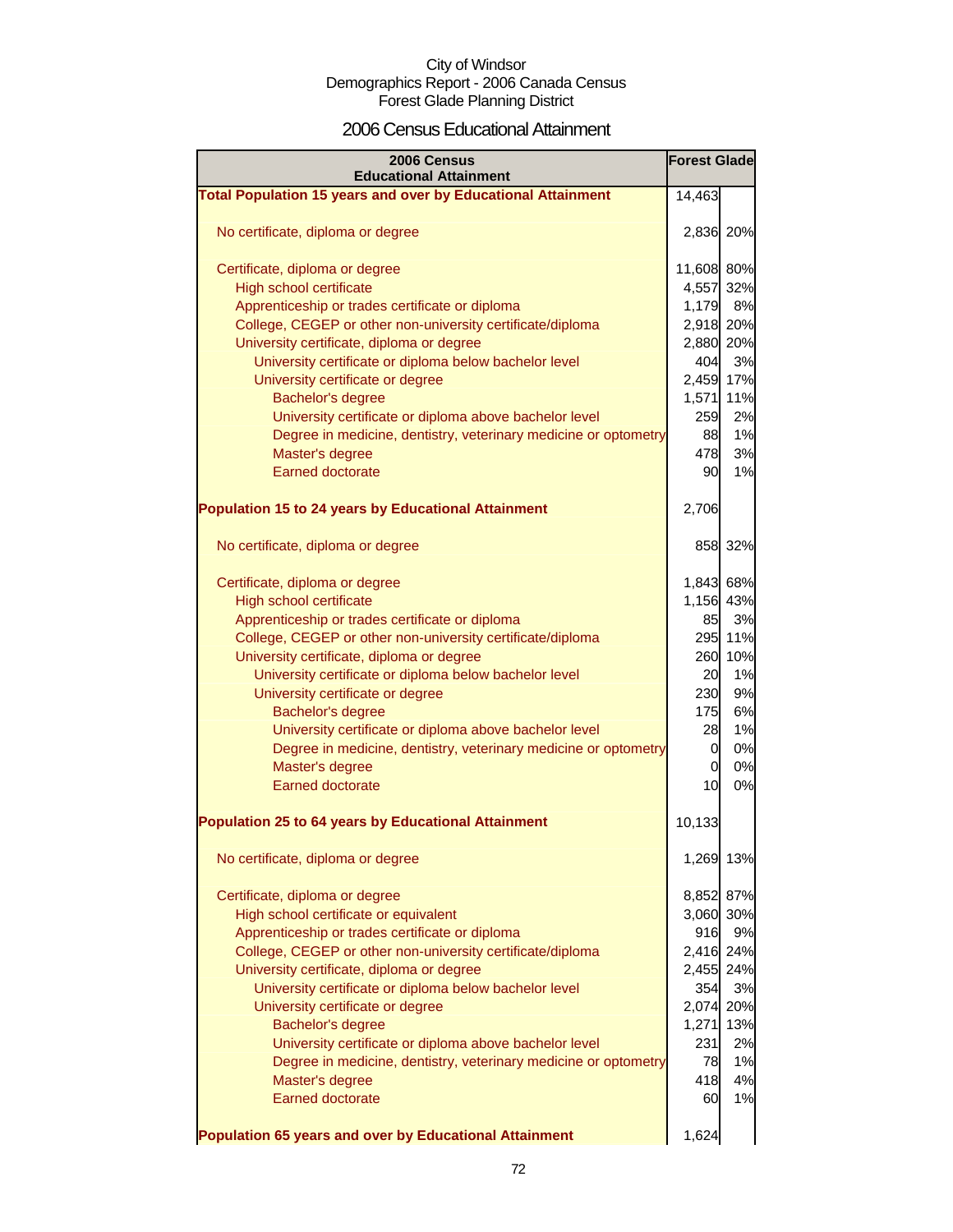City of Windsor
Demographics Report - 2006 Canada Census
Forest Glade Planning District

## 2006 Census Educational Attainment

| 2006 Census Educational Attainment | Forest Glade | |
|---|---|---|
| **Total Population 15 years and over by Educational Attainment** | 14,463 | |
| No certificate, diploma or degree | 2,836 | 20% |
| Certificate, diploma or degree | 11,608 | 80% |
| High school certificate | 4,557 | 32% |
| Apprenticeship or trades certificate or diploma | 1,179 | 8% |
| College, CEGEP or other non-university certificate/diploma | 2,918 | 20% |
| University certificate, diploma or degree | 2,880 | 20% |
| University certificate or diploma below bachelor level | 404 | 3% |
| University certificate or degree | 2,459 | 17% |
| Bachelor's degree | 1,571 | 11% |
| University certificate or diploma above bachelor level | 259 | 2% |
| Degree in medicine, dentistry, veterinary medicine or optometry | 88 | 1% |
| Master's degree | 478 | 3% |
| Earned doctorate | 90 | 1% |
| **Population 15 to 24 years by Educational Attainment** | 2,706 | |
| No certificate, diploma or degree | 858 | 32% |
| Certificate, diploma or degree | 1,843 | 68% |
| High school certificate | 1,156 | 43% |
| Apprenticeship or trades certificate or diploma | 85 | 3% |
| College, CEGEP or other non-university certificate/diploma | 295 | 11% |
| University certificate, diploma or degree | 260 | 10% |
| University certificate or diploma below bachelor level | 20 | 1% |
| University certificate or degree | 230 | 9% |
| Bachelor's degree | 175 | 6% |
| University certificate or diploma above bachelor level | 28 | 1% |
| Degree in medicine, dentistry, veterinary medicine or optometry | 0 | 0% |
| Master's degree | 0 | 0% |
| Earned doctorate | 10 | 0% |
| **Population 25 to 64 years by Educational Attainment** | 10,133 | |
| No certificate, diploma or degree | 1,269 | 13% |
| Certificate, diploma or degree | 8,852 | 87% |
| High school certificate or equivalent | 3,060 | 30% |
| Apprenticeship or trades certificate or diploma | 916 | 9% |
| College, CEGEP or other non-university certificate/diploma | 2,416 | 24% |
| University certificate, diploma or degree | 2,455 | 24% |
| University certificate or diploma below bachelor level | 354 | 3% |
| University certificate or degree | 2,074 | 20% |
| Bachelor's degree | 1,271 | 13% |
| University certificate or diploma above bachelor level | 231 | 2% |
| Degree in medicine, dentistry, veterinary medicine or optometry | 78 | 1% |
| Master's degree | 418 | 4% |
| Earned doctorate | 60 | 1% |
| **Population 65 years and over by Educational Attainment** | 1,624 | |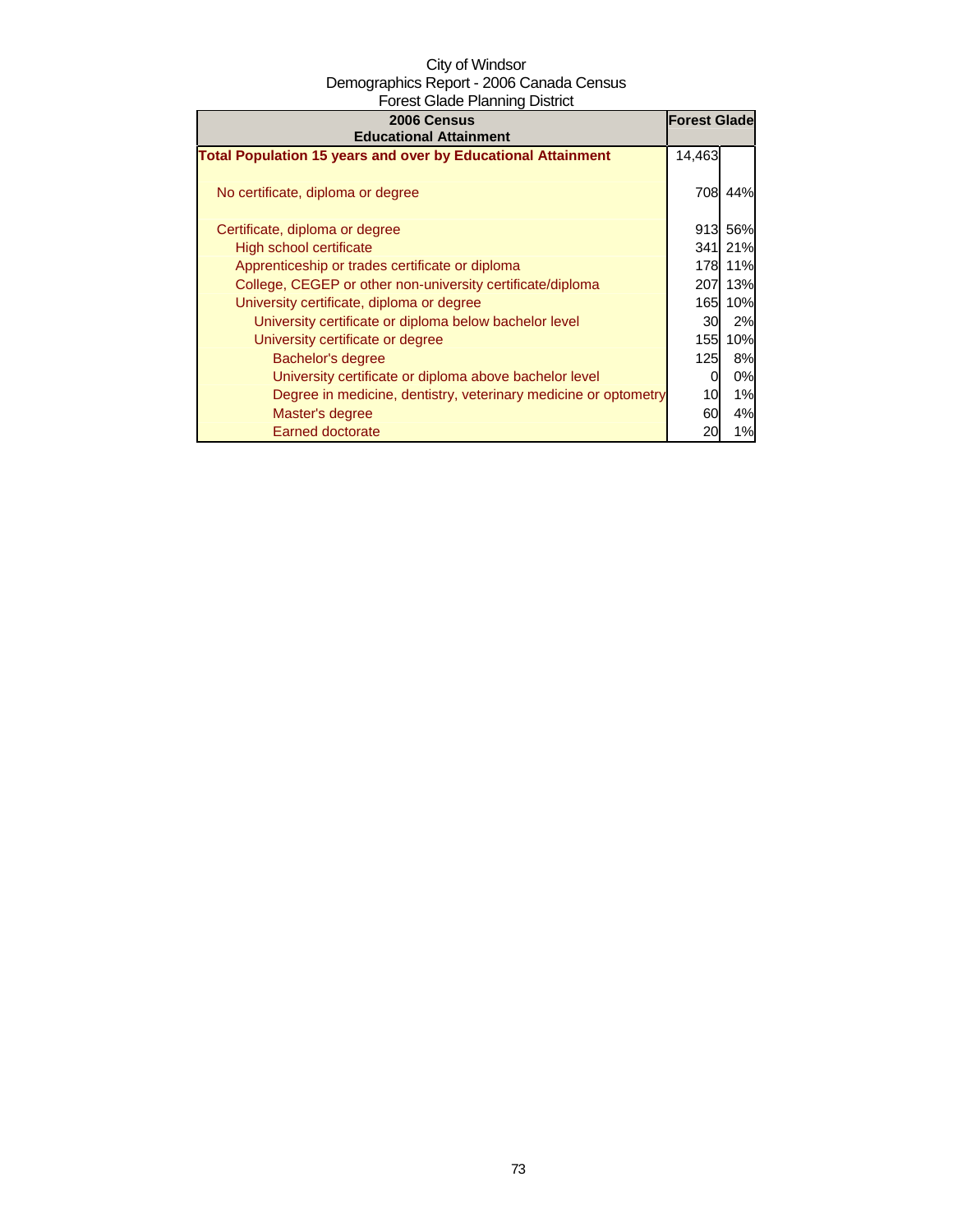City of Windsor
Demographics Report - 2006 Canada Census
Forest Glade Planning District

| 2006 Census Educational Attainment | Forest Glade | |
|---|---|---|
| **Total Population 15 years and over by Educational Attainment** | 14,463 | |
| No certificate, diploma or degree | 708 | 44% |
| Certificate, diploma or degree | 913 | 56% |
| High school certificate | 341 | 21% |
| Apprenticeship or trades certificate or diploma | 178 | 11% |
| College, CEGEP or other non-university certificate/diploma | 207 | 13% |
| University certificate, diploma or degree | 165 | 10% |
| University certificate or diploma below bachelor level | 30 | 2% |
| University certificate or degree | 155 | 10% |
| Bachelor's degree | 125 | 8% |
| University certificate or diploma above bachelor level | 0 | 0% |
| Degree in medicine, dentistry, veterinary medicine or optometry | 10 | 1% |
| Master's degree | 60 | 4% |
| Earned doctorate | 20 | 1% |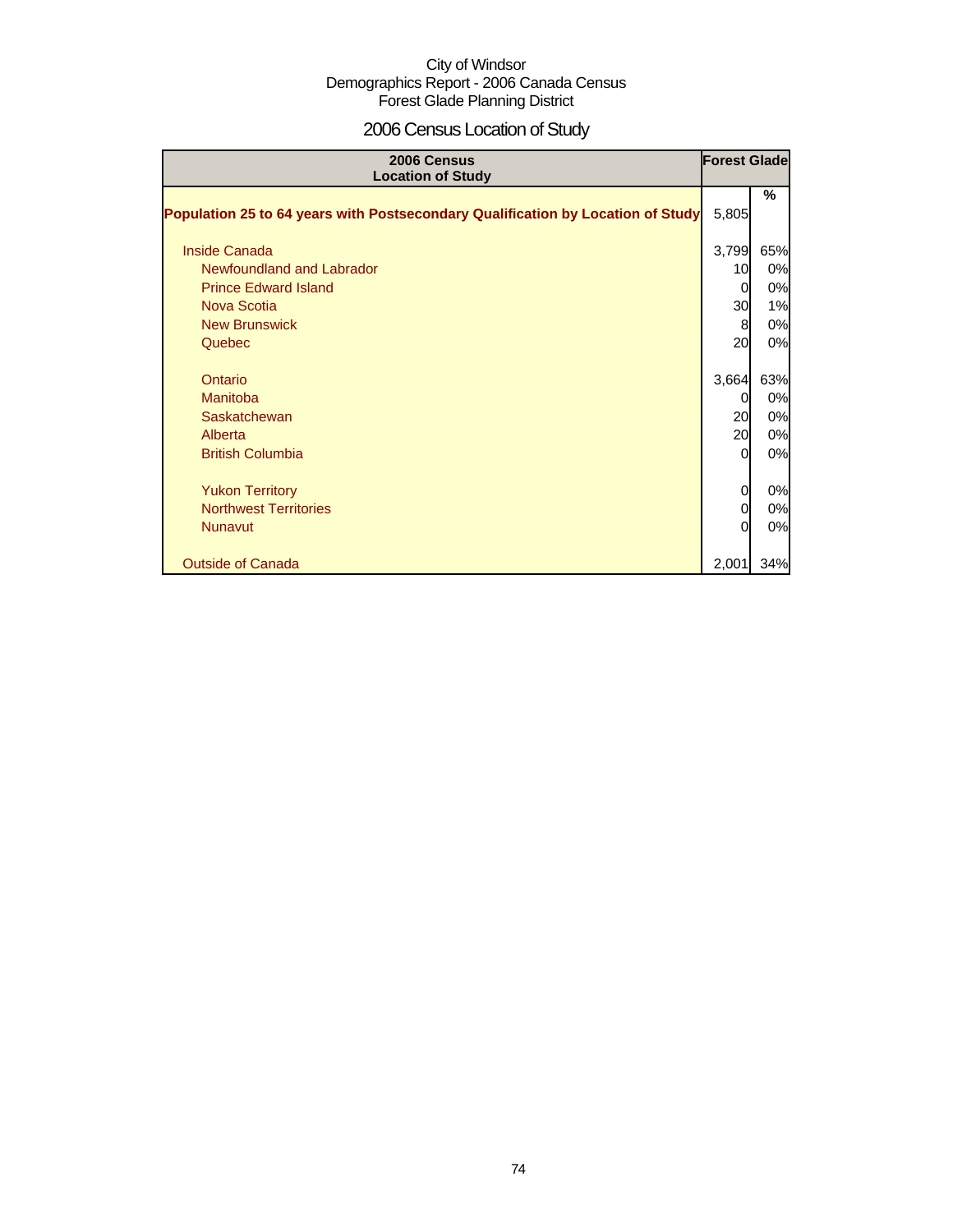City of Windsor
Demographics Report - 2006 Canada Census
Forest Glade Planning District

# 2006 Census Location of Study

| 2006 Census Location of Study | Forest Glade | |
|---|---|---|
| | | % |
| **Population 25 to 64 years with Postsecondary Qualification by Location of Study** | 5,805 | |
| Inside Canada | 3,799 | 65% |
| Newfoundland and Labrador | 10 | 0% |
| Prince Edward Island | 0 | 0% |
| Nova Scotia | 30 | 1% |
| New Brunswick | 8 | 0% |
| Quebec | 20 | 0% |
| Ontario | 3,664 | 63% |
| Manitoba | 0 | 0% |
| Saskatchewan | 20 | 0% |
| Alberta | 20 | 0% |
| British Columbia | 0 | 0% |
| Yukon Territory | 0 | 0% |
| Northwest Territories | 0 | 0% |
| Nunavut | 0 | 0% |
| Outside of Canada | 2,001 | 34% |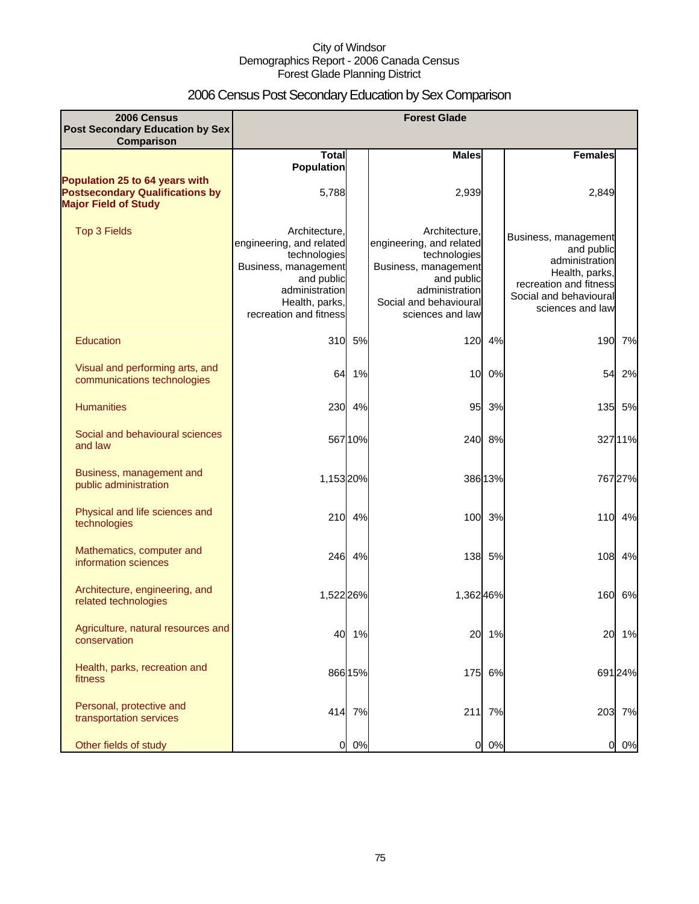City of Windsor
Demographics Report - 2006 Canada Census
Forest Glade Planning District

# 2006 Census Post Secondary Education by Sex Comparison

| 2006 Census Post Secondary Education by Sex Comparison | Forest Glade | | | | | |
|---|---|---|---|---|---|---|
| | Total Population | | Males | | Females | |
| **Population 25 to 64 years with Postsecondary Qualifications by Major Field of Study** | 5,788 | | 2,939 | | 2,849 | |
| Top 3 Fields | Architecture, engineering, and related technologies<br>Business, management and public administration<br>Health, parks, recreation and fitness | | Architecture, engineering, and related technologies<br>Business, management and public administration<br>Social and behavioural sciences and law | | Business, management and public administration<br>Health, parks, recreation and fitness<br>Social and behavioural sciences and law | |
| Education | 310 | 5% | 120 | 4% | 190 | 7% |
| Visual and performing arts, and communications technologies | 64 | 1% | 10 | 0% | 54 | 2% |
| Humanities | 230 | 4% | 95 | 3% | 135 | 5% |
| Social and behavioural sciences and law | 567 | 10% | 240 | 8% | 327 | 11% |
| Business, management and public administration | 1,153 | 20% | 386 | 13% | 767 | 27% |
| Physical and life sciences and technologies | 210 | 4% | 100 | 3% | 110 | 4% |
| Mathematics, computer and information sciences | 246 | 4% | 138 | 5% | 108 | 4% |
| Architecture, engineering, and related technologies | 1,522 | 26% | 1,362 | 46% | 160 | 6% |
| Agriculture, natural resources and conservation | 40 | 1% | 20 | 1% | 20 | 1% |
| Health, parks, recreation and fitness | 866 | 15% | 175 | 6% | 691 | 24% |
| Personal, protective and transportation services | 414 | 7% | 211 | 7% | 203 | 7% |
| Other fields of study | 0 | 0% | 0 | 0% | 0 | 0% |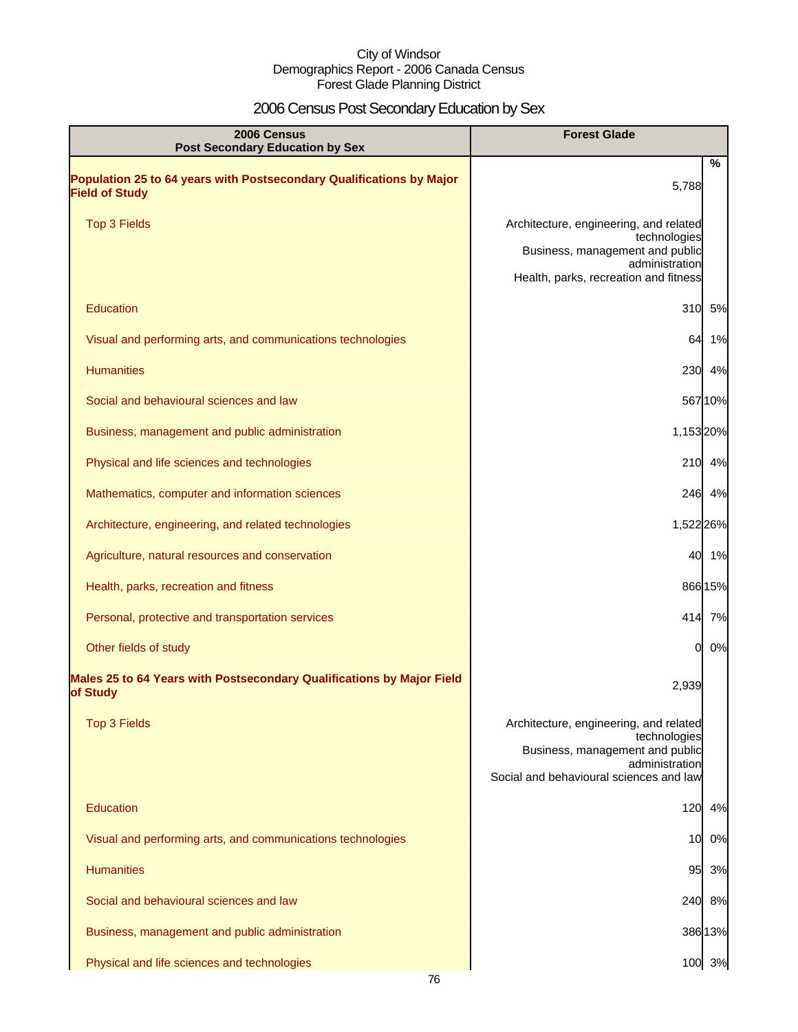City of Windsor
Demographics Report - 2006 Canada Census
Forest Glade Planning District

# 2006 Census Post Secondary Education by Sex

| 2006 Census Post Secondary Education by Sex | Forest Glade | |
|---|---|---|
| | | % |
| **Population 25 to 64 years with Postsecondary Qualifications by Major Field of Study** | 5,788 | |
| Top 3 Fields | Architecture, engineering, and related technologies<br>Business, management and public administration<br>Health, parks, recreation and fitness | |
| Education | 310 | 5% |
| Visual and performing arts, and communications technologies | 64 | 1% |
| Humanities | 230 | 4% |
| Social and behavioural sciences and law | 567 | 10% |
| Business, management and public administration | 1,153 | 20% |
| Physical and life sciences and technologies | 210 | 4% |
| Mathematics, computer and information sciences | 246 | 4% |
| Architecture, engineering, and related technologies | 1,522 | 26% |
| Agriculture, natural resources and conservation | 40 | 1% |
| Health, parks, recreation and fitness | 866 | 15% |
| Personal, protective and transportation services | 414 | 7% |
| Other fields of study | 0 | 0% |
| **Males 25 to 64 Years with Postsecondary Qualifications by Major Field of Study** | 2,939 | |
| Top 3 Fields | Architecture, engineering, and related technologies<br>Business, management and public administration<br>Social and behavioural sciences and law | |
| Education | 120 | 4% |
| Visual and performing arts, and communications technologies | 10 | 0% |
| Humanities | 95 | 3% |
| Social and behavioural sciences and law | 240 | 8% |
| Business, management and public administration | 386 | 13% |
| Physical and life sciences and technologies | 100 | 3% |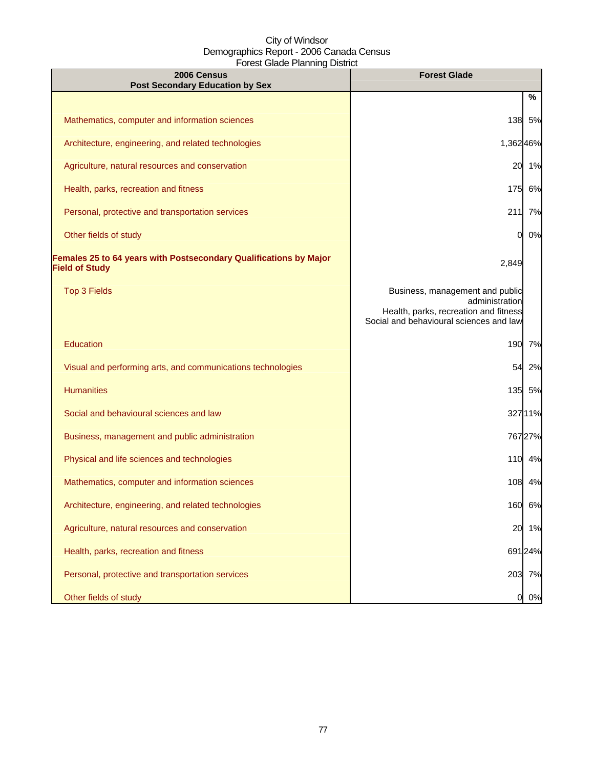City of Windsor
Demographics Report - 2006 Canada Census
Forest Glade Planning District

| 2006 Census<br>Post Secondary Education by Sex | Forest Glade | |
|---|---|---|
| | | % |
| Mathematics, computer and information sciences | 138 | 5% |
| Architecture, engineering, and related technologies | 1,362 | 46% |
| Agriculture, natural resources and conservation | 20 | 1% |
| Health, parks, recreation and fitness | 175 | 6% |
| Personal, protective and transportation services | 211 | 7% |
| Other fields of study | 0 | 0% |
| **Females 25 to 64 years with Postsecondary Qualifications by Major Field of Study** | 2,849 | |
| Top 3 Fields | Business, management and public administration<br>Health, parks, recreation and fitness<br>Social and behavioural sciences and law | |
| Education | 190 | 7% |
| Visual and performing arts, and communications technologies | 54 | 2% |
| Humanities | 135 | 5% |
| Social and behavioural sciences and law | 327 | 11% |
| Business, management and public administration | 767 | 27% |
| Physical and life sciences and technologies | 110 | 4% |
| Mathematics, computer and information sciences | 108 | 4% |
| Architecture, engineering, and related technologies | 160 | 6% |
| Agriculture, natural resources and conservation | 20 | 1% |
| Health, parks, recreation and fitness | 691 | 24% |
| Personal, protective and transportation services | 203 | 7% |
| Other fields of study | 0 | 0% |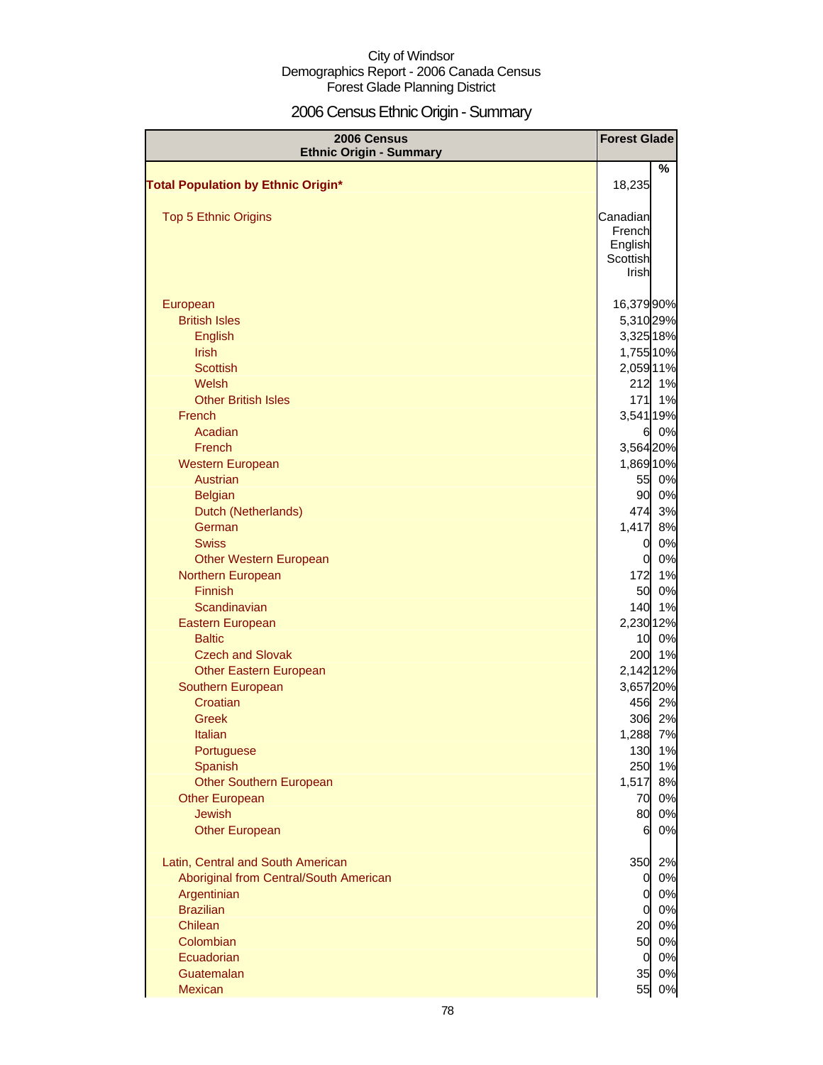City of Windsor
Demographics Report - 2006 Canada Census
Forest Glade Planning District

# 2006 Census Ethnic Origin - Summary

| 2006 Census Ethnic Origin - Summary | Forest Glade | |
|---|---|---|
| | | % |
| **Total Population by Ethnic Origin*** | 18,235 | |
| Top 5 Ethnic Origins | Canadian<br>French<br>English<br>Scottish<br>Irish | |
| European | 16,379 | 90% |
| British Isles | 5,310 | 29% |
| English | 3,325 | 18% |
| Irish | 1,755 | 10% |
| Scottish | 2,059 | 11% |
| Welsh | 212 | 1% |
| Other British Isles | 171 | 1% |
| French | 3,541 | 19% |
| Acadian | 6 | 0% |
| French | 3,564 | 20% |
| Western European | 1,869 | 10% |
| Austrian | 55 | 0% |
| Belgian | 90 | 0% |
| Dutch (Netherlands) | 474 | 3% |
| German | 1,417 | 8% |
| Swiss | 0 | 0% |
| Other Western European | 0 | 0% |
| Northern European | 172 | 1% |
| Finnish | 50 | 0% |
| Scandinavian | 140 | 1% |
| Eastern European | 2,230 | 12% |
| Baltic | 10 | 0% |
| Czech and Slovak | 200 | 1% |
| Other Eastern European | 2,142 | 12% |
| Southern European | 3,657 | 20% |
| Croatian | 456 | 2% |
| Greek | 306 | 2% |
| Italian | 1,288 | 7% |
| Portuguese | 130 | 1% |
| Spanish | 250 | 1% |
| Other Southern European | 1,517 | 8% |
| Other European | 70 | 0% |
| Jewish | 80 | 0% |
| Other European | 6 | 0% |
| Latin, Central and South American | 350 | 2% |
| Aboriginal from Central/South American | 0 | 0% |
| Argentinian | 0 | 0% |
| Brazilian | 0 | 0% |
| Chilean | 20 | 0% |
| Colombian | 50 | 0% |
| Ecuadorian | 0 | 0% |
| Guatemalan | 35 | 0% |
| Mexican | 55 | 0% |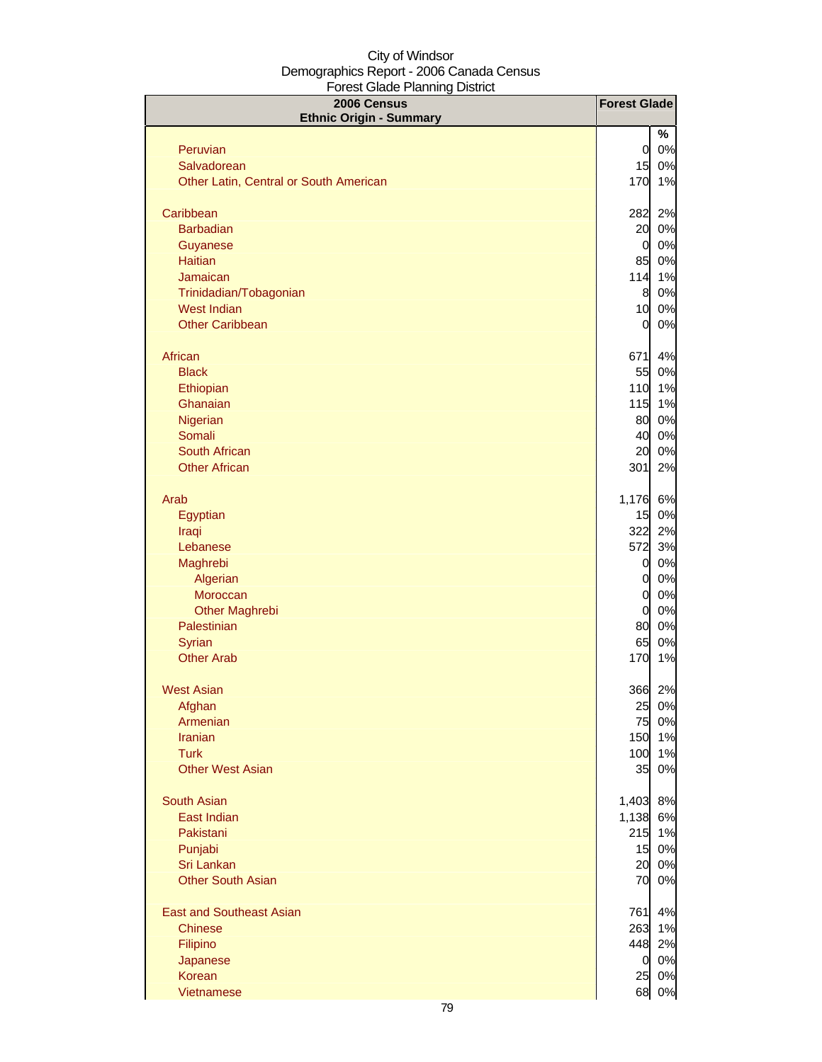City of Windsor
Demographics Report - 2006 Canada Census
Forest Glade Planning District

| 2006 Census<br>Ethnic Origin - Summary | Forest Glade | |
|---|---|---|
| | | % |
| Peruvian | 0 | 0% |
| Salvadorean | 15 | 0% |
| Other Latin, Central or South American | 170 | 1% |
| | | |
| Caribbean | 282 | 2% |
| Barbadian | 20 | 0% |
| Guyanese | 0 | 0% |
| Haitian | 85 | 0% |
| Jamaican | 114 | 1% |
| Trinidadian/Tobagonian | 8 | 0% |
| West Indian | 10 | 0% |
| Other Caribbean | 0 | 0% |
| | | |
| African | 671 | 4% |
| Black | 55 | 0% |
| Ethiopian | 110 | 1% |
| Ghanaian | 115 | 1% |
| Nigerian | 80 | 0% |
| Somali | 40 | 0% |
| South African | 20 | 0% |
| Other African | 301 | 2% |
| | | |
| Arab | 1,176 | 6% |
| Egyptian | 15 | 0% |
| Iraqi | 322 | 2% |
| Lebanese | 572 | 3% |
| Maghrebi | 0 | 0% |
| Algerian | 0 | 0% |
| Moroccan | 0 | 0% |
| Other Maghrebi | 0 | 0% |
| Palestinian | 80 | 0% |
| Syrian | 65 | 0% |
| Other Arab | 170 | 1% |
| | | |
| West Asian | 366 | 2% |
| Afghan | 25 | 0% |
| Armenian | 75 | 0% |
| Iranian | 150 | 1% |
| Turk | 100 | 1% |
| Other West Asian | 35 | 0% |
| | | |
| South Asian | 1,403 | 8% |
| East Indian | 1,138 | 6% |
| Pakistani | 215 | 1% |
| Punjabi | 15 | 0% |
| Sri Lankan | 20 | 0% |
| Other South Asian | 70 | 0% |
| | | |
| East and Southeast Asian | 761 | 4% |
| Chinese | 263 | 1% |
| Filipino | 448 | 2% |
| Japanese | 0 | 0% |
| Korean | 25 | 0% |
| Vietnamese | 68 | 0% |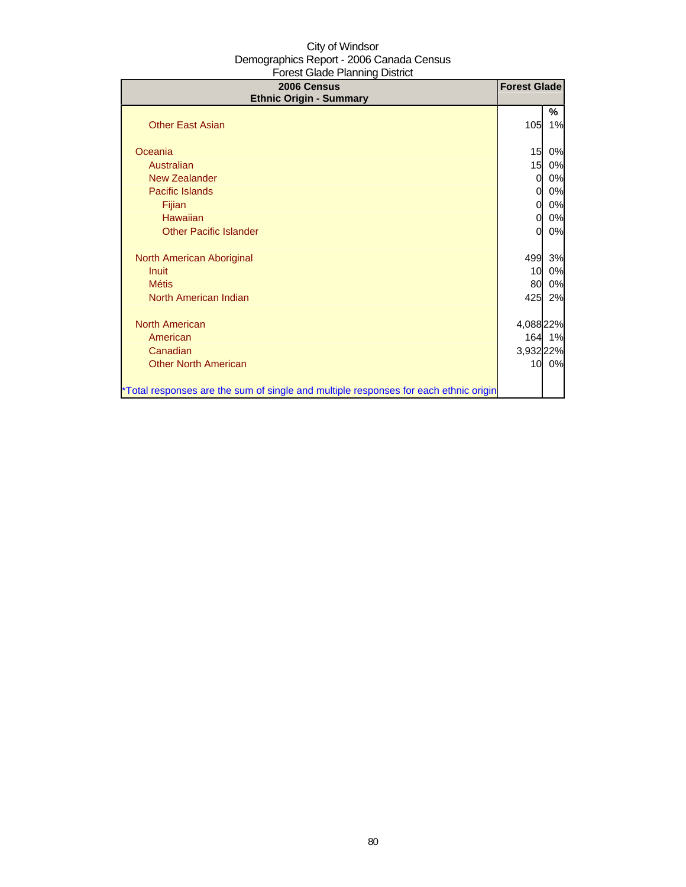City of Windsor
Demographics Report - 2006 Canada Census
Forest Glade Planning District

| 2006 Census<br>Ethnic Origin - Summary | Forest Glade | |
|---|---|---|
| | | % |
| Other East Asian | 105 | 1% |
| | | |
| Oceania | 15 | 0% |
| Australian | 15 | 0% |
| New Zealander | 0 | 0% |
| Pacific Islands | 0 | 0% |
| Fijian | 0 | 0% |
| Hawaiian | 0 | 0% |
| Other Pacific Islander | 0 | 0% |
| | | |
| North American Aboriginal | 499 | 3% |
| Inuit | 10 | 0% |
| Métis | 80 | 0% |
| North American Indian | 425 | 2% |
| | | |
| North American | 4,088 | 22% |
| American | 164 | 1% |
| Canadian | 3,932 | 22% |
| Other North American | 10 | 0% |
| | | |
| *Total responses are the sum of single and multiple responses for each ethnic origin | | |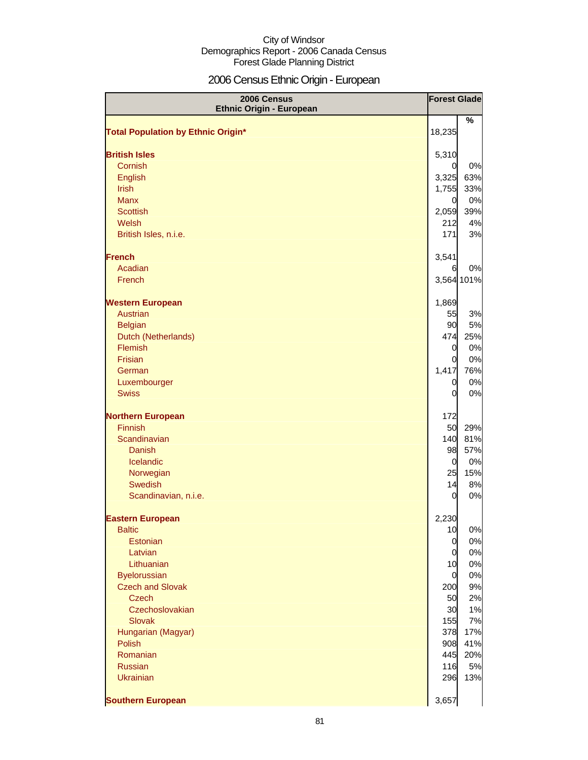City of Windsor
Demographics Report - 2006 Canada Census
Forest Glade Planning District

# 2006 Census Ethnic Origin - European

| 2006 Census Ethnic Origin - European | Forest Glade | |
|---|---|---|
| | | % |
| **Total Population by Ethnic Origin*** | 18,235 | |
| | | |
| **British Isles** | 5,310 | |
| Cornish | 0 | 0% |
| English | 3,325 | 63% |
| Irish | 1,755 | 33% |
| Manx | 0 | 0% |
| Scottish | 2,059 | 39% |
| Welsh | 212 | 4% |
| British Isles, n.i.e. | 171 | 3% |
| | | |
| **French** | 3,541 | |
| Acadian | 6 | 0% |
| French | 3,564 | 101% |
| | | |
| **Western European** | 1,869 | |
| Austrian | 55 | 3% |
| Belgian | 90 | 5% |
| Dutch (Netherlands) | 474 | 25% |
| Flemish | 0 | 0% |
| Frisian | 0 | 0% |
| German | 1,417 | 76% |
| Luxembourger | 0 | 0% |
| Swiss | 0 | 0% |
| | | |
| **Northern European** | 172 | |
| Finnish | 50 | 29% |
| Scandinavian | 140 | 81% |
| Danish | 98 | 57% |
| Icelandic | 0 | 0% |
| Norwegian | 25 | 15% |
| Swedish | 14 | 8% |
| Scandinavian, n.i.e. | 0 | 0% |
| | | |
| **Eastern European** | 2,230 | |
| Baltic | 10 | 0% |
| Estonian | 0 | 0% |
| Latvian | 0 | 0% |
| Lithuanian | 10 | 0% |
| Byelorussian | 0 | 0% |
| Czech and Slovak | 200 | 9% |
| Czech | 50 | 2% |
| Czechoslovakian | 30 | 1% |
| Slovak | 155 | 7% |
| Hungarian (Magyar) | 378 | 17% |
| Polish | 908 | 41% |
| Romanian | 445 | 20% |
| Russian | 116 | 5% |
| Ukrainian | 296 | 13% |
| | | |
| **Southern European** | 3,657 | |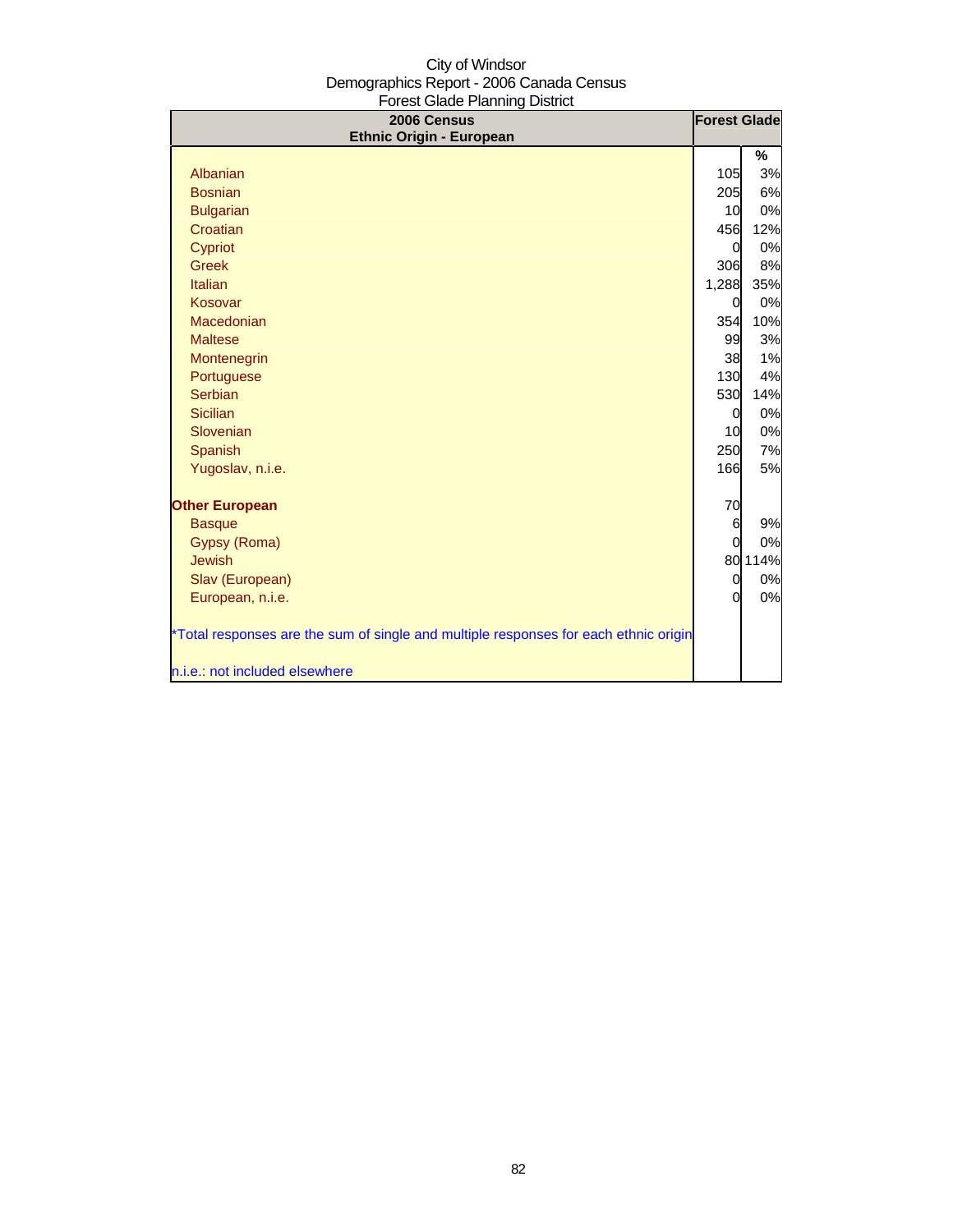City of Windsor
Demographics Report - 2006 Canada Census
Forest Glade Planning District

| 2006 Census<br>Ethnic Origin - European | Forest Glade | |
|---|---|---|
| | | % |
| Albanian | 105 | 3% |
| Bosnian | 205 | 6% |
| Bulgarian | 10 | 0% |
| Croatian | 456 | 12% |
| Cypriot | 0 | 0% |
| Greek | 306 | 8% |
| Italian | 1,288 | 35% |
| Kosovar | 0 | 0% |
| Macedonian | 354 | 10% |
| Maltese | 99 | 3% |
| Montenegrin | 38 | 1% |
| Portuguese | 130 | 4% |
| Serbian | 530 | 14% |
| Sicilian | 0 | 0% |
| Slovenian | 10 | 0% |
| Spanish | 250 | 7% |
| Yugoslav, n.i.e. | 166 | 5% |
| **Other European** | 70 | |
| Basque | 6 | 9% |
| Gypsy (Roma) | 0 | 0% |
| Jewish | 80 | 114% |
| Slav (European) | 0 | 0% |
| European, n.i.e. | 0 | 0% |

*Total responses are the sum of single and multiple responses for each ethnic origin

n.i.e.: not included elsewhere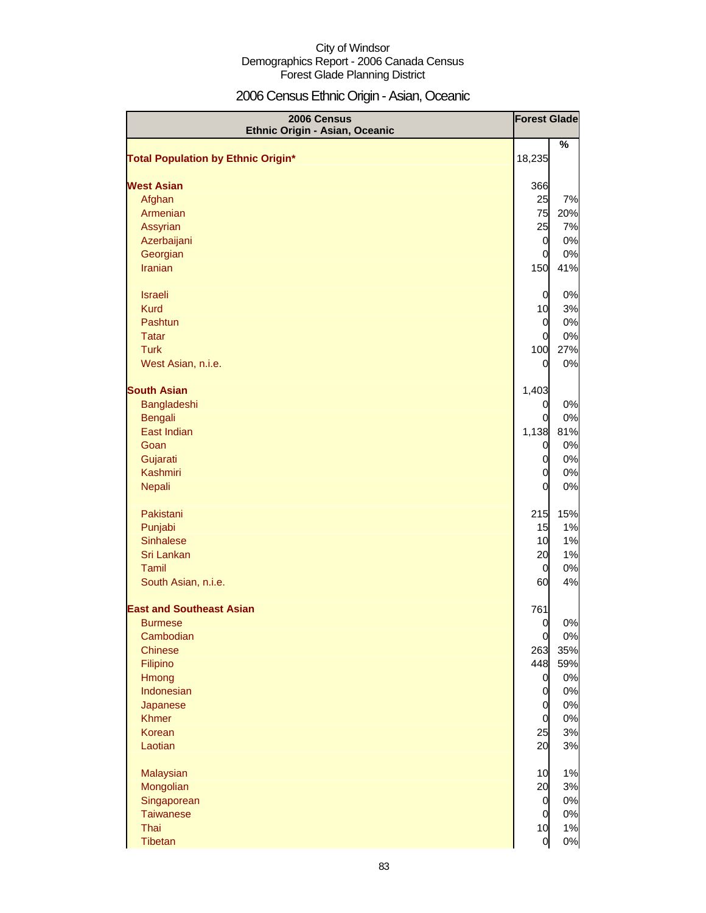City of Windsor
Demographics Report - 2006 Canada Census
Forest Glade Planning District

## 2006 Census Ethnic Origin - Asian, Oceanic

| 2006 Census Ethnic Origin - Asian, Oceanic | Forest Glade | |
|---|---|---|
| | | % |
| **Total Population by Ethnic Origin*** | 18,235 | |
| | | |
| **West Asian** | 366 | |
| Afghan | 25 | 7% |
| Armenian | 75 | 20% |
| Assyrian | 25 | 7% |
| Azerbaijani | 0 | 0% |
| Georgian | 0 | 0% |
| Iranian | 150 | 41% |
| | | |
| Israeli | 0 | 0% |
| Kurd | 10 | 3% |
| Pashtun | 0 | 0% |
| Tatar | 0 | 0% |
| Turk | 100 | 27% |
| West Asian, n.i.e. | 0 | 0% |
| | | |
| **South Asian** | 1,403 | |
| Bangladeshi | 0 | 0% |
| Bengali | 0 | 0% |
| East Indian | 1,138 | 81% |
| Goan | 0 | 0% |
| Gujarati | 0 | 0% |
| Kashmiri | 0 | 0% |
| Nepali | 0 | 0% |
| | | |
| Pakistani | 215 | 15% |
| Punjabi | 15 | 1% |
| Sinhalese | 10 | 1% |
| Sri Lankan | 20 | 1% |
| Tamil | 0 | 0% |
| South Asian, n.i.e. | 60 | 4% |
| | | |
| **East and Southeast Asian** | 761 | |
| Burmese | 0 | 0% |
| Cambodian | 0 | 0% |
| Chinese | 263 | 35% |
| Filipino | 448 | 59% |
| Hmong | 0 | 0% |
| Indonesian | 0 | 0% |
| Japanese | 0 | 0% |
| Khmer | 0 | 0% |
| Korean | 25 | 3% |
| Laotian | 20 | 3% |
| | | |
| Malaysian | 10 | 1% |
| Mongolian | 20 | 3% |
| Singaporean | 0 | 0% |
| Taiwanese | 0 | 0% |
| Thai | 10 | 1% |
| Tibetan | 0 | 0% |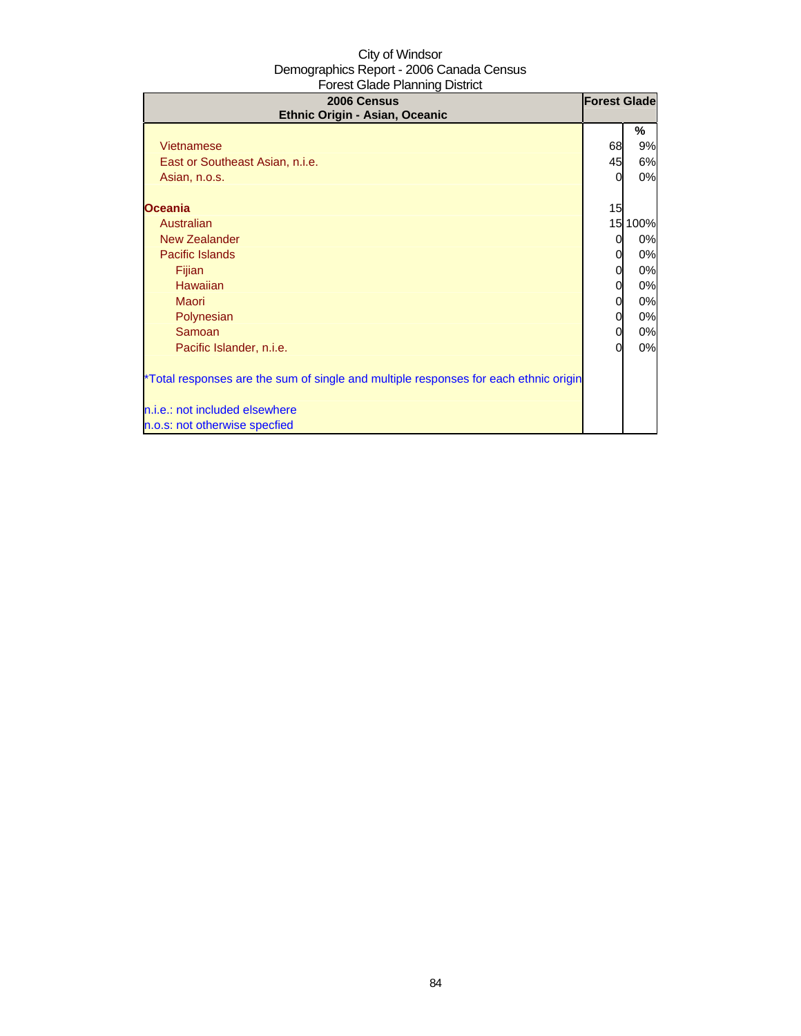City of Windsor
Demographics Report - 2006 Canada Census
Forest Glade Planning District

| 2006 Census<br>Ethnic Origin - Asian, Oceanic | Forest Glade | |
|---|---|---|
| | | % |
| Vietnamese | 68 | 9% |
| East or Southeast Asian, n.i.e. | 45 | 6% |
| Asian, n.o.s. | 0 | 0% |
| | | |
| **Oceania** | 15 | |
| Australian | 15 | 100% |
| New Zealander | 0 | 0% |
| Pacific Islands | 0 | 0% |
| Fijian | 0 | 0% |
| Hawaiian | 0 | 0% |
| Maori | 0 | 0% |
| Polynesian | 0 | 0% |
| Samoan | 0 | 0% |
| Pacific Islander, n.i.e. | 0 | 0% |

*Total responses are the sum of single and multiple responses for each ethnic origin

n.i.e.: not included elsewhere
n.o.s: not otherwise specfied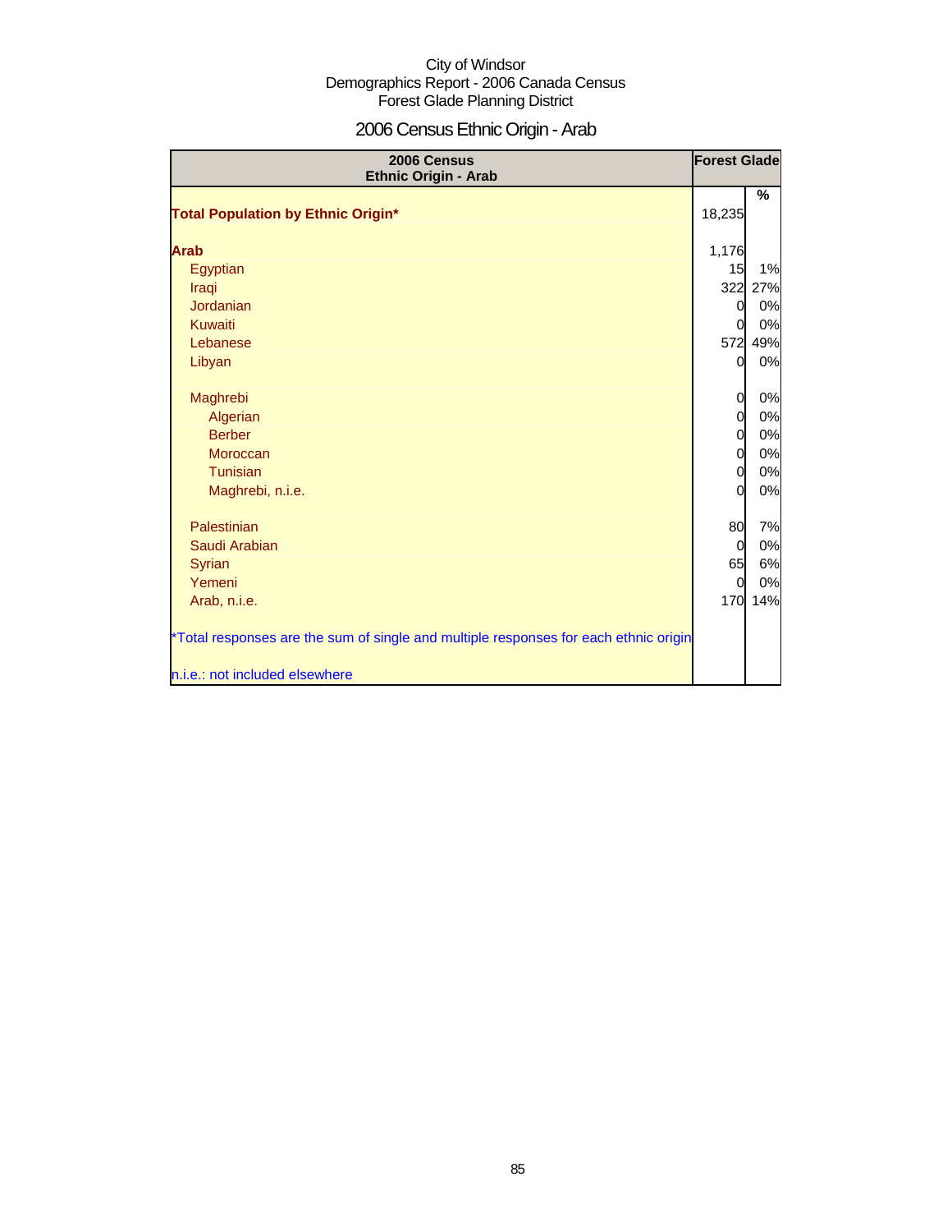City of Windsor
Demographics Report - 2006 Canada Census
Forest Glade Planning District

# 2006 Census Ethnic Origin - Arab

| 2006 Census Ethnic Origin - Arab | Forest Glade | |
|---|---|---|
| | | % |
| **Total Population by Ethnic Origin*** | 18,235 | |
| **Arab** | 1,176 | |
| Egyptian | 15 | 1% |
| Iraqi | 322 | 27% |
| Jordanian | 0 | 0% |
| Kuwaiti | 0 | 0% |
| Lebanese | 572 | 49% |
| Libyan | 0 | 0% |
| Maghrebi | 0 | 0% |
| Algerian | 0 | 0% |
| Berber | 0 | 0% |
| Moroccan | 0 | 0% |
| Tunisian | 0 | 0% |
| Maghrebi, n.i.e. | 0 | 0% |
| Palestinian | 80 | 7% |
| Saudi Arabian | 0 | 0% |
| Syrian | 65 | 6% |
| Yemeni | 0 | 0% |
| Arab, n.i.e. | 170 | 14% |

*Total responses are the sum of single and multiple responses for each ethnic origin

n.i.e.: not included elsewhere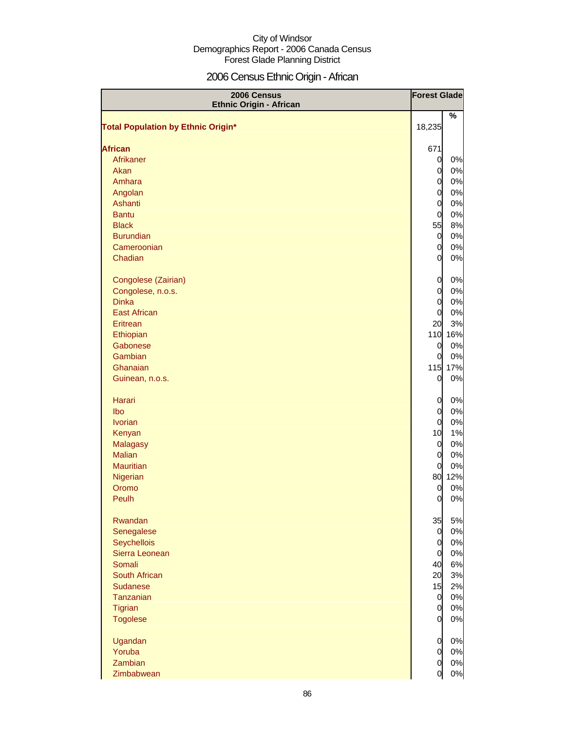City of Windsor
Demographics Report - 2006 Canada Census
Forest Glade Planning District

# 2006 Census Ethnic Origin - African

| 2006 Census Ethnic Origin - African | Forest Glade | |
|---|---|---|
| | | % |
| **Total Population by Ethnic Origin*** | 18,235 | |
| **African** | 671 | |
| Afrikaner | 0 | 0% |
| Akan | 0 | 0% |
| Amhara | 0 | 0% |
| Angolan | 0 | 0% |
| Ashanti | 0 | 0% |
| Bantu | 0 | 0% |
| Black | 55 | 8% |
| Burundian | 0 | 0% |
| Cameroonian | 0 | 0% |
| Chadian | 0 | 0% |
| Congolese (Zairian) | 0 | 0% |
| Congolese, n.o.s. | 0 | 0% |
| Dinka | 0 | 0% |
| East African | 0 | 0% |
| Eritrean | 20 | 3% |
| Ethiopian | 110 | 16% |
| Gabonese | 0 | 0% |
| Gambian | 0 | 0% |
| Ghanaian | 115 | 17% |
| Guinean, n.o.s. | 0 | 0% |
| Harari | 0 | 0% |
| Ibo | 0 | 0% |
| Ivorian | 0 | 0% |
| Kenyan | 10 | 1% |
| Malagasy | 0 | 0% |
| Malian | 0 | 0% |
| Mauritian | 0 | 0% |
| Nigerian | 80 | 12% |
| Oromo | 0 | 0% |
| Peulh | 0 | 0% |
| Rwandan | 35 | 5% |
| Senegalese | 0 | 0% |
| Seychellois | 0 | 0% |
| Sierra Leonean | 0 | 0% |
| Somali | 40 | 6% |
| South African | 20 | 3% |
| Sudanese | 15 | 2% |
| Tanzanian | 0 | 0% |
| Tigrian | 0 | 0% |
| Togolese | 0 | 0% |
| Ugandan | 0 | 0% |
| Yoruba | 0 | 0% |
| Zambian | 0 | 0% |
| Zimbabwean | 0 | 0% |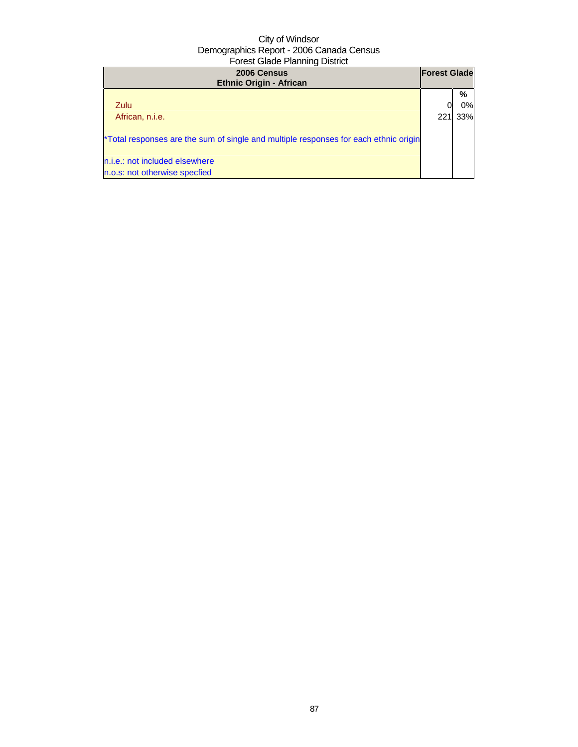City of Windsor
Demographics Report - 2006 Canada Census
Forest Glade Planning District

| 2006 Census<br>Ethnic Origin - African | Forest Glade | |
|---|---|---|
| | | % |
| Zulu | 0 | 0% |
| African, n.i.e. | 221 | 33% |
| *Total responses are the sum of single and multiple responses for each ethnic origin | | |
| n.i.e.: not included elsewhere | | |
| n.o.s: not otherwise specfied | | |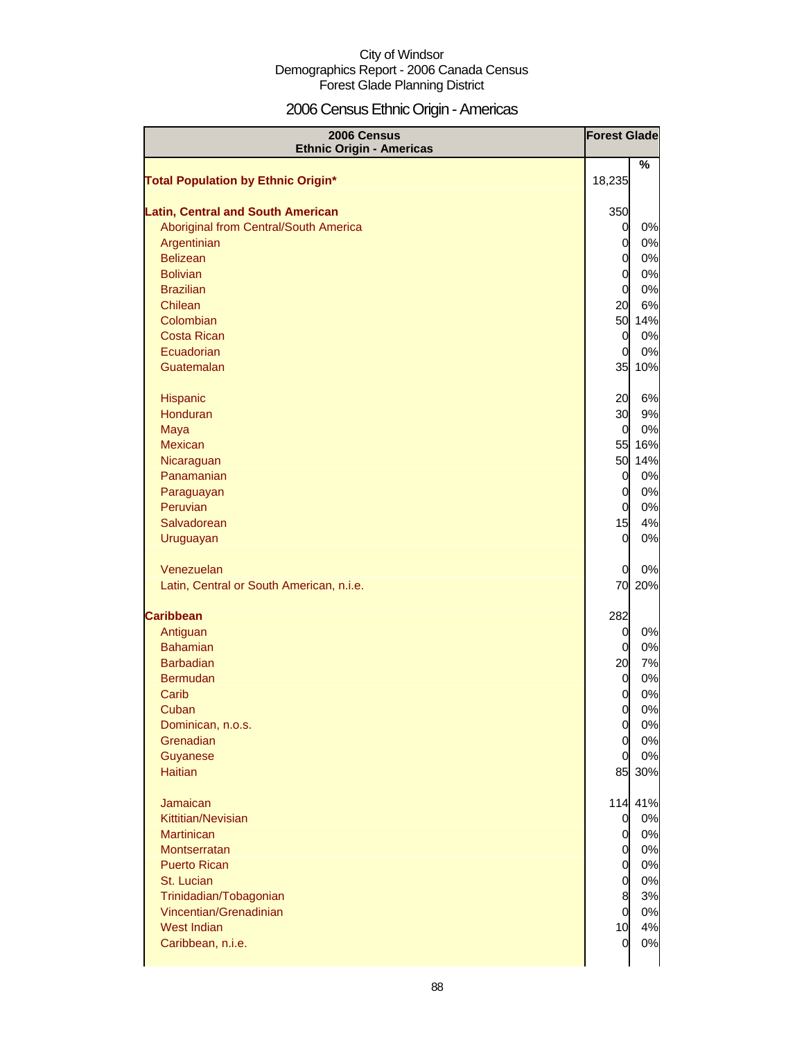City of Windsor
Demographics Report - 2006 Canada Census
Forest Glade Planning District

# 2006 Census Ethnic Origin - Americas

| 2006 Census<br>Ethnic Origin - Americas | Forest Glade | |
|---|---|---|
| | | % |
| **Total Population by Ethnic Origin*** | 18,235 | |
| **Latin, Central and South American** | 350 | |
| Aboriginal from Central/South America | 0 | 0% |
| Argentinian | 0 | 0% |
| Belizean | 0 | 0% |
| Bolivian | 0 | 0% |
| Brazilian | 0 | 0% |
| Chilean | 20 | 6% |
| Colombian | 50 | 14% |
| Costa Rican | 0 | 0% |
| Ecuadorian | 0 | 0% |
| Guatemalan | 35 | 10% |
| Hispanic | 20 | 6% |
| Honduran | 30 | 9% |
| Maya | 0 | 0% |
| Mexican | 55 | 16% |
| Nicaraguan | 50 | 14% |
| Panamanian | 0 | 0% |
| Paraguayan | 0 | 0% |
| Peruvian | 0 | 0% |
| Salvadorean | 15 | 4% |
| Uruguayan | 0 | 0% |
| Venezuelan | 0 | 0% |
| Latin, Central or South American, n.i.e. | 70 | 20% |
| **Caribbean** | 282 | |
| Antiguan | 0 | 0% |
| Bahamian | 0 | 0% |
| Barbadian | 20 | 7% |
| Bermudan | 0 | 0% |
| Carib | 0 | 0% |
| Cuban | 0 | 0% |
| Dominican, n.o.s. | 0 | 0% |
| Grenadian | 0 | 0% |
| Guyanese | 0 | 0% |
| Haitian | 85 | 30% |
| Jamaican | 114 | 41% |
| Kittitian/Nevisian | 0 | 0% |
| Martinican | 0 | 0% |
| Montserratan | 0 | 0% |
| Puerto Rican | 0 | 0% |
| St. Lucian | 0 | 0% |
| Trinidadian/Tobagonian | 8 | 3% |
| Vincentian/Grenadinian | 0 | 0% |
| West Indian | 10 | 4% |
| Caribbean, n.i.e. | 0 | 0% |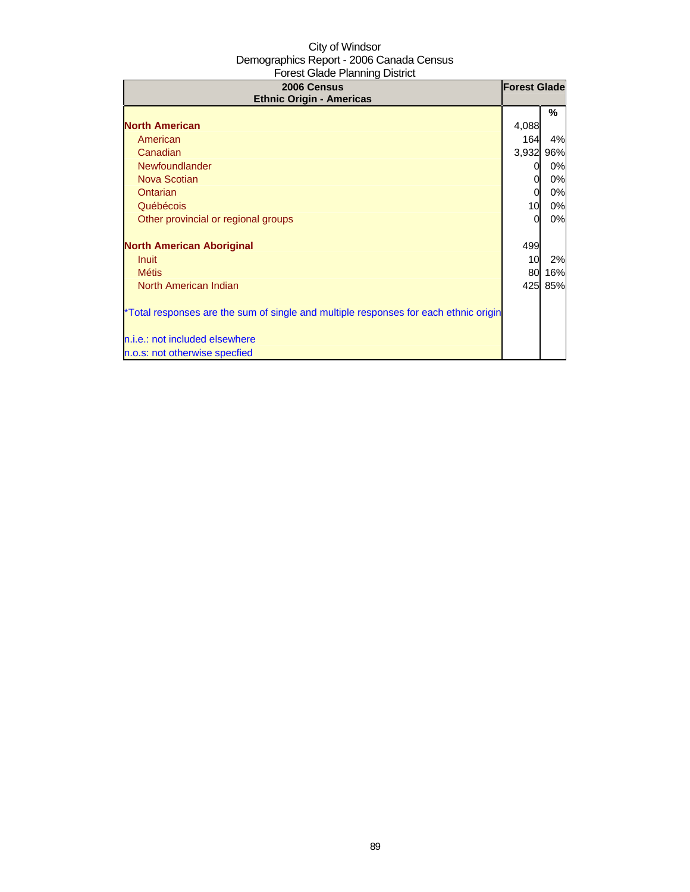City of Windsor
Demographics Report - 2006 Canada Census
Forest Glade Planning District

| 2006 Census<br>Ethnic Origin - Americas | Forest Glade | |
|---|---|---|
| | | % |
| **North American** | 4,088 | |
| American | 164 | 4% |
| Canadian | 3,932 | 96% |
| Newfoundlander | 0 | 0% |
| Nova Scotian | 0 | 0% |
| Ontarian | 0 | 0% |
| Québécois | 10 | 0% |
| Other provincial or regional groups | 0 | 0% |
| | | |
| **North American Aboriginal** | 499 | |
| Inuit | 10 | 2% |
| Métis | 80 | 16% |
| North American Indian | 425 | 85% |
| | | |
| *Total responses are the sum of single and multiple responses for each ethnic origin | | |
| | | |
| n.i.e.: not included elsewhere | | |
| n.o.s: not otherwise specfied | | |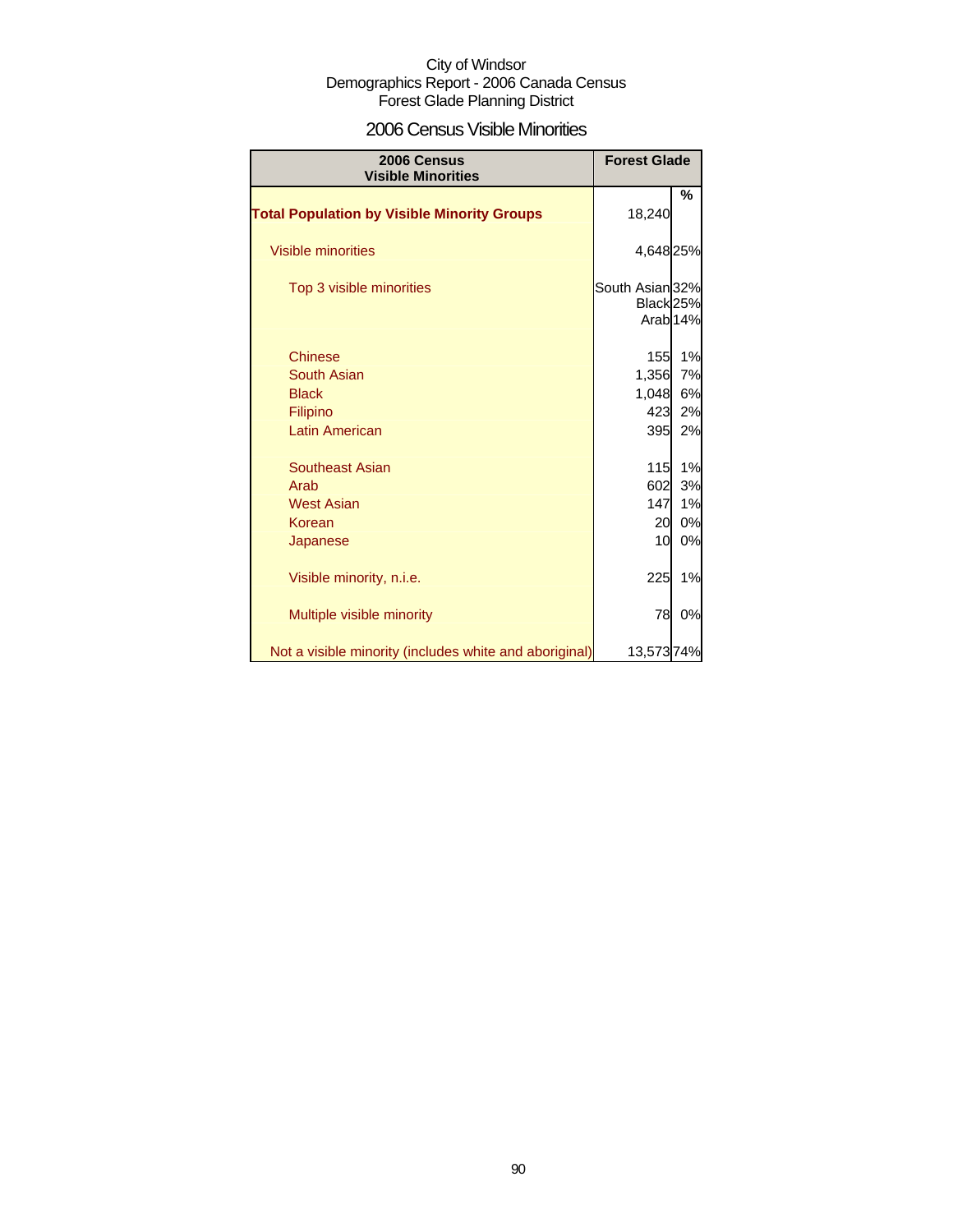City of Windsor
Demographics Report - 2006 Canada Census
Forest Glade Planning District

## 2006 Census Visible Minorities

| 2006 Census Visible Minorities | Forest Glade | |
|---|---|---|
| | | % |
| **Total Population by Visible Minority Groups** | 18,240 | |
| Visible minorities | 4,648 | 25% |
| Top 3 visible minorities | South Asian | 32% |
| | Black | 25% |
| | Arab | 14% |
| Chinese | 155 | 1% |
| South Asian | 1,356 | 7% |
| Black | 1,048 | 6% |
| Filipino | 423 | 2% |
| Latin American | 395 | 2% |
| Southeast Asian | 115 | 1% |
| Arab | 602 | 3% |
| West Asian | 147 | 1% |
| Korean | 20 | 0% |
| Japanese | 10 | 0% |
| Visible minority, n.i.e. | 225 | 1% |
| Multiple visible minority | 78 | 0% |
| Not a visible minority (includes white and aboriginal) | 13,573 | 74% |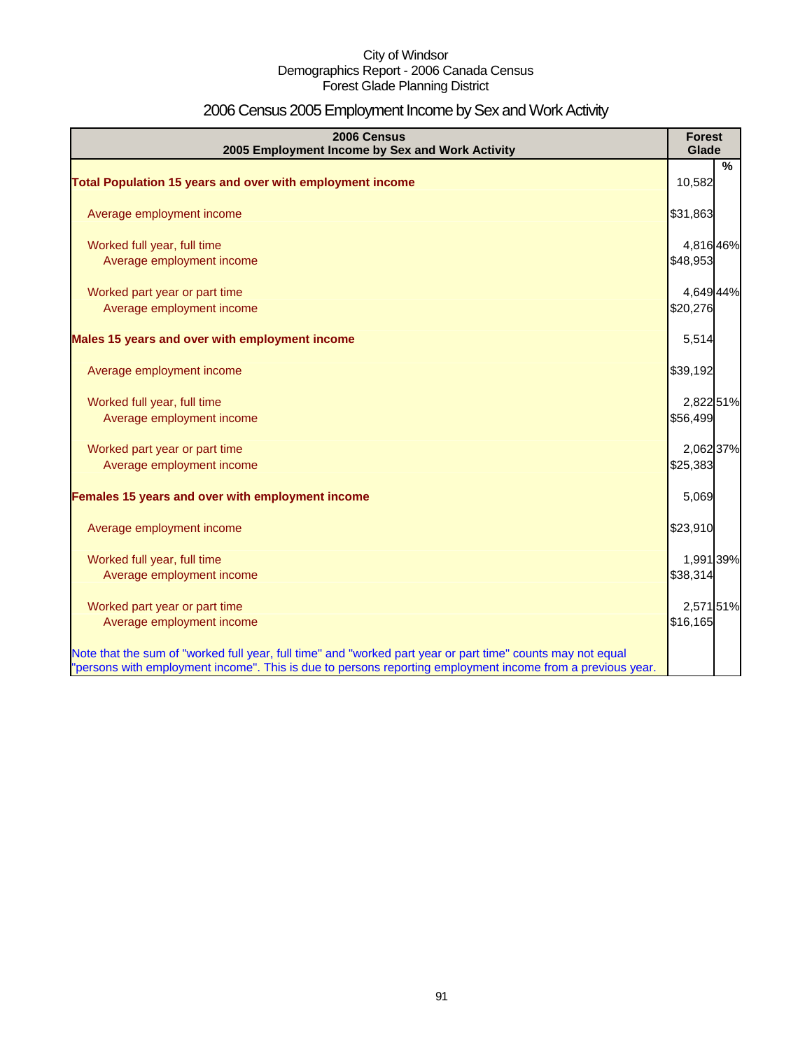City of Windsor
Demographics Report - 2006 Canada Census
Forest Glade Planning District

# 2006 Census 2005 Employment Income by Sex and Work Activity

| 2006 Census<br>2005 Employment Income by Sex and Work Activity | Forest Glade | |
|---|---|---|
| | | % |
| **Total Population 15 years and over with employment income** | 10,582 | |
| Average employment income | $31,863 | |
| Worked full year, full time | 4,816 | 46% |
| Average employment income | $48,953 | |
| Worked part year or part time | 4,649 | 44% |
| Average employment income | $20,276 | |
| **Males 15 years and over with employment income** | 5,514 | |
| Average employment income | $39,192 | |
| Worked full year, full time | 2,822 | 51% |
| Average employment income | $56,499 | |
| Worked part year or part time | 2,062 | 37% |
| Average employment income | $25,383 | |
| **Females 15 years and over with employment income** | 5,069 | |
| Average employment income | $23,910 | |
| Worked full year, full time | 1,991 | 39% |
| Average employment income | $38,314 | |
| Worked part year or part time | 2,571 | 51% |
| Average employment income | $16,165 | |

Note that the sum of "worked full year, full time" and "worked part year or part time" counts may not equal "persons with employment income". This is due to persons reporting employment income from a previous year.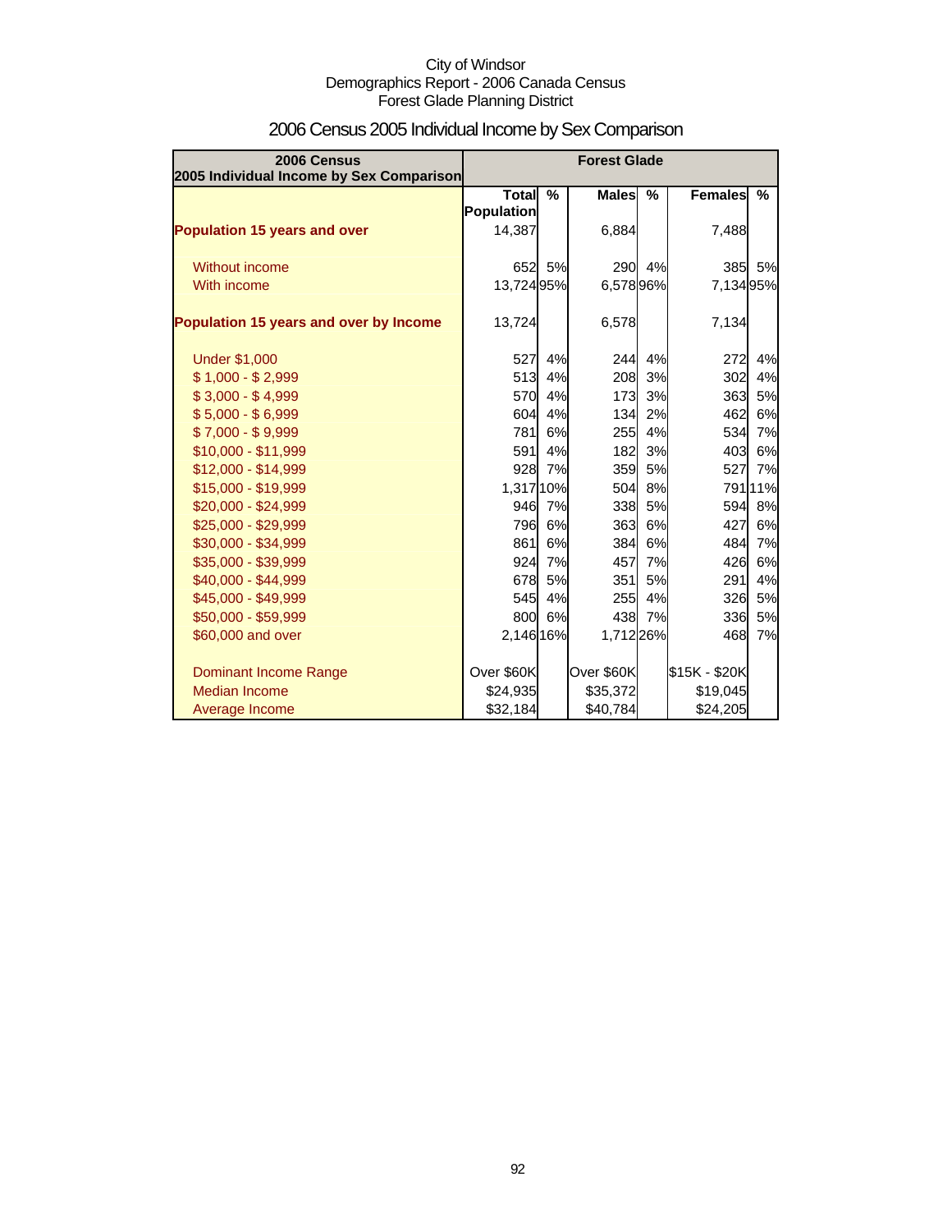City of Windsor
Demographics Report - 2006 Canada Census
Forest Glade Planning District

# 2006 Census 2005 Individual Income by Sex Comparison

| 2006 Census<br>2005 Individual Income by Sex Comparison | Forest Glade | | | | | |
|---|---|---|---|---|---|---|
| | Total Population | % | Males | % | Females | % |
| **Population 15 years and over** | 14,387 | | 6,884 | | 7,488 | |
| Without income | 652 | 5% | 290 | 4% | 385 | 5% |
| With income | 13,724 | 95% | 6,578 | 96% | 7,134 | 95% |
| **Population 15 years and over by Income** | 13,724 | | 6,578 | | 7,134 | |
| Under $1,000 | 527 | 4% | 244 | 4% | 272 | 4% |
| $ 1,000 - $ 2,999 | 513 | 4% | 208 | 3% | 302 | 4% |
| $ 3,000 - $ 4,999 | 570 | 4% | 173 | 3% | 363 | 5% |
| $ 5,000 - $ 6,999 | 604 | 4% | 134 | 2% | 462 | 6% |
| $ 7,000 - $ 9,999 | 781 | 6% | 255 | 4% | 534 | 7% |
| $10,000 - $11,999 | 591 | 4% | 182 | 3% | 403 | 6% |
| $12,000 - $14,999 | 928 | 7% | 359 | 5% | 527 | 7% |
| $15,000 - $19,999 | 1,317 | 10% | 504 | 8% | 791 | 11% |
| $20,000 - $24,999 | 946 | 7% | 338 | 5% | 594 | 8% |
| $25,000 - $29,999 | 796 | 6% | 363 | 6% | 427 | 6% |
| $30,000 - $34,999 | 861 | 6% | 384 | 6% | 484 | 7% |
| $35,000 - $39,999 | 924 | 7% | 457 | 7% | 426 | 6% |
| $40,000 - $44,999 | 678 | 5% | 351 | 5% | 291 | 4% |
| $45,000 - $49,999 | 545 | 4% | 255 | 4% | 326 | 5% |
| $50,000 - $59,999 | 800 | 6% | 438 | 7% | 336 | 5% |
| $60,000 and over | 2,146 | 16% | 1,712 | 26% | 468 | 7% |
| Dominant Income Range | Over $60K | | Over $60K | | $15K - $20K | |
| Median Income | $24,935 | | $35,372 | | $19,045 | |
| Average Income | $32,184 | | $40,784 | | $24,205 | |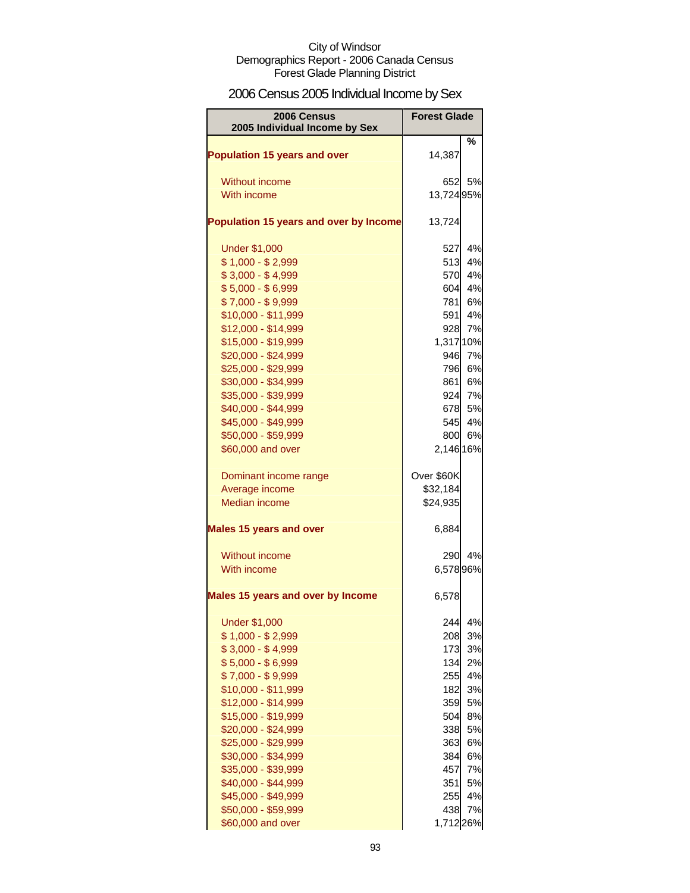City of Windsor
Demographics Report - 2006 Canada Census
Forest Glade Planning District

# 2006 Census 2005 Individual Income by Sex

| 2006 Census 2005 Individual Income by Sex | Forest Glade | |
|---|---|---|
| | | % |
| **Population 15 years and over** | 14,387 | |
| Without income | 652 | 5% |
| With income | 13,724 | 95% |
| **Population 15 years and over by Income** | 13,724 | |
| Under $1,000 | 527 | 4% |
| $ 1,000 - $ 2,999 | 513 | 4% |
| $ 3,000 - $ 4,999 | 570 | 4% |
| $ 5,000 - $ 6,999 | 604 | 4% |
| $ 7,000 - $ 9,999 | 781 | 6% |
| $10,000 - $11,999 | 591 | 4% |
| $12,000 - $14,999 | 928 | 7% |
| $15,000 - $19,999 | 1,317 | 10% |
| $20,000 - $24,999 | 946 | 7% |
| $25,000 - $29,999 | 796 | 6% |
| $30,000 - $34,999 | 861 | 6% |
| $35,000 - $39,999 | 924 | 7% |
| $40,000 - $44,999 | 678 | 5% |
| $45,000 - $49,999 | 545 | 4% |
| $50,000 - $59,999 | 800 | 6% |
| $60,000 and over | 2,146 | 16% |
| Dominant income range | Over $60K | |
| Average income | $32,184 | |
| Median income | $24,935 | |
| **Males 15 years and over** | 6,884 | |
| Without income | 290 | 4% |
| With income | 6,578 | 96% |
| **Males 15 years and over by Income** | 6,578 | |
| Under $1,000 | 244 | 4% |
| $ 1,000 - $ 2,999 | 208 | 3% |
| $ 3,000 - $ 4,999 | 173 | 3% |
| $ 5,000 - $ 6,999 | 134 | 2% |
| $ 7,000 - $ 9,999 | 255 | 4% |
| $10,000 - $11,999 | 182 | 3% |
| $12,000 - $14,999 | 359 | 5% |
| $15,000 - $19,999 | 504 | 8% |
| $20,000 - $24,999 | 338 | 5% |
| $25,000 - $29,999 | 363 | 6% |
| $30,000 - $34,999 | 384 | 6% |
| $35,000 - $39,999 | 457 | 7% |
| $40,000 - $44,999 | 351 | 5% |
| $45,000 - $49,999 | 255 | 4% |
| $50,000 - $59,999 | 438 | 7% |
| $60,000 and over | 1,712 | 26% |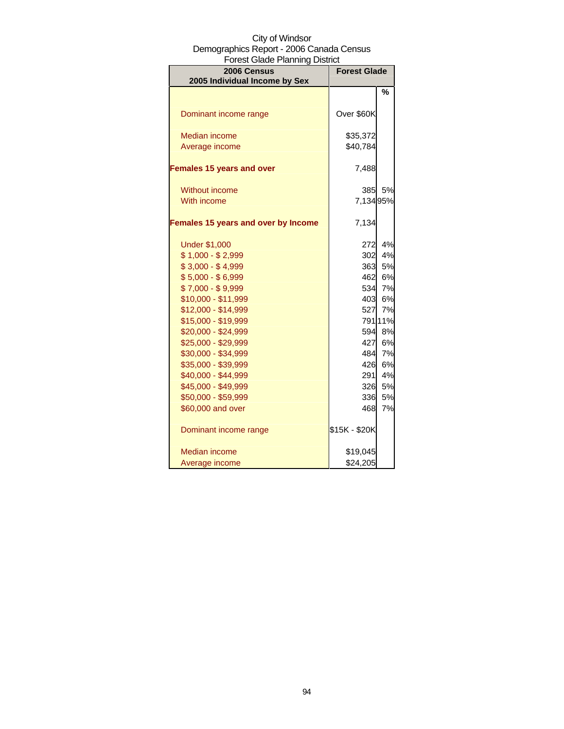City of Windsor
Demographics Report - 2006 Canada Census
Forest Glade Planning District

| 2006 Census<br>2005 Individual Income by Sex | Forest Glade | |
|---|---|---|
| | | % |
| Dominant income range | Over $60K | |
| Median income | $35,372 | |
| Average income | $40,784 | |
| **Females 15 years and over** | 7,488 | |
| Without income | 385 | 5% |
| With income | 7,134 | 95% |
| **Females 15 years and over by Income** | 7,134 | |
| Under $1,000 | 272 | 4% |
| $ 1,000 - $ 2,999 | 302 | 4% |
| $ 3,000 - $ 4,999 | 363 | 5% |
| $ 5,000 - $ 6,999 | 462 | 6% |
| $ 7,000 - $ 9,999 | 534 | 7% |
| $10,000 - $11,999 | 403 | 6% |
| $12,000 - $14,999 | 527 | 7% |
| $15,000 - $19,999 | 791 | 11% |
| $20,000 - $24,999 | 594 | 8% |
| $25,000 - $29,999 | 427 | 6% |
| $30,000 - $34,999 | 484 | 7% |
| $35,000 - $39,999 | 426 | 6% |
| $40,000 - $44,999 | 291 | 4% |
| $45,000 - $49,999 | 326 | 5% |
| $50,000 - $59,999 | 336 | 5% |
| $60,000 and over | 468 | 7% |
| Dominant income range | $15K - $20K | |
| Median income | $19,045 | |
| Average income | $24,205 | |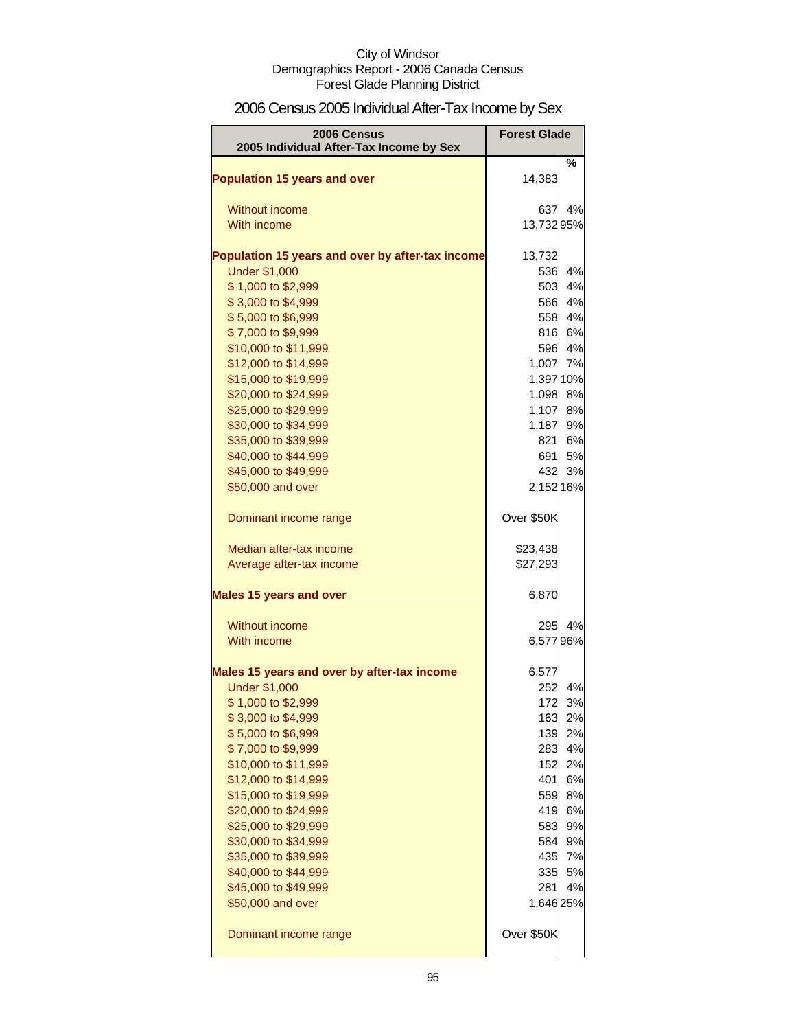City of Windsor
Demographics Report - 2006 Canada Census
Forest Glade Planning District

## 2006 Census 2005 Individual After-Tax Income by Sex

| 2006 Census<br>2005 Individual After-Tax Income by Sex | Forest Glade | |
|---|---|---|
| | | % |
| **Population 15 years and over** | 14,383 | |
| | | |
| Without income | 637 | 4% |
| With income | 13,732 | 95% |
| | | |
| **Population 15 years and over by after-tax income** | 13,732 | |
| Under $1,000 | 536 | 4% |
| $ 1,000 to $2,999 | 503 | 4% |
| $ 3,000 to $4,999 | 566 | 4% |
| $ 5,000 to $6,999 | 558 | 4% |
| $ 7,000 to $9,999 | 816 | 6% |
| $10,000 to $11,999 | 596 | 4% |
| $12,000 to $14,999 | 1,007 | 7% |
| $15,000 to $19,999 | 1,397 | 10% |
| $20,000 to $24,999 | 1,098 | 8% |
| $25,000 to $29,999 | 1,107 | 8% |
| $30,000 to $34,999 | 1,187 | 9% |
| $35,000 to $39,999 | 821 | 6% |
| $40,000 to $44,999 | 691 | 5% |
| $45,000 to $49,999 | 432 | 3% |
| $50,000 and over | 2,152 | 16% |
| | | |
| Dominant income range | Over $50K | |
| | | |
| Median after-tax income | $23,438 | |
| Average after-tax income | $27,293 | |
| | | |
| **Males 15 years and over** | 6,870 | |
| | | |
| Without income | 295 | 4% |
| With income | 6,577 | 96% |
| | | |
| **Males 15 years and over by after-tax income** | 6,577 | |
| Under $1,000 | 252 | 4% |
| $ 1,000 to $2,999 | 172 | 3% |
| $ 3,000 to $4,999 | 163 | 2% |
| $ 5,000 to $6,999 | 139 | 2% |
| $ 7,000 to $9,999 | 283 | 4% |
| $10,000 to $11,999 | 152 | 2% |
| $12,000 to $14,999 | 401 | 6% |
| $15,000 to $19,999 | 559 | 8% |
| $20,000 to $24,999 | 419 | 6% |
| $25,000 to $29,999 | 583 | 9% |
| $30,000 to $34,999 | 584 | 9% |
| $35,000 to $39,999 | 435 | 7% |
| $40,000 to $44,999 | 335 | 5% |
| $45,000 to $49,999 | 281 | 4% |
| $50,000 and over | 1,646 | 25% |
| | | |
| Dominant income range | Over $50K | |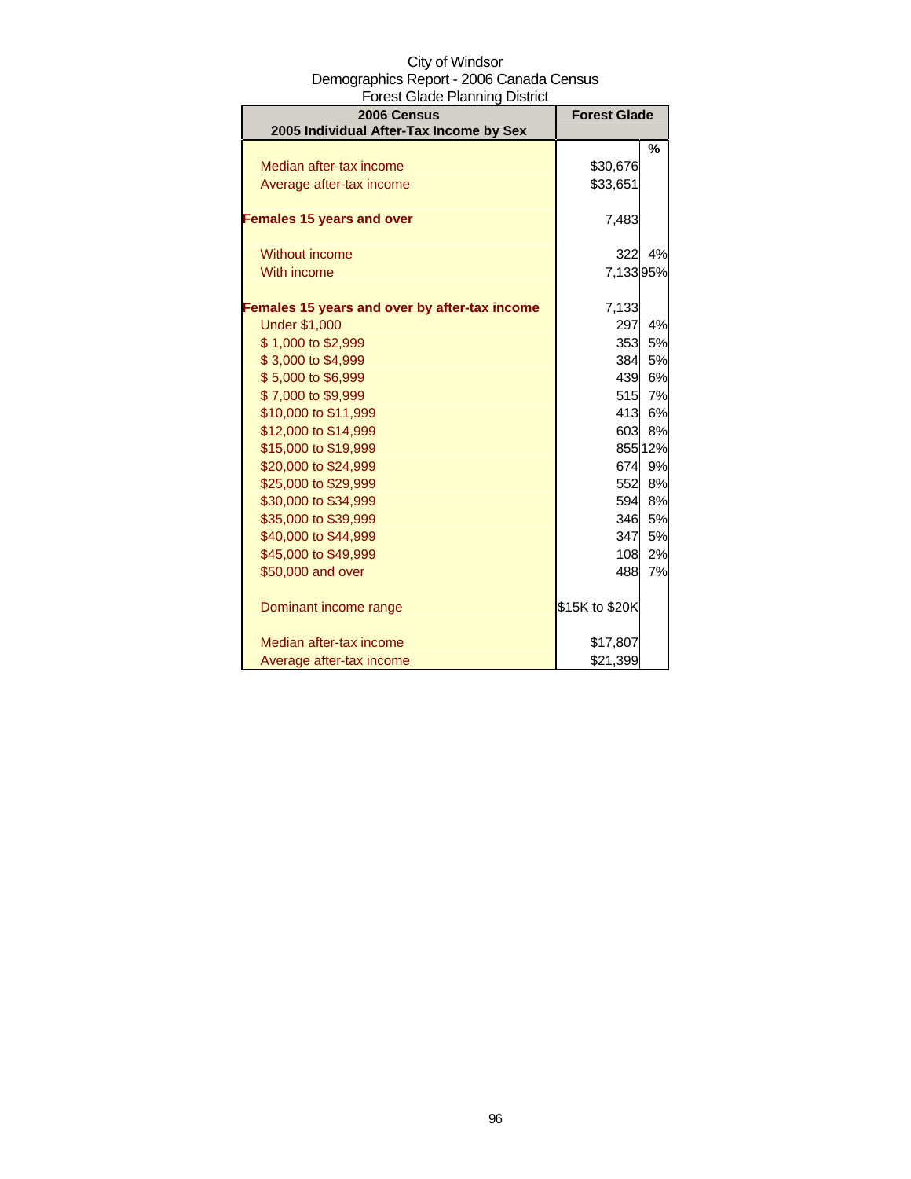City of Windsor
Demographics Report - 2006 Canada Census
Forest Glade Planning District

| 2006 Census<br>2005 Individual After-Tax Income by Sex | Forest Glade | |
|---|---|---|
| | | % |
| Median after-tax income | $30,676 | |
| Average after-tax income | $33,651 | |
| **Females 15 years and over** | 7,483 | |
| Without income | 322 | 4% |
| With income | 7,133 | 95% |
| **Females 15 years and over by after-tax income** | 7,133 | |
| Under $1,000 | 297 | 4% |
| $ 1,000 to $2,999 | 353 | 5% |
| $ 3,000 to $4,999 | 384 | 5% |
| $ 5,000 to $6,999 | 439 | 6% |
| $ 7,000 to $9,999 | 515 | 7% |
| $10,000 to $11,999 | 413 | 6% |
| $12,000 to $14,999 | 603 | 8% |
| $15,000 to $19,999 | 855 | 12% |
| $20,000 to $24,999 | 674 | 9% |
| $25,000 to $29,999 | 552 | 8% |
| $30,000 to $34,999 | 594 | 8% |
| $35,000 to $39,999 | 346 | 5% |
| $40,000 to $44,999 | 347 | 5% |
| $45,000 to $49,999 | 108 | 2% |
| $50,000 and over | 488 | 7% |
| Dominant income range | $15K to $20K | |
| Median after-tax income | $17,807 | |
| Average after-tax income | $21,399 | |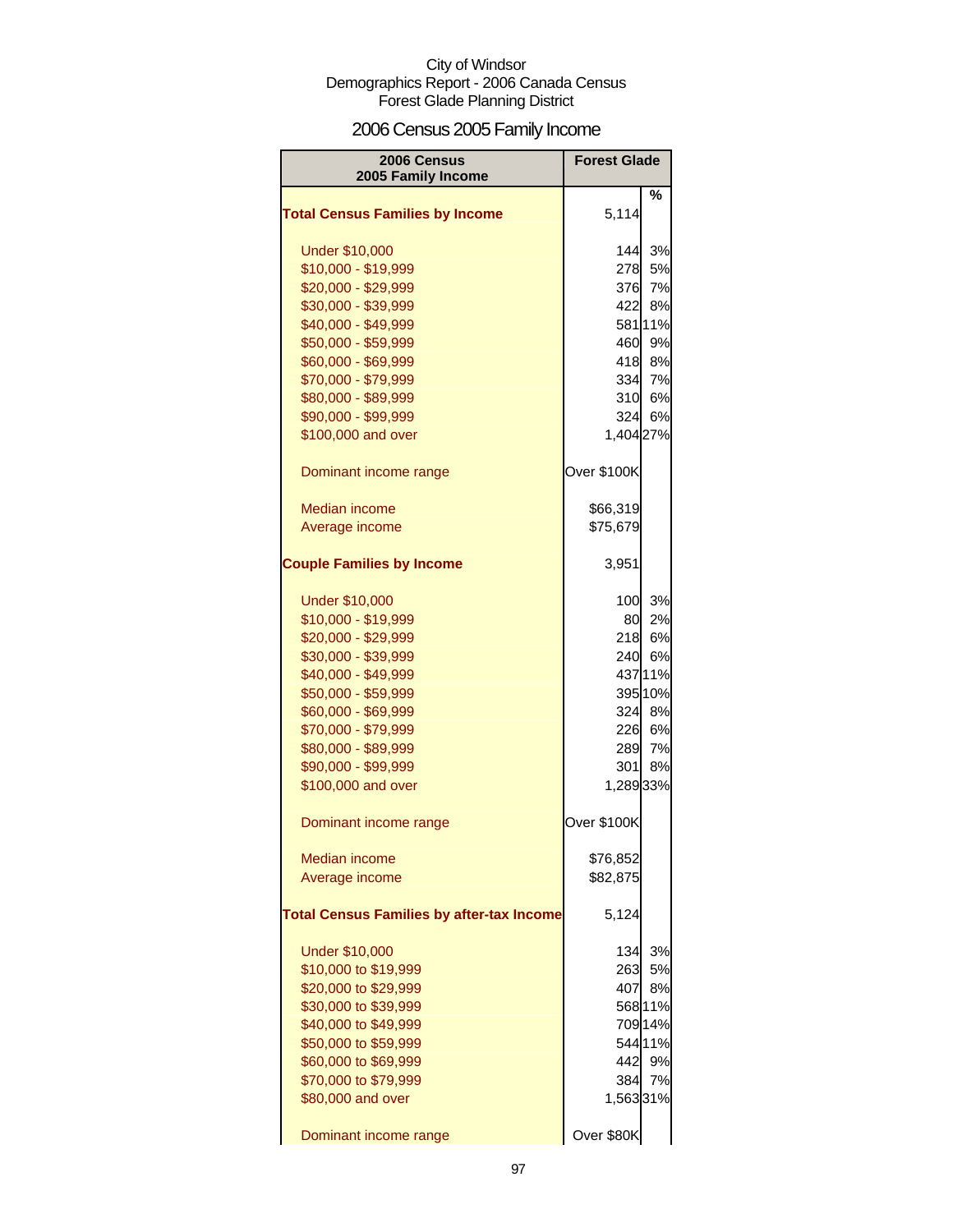City of Windsor
Demographics Report - 2006 Canada Census
Forest Glade Planning District

# 2006 Census 2005 Family Income

| 2006 Census 2005 Family Income | Forest Glade | |
|---|---|---|
| | | % |
| **Total Census Families by Income** | 5,114 | |
| | | |
| Under $10,000 | 144 | 3% |
| $10,000 - $19,999 | 278 | 5% |
| $20,000 - $29,999 | 376 | 7% |
| $30,000 - $39,999 | 422 | 8% |
| $40,000 - $49,999 | 581 | 11% |
| $50,000 - $59,999 | 460 | 9% |
| $60,000 - $69,999 | 418 | 8% |
| $70,000 - $79,999 | 334 | 7% |
| $80,000 - $89,999 | 310 | 6% |
| $90,000 - $99,999 | 324 | 6% |
| $100,000 and over | 1,404 | 27% |
| | | |
| Dominant income range | Over $100K | |
| | | |
| Median income | $66,319 | |
| Average income | $75,679 | |
| | | |
| **Couple Families by Income** | 3,951 | |
| | | |
| Under $10,000 | 100 | 3% |
| $10,000 - $19,999 | 80 | 2% |
| $20,000 - $29,999 | 218 | 6% |
| $30,000 - $39,999 | 240 | 6% |
| $40,000 - $49,999 | 437 | 11% |
| $50,000 - $59,999 | 395 | 10% |
| $60,000 - $69,999 | 324 | 8% |
| $70,000 - $79,999 | 226 | 6% |
| $80,000 - $89,999 | 289 | 7% |
| $90,000 - $99,999 | 301 | 8% |
| $100,000 and over | 1,289 | 33% |
| | | |
| Dominant income range | Over $100K | |
| | | |
| Median income | $76,852 | |
| Average income | $82,875 | |
| | | |
| **Total Census Families by after-tax Income** | 5,124 | |
| | | |
| Under $10,000 | 134 | 3% |
| $10,000 to $19,999 | 263 | 5% |
| $20,000 to $29,999 | 407 | 8% |
| $30,000 to $39,999 | 568 | 11% |
| $40,000 to $49,999 | 709 | 14% |
| $50,000 to $59,999 | 544 | 11% |
| $60,000 to $69,999 | 442 | 9% |
| $70,000 to $79,999 | 384 | 7% |
| $80,000 and over | 1,563 | 31% |
| | | |
| Dominant income range | Over $80K | |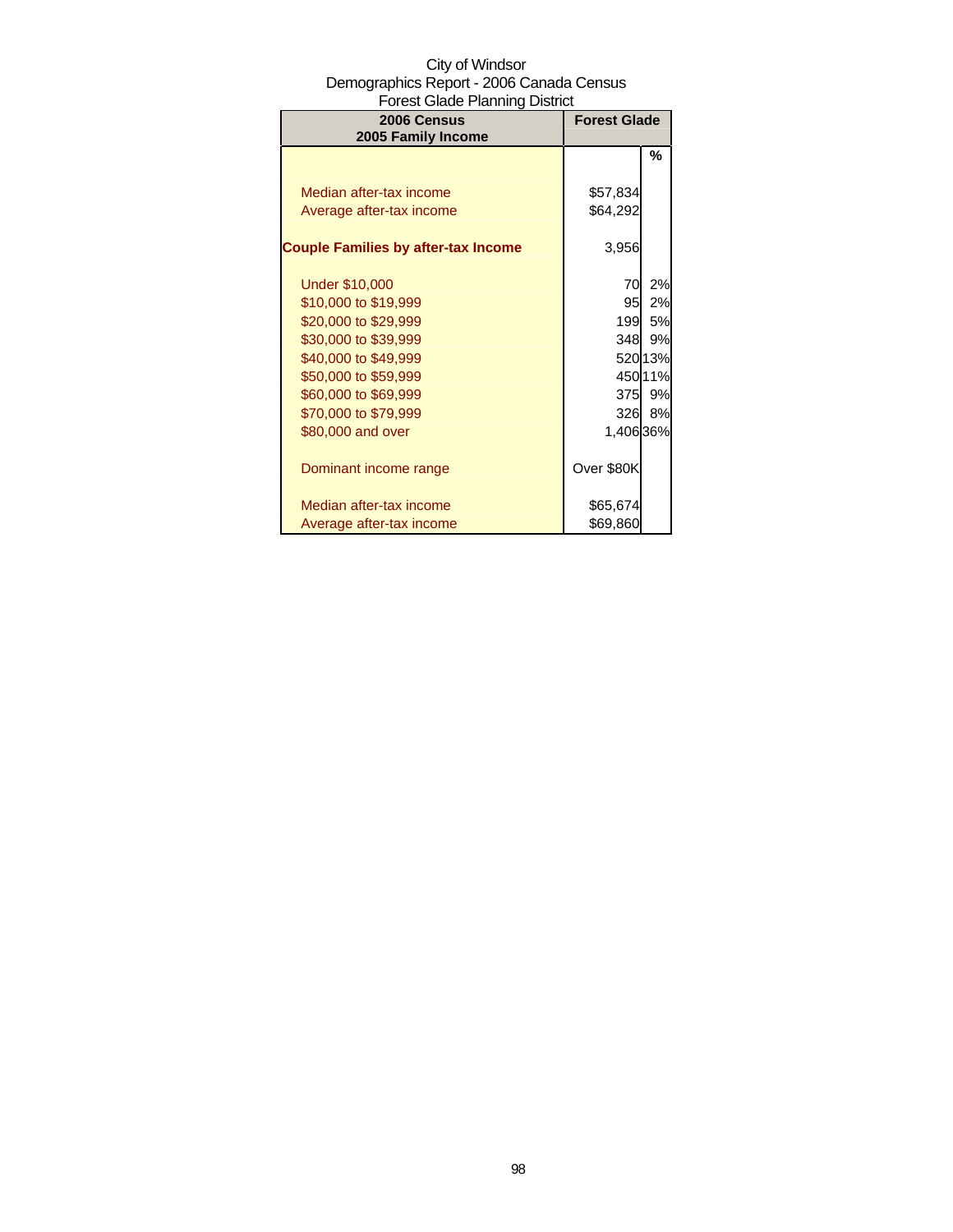City of Windsor
Demographics Report - 2006 Canada Census
Forest Glade Planning District

| 2006 Census<br>2005 Family Income | Forest Glade | |
|---|---|---|
| | | % |
| Median after-tax income | $57,834 | |
| Average after-tax income | $64,292 | |
| **Couple Families by after-tax Income** | 3,956 | |
| Under $10,000 | 70 | 2% |
| $10,000 to $19,999 | 95 | 2% |
| $20,000 to $29,999 | 199 | 5% |
| $30,000 to $39,999 | 348 | 9% |
| $40,000 to $49,999 | 520 | 13% |
| $50,000 to $59,999 | 450 | 11% |
| $60,000 to $69,999 | 375 | 9% |
| $70,000 to $79,999 | 326 | 8% |
| $80,000 and over | 1,406 | 36% |
| Dominant income range | Over $80K | |
| Median after-tax income | $65,674 | |
| Average after-tax income | $69,860 | |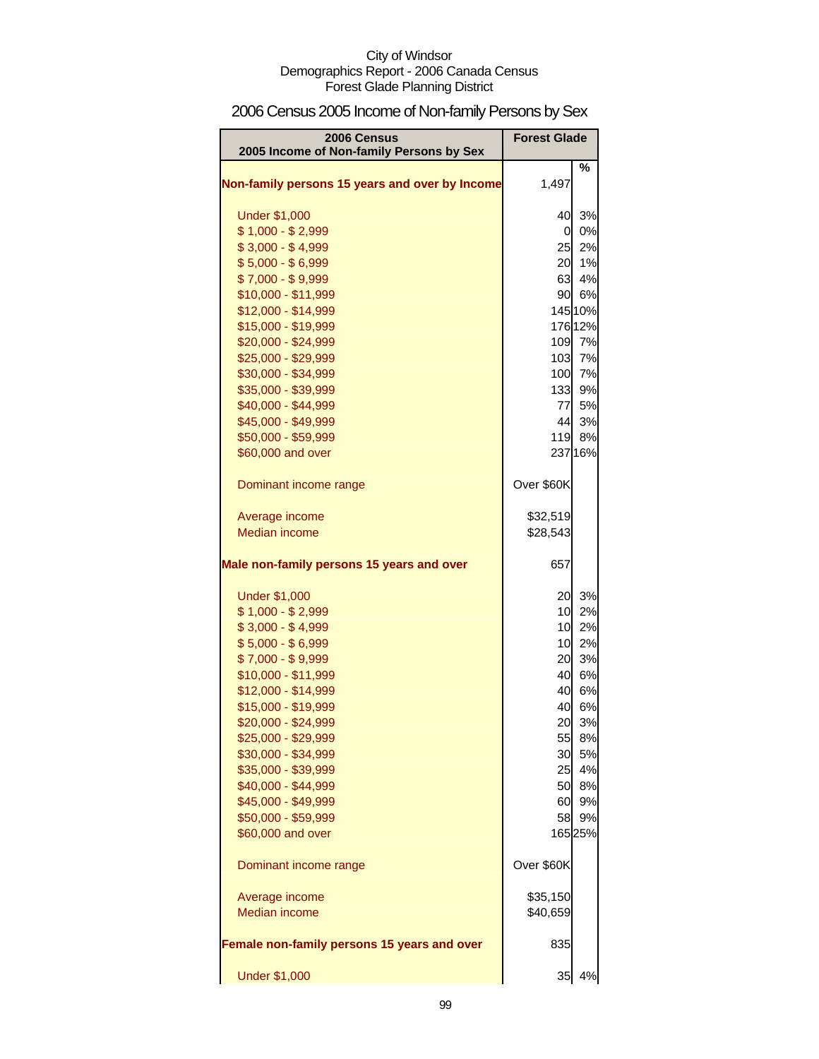City of Windsor
Demographics Report - 2006 Canada Census
Forest Glade Planning District

# 2006 Census 2005 Income of Non-family Persons by Sex

| 2006 Census 2005 Income of Non-family Persons by Sex | Forest Glade | |
|---|---|---|
| | | % |
| **Non-family persons 15 years and over by Income** | 1,497 | |
| Under $1,000 | 40 | 3% |
| $ 1,000 - $ 2,999 | 0 | 0% |
| $ 3,000 - $ 4,999 | 25 | 2% |
| $ 5,000 - $ 6,999 | 20 | 1% |
| $ 7,000 - $ 9,999 | 63 | 4% |
| $10,000 - $11,999 | 90 | 6% |
| $12,000 - $14,999 | 145 | 10% |
| $15,000 - $19,999 | 176 | 12% |
| $20,000 - $24,999 | 109 | 7% |
| $25,000 - $29,999 | 103 | 7% |
| $30,000 - $34,999 | 100 | 7% |
| $35,000 - $39,999 | 133 | 9% |
| $40,000 - $44,999 | 77 | 5% |
| $45,000 - $49,999 | 44 | 3% |
| $50,000 - $59,999 | 119 | 8% |
| $60,000 and over | 237 | 16% |
| Dominant income range | Over $60K | |
| Average income | $32,519 | |
| Median income | $28,543 | |
| **Male non-family persons 15 years and over** | 657 | |
| Under $1,000 | 20 | 3% |
| $ 1,000 - $ 2,999 | 10 | 2% |
| $ 3,000 - $ 4,999 | 10 | 2% |
| $ 5,000 - $ 6,999 | 10 | 2% |
| $ 7,000 - $ 9,999 | 20 | 3% |
| $10,000 - $11,999 | 40 | 6% |
| $12,000 - $14,999 | 40 | 6% |
| $15,000 - $19,999 | 40 | 6% |
| $20,000 - $24,999 | 20 | 3% |
| $25,000 - $29,999 | 55 | 8% |
| $30,000 - $34,999 | 30 | 5% |
| $35,000 - $39,999 | 25 | 4% |
| $40,000 - $44,999 | 50 | 8% |
| $45,000 - $49,999 | 60 | 9% |
| $50,000 - $59,999 | 58 | 9% |
| $60,000 and over | 165 | 25% |
| Dominant income range | Over $60K | |
| Average income | $35,150 | |
| Median income | $40,659 | |
| **Female non-family persons 15 years and over** | 835 | |
| Under $1,000 | 35 | 4% |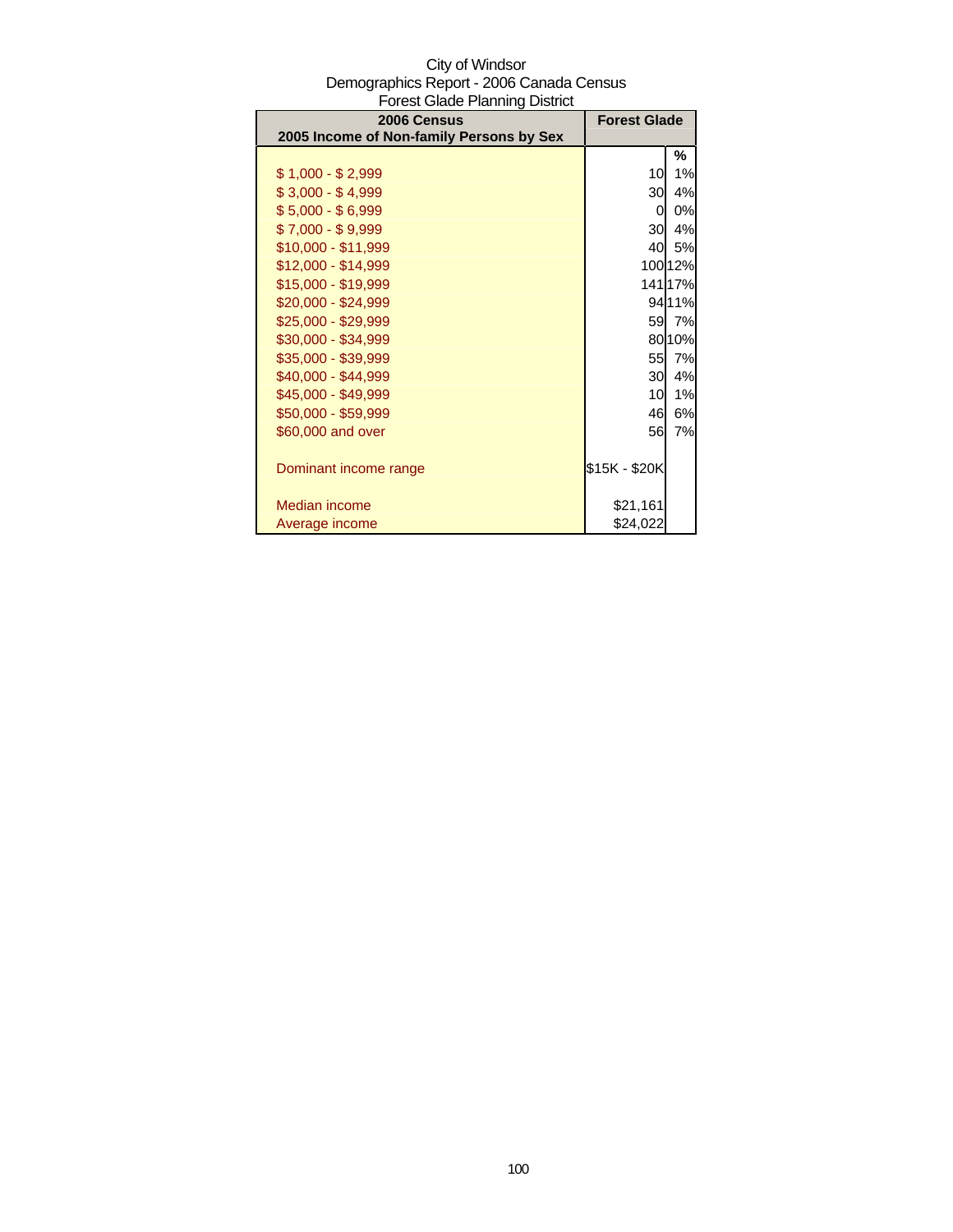City of Windsor
Demographics Report - 2006 Canada Census
Forest Glade Planning District

| 2006 Census<br>2005 Income of Non-family Persons by Sex | Forest Glade | |
|---|---|---|
| | | % |
| $ 1,000 - $ 2,999 | 10 | 1% |
| $ 3,000 - $ 4,999 | 30 | 4% |
| $ 5,000 - $ 6,999 | 0 | 0% |
| $ 7,000 - $ 9,999 | 30 | 4% |
| $10,000 - $11,999 | 40 | 5% |
| $12,000 - $14,999 | 100 | 12% |
| $15,000 - $19,999 | 141 | 17% |
| $20,000 - $24,999 | 94 | 11% |
| $25,000 - $29,999 | 59 | 7% |
| $30,000 - $34,999 | 80 | 10% |
| $35,000 - $39,999 | 55 | 7% |
| $40,000 - $44,999 | 30 | 4% |
| $45,000 - $49,999 | 10 | 1% |
| $50,000 - $59,999 | 46 | 6% |
| $60,000 and over | 56 | 7% |
| | | |
| Dominant income range | $15K - $20K | |
| | | |
| Median income | $21,161 | |
| Average income | $24,022 | |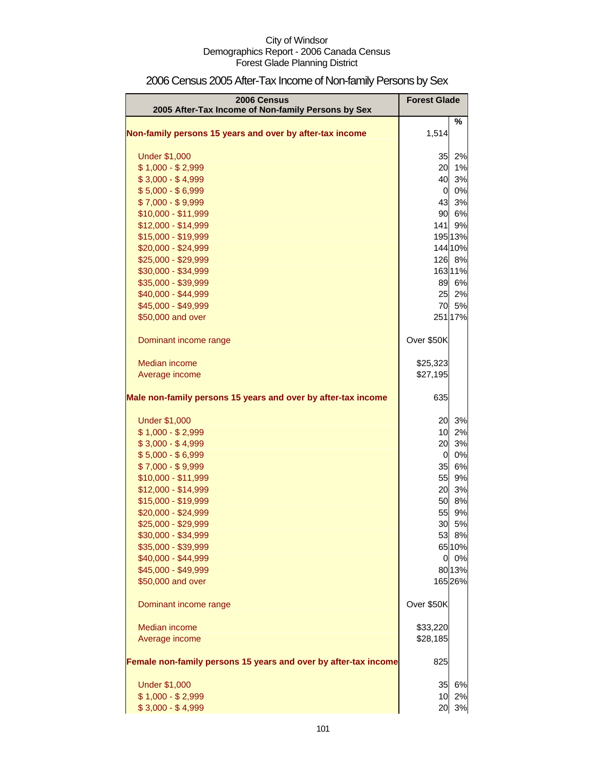City of Windsor
Demographics Report - 2006 Canada Census
Forest Glade Planning District

# 2006 Census 2005 After-Tax Income of Non-family Persons by Sex

| 2006 Census<br>2005 After-Tax Income of Non-family Persons by Sex | Forest Glade | |
|---|---|---|
| | | % |
| **Non-family persons 15 years and over by after-tax income** | 1,514 | |
| Under $1,000 | 35 | 2% |
| $ 1,000 - $ 2,999 | 20 | 1% |
| $ 3,000 - $ 4,999 | 40 | 3% |
| $ 5,000 - $ 6,999 | 0 | 0% |
| $ 7,000 - $ 9,999 | 43 | 3% |
| $10,000 - $11,999 | 90 | 6% |
| $12,000 - $14,999 | 141 | 9% |
| $15,000 - $19,999 | 195 | 13% |
| $20,000 - $24,999 | 144 | 10% |
| $25,000 - $29,999 | 126 | 8% |
| $30,000 - $34,999 | 163 | 11% |
| $35,000 - $39,999 | 89 | 6% |
| $40,000 - $44,999 | 25 | 2% |
| $45,000 - $49,999 | 70 | 5% |
| $50,000 and over | 251 | 17% |
| Dominant income range | Over $50K | |
| Median income | $25,323 | |
| Average income | $27,195 | |
| **Male non-family persons 15 years and over by after-tax income** | 635 | |
| Under $1,000 | 20 | 3% |
| $ 1,000 - $ 2,999 | 10 | 2% |
| $ 3,000 - $ 4,999 | 20 | 3% |
| $ 5,000 - $ 6,999 | 0 | 0% |
| $ 7,000 - $ 9,999 | 35 | 6% |
| $10,000 - $11,999 | 55 | 9% |
| $12,000 - $14,999 | 20 | 3% |
| $15,000 - $19,999 | 50 | 8% |
| $20,000 - $24,999 | 55 | 9% |
| $25,000 - $29,999 | 30 | 5% |
| $30,000 - $34,999 | 53 | 8% |
| $35,000 - $39,999 | 65 | 10% |
| $40,000 - $44,999 | 0 | 0% |
| $45,000 - $49,999 | 80 | 13% |
| $50,000 and over | 165 | 26% |
| Dominant income range | Over $50K | |
| Median income | $33,220 | |
| Average income | $28,185 | |
| **Female non-family persons 15 years and over by after-tax income** | 825 | |
| Under $1,000 | 35 | 6% |
| $ 1,000 - $ 2,999 | 10 | 2% |
| $ 3,000 - $ 4,999 | 20 | 3% |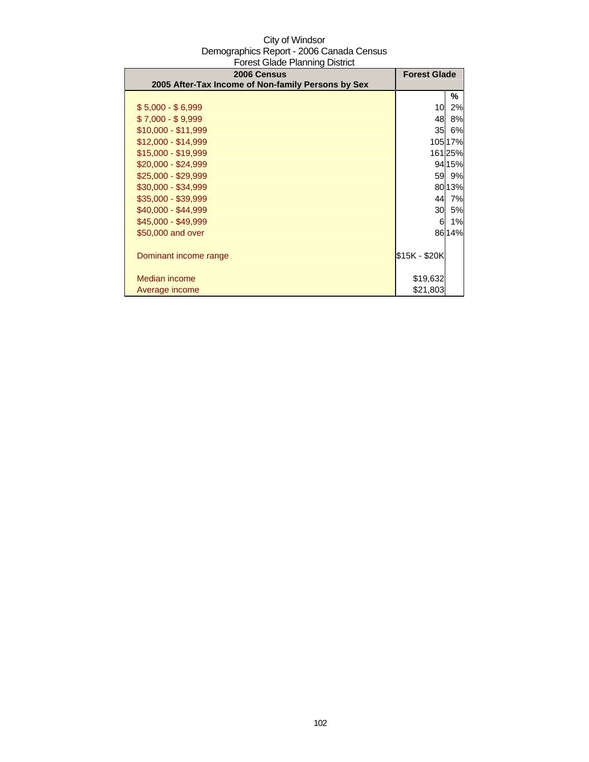City of Windsor
Demographics Report - 2006 Canada Census
Forest Glade Planning District

| 2006 Census<br>2005 After-Tax Income of Non-family Persons by Sex | Forest Glade | |
|---|---|---|
| | | % |
| $ 5,000 - $ 6,999 | 10 | 2% |
| $ 7,000 - $ 9,999 | 48 | 8% |
| $10,000 - $11,999 | 35 | 6% |
| $12,000 - $14,999 | 105 | 17% |
| $15,000 - $19,999 | 161 | 25% |
| $20,000 - $24,999 | 94 | 15% |
| $25,000 - $29,999 | 59 | 9% |
| $30,000 - $34,999 | 80 | 13% |
| $35,000 - $39,999 | 44 | 7% |
| $40,000 - $44,999 | 30 | 5% |
| $45,000 - $49,999 | 6 | 1% |
| $50,000 and over | 86 | 14% |
| | | |
| Dominant income range | $15K - $20K | |
| | | |
| Median income | $19,632 | |
| Average income | $21,803 | |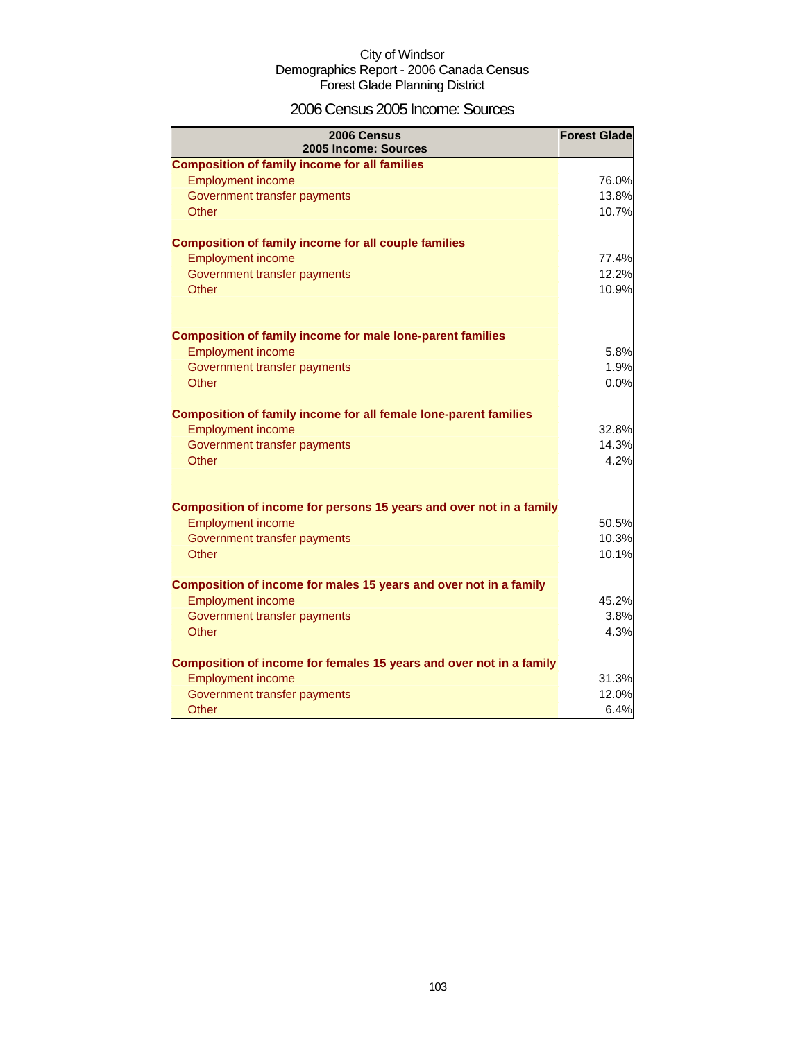City of Windsor
Demographics Report - 2006 Canada Census
Forest Glade Planning District

# 2006 Census 2005 Income: Sources

| 2006 Census 2005 Income: Sources | Forest Glade |
|---|---|
| **Composition of family income for all families** | |
| Employment income | 76.0% |
| Government transfer payments | 13.8% |
| Other | 10.7% |
| **Composition of family income for all couple families** | |
| Employment income | 77.4% |
| Government transfer payments | 12.2% |
| Other | 10.9% |
| **Composition of family income for male lone-parent families** | |
| Employment income | 5.8% |
| Government transfer payments | 1.9% |
| Other | 0.0% |
| **Composition of family income for all female lone-parent families** | |
| Employment income | 32.8% |
| Government transfer payments | 14.3% |
| Other | 4.2% |
| **Composition of income for persons 15 years and over not in a family** | |
| Employment income | 50.5% |
| Government transfer payments | 10.3% |
| Other | 10.1% |
| **Composition of income for males 15 years and over not in a family** | |
| Employment income | 45.2% |
| Government transfer payments | 3.8% |
| Other | 4.3% |
| **Composition of income for females 15 years and over not in a family** | |
| Employment income | 31.3% |
| Government transfer payments | 12.0% |
| Other | 6.4% |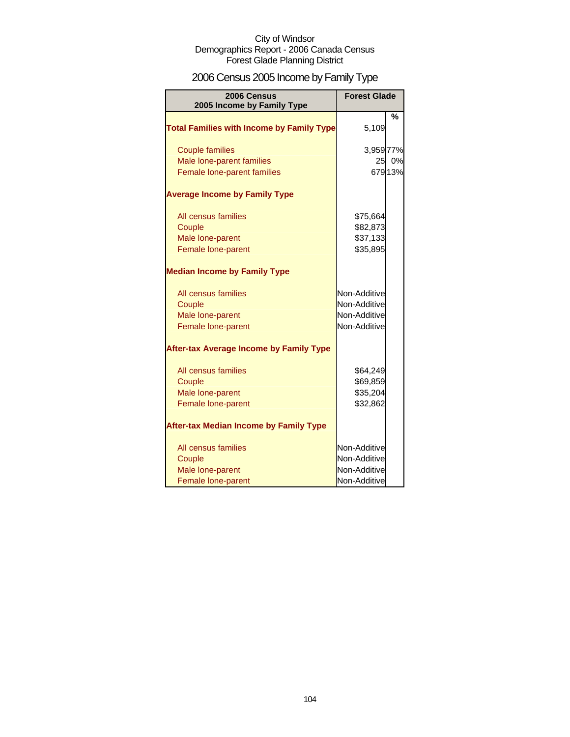City of Windsor
Demographics Report - 2006 Canada Census
Forest Glade Planning District

# 2006 Census 2005 Income by Family Type

| 2006 Census 2005 Income by Family Type | Forest Glade | |
|---|---|---|
| | | % |
| **Total Families with Income by Family Type** | 5,109 | |
| Couple families | 3,959 | 77% |
| Male lone-parent families | 25 | 0% |
| Female lone-parent families | 679 | 13% |
| **Average Income by Family Type** | | |
| All census families | $75,664 | |
| Couple | $82,873 | |
| Male lone-parent | $37,133 | |
| Female lone-parent | $35,895 | |
| **Median Income by Family Type** | | |
| All census families | Non-Additive | |
| Couple | Non-Additive | |
| Male lone-parent | Non-Additive | |
| Female lone-parent | Non-Additive | |
| **After-tax Average Income by Family Type** | | |
| All census families | $64,249 | |
| Couple | $69,859 | |
| Male lone-parent | $35,204 | |
| Female lone-parent | $32,862 | |
| **After-tax Median Income by Family Type** | | |
| All census families | Non-Additive | |
| Couple | Non-Additive | |
| Male lone-parent | Non-Additive | |
| Female lone-parent | Non-Additive | |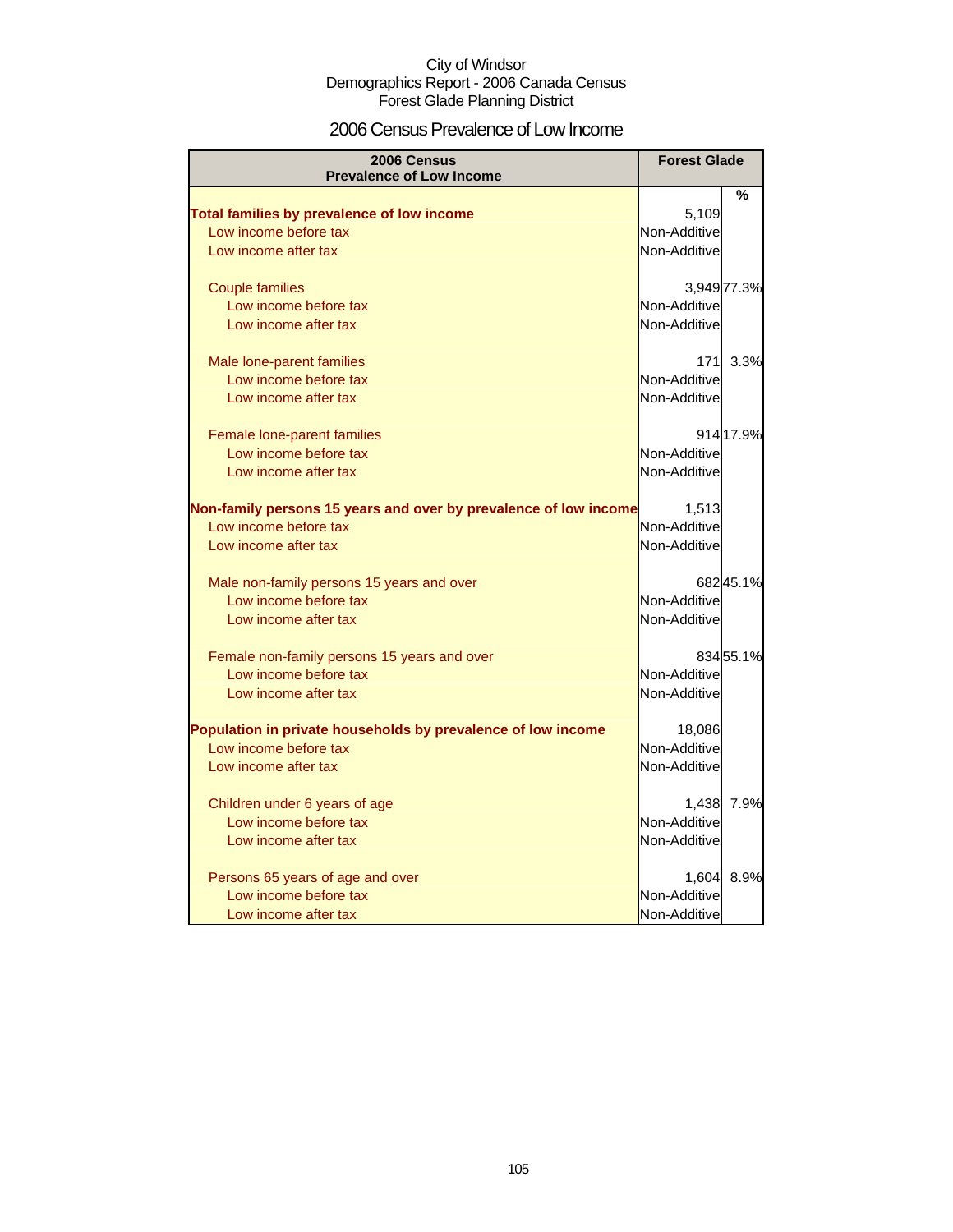City of Windsor
Demographics Report - 2006 Canada Census
Forest Glade Planning District

# 2006 Census Prevalence of Low Income

| 2006 Census<br>Prevalence of Low Income | Forest Glade | |
|---|---|---|
| | | % |
| **Total families by prevalence of low income** | 5,109 | |
| Low income before tax | Non-Additive | |
| Low income after tax | Non-Additive | |
| Couple families | 3,949 | 77.3% |
| Low income before tax | Non-Additive | |
| Low income after tax | Non-Additive | |
| Male lone-parent families | 171 | 3.3% |
| Low income before tax | Non-Additive | |
| Low income after tax | Non-Additive | |
| Female lone-parent families | 914 | 17.9% |
| Low income before tax | Non-Additive | |
| Low income after tax | Non-Additive | |
| **Non-family persons 15 years and over by prevalence of low income** | 1,513 | |
| Low income before tax | Non-Additive | |
| Low income after tax | Non-Additive | |
| Male non-family persons 15 years and over | 682 | 45.1% |
| Low income before tax | Non-Additive | |
| Low income after tax | Non-Additive | |
| Female non-family persons 15 years and over | 834 | 55.1% |
| Low income before tax | Non-Additive | |
| Low income after tax | Non-Additive | |
| **Population in private households by prevalence of low income** | 18,086 | |
| Low income before tax | Non-Additive | |
| Low income after tax | Non-Additive | |
| Children under 6 years of age | 1,438 | 7.9% |
| Low income before tax | Non-Additive | |
| Low income after tax | Non-Additive | |
| Persons 65 years of age and over | 1,604 | 8.9% |
| Low income before tax | Non-Additive | |
| Low income after tax | Non-Additive | |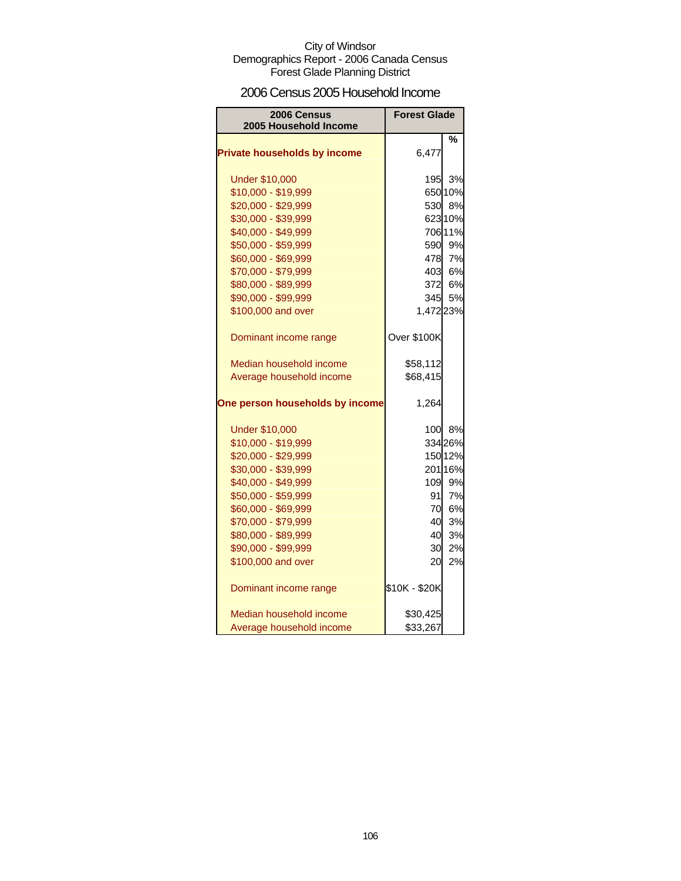City of Windsor
Demographics Report - 2006 Canada Census
Forest Glade Planning District

## 2006 Census 2005 Household Income

| 2006 Census 2005 Household Income | Forest Glade | % |
|---|---|---|
| **Private households by income** | 6,477 | |
| Under $10,000 | 195 | 3% |
| $10,000 - $19,999 | 650 | 10% |
| $20,000 - $29,999 | 530 | 8% |
| $30,000 - $39,999 | 623 | 10% |
| $40,000 - $49,999 | 706 | 11% |
| $50,000 - $59,999 | 590 | 9% |
| $60,000 - $69,999 | 478 | 7% |
| $70,000 - $79,999 | 403 | 6% |
| $80,000 - $89,999 | 372 | 6% |
| $90,000 - $99,999 | 345 | 5% |
| $100,000 and over | 1,472 | 23% |
| Dominant income range | Over $100K | |
| Median household income | $58,112 | |
| Average household income | $68,415 | |
| **One person households by income** | 1,264 | |
| Under $10,000 | 100 | 8% |
| $10,000 - $19,999 | 334 | 26% |
| $20,000 - $29,999 | 150 | 12% |
| $30,000 - $39,999 | 201 | 16% |
| $40,000 - $49,999 | 109 | 9% |
| $50,000 - $59,999 | 91 | 7% |
| $60,000 - $69,999 | 70 | 6% |
| $70,000 - $79,999 | 40 | 3% |
| $80,000 - $89,999 | 40 | 3% |
| $90,000 - $99,999 | 30 | 2% |
| $100,000 and over | 20 | 2% |
| Dominant income range | $10K - $20K | |
| Median household income | $30,425 | |
| Average household income | $33,267 | |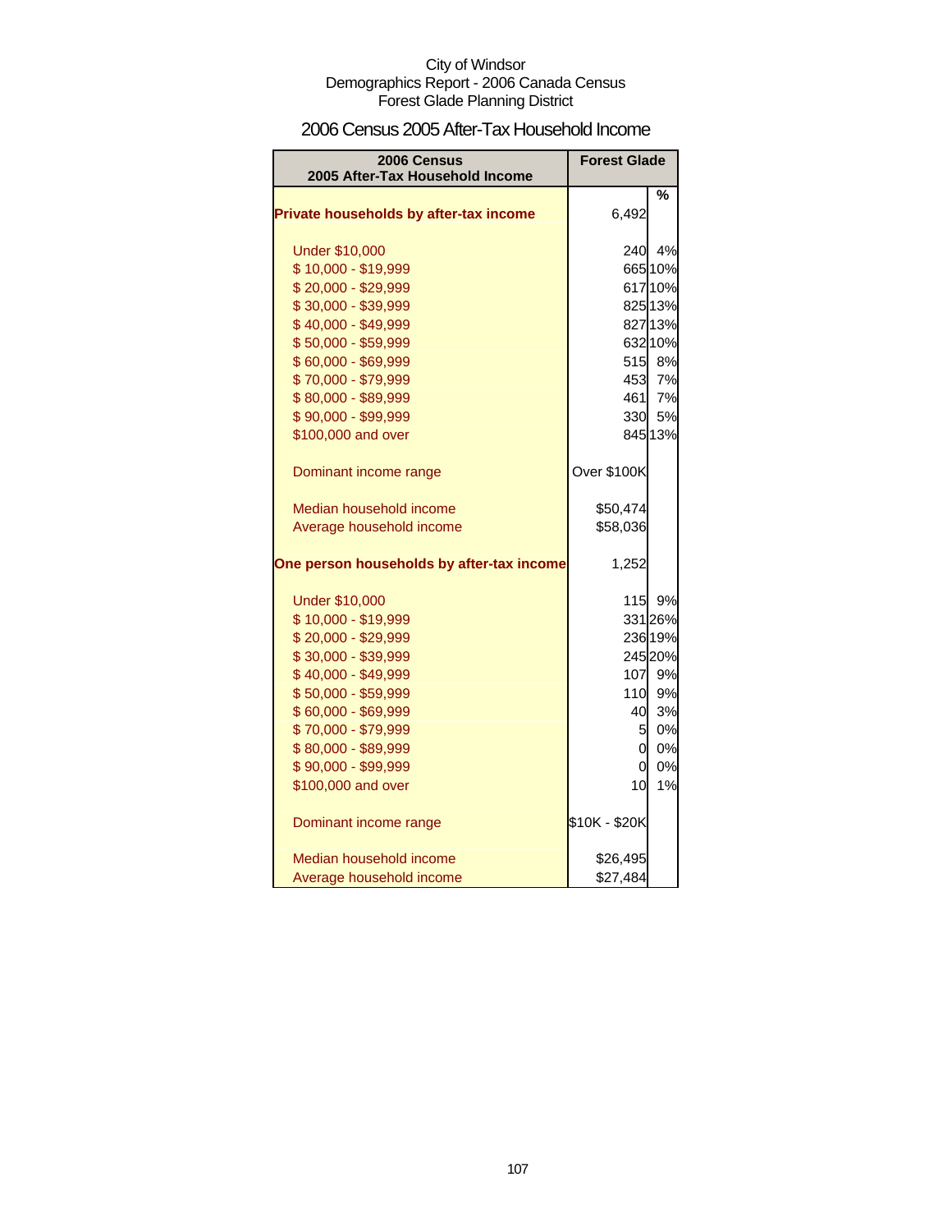City of Windsor
Demographics Report - 2006 Canada Census
Forest Glade Planning District

## 2006 Census 2005 After-Tax Household Income

| 2006 Census<br>2005 After-Tax Household Income | Forest Glade | |
|---|---|---|
| | | % |
| **Private households by after-tax income** | 6,492 | |
| Under $10,000 | 240 | 4% |
| $ 10,000 - $19,999 | 665 | 10% |
| $ 20,000 - $29,999 | 617 | 10% |
| $ 30,000 - $39,999 | 825 | 13% |
| $ 40,000 - $49,999 | 827 | 13% |
| $ 50,000 - $59,999 | 632 | 10% |
| $ 60,000 - $69,999 | 515 | 8% |
| $ 70,000 - $79,999 | 453 | 7% |
| $ 80,000 - $89,999 | 461 | 7% |
| $ 90,000 - $99,999 | 330 | 5% |
| $100,000 and over | 845 | 13% |
| Dominant income range | Over $100K | |
| Median household income | $50,474 | |
| Average household income | $58,036 | |
| **One person households by after-tax income** | 1,252 | |
| Under $10,000 | 115 | 9% |
| $ 10,000 - $19,999 | 331 | 26% |
| $ 20,000 - $29,999 | 236 | 19% |
| $ 30,000 - $39,999 | 245 | 20% |
| $ 40,000 - $49,999 | 107 | 9% |
| $ 50,000 - $59,999 | 110 | 9% |
| $ 60,000 - $69,999 | 40 | 3% |
| $ 70,000 - $79,999 | 5 | 0% |
| $ 80,000 - $89,999 | 0 | 0% |
| $ 90,000 - $99,999 | 0 | 0% |
| $100,000 and over | 10 | 1% |
| Dominant income range | $10K - $20K | |
| Median household income | $26,495 | |
| Average household income | $27,484 | |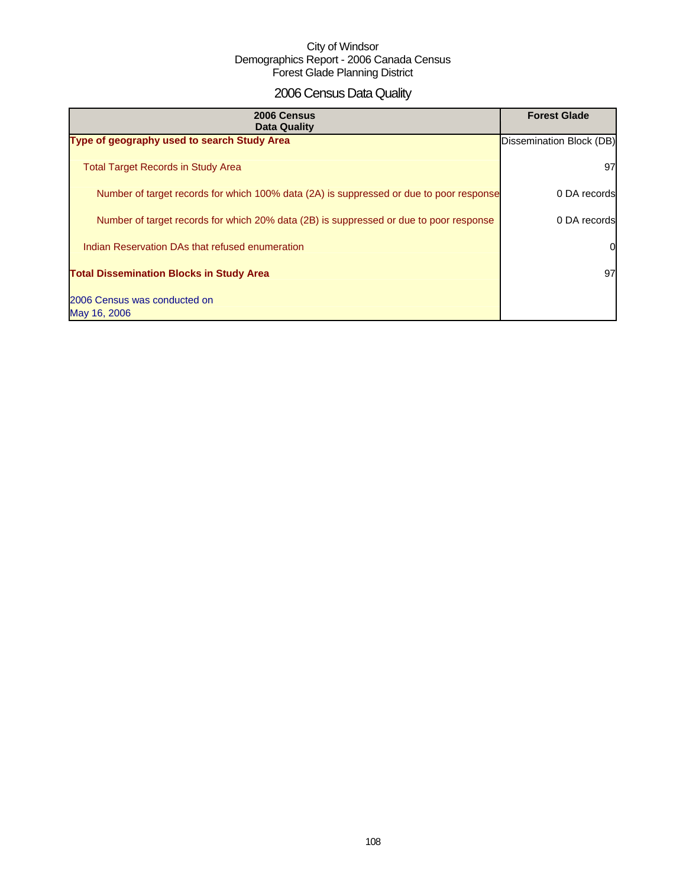City of Windsor
Demographics Report - 2006 Canada Census
Forest Glade Planning District

# 2006 Census Data Quality

| 2006 Census Data Quality | Forest Glade |
|---|---|
| **Type of geography used to search Study Area** | Dissemination Block (DB) |
| Total Target Records in Study Area | 97 |
| Number of target records for which 100% data (2A) is suppressed or due to poor response | 0 DA records |
| Number of target records for which 20% data (2B) is suppressed or due to poor response | 0 DA records |
| Indian Reservation DAs that refused enumeration | 0 |
| **Total Dissemination Blocks in Study Area** | 97 |
| 2006 Census was conducted on May 16, 2006 | |